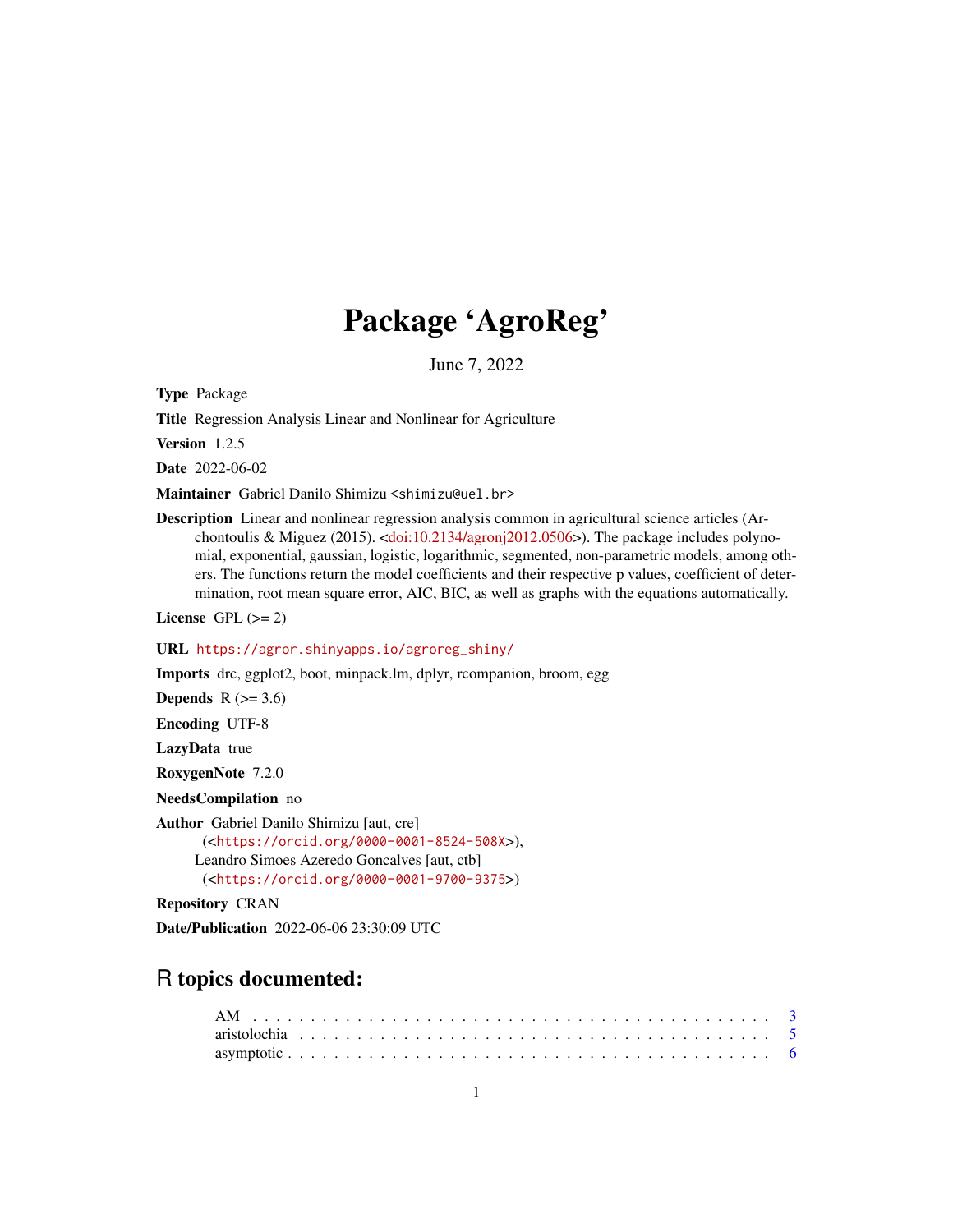# Package 'AgroReg'

June 7, 2022

**Type** Package

**Title** Regression Analysis Linear and Nonlinear for Agriculture

**Version** 1.2.5

**Date** 2022-06-02

**Maintainer** Gabriel Danilo Shimizu <shimizu@uel.br>

**Description** Linear and nonlinear regression analysis common in agricultural science articles (Archontoulis & Miguez (2015). <doi:10.2134/agronj2012.0506>). The package includes polynomial, exponential, gaussian, logistic, logarithmic, segmented, non-parametric models, among others. The functions return the model coefficients and their respective p values, coefficient of determination, root mean square error, AIC, BIC, as well as graphs with the equations automatically.

**License** GPL (>= 2)

**URL** https://agror.shinyapps.io/agroreg_shiny/

**Imports** drc, ggplot2, boot, minpack.lm, dplyr, rcompanion, broom, egg

**Depends** R (>= 3.6)

**Encoding** UTF-8

**LazyData** true

**RoxygenNote** 7.2.0

**NeedsCompilation** no

**Author** Gabriel Danilo Shimizu [aut, cre] (<https://orcid.org/0000-0001-8524-508X>), Leandro Simoes Azeredo Goncalves [aut, ctb] (<https://orcid.org/0000-0001-9700-9375>)

**Repository** CRAN

**Date/Publication** 2022-06-06 23:30:09 UTC

## R topics documented:

AM . . . . . . . . . . . . . . . . . . . . . . . . . . . . . . . . . . . . . . . . . . . 3
aristolochia . . . . . . . . . . . . . . . . . . . . . . . . . . . . . . . . . . . . . . 5
asymptotic . . . . . . . . . . . . . . . . . . . . . . . . . . . . . . . . . . . . . . . 6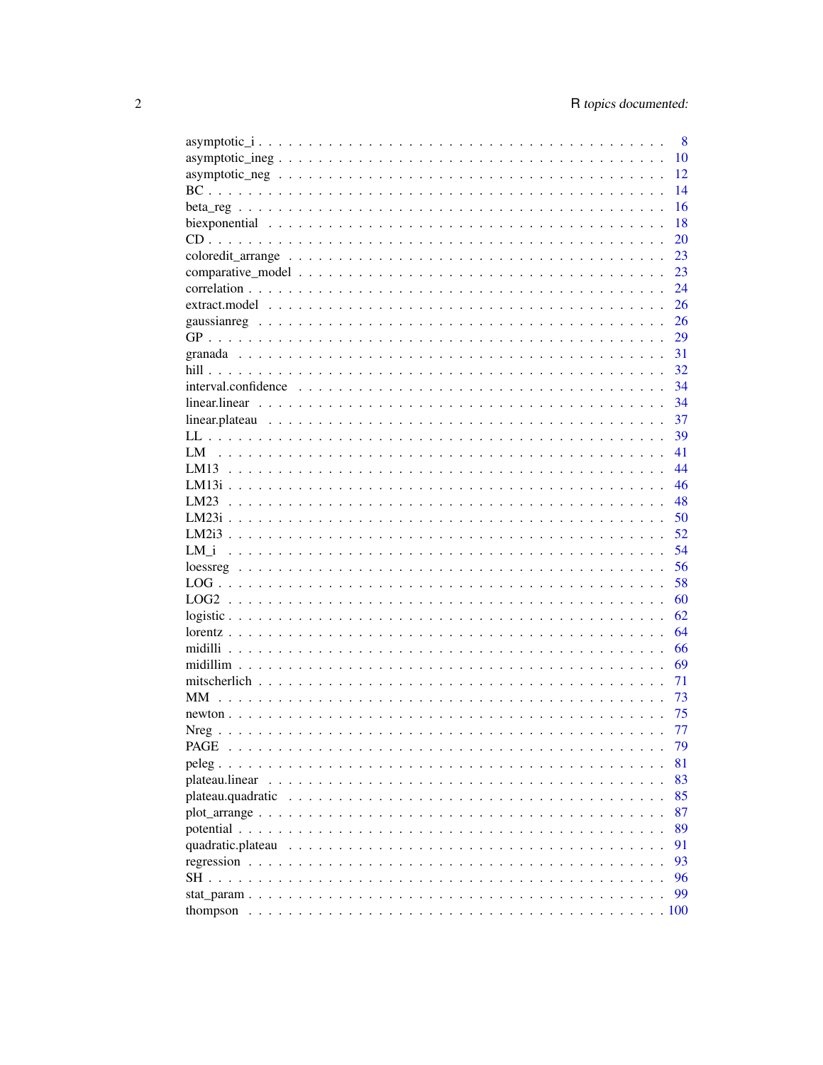| | |
|---|---|
| asymptotic_i | 8 |
| asymptotic_ineg | 10 |
| asymptotic_neg | 12 |
| BC | 14 |
| beta_reg | 16 |
| biexponential | 18 |
| CD | 20 |
| coloredit_arrange | 23 |
| comparative_model | 23 |
| correlation | 24 |
| extract.model | 26 |
| gaussianreg | 26 |
| GP | 29 |
| granada | 31 |
| hill | 32 |
| interval.confidence | 34 |
| linear.linear | 34 |
| linear.plateau | 37 |
| LL | 39 |
| LM | 41 |
| LM13 | 44 |
| LM13i | 46 |
| LM23 | 48 |
| LM23i | 50 |
| LM2i3 | 52 |
| LM_i | 54 |
| loessreg | 56 |
| LOG | 58 |
| LOG2 | 60 |
| logistic | 62 |
| lorentz | 64 |
| midilli | 66 |
| midillim | 69 |
| mitscherlich | 71 |
| MM | 73 |
| newton | 75 |
| Nreg | 77 |
| PAGE | 79 |
| peleg | 81 |
| plateau.linear | 83 |
| plateau.quadratic | 85 |
| plot_arrange | 87 |
| potential | 89 |
| quadratic.plateau | 91 |
| regression | 93 |
| SH | 96 |
| stat_param | 99 |
| thompson | 100 |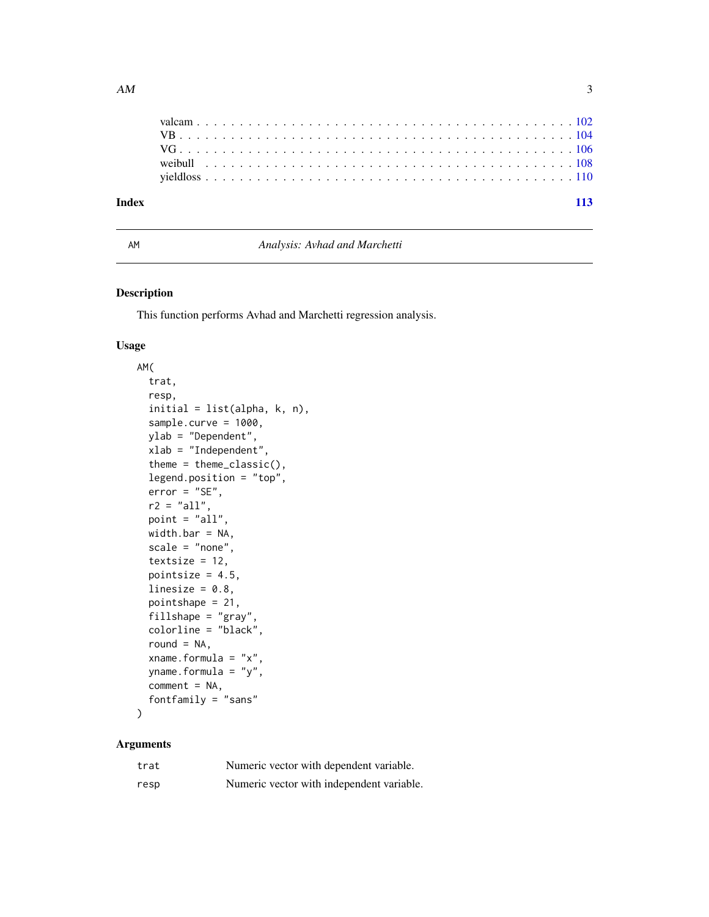valcam . . . . . . . . . . . . . . . . . . . . . . . . . . . . . . . . . . . . . . . . . 102
VB . . . . . . . . . . . . . . . . . . . . . . . . . . . . . . . . . . . . . . . . . . . 104
VG . . . . . . . . . . . . . . . . . . . . . . . . . . . . . . . . . . . . . . . . . . . 106
weibull . . . . . . . . . . . . . . . . . . . . . . . . . . . . . . . . . . . . . . . . . 108
yieldloss . . . . . . . . . . . . . . . . . . . . . . . . . . . . . . . . . . . . . . . . 110

**Index** **113**

---

AM — *Analysis: Avhad and Marchetti*

---

## Description

This function performs Avhad and Marchetti regression analysis.

## Usage

```
AM(
  trat,
  resp,
  initial = list(alpha, k, n),
  sample.curve = 1000,
  ylab = "Dependent",
  xlab = "Independent",
  theme = theme_classic(),
  legend.position = "top",
  error = "SE",
  r2 = "all",
  point = "all",
  width.bar = NA,
  scale = "none",
  textsize = 12,
  pointsize = 4.5,
  linesize = 0.8,
  pointshape = 21,
  fillshape = "gray",
  colorline = "black",
  round = NA,
  xname.formula = "x",
  yname.formula = "y",
  comment = NA,
  fontfamily = "sans"
)
```

## Arguments

| | |
|---|---|
| trat | Numeric vector with dependent variable. |
| resp | Numeric vector with independent variable. |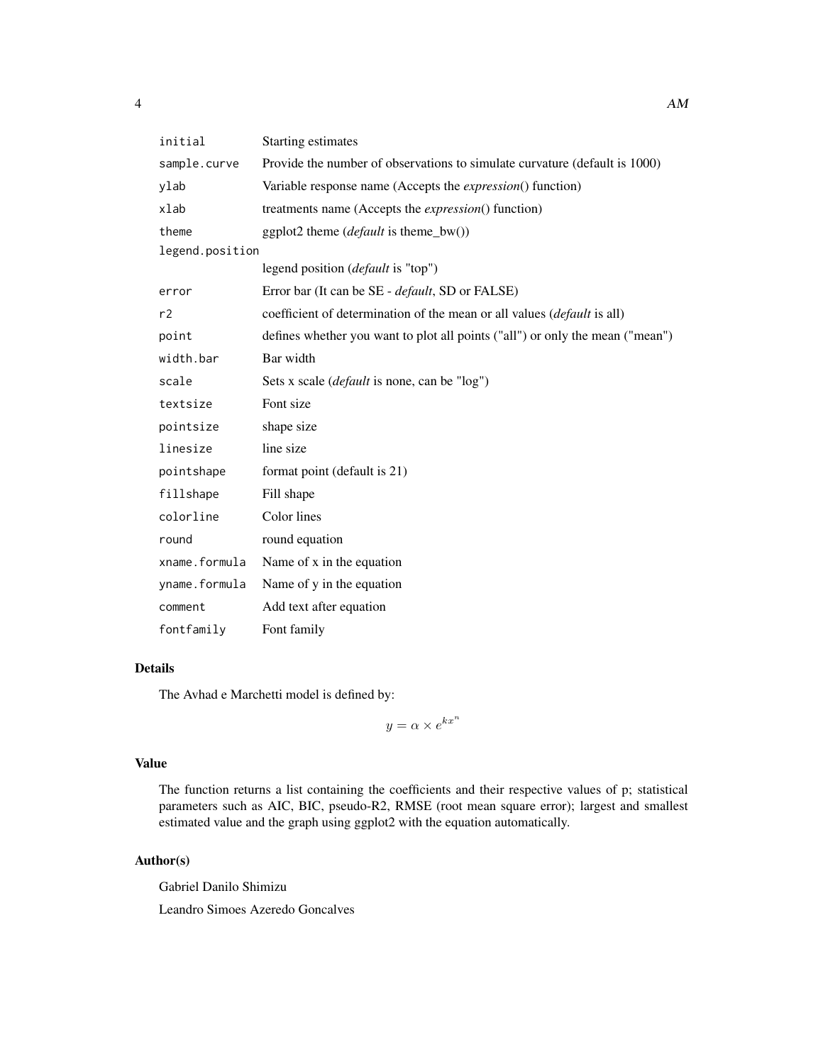| | |
|---|---|
| initial | Starting estimates |
| sample.curve | Provide the number of observations to simulate curvature (default is 1000) |
| ylab | Variable response name (Accepts the *expression*() function) |
| xlab | treatments name (Accepts the *expression*() function) |
| theme | ggplot2 theme (*default* is theme_bw()) |
| legend.position | legend position (*default* is "top") |
| error | Error bar (It can be SE - *default*, SD or FALSE) |
| r2 | coefficient of determination of the mean or all values (*default* is all) |
| point | defines whether you want to plot all points ("all") or only the mean ("mean") |
| width.bar | Bar width |
| scale | Sets x scale (*default* is none, can be "log") |
| textsize | Font size |
| pointsize | shape size |
| linesize | line size |
| pointshape | format point (default is 21) |
| fillshape | Fill shape |
| colorline | Color lines |
| round | round equation |
| xname.formula | Name of x in the equation |
| yname.formula | Name of y in the equation |
| comment | Add text after equation |
| fontfamily | Font family |

## Details

The Avhad e Marchetti model is defined by:

$$y = \alpha \times e^{kx^n}$$

## Value

The function returns a list containing the coefficients and their respective values of p; statistical parameters such as AIC, BIC, pseudo-R2, RMSE (root mean square error); largest and smallest estimated value and the graph using ggplot2 with the equation automatically.

## Author(s)

Gabriel Danilo Shimizu

Leandro Simoes Azeredo Goncalves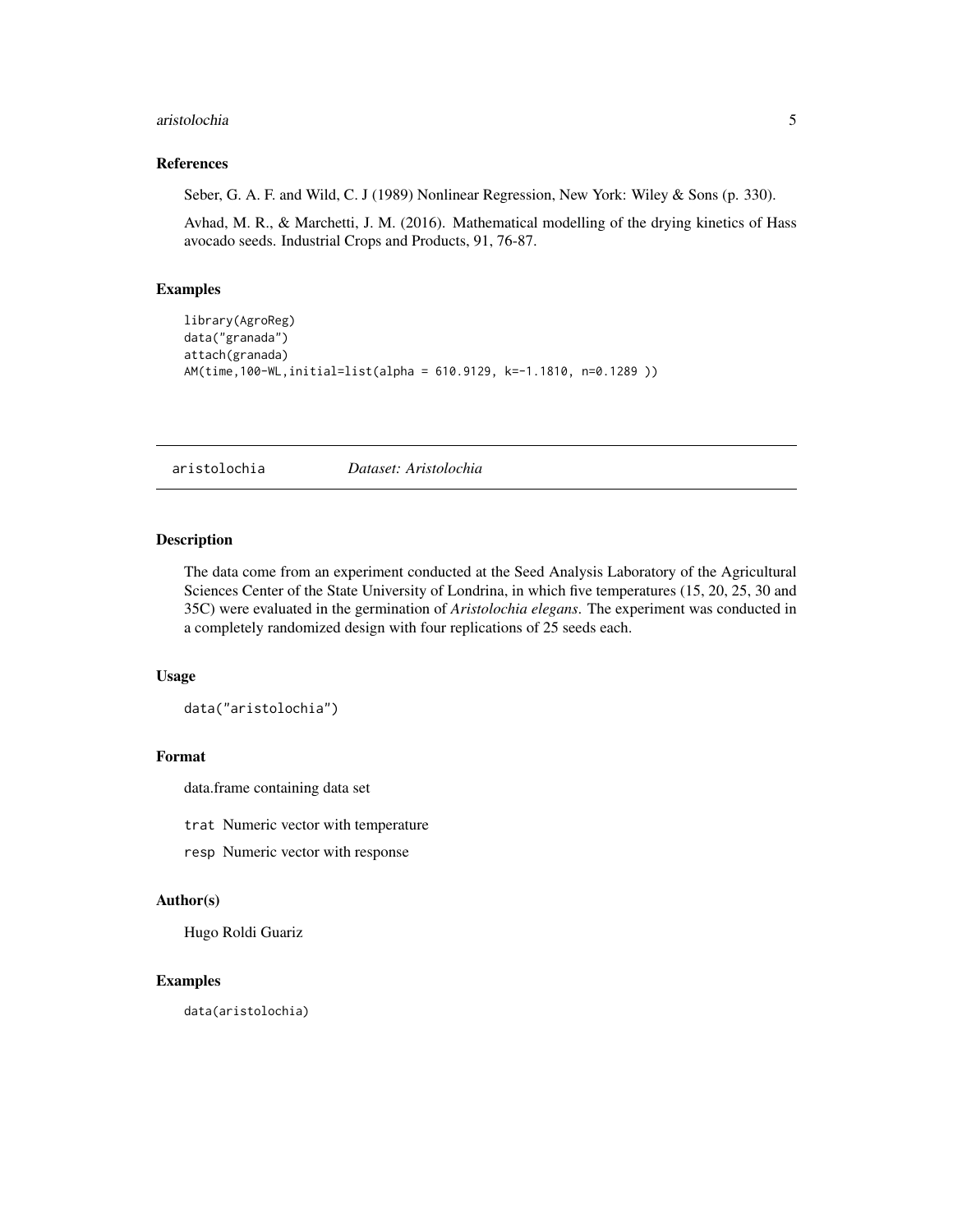### References

Seber, G. A. F. and Wild, C. J (1989) Nonlinear Regression, New York: Wiley & Sons (p. 330).

Avhad, M. R., & Marchetti, J. M. (2016). Mathematical modelling of the drying kinetics of Hass avocado seeds. Industrial Crops and Products, 91, 76-87.

### Examples

```
library(AgroReg)
data("granada")
attach(granada)
AM(time,100-WL,initial=list(alpha = 610.9129, k=-1.1810, n=0.1289 ))
```

---

## aristolochia — *Dataset: Aristolochia*

### Description

The data come from an experiment conducted at the Seed Analysis Laboratory of the Agricultural Sciences Center of the State University of Londrina, in which five temperatures (15, 20, 25, 30 and 35C) were evaluated in the germination of *Aristolochia elegans*. The experiment was conducted in a completely randomized design with four replications of 25 seeds each.

### Usage

```
data("aristolochia")
```

### Format

data.frame containing data set

`trat` Numeric vector with temperature

`resp` Numeric vector with response

### Author(s)

Hugo Roldi Guariz

### Examples

```
data(aristolochia)
```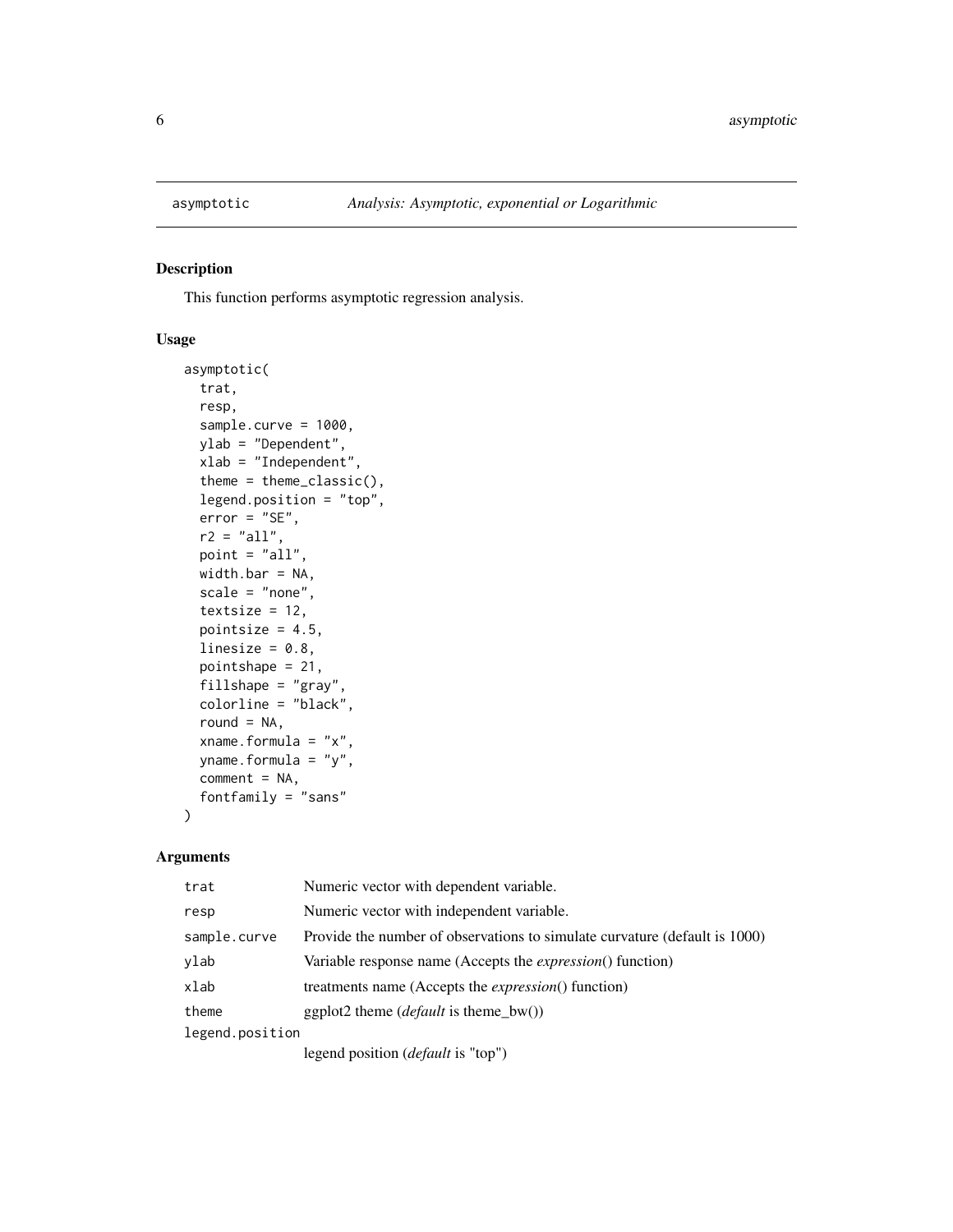# asymptotic — *Analysis: Asymptotic, exponential or Logarithmic*

## Description

This function performs asymptotic regression analysis.

## Usage

```
asymptotic(
  trat,
  resp,
  sample.curve = 1000,
  ylab = "Dependent",
  xlab = "Independent",
  theme = theme_classic(),
  legend.position = "top",
  error = "SE",
  r2 = "all",
  point = "all",
  width.bar = NA,
  scale = "none",
  textsize = 12,
  pointsize = 4.5,
  linesize = 0.8,
  pointshape = 21,
  fillshape = "gray",
  colorline = "black",
  round = NA,
  xname.formula = "x",
  yname.formula = "y",
  comment = NA,
  fontfamily = "sans"
)
```

## Arguments

| Argument | Description |
|---|---|
| `trat` | Numeric vector with dependent variable. |
| `resp` | Numeric vector with independent variable. |
| `sample.curve` | Provide the number of observations to simulate curvature (default is 1000) |
| `ylab` | Variable response name (Accepts the *expression*() function) |
| `xlab` | treatments name (Accepts the *expression*() function) |
| `theme` | ggplot2 theme (*default* is theme_bw()) |
| `legend.position` | legend position (*default* is "top") |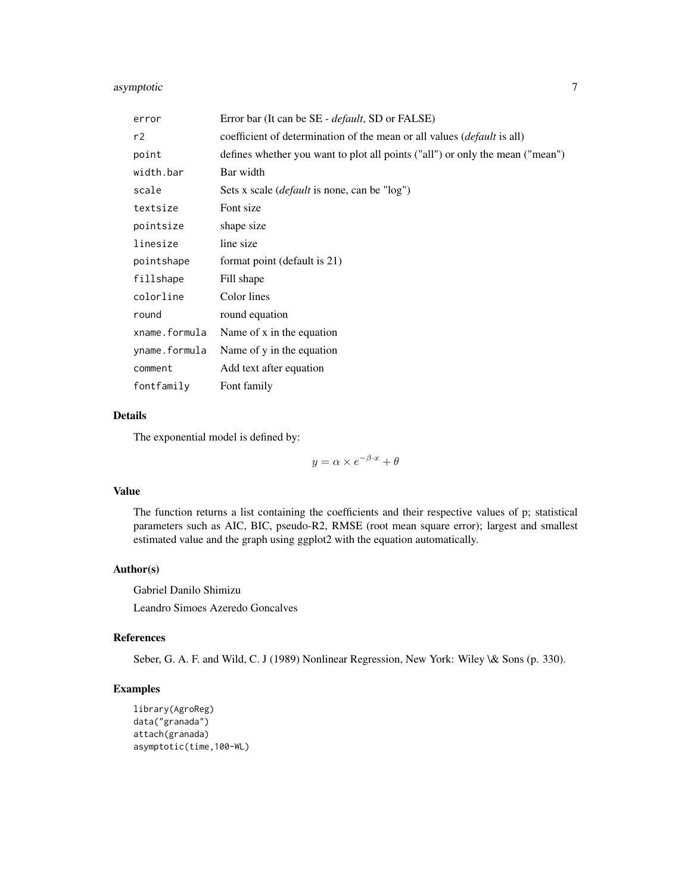| | |
|---|---|
| `error` | Error bar (It can be SE - *default*, SD or FALSE) |
| `r2` | coefficient of determination of the mean or all values (*default* is all) |
| `point` | defines whether you want to plot all points ("all") or only the mean ("mean") |
| `width.bar` | Bar width |
| `scale` | Sets x scale (*default* is none, can be "log") |
| `textsize` | Font size |
| `pointsize` | shape size |
| `linesize` | line size |
| `pointshape` | format point (default is 21) |
| `fillshape` | Fill shape |
| `colorline` | Color lines |
| `round` | round equation |
| `xname.formula` | Name of x in the equation |
| `yname.formula` | Name of y in the equation |
| `comment` | Add text after equation |
| `fontfamily` | Font family |

## Details

The exponential model is defined by:

$$y = \alpha \times e^{-\beta \cdot x} + \theta$$

## Value

The function returns a list containing the coefficients and their respective values of p; statistical parameters such as AIC, BIC, pseudo-R2, RMSE (root mean square error); largest and smallest estimated value and the graph using ggplot2 with the equation automatically.

## Author(s)

Gabriel Danilo Shimizu

Leandro Simoes Azeredo Goncalves

## References

Seber, G. A. F. and Wild, C. J (1989) Nonlinear Regression, New York: Wiley \& Sons (p. 330).

## Examples

```
library(AgroReg)
data("granada")
attach(granada)
asymptotic(time,100-WL)
```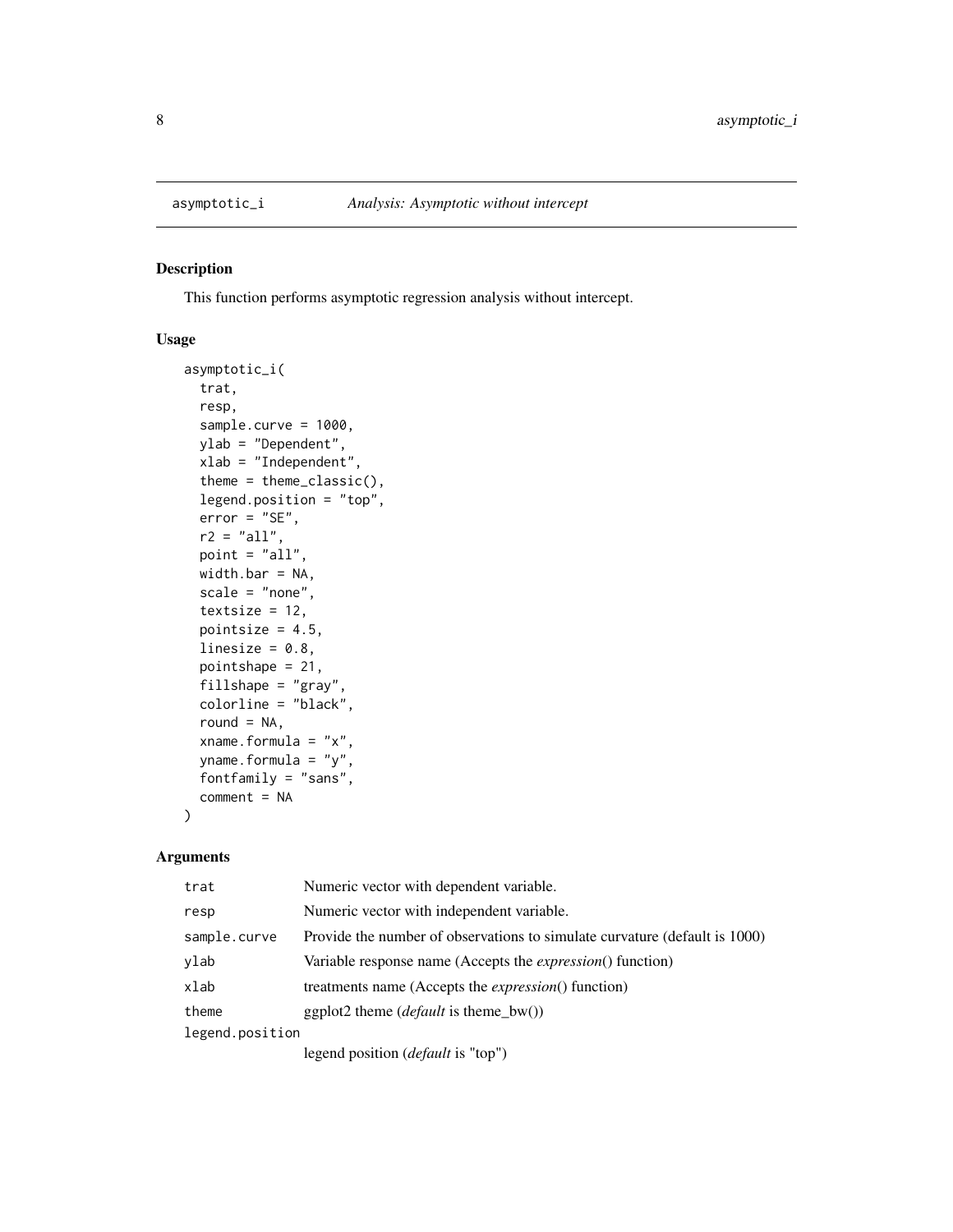# asymptotic_i — *Analysis: Asymptotic without intercept*

## Description

This function performs asymptotic regression analysis without intercept.

## Usage

```
asymptotic_i(
  trat,
  resp,
  sample.curve = 1000,
  ylab = "Dependent",
  xlab = "Independent",
  theme = theme_classic(),
  legend.position = "top",
  error = "SE",
  r2 = "all",
  point = "all",
  width.bar = NA,
  scale = "none",
  textsize = 12,
  pointsize = 4.5,
  linesize = 0.8,
  pointshape = 21,
  fillshape = "gray",
  colorline = "black",
  round = NA,
  xname.formula = "x",
  yname.formula = "y",
  fontfamily = "sans",
  comment = NA
)
```

## Arguments

| | |
|---|---|
| `trat` | Numeric vector with dependent variable. |
| `resp` | Numeric vector with independent variable. |
| `sample.curve` | Provide the number of observations to simulate curvature (default is 1000) |
| `ylab` | Variable response name (Accepts the *expression*() function) |
| `xlab` | treatments name (Accepts the *expression*() function) |
| `theme` | ggplot2 theme (*default* is theme_bw()) |
| `legend.position` | legend position (*default* is "top") |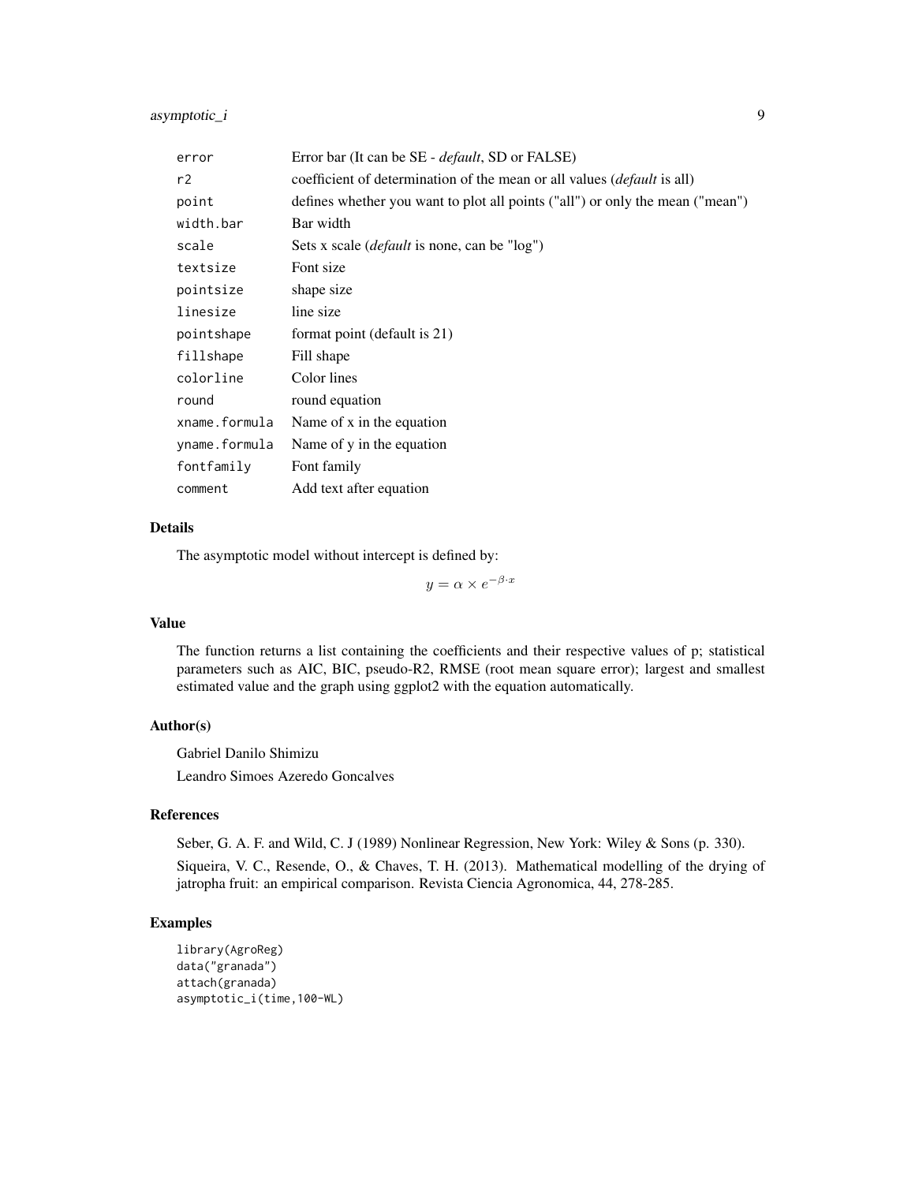| | |
|---|---|
| error | Error bar (It can be SE - *default*, SD or FALSE) |
| r2 | coefficient of determination of the mean or all values (*default* is all) |
| point | defines whether you want to plot all points ("all") or only the mean ("mean") |
| width.bar | Bar width |
| scale | Sets x scale (*default* is none, can be "log") |
| textsize | Font size |
| pointsize | shape size |
| linesize | line size |
| pointshape | format point (default is 21) |
| fillshape | Fill shape |
| colorline | Color lines |
| round | round equation |
| xname.formula | Name of x in the equation |
| yname.formula | Name of y in the equation |
| fontfamily | Font family |
| comment | Add text after equation |

## Details

The asymptotic model without intercept is defined by:

$$y = \alpha \times e^{-\beta \cdot x}$$

## Value

The function returns a list containing the coefficients and their respective values of p; statistical parameters such as AIC, BIC, pseudo-R2, RMSE (root mean square error); largest and smallest estimated value and the graph using ggplot2 with the equation automatically.

## Author(s)

Gabriel Danilo Shimizu

Leandro Simoes Azeredo Goncalves

## References

Seber, G. A. F. and Wild, C. J (1989) Nonlinear Regression, New York: Wiley & Sons (p. 330).

Siqueira, V. C., Resende, O., & Chaves, T. H. (2013). Mathematical modelling of the drying of jatropha fruit: an empirical comparison. Revista Ciencia Agronomica, 44, 278-285.

## Examples

```
library(AgroReg)
data("granada")
attach(granada)
asymptotic_i(time,100-WL)
```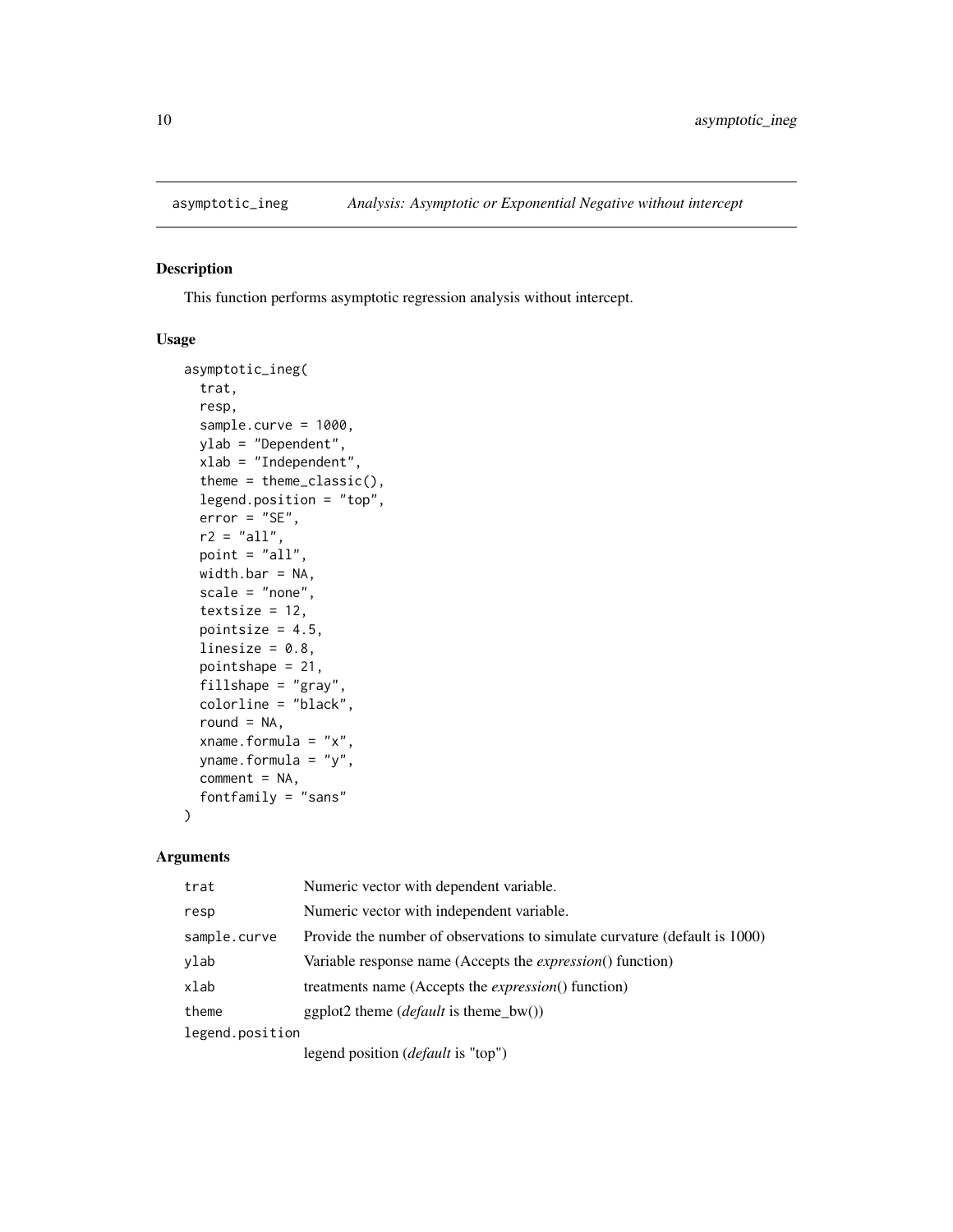## asymptotic_ineg — *Analysis: Asymptotic or Exponential Negative without intercept*

### Description

This function performs asymptotic regression analysis without intercept.

### Usage

```
asymptotic_ineg(
  trat,
  resp,
  sample.curve = 1000,
  ylab = "Dependent",
  xlab = "Independent",
  theme = theme_classic(),
  legend.position = "top",
  error = "SE",
  r2 = "all",
  point = "all",
  width.bar = NA,
  scale = "none",
  textsize = 12,
  pointsize = 4.5,
  linesize = 0.8,
  pointshape = 21,
  fillshape = "gray",
  colorline = "black",
  round = NA,
  xname.formula = "x",
  yname.formula = "y",
  comment = NA,
  fontfamily = "sans"
)
```

### Arguments

| | |
|---|---|
| trat | Numeric vector with dependent variable. |
| resp | Numeric vector with independent variable. |
| sample.curve | Provide the number of observations to simulate curvature (default is 1000) |
| ylab | Variable response name (Accepts the *expression*() function) |
| xlab | treatments name (Accepts the *expression*() function) |
| theme | ggplot2 theme (*default* is theme_bw()) |
| legend.position | legend position (*default* is "top") |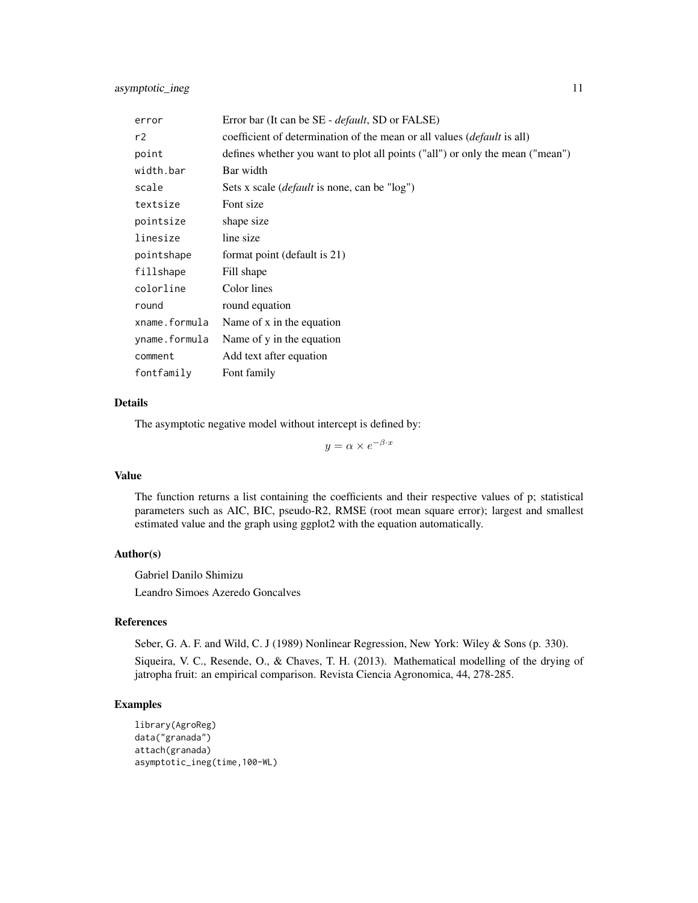| | |
|---|---|
| `error` | Error bar (It can be SE - *default*, SD or FALSE) |
| `r2` | coefficient of determination of the mean or all values (*default* is all) |
| `point` | defines whether you want to plot all points ("all") or only the mean ("mean") |
| `width.bar` | Bar width |
| `scale` | Sets x scale (*default* is none, can be "log") |
| `textsize` | Font size |
| `pointsize` | shape size |
| `linesize` | line size |
| `pointshape` | format point (default is 21) |
| `fillshape` | Fill shape |
| `colorline` | Color lines |
| `round` | round equation |
| `xname.formula` | Name of x in the equation |
| `yname.formula` | Name of y in the equation |
| `comment` | Add text after equation |
| `fontfamily` | Font family |

### Details

The asymptotic negative model without intercept is defined by:

$$y = \alpha \times e^{-\beta \cdot x}$$

### Value

The function returns a list containing the coefficients and their respective values of p; statistical parameters such as AIC, BIC, pseudo-R2, RMSE (root mean square error); largest and smallest estimated value and the graph using ggplot2 with the equation automatically.

### Author(s)

Gabriel Danilo Shimizu

Leandro Simoes Azeredo Goncalves

### References

Seber, G. A. F. and Wild, C. J (1989) Nonlinear Regression, New York: Wiley & Sons (p. 330).

Siqueira, V. C., Resende, O., & Chaves, T. H. (2013). Mathematical modelling of the drying of jatropha fruit: an empirical comparison. Revista Ciencia Agronomica, 44, 278-285.

### Examples

```
library(AgroReg)
data("granada")
attach(granada)
asymptotic_ineg(time,100-WL)
```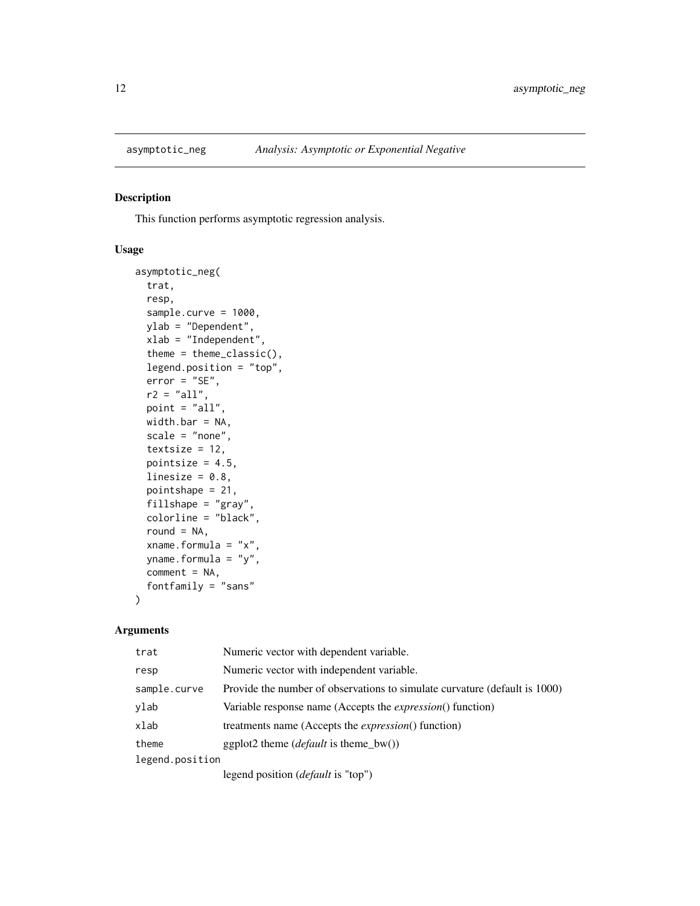## asymptotic_neg — *Analysis: Asymptotic or Exponential Negative*

### Description

This function performs asymptotic regression analysis.

### Usage

```
asymptotic_neg(
  trat,
  resp,
  sample.curve = 1000,
  ylab = "Dependent",
  xlab = "Independent",
  theme = theme_classic(),
  legend.position = "top",
  error = "SE",
  r2 = "all",
  point = "all",
  width.bar = NA,
  scale = "none",
  textsize = 12,
  pointsize = 4.5,
  linesize = 0.8,
  pointshape = 21,
  fillshape = "gray",
  colorline = "black",
  round = NA,
  xname.formula = "x",
  yname.formula = "y",
  comment = NA,
  fontfamily = "sans"
)
```

### Arguments

| | |
|---|---|
| `trat` | Numeric vector with dependent variable. |
| `resp` | Numeric vector with independent variable. |
| `sample.curve` | Provide the number of observations to simulate curvature (default is 1000) |
| `ylab` | Variable response name (Accepts the *expression*() function) |
| `xlab` | treatments name (Accepts the *expression*() function) |
| `theme` | ggplot2 theme (*default* is theme_bw()) |
| `legend.position` | legend position (*default* is "top") |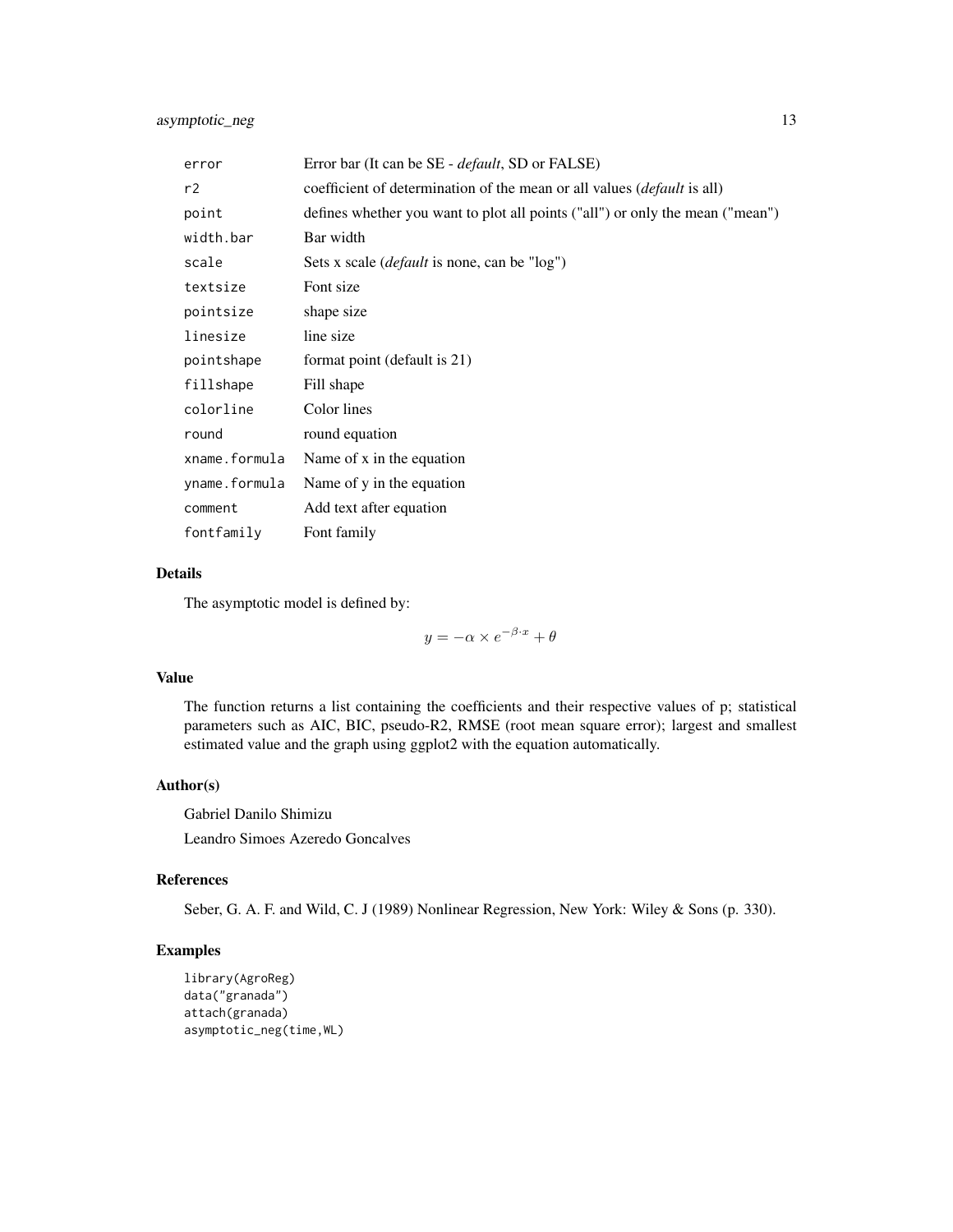| | |
|---|---|
| error | Error bar (It can be SE - *default*, SD or FALSE) |
| r2 | coefficient of determination of the mean or all values (*default* is all) |
| point | defines whether you want to plot all points ("all") or only the mean ("mean") |
| width.bar | Bar width |
| scale | Sets x scale (*default* is none, can be "log") |
| textsize | Font size |
| pointsize | shape size |
| linesize | line size |
| pointshape | format point (default is 21) |
| fillshape | Fill shape |
| colorline | Color lines |
| round | round equation |
| xname.formula | Name of x in the equation |
| yname.formula | Name of y in the equation |
| comment | Add text after equation |
| fontfamily | Font family |

## Details

The asymptotic model is defined by:

$$y = -\alpha \times e^{-\beta \cdot x} + \theta$$

## Value

The function returns a list containing the coefficients and their respective values of p; statistical parameters such as AIC, BIC, pseudo-R2, RMSE (root mean square error); largest and smallest estimated value and the graph using ggplot2 with the equation automatically.

## Author(s)

Gabriel Danilo Shimizu

Leandro Simoes Azeredo Goncalves

## References

Seber, G. A. F. and Wild, C. J (1989) Nonlinear Regression, New York: Wiley & Sons (p. 330).

## Examples

```
library(AgroReg)
data("granada")
attach(granada)
asymptotic_neg(time,WL)
```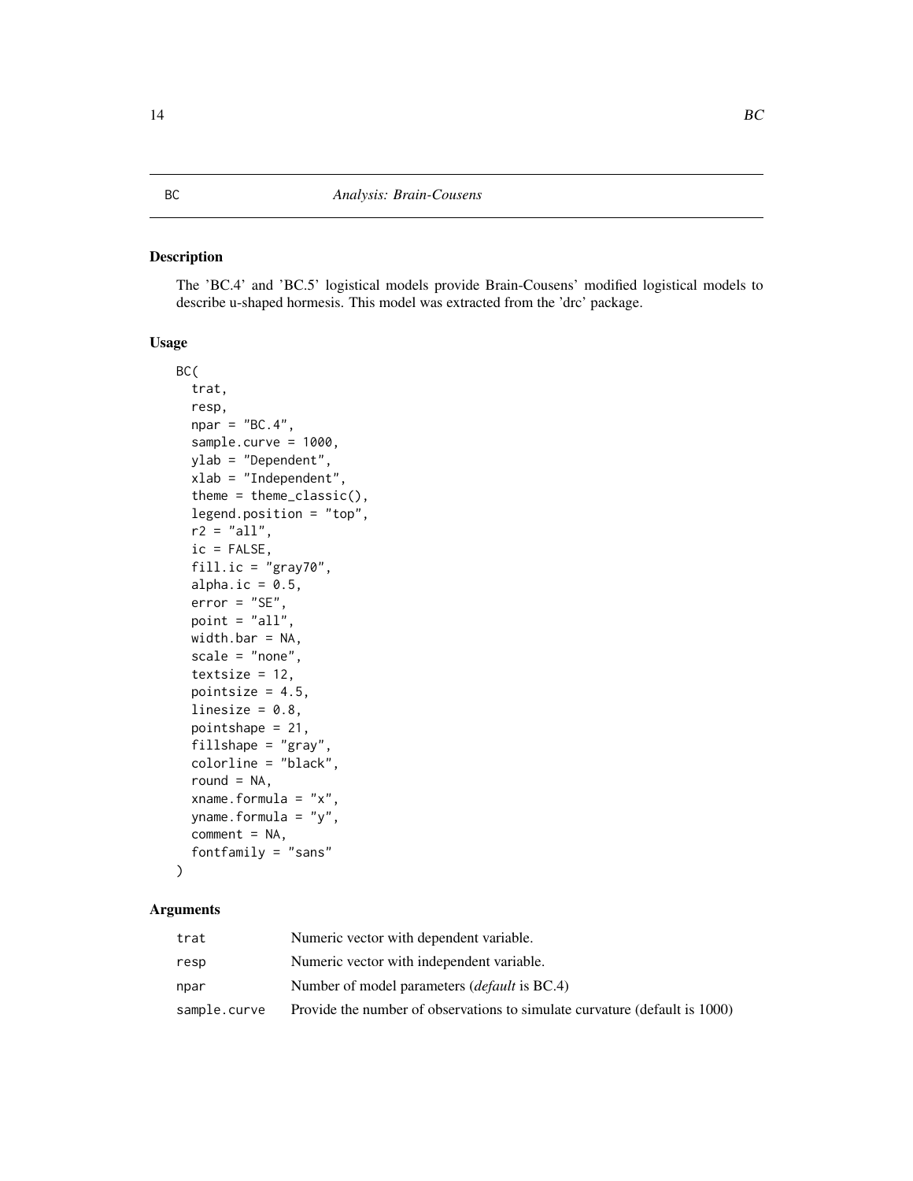# BC — *Analysis: Brain-Cousens*

## Description

The 'BC.4' and 'BC.5' logistical models provide Brain-Cousens' modified logistical models to describe u-shaped hormesis. This model was extracted from the 'drc' package.

## Usage

```
BC(
  trat,
  resp,
  npar = "BC.4",
  sample.curve = 1000,
  ylab = "Dependent",
  xlab = "Independent",
  theme = theme_classic(),
  legend.position = "top",
  r2 = "all",
  ic = FALSE,
  fill.ic = "gray70",
  alpha.ic = 0.5,
  error = "SE",
  point = "all",
  width.bar = NA,
  scale = "none",
  textsize = 12,
  pointsize = 4.5,
  linesize = 0.8,
  pointshape = 21,
  fillshape = "gray",
  colorline = "black",
  round = NA,
  xname.formula = "x",
  yname.formula = "y",
  comment = NA,
  fontfamily = "sans"
)
```

## Arguments

| | |
|---|---|
| trat | Numeric vector with dependent variable. |
| resp | Numeric vector with independent variable. |
| npar | Number of model parameters (*default* is BC.4) |
| sample.curve | Provide the number of observations to simulate curvature (default is 1000) |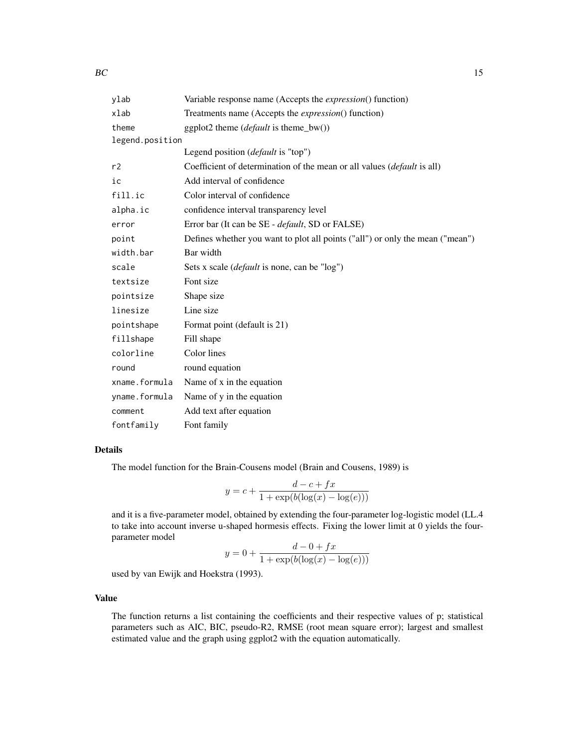| | |
|---|---|
| `ylab` | Variable response name (Accepts the *expression*() function) |
| `xlab` | Treatments name (Accepts the *expression*() function) |
| `theme` | ggplot2 theme (*default* is theme_bw()) |
| `legend.position` | Legend position (*default* is "top") |
| `r2` | Coefficient of determination of the mean or all values (*default* is all) |
| `ic` | Add interval of confidence |
| `fill.ic` | Color interval of confidence |
| `alpha.ic` | confidence interval transparency level |
| `error` | Error bar (It can be SE - *default*, SD or FALSE) |
| `point` | Defines whether you want to plot all points ("all") or only the mean ("mean") |
| `width.bar` | Bar width |
| `scale` | Sets x scale (*default* is none, can be "log") |
| `textsize` | Font size |
| `pointsize` | Shape size |
| `linesize` | Line size |
| `pointshape` | Format point (default is 21) |
| `fillshape` | Fill shape |
| `colorline` | Color lines |
| `round` | round equation |
| `xname.formula` | Name of x in the equation |
| `yname.formula` | Name of y in the equation |
| `comment` | Add text after equation |
| `fontfamily` | Font family |

### Details

The model function for the Brain-Cousens model (Brain and Cousens, 1989) is

$$y = c + \frac{d - c + fx}{1 + \exp(b(\log(x) - \log(e)))}$$

and it is a five-parameter model, obtained by extending the four-parameter log-logistic model (LL.4 to take into account inverse u-shaped hormesis effects. Fixing the lower limit at 0 yields the four-parameter model

$$y = 0 + \frac{d - 0 + fx}{1 + \exp(b(\log(x) - \log(e)))}$$

used by van Ewijk and Hoekstra (1993).

### Value

The function returns a list containing the coefficients and their respective values of p; statistical parameters such as AIC, BIC, pseudo-R2, RMSE (root mean square error); largest and smallest estimated value and the graph using ggplot2 with the equation automatically.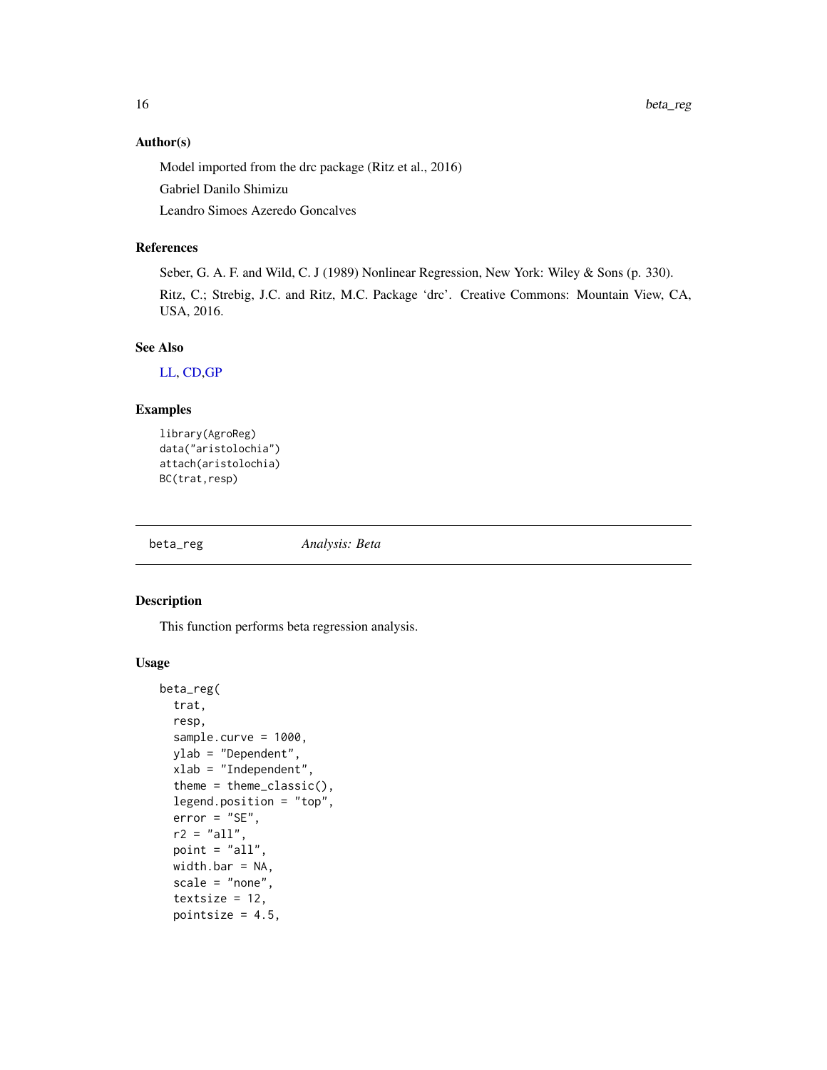### Author(s)

Model imported from the drc package (Ritz et al., 2016)

Gabriel Danilo Shimizu

Leandro Simoes Azeredo Goncalves

### References

Seber, G. A. F. and Wild, C. J (1989) Nonlinear Regression, New York: Wiley & Sons (p. 330).

Ritz, C.; Strebig, J.C. and Ritz, M.C. Package 'drc'. Creative Commons: Mountain View, CA, USA, 2016.

### See Also

LL, CD,GP

### Examples

```
library(AgroReg)
data("aristolochia")
attach(aristolochia)
BC(trat,resp)
```

---

## beta_reg — *Analysis: Beta*

---

### Description

This function performs beta regression analysis.

### Usage

```
beta_reg(
  trat,
  resp,
  sample.curve = 1000,
  ylab = "Dependent",
  xlab = "Independent",
  theme = theme_classic(),
  legend.position = "top",
  error = "SE",
  r2 = "all",
  point = "all",
  width.bar = NA,
  scale = "none",
  textsize = 12,
  pointsize = 4.5,
```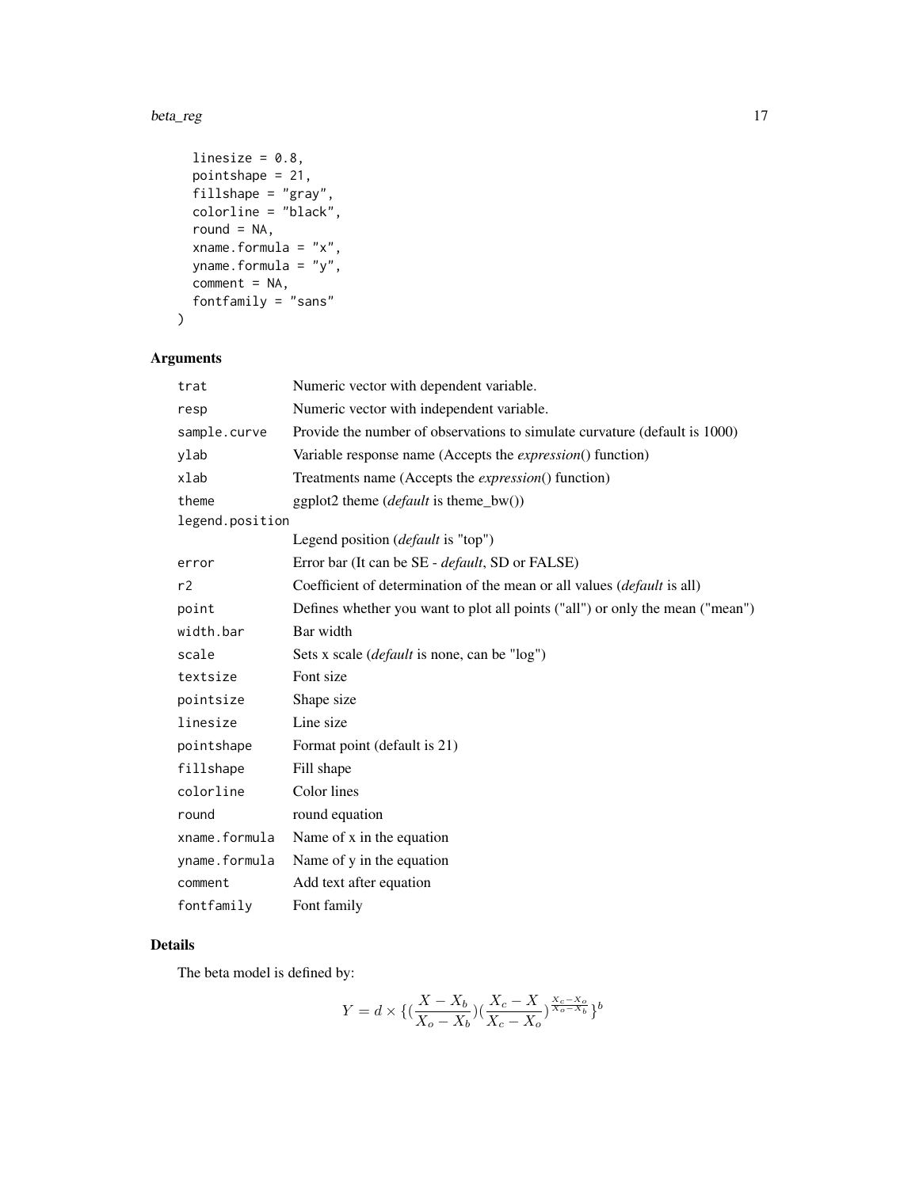```
  linesize = 0.8,
  pointshape = 21,
  fillshape = "gray",
  colorline = "black",
  round = NA,
  xname.formula = "x",
  yname.formula = "y",
  comment = NA,
  fontfamily = "sans"
)
```

## Arguments

| | |
|---|---|
| `trat` | Numeric vector with dependent variable. |
| `resp` | Numeric vector with independent variable. |
| `sample.curve` | Provide the number of observations to simulate curvature (default is 1000) |
| `ylab` | Variable response name (Accepts the *expression*() function) |
| `xlab` | Treatments name (Accepts the *expression*() function) |
| `theme` | ggplot2 theme (*default* is theme_bw()) |
| `legend.position` | Legend position (*default* is "top") |
| `error` | Error bar (It can be SE - *default*, SD or FALSE) |
| `r2` | Coefficient of determination of the mean or all values (*default* is all) |
| `point` | Defines whether you want to plot all points ("all") or only the mean ("mean") |
| `width.bar` | Bar width |
| `scale` | Sets x scale (*default* is none, can be "log") |
| `textsize` | Font size |
| `pointsize` | Shape size |
| `linesize` | Line size |
| `pointshape` | Format point (default is 21) |
| `fillshape` | Fill shape |
| `colorline` | Color lines |
| `round` | round equation |
| `xname.formula` | Name of x in the equation |
| `yname.formula` | Name of y in the equation |
| `comment` | Add text after equation |
| `fontfamily` | Font family |

## Details

The beta model is defined by:

$$Y = d \times \{(\frac{X - X_b}{X_o - X_b})(\frac{X_c - X}{X_c - X_o})^{\frac{X_c - X_o}{X_o - X_b}}\}^b$$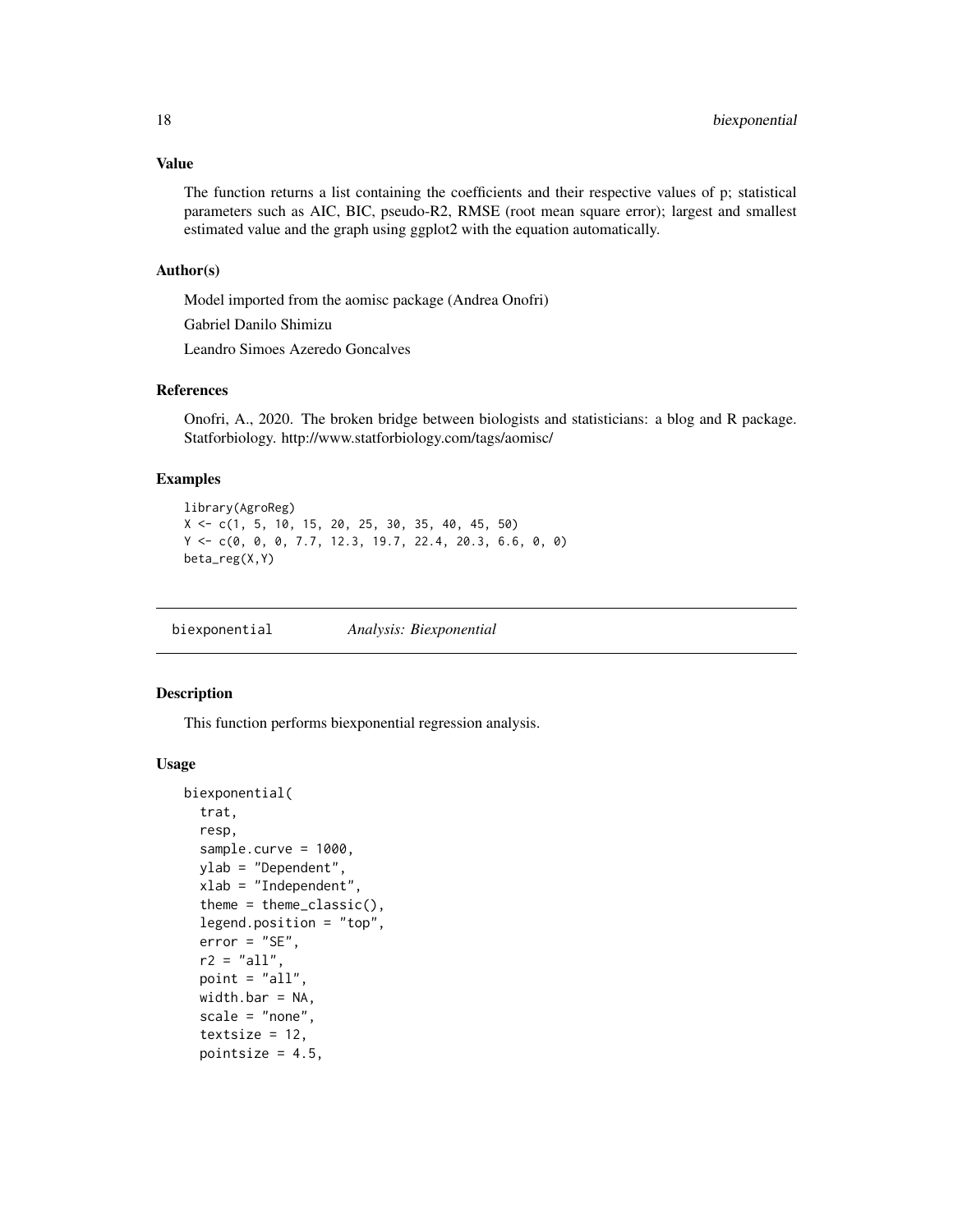### Value

The function returns a list containing the coefficients and their respective values of p; statistical parameters such as AIC, BIC, pseudo-R2, RMSE (root mean square error); largest and smallest estimated value and the graph using ggplot2 with the equation automatically.

### Author(s)

Model imported from the aomisc package (Andrea Onofri)

Gabriel Danilo Shimizu

Leandro Simoes Azeredo Goncalves

### References

Onofri, A., 2020. The broken bridge between biologists and statisticians: a blog and R package. Statforbiology. http://www.statforbiology.com/tags/aomisc/

### Examples

```
library(AgroReg)
X <- c(1, 5, 10, 15, 20, 25, 30, 35, 40, 45, 50)
Y <- c(0, 0, 0, 7.7, 12.3, 19.7, 22.4, 20.3, 6.6, 0, 0)
beta_reg(X,Y)
```

---

## biexponential — *Analysis: Biexponential*

### Description

This function performs biexponential regression analysis.

### Usage

```
biexponential(
  trat,
  resp,
  sample.curve = 1000,
  ylab = "Dependent",
  xlab = "Independent",
  theme = theme_classic(),
  legend.position = "top",
  error = "SE",
  r2 = "all",
  point = "all",
  width.bar = NA,
  scale = "none",
  textsize = 12,
  pointsize = 4.5,
```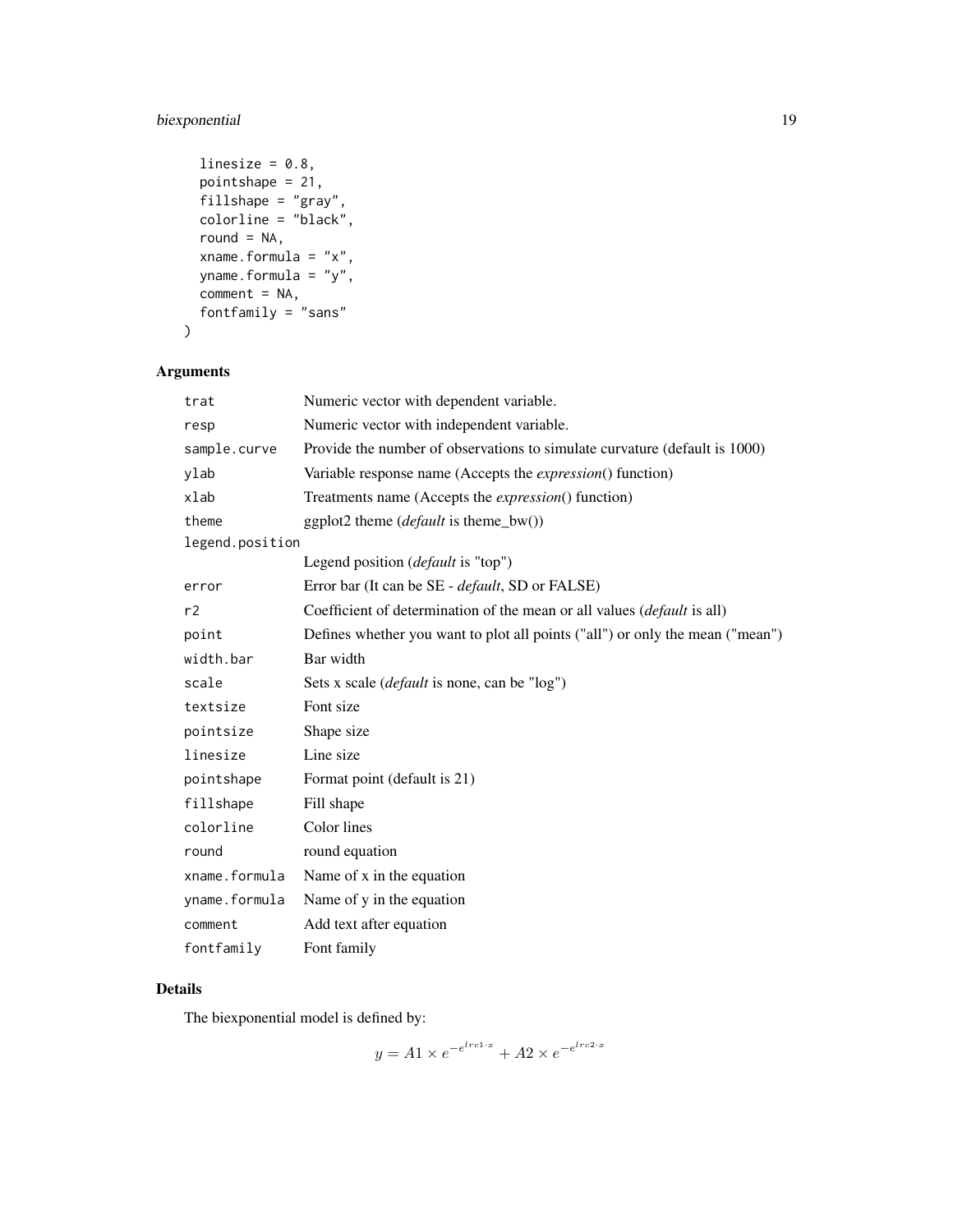```
  linesize = 0.8,
  pointshape = 21,
  fillshape = "gray",
  colorline = "black",
  round = NA,
  xname.formula = "x",
  yname.formula = "y",
  comment = NA,
  fontfamily = "sans"
)
```

## Arguments

| Argument | Description |
|---|---|
| `trat` | Numeric vector with dependent variable. |
| `resp` | Numeric vector with independent variable. |
| `sample.curve` | Provide the number of observations to simulate curvature (default is 1000) |
| `ylab` | Variable response name (Accepts the *expression*() function) |
| `xlab` | Treatments name (Accepts the *expression*() function) |
| `theme` | ggplot2 theme (*default* is theme_bw()) |
| `legend.position` | Legend position (*default* is "top") |
| `error` | Error bar (It can be SE - *default*, SD or FALSE) |
| `r2` | Coefficient of determination of the mean or all values (*default* is all) |
| `point` | Defines whether you want to plot all points ("all") or only the mean ("mean") |
| `width.bar` | Bar width |
| `scale` | Sets x scale (*default* is none, can be "log") |
| `textsize` | Font size |
| `pointsize` | Shape size |
| `linesize` | Line size |
| `pointshape` | Format point (default is 21) |
| `fillshape` | Fill shape |
| `colorline` | Color lines |
| `round` | round equation |
| `xname.formula` | Name of x in the equation |
| `yname.formula` | Name of y in the equation |
| `comment` | Add text after equation |
| `fontfamily` | Font family |

## Details

The biexponential model is defined by:

$$y = A1 \times e^{-e^{lrc1 \cdot x}} + A2 \times e^{-e^{lrc2 \cdot x}}$$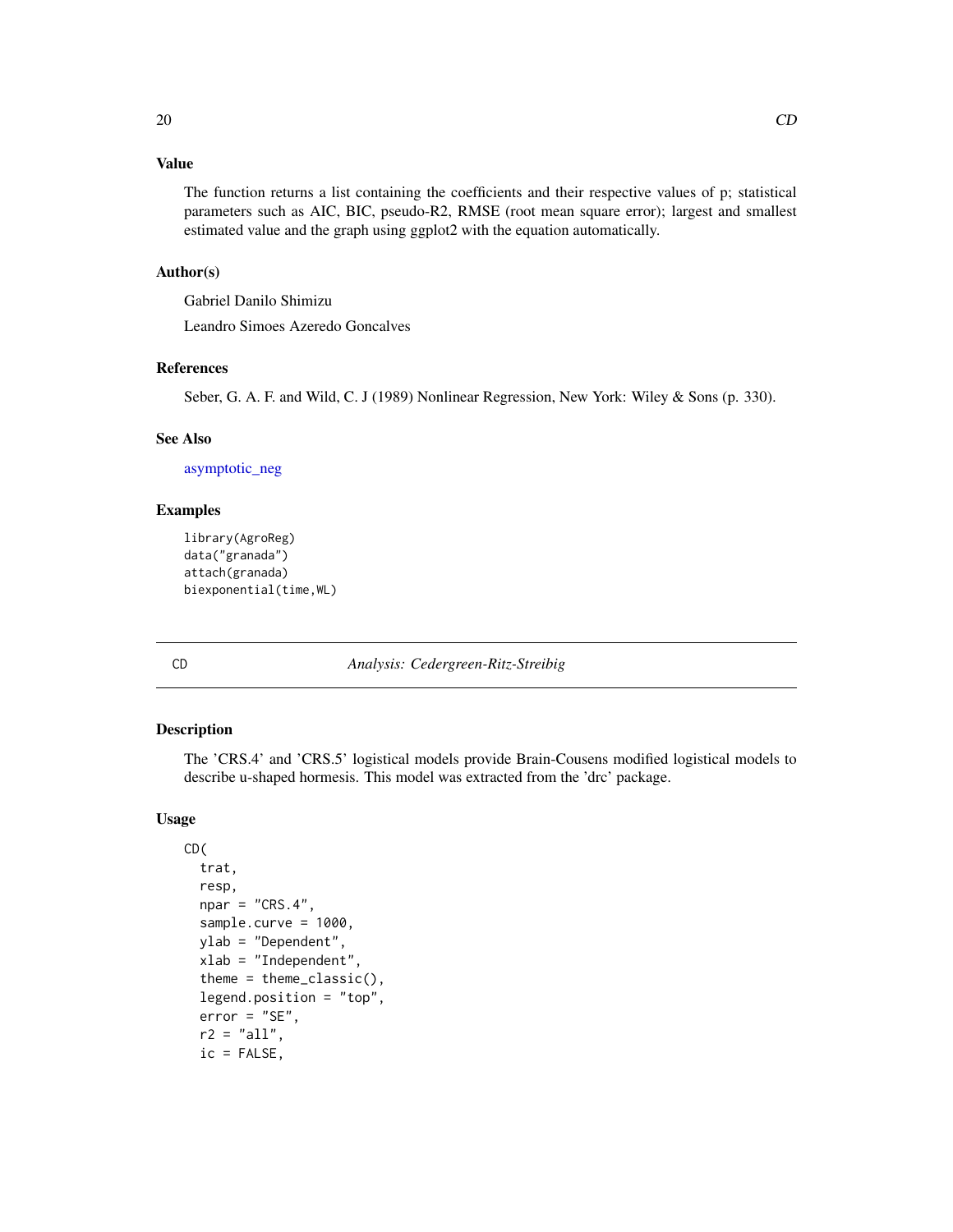### Value

The function returns a list containing the coefficients and their respective values of p; statistical parameters such as AIC, BIC, pseudo-R2, RMSE (root mean square error); largest and smallest estimated value and the graph using ggplot2 with the equation automatically.

### Author(s)

Gabriel Danilo Shimizu

Leandro Simoes Azeredo Goncalves

### References

Seber, G. A. F. and Wild, C. J (1989) Nonlinear Regression, New York: Wiley & Sons (p. 330).

### See Also

asymptotic_neg

### Examples

```
library(AgroReg)
data("granada")
attach(granada)
biexponential(time,WL)
```

---

## CD — *Analysis: Cedergreen-Ritz-Streibig*

### Description

The 'CRS.4' and 'CRS.5' logistical models provide Brain-Cousens modified logistical models to describe u-shaped hormesis. This model was extracted from the 'drc' package.

### Usage

```
CD(
  trat,
  resp,
  npar = "CRS.4",
  sample.curve = 1000,
  ylab = "Dependent",
  xlab = "Independent",
  theme = theme_classic(),
  legend.position = "top",
  error = "SE",
  r2 = "all",
  ic = FALSE,
```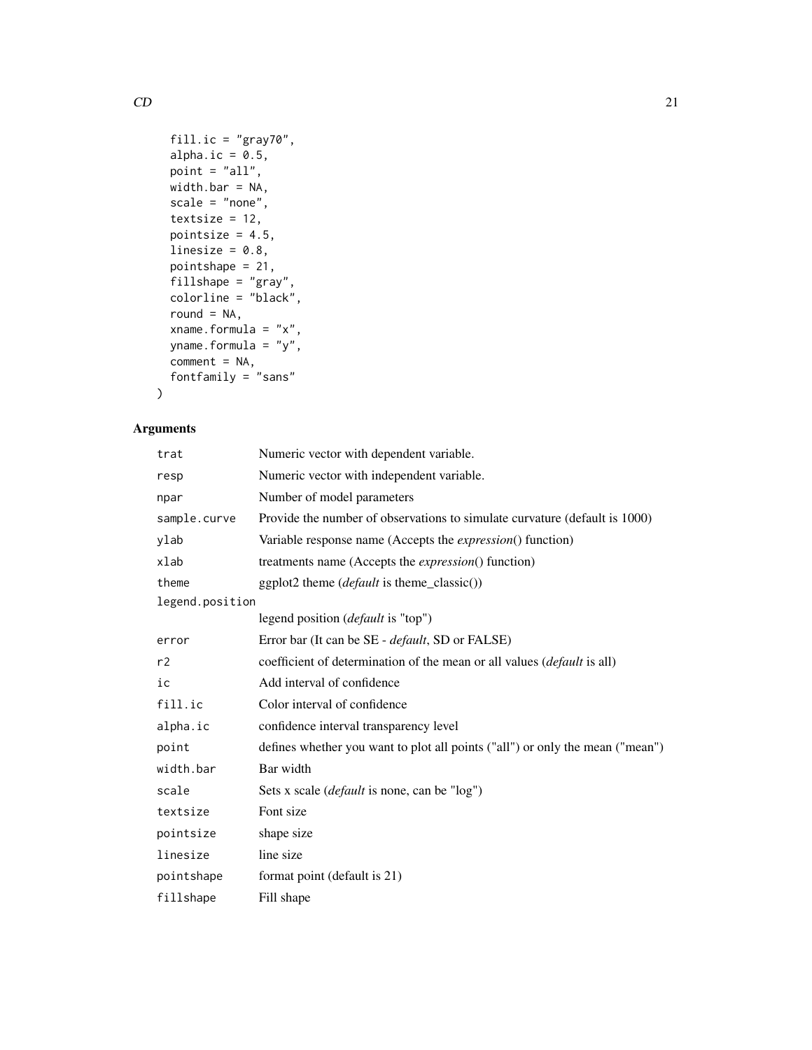```
  fill.ic = "gray70",
  alpha.ic = 0.5,
  point = "all",
  width.bar = NA,
  scale = "none",
  textsize = 12,
  pointsize = 4.5,
  linesize = 0.8,
  pointshape = 21,
  fillshape = "gray",
  colorline = "black",
  round = NA,
  xname.formula = "x",
  yname.formula = "y",
  comment = NA,
  fontfamily = "sans"
)
```

## Arguments

| | |
|---|---|
| `trat` | Numeric vector with dependent variable. |
| `resp` | Numeric vector with independent variable. |
| `npar` | Number of model parameters |
| `sample.curve` | Provide the number of observations to simulate curvature (default is 1000) |
| `ylab` | Variable response name (Accepts the *expression*() function) |
| `xlab` | treatments name (Accepts the *expression*() function) |
| `theme` | ggplot2 theme (*default* is theme_classic()) |
| `legend.position` | legend position (*default* is "top") |
| `error` | Error bar (It can be SE - *default*, SD or FALSE) |
| `r2` | coefficient of determination of the mean or all values (*default* is all) |
| `ic` | Add interval of confidence |
| `fill.ic` | Color interval of confidence |
| `alpha.ic` | confidence interval transparency level |
| `point` | defines whether you want to plot all points ("all") or only the mean ("mean") |
| `width.bar` | Bar width |
| `scale` | Sets x scale (*default* is none, can be "log") |
| `textsize` | Font size |
| `pointsize` | shape size |
| `linesize` | line size |
| `pointshape` | format point (default is 21) |
| `fillshape` | Fill shape |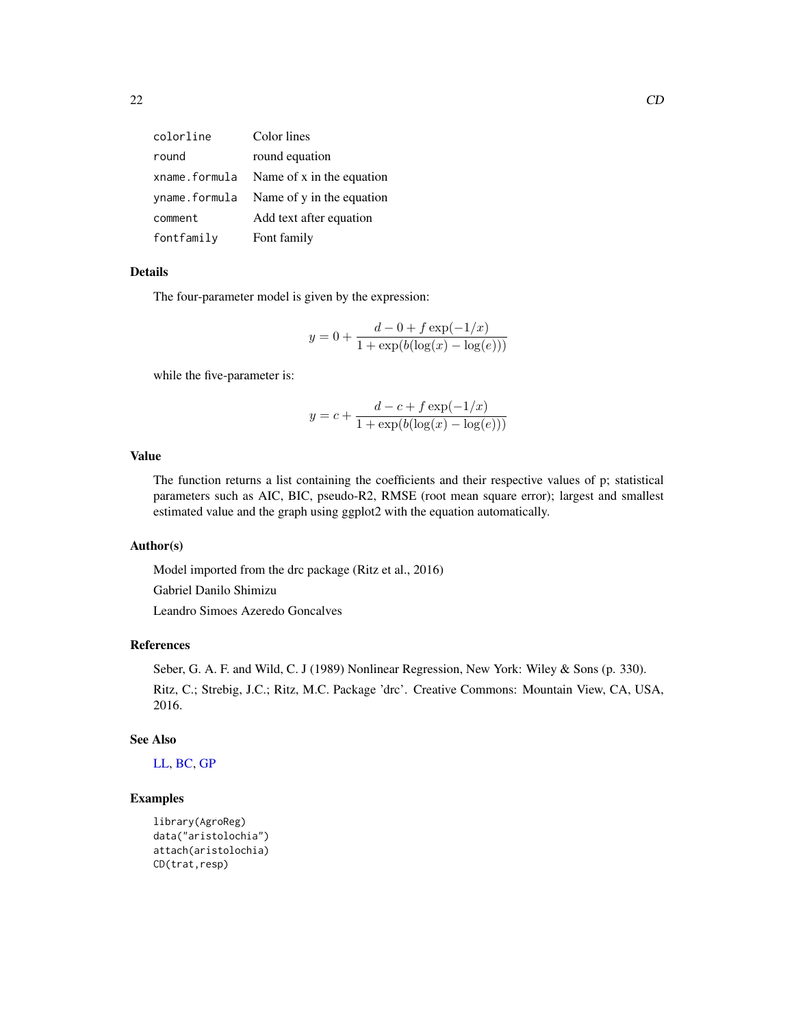| | |
|---|---|
| colorline | Color lines |
| round | round equation |
| xname.formula | Name of x in the equation |
| yname.formula | Name of y in the equation |
| comment | Add text after equation |
| fontfamily | Font family |

### Details

The four-parameter model is given by the expression:

$$y = 0 + \frac{d - 0 + f\exp(-1/x)}{1 + \exp(b(\log(x) - \log(e)))}$$

while the five-parameter is:

$$y = c + \frac{d - c + f\exp(-1/x)}{1 + \exp(b(\log(x) - \log(e)))}$$

### Value

The function returns a list containing the coefficients and their respective values of p; statistical parameters such as AIC, BIC, pseudo-R2, RMSE (root mean square error); largest and smallest estimated value and the graph using ggplot2 with the equation automatically.

### Author(s)

Model imported from the drc package (Ritz et al., 2016)

Gabriel Danilo Shimizu

Leandro Simoes Azeredo Goncalves

### References

Seber, G. A. F. and Wild, C. J (1989) Nonlinear Regression, New York: Wiley & Sons (p. 330).

Ritz, C.; Strebig, J.C.; Ritz, M.C. Package 'drc'. Creative Commons: Mountain View, CA, USA, 2016.

### See Also

LL, BC, GP

### Examples

```
library(AgroReg)
data("aristolochia")
attach(aristolochia)
CD(trat,resp)
```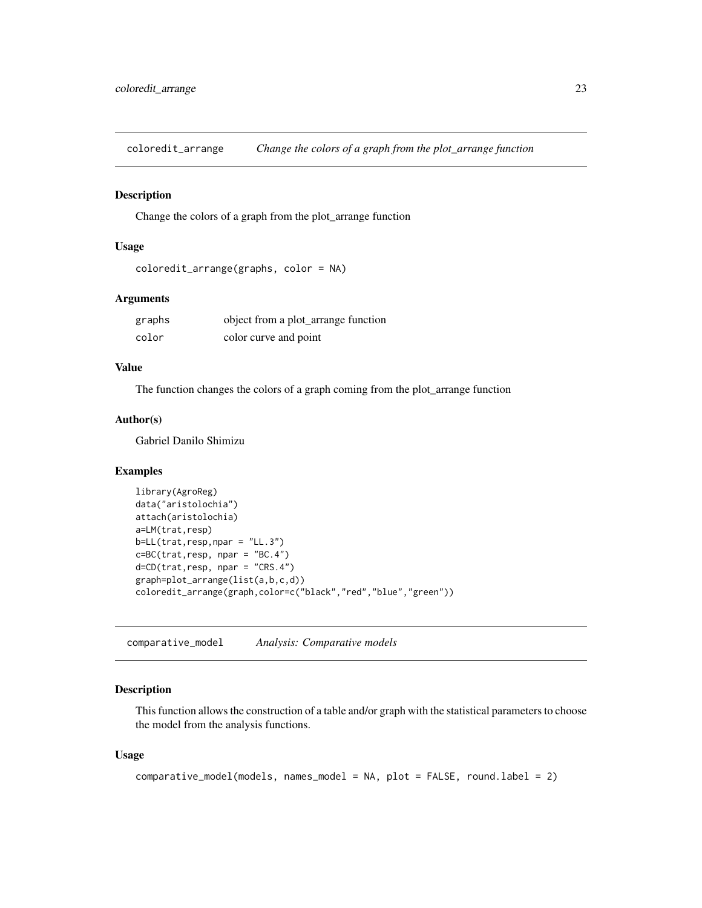## coloredit_arrange — *Change the colors of a graph from the plot_arrange function*

### Description

Change the colors of a graph from the plot_arrange function

### Usage

```
coloredit_arrange(graphs, color = NA)
```

### Arguments

| | |
|---|---|
| graphs | object from a plot_arrange function |
| color | color curve and point |

### Value

The function changes the colors of a graph coming from the plot_arrange function

### Author(s)

Gabriel Danilo Shimizu

### Examples

```
library(AgroReg)
data("aristolochia")
attach(aristolochia)
a=LM(trat,resp)
b=LL(trat,resp,npar = "LL.3")
c=BC(trat,resp, npar = "BC.4")
d=CD(trat,resp, npar = "CRS.4")
graph=plot_arrange(list(a,b,c,d))
coloredit_arrange(graph,color=c("black","red","blue","green"))
```

## comparative_model — *Analysis: Comparative models*

### Description

This function allows the construction of a table and/or graph with the statistical parameters to choose the model from the analysis functions.

### Usage

```
comparative_model(models, names_model = NA, plot = FALSE, round.label = 2)
```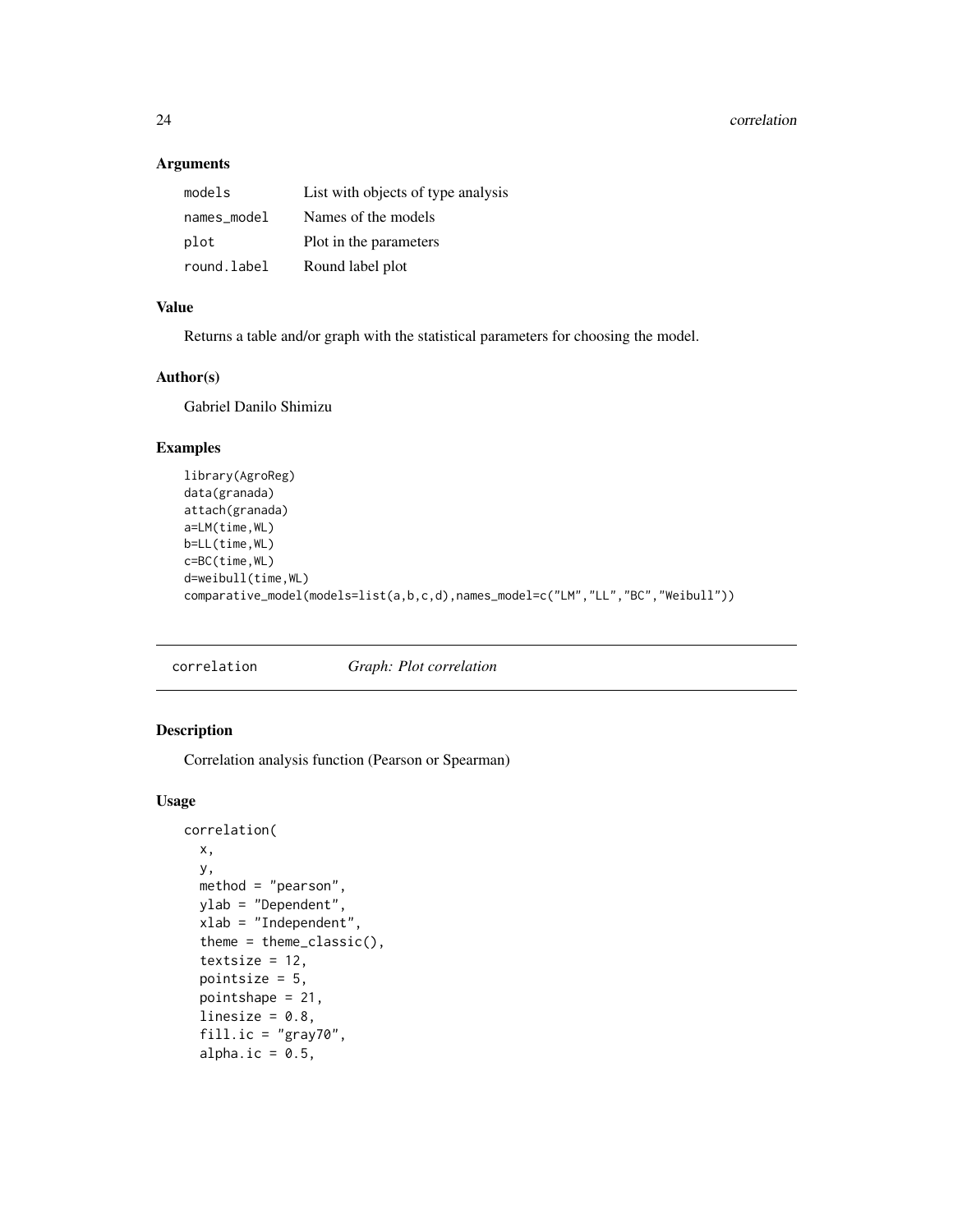### Arguments

| | |
|---|---|
| `models` | List with objects of type analysis |
| `names_model` | Names of the models |
| `plot` | Plot in the parameters |
| `round.label` | Round label plot |

### Value

Returns a table and/or graph with the statistical parameters for choosing the model.

### Author(s)

Gabriel Danilo Shimizu

### Examples

```
library(AgroReg)
data(granada)
attach(granada)
a=LM(time,WL)
b=LL(time,WL)
c=BC(time,WL)
d=weibull(time,WL)
comparative_model(models=list(a,b,c,d),names_model=c("LM","LL","BC","Weibull"))
```

---

## correlation *Graph: Plot correlation*

### Description

Correlation analysis function (Pearson or Spearman)

### Usage

```
correlation(
  x,
  y,
  method = "pearson",
  ylab = "Dependent",
  xlab = "Independent",
  theme = theme_classic(),
  textsize = 12,
  pointsize = 5,
  pointshape = 21,
  linesize = 0.8,
  fill.ic = "gray70",
  alpha.ic = 0.5,
```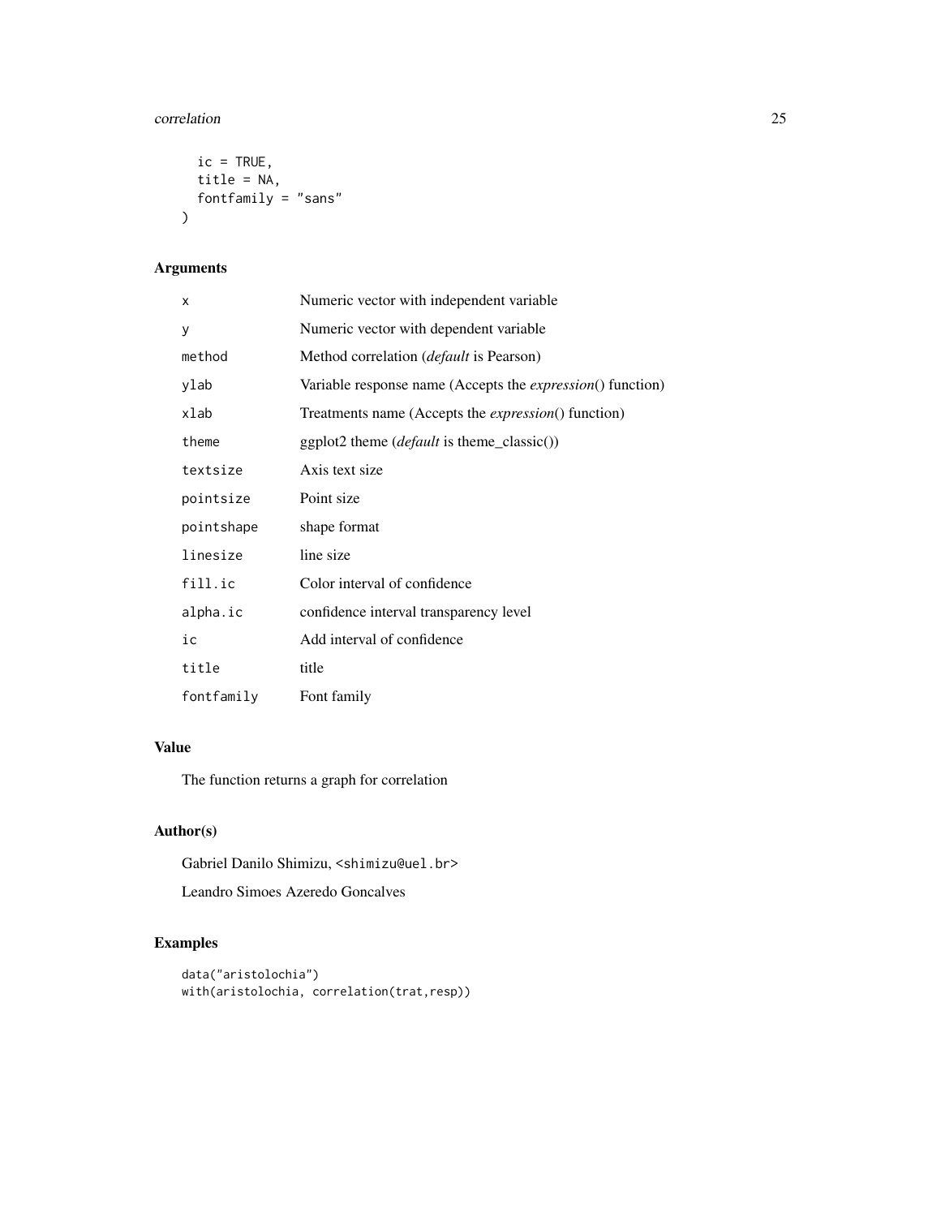```
  ic = TRUE,
  title = NA,
  fontfamily = "sans"
)
```

## Arguments

| | |
|---|---|
| `x` | Numeric vector with independent variable |
| `y` | Numeric vector with dependent variable |
| `method` | Method correlation (*default* is Pearson) |
| `ylab` | Variable response name (Accepts the *expression*() function) |
| `xlab` | Treatments name (Accepts the *expression*() function) |
| `theme` | ggplot2 theme (*default* is theme_classic()) |
| `textsize` | Axis text size |
| `pointsize` | Point size |
| `pointshape` | shape format |
| `linesize` | line size |
| `fill.ic` | Color interval of confidence |
| `alpha.ic` | confidence interval transparency level |
| `ic` | Add interval of confidence |
| `title` | title |
| `fontfamily` | Font family |

## Value

The function returns a graph for correlation

## Author(s)

Gabriel Danilo Shimizu, <shimizu@uel.br>

Leandro Simoes Azeredo Goncalves

## Examples

```
data("aristolochia")
with(aristolochia, correlation(trat,resp))
```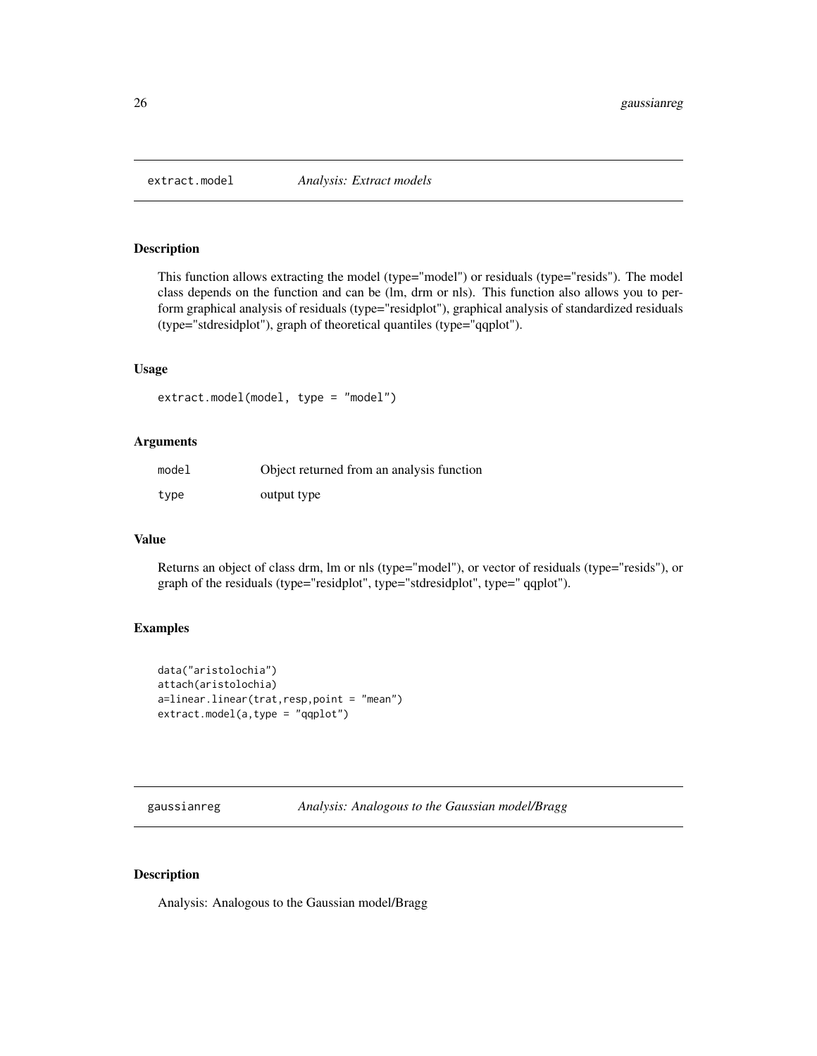## extract.model *Analysis: Extract models*

### Description

This function allows extracting the model (type="model") or residuals (type="resids"). The model class depends on the function and can be (lm, drm or nls). This function also allows you to perform graphical analysis of residuals (type="residplot"), graphical analysis of standardized residuals (type="stdresidplot"), graph of theoretical quantiles (type="qqplot").

### Usage

```
extract.model(model, type = "model")
```

### Arguments

| | |
|---|---|
| model | Object returned from an analysis function |
| type | output type |

### Value

Returns an object of class drm, lm or nls (type="model"), or vector of residuals (type="resids"), or graph of the residuals (type="residplot", type="stdresidplot", type=" qqplot").

### Examples

```
data("aristolochia")
attach(aristolochia)
a=linear.linear(trat,resp,point = "mean")
extract.model(a,type = "qqplot")
```

## gaussianreg *Analysis: Analogous to the Gaussian model/Bragg*

### Description

Analysis: Analogous to the Gaussian model/Bragg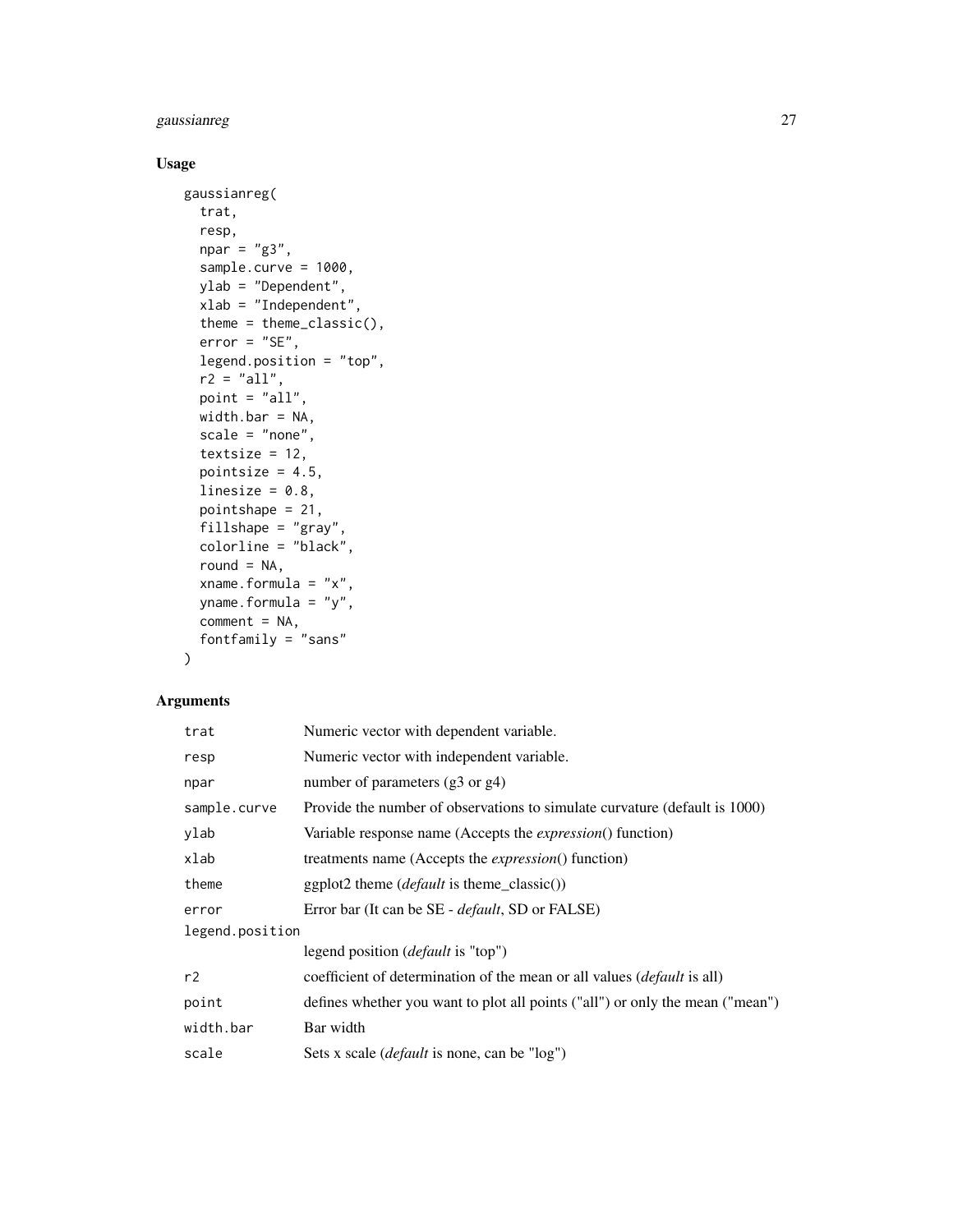## Usage

```
gaussianreg(
  trat,
  resp,
  npar = "g3",
  sample.curve = 1000,
  ylab = "Dependent",
  xlab = "Independent",
  theme = theme_classic(),
  error = "SE",
  legend.position = "top",
  r2 = "all",
  point = "all",
  width.bar = NA,
  scale = "none",
  textsize = 12,
  pointsize = 4.5,
  linesize = 0.8,
  pointshape = 21,
  fillshape = "gray",
  colorline = "black",
  round = NA,
  xname.formula = "x",
  yname.formula = "y",
  comment = NA,
  fontfamily = "sans"
)
```

## Arguments

| | |
|---|---|
| `trat` | Numeric vector with dependent variable. |
| `resp` | Numeric vector with independent variable. |
| `npar` | number of parameters (g3 or g4) |
| `sample.curve` | Provide the number of observations to simulate curvature (default is 1000) |
| `ylab` | Variable response name (Accepts the *expression*() function) |
| `xlab` | treatments name (Accepts the *expression*() function) |
| `theme` | ggplot2 theme (*default* is theme_classic()) |
| `error` | Error bar (It can be SE - *default*, SD or FALSE) |
| `legend.position` | legend position (*default* is "top") |
| `r2` | coefficient of determination of the mean or all values (*default* is all) |
| `point` | defines whether you want to plot all points ("all") or only the mean ("mean") |
| `width.bar` | Bar width |
| `scale` | Sets x scale (*default* is none, can be "log") |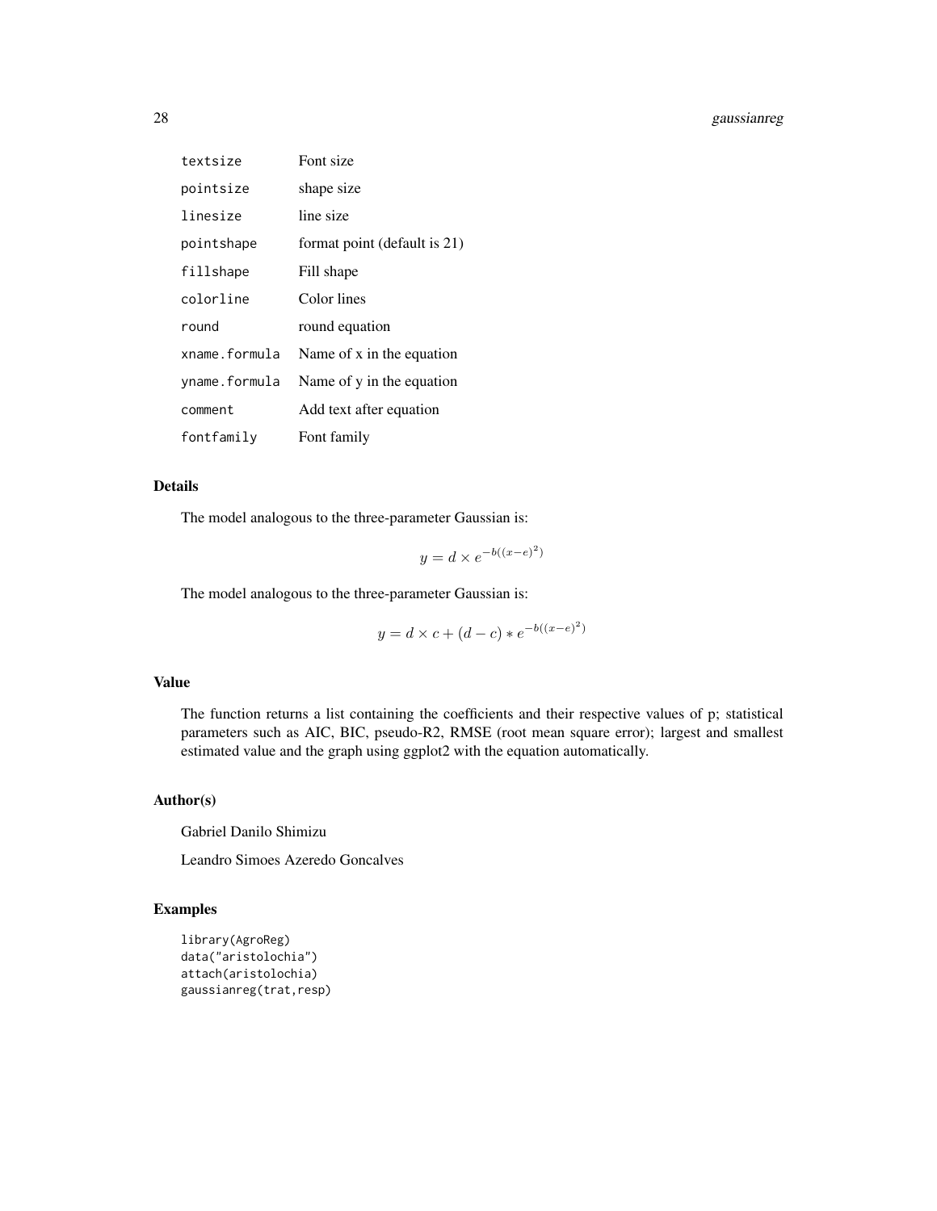| | |
|---|---|
| textsize | Font size |
| pointsize | shape size |
| linesize | line size |
| pointshape | format point (default is 21) |
| fillshape | Fill shape |
| colorline | Color lines |
| round | round equation |
| xname.formula | Name of x in the equation |
| yname.formula | Name of y in the equation |
| comment | Add text after equation |
| fontfamily | Font family |

## Details

The model analogous to the three-parameter Gaussian is:

$$y = d \times e^{-b((x-e)^2)}$$

The model analogous to the three-parameter Gaussian is:

$$y = d \times c + (d - c) * e^{-b((x-e)^2)}$$

## Value

The function returns a list containing the coefficients and their respective values of p; statistical parameters such as AIC, BIC, pseudo-R2, RMSE (root mean square error); largest and smallest estimated value and the graph using ggplot2 with the equation automatically.

## Author(s)

Gabriel Danilo Shimizu

Leandro Simoes Azeredo Goncalves

## Examples

```
library(AgroReg)
data("aristolochia")
attach(aristolochia)
gaussianreg(trat,resp)
```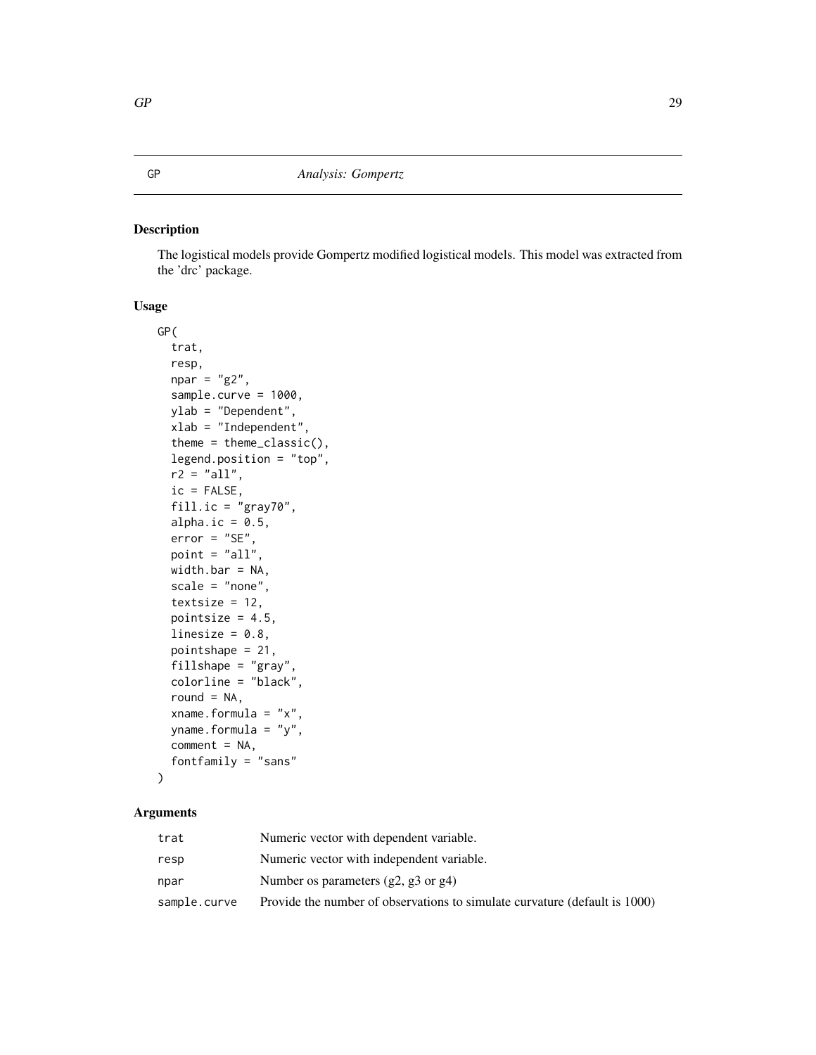GP *Analysis: Gompertz*

## Description

The logistical models provide Gompertz modified logistical models. This model was extracted from the 'drc' package.

## Usage

```
GP(
  trat,
  resp,
  npar = "g2",
  sample.curve = 1000,
  ylab = "Dependent",
  xlab = "Independent",
  theme = theme_classic(),
  legend.position = "top",
  r2 = "all",
  ic = FALSE,
  fill.ic = "gray70",
  alpha.ic = 0.5,
  error = "SE",
  point = "all",
  width.bar = NA,
  scale = "none",
  textsize = 12,
  pointsize = 4.5,
  linesize = 0.8,
  pointshape = 21,
  fillshape = "gray",
  colorline = "black",
  round = NA,
  xname.formula = "x",
  yname.formula = "y",
  comment = NA,
  fontfamily = "sans"
)
```

## Arguments

| | |
|---|---|
| trat | Numeric vector with dependent variable. |
| resp | Numeric vector with independent variable. |
| npar | Number os parameters (g2, g3 or g4) |
| sample.curve | Provide the number of observations to simulate curvature (default is 1000) |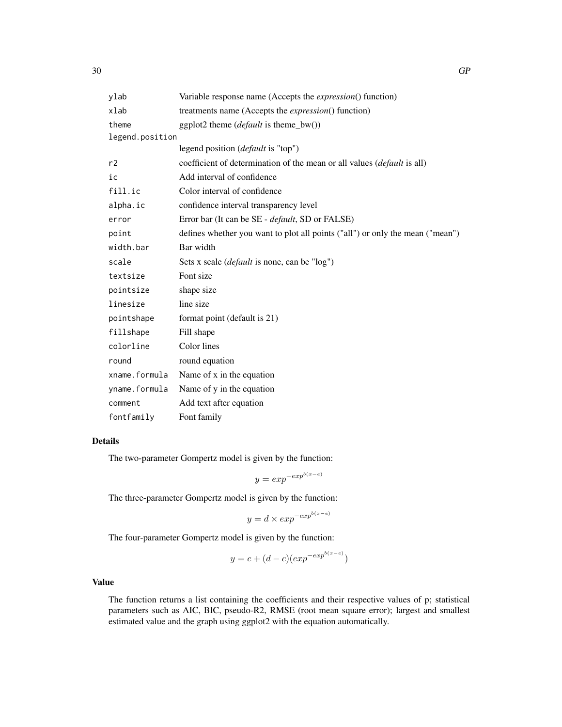| | |
|---|---|
| ylab | Variable response name (Accepts the *expression*() function) |
| xlab | treatments name (Accepts the *expression*() function) |
| theme | ggplot2 theme (*default* is theme_bw()) |
| legend.position | legend position (*default* is "top") |
| r2 | coefficient of determination of the mean or all values (*default* is all) |
| ic | Add interval of confidence |
| fill.ic | Color interval of confidence |
| alpha.ic | confidence interval transparency level |
| error | Error bar (It can be SE - *default*, SD or FALSE) |
| point | defines whether you want to plot all points ("all") or only the mean ("mean") |
| width.bar | Bar width |
| scale | Sets x scale (*default* is none, can be "log") |
| textsize | Font size |
| pointsize | shape size |
| linesize | line size |
| pointshape | format point (default is 21) |
| fillshape | Fill shape |
| colorline | Color lines |
| round | round equation |
| xname.formula | Name of x in the equation |
| yname.formula | Name of y in the equation |
| comment | Add text after equation |
| fontfamily | Font family |

## Details

The two-parameter Gompertz model is given by the function:

$$y = exp^{-exp^{b(x-e)}}$$

The three-parameter Gompertz model is given by the function:

$$y = d \times exp^{-exp^{b(x-e)}}$$

The four-parameter Gompertz model is given by the function:

$$y = c + (d - c)(exp^{-exp^{b(x-e)}})$$

## Value

The function returns a list containing the coefficients and their respective values of p; statistical parameters such as AIC, BIC, pseudo-R2, RMSE (root mean square error); largest and smallest estimated value and the graph using ggplot2 with the equation automatically.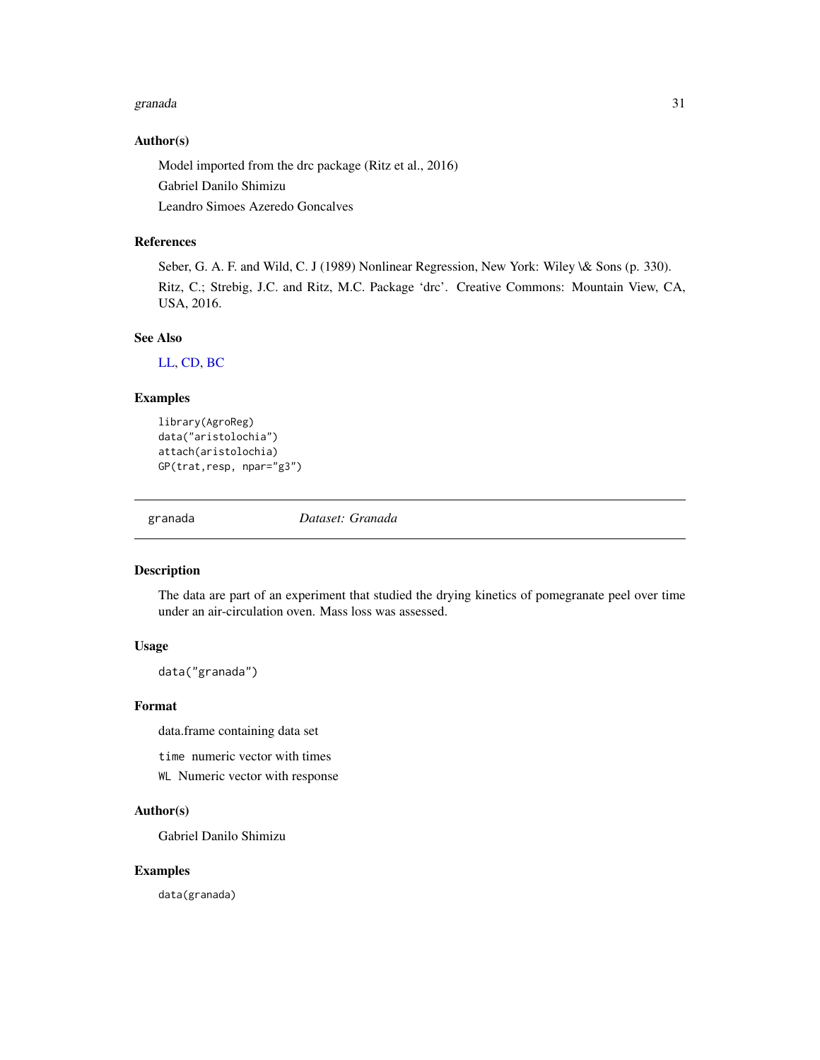### Author(s)

Model imported from the drc package (Ritz et al., 2016)

Gabriel Danilo Shimizu

Leandro Simoes Azeredo Goncalves

### References

Seber, G. A. F. and Wild, C. J (1989) Nonlinear Regression, New York: Wiley \& Sons (p. 330).

Ritz, C.; Strebig, J.C. and Ritz, M.C. Package 'drc'. Creative Commons: Mountain View, CA, USA, 2016.

### See Also

LL, CD, BC

### Examples

```
library(AgroReg)
data("aristolochia")
attach(aristolochia)
GP(trat,resp, npar="g3")
```

---

## granada — *Dataset: Granada*

### Description

The data are part of an experiment that studied the drying kinetics of pomegranate peel over time under an air-circulation oven. Mass loss was assessed.

### Usage

```
data("granada")
```

### Format

data.frame containing data set

`time` numeric vector with times

`WL` Numeric vector with response

### Author(s)

Gabriel Danilo Shimizu

### Examples

```
data(granada)
```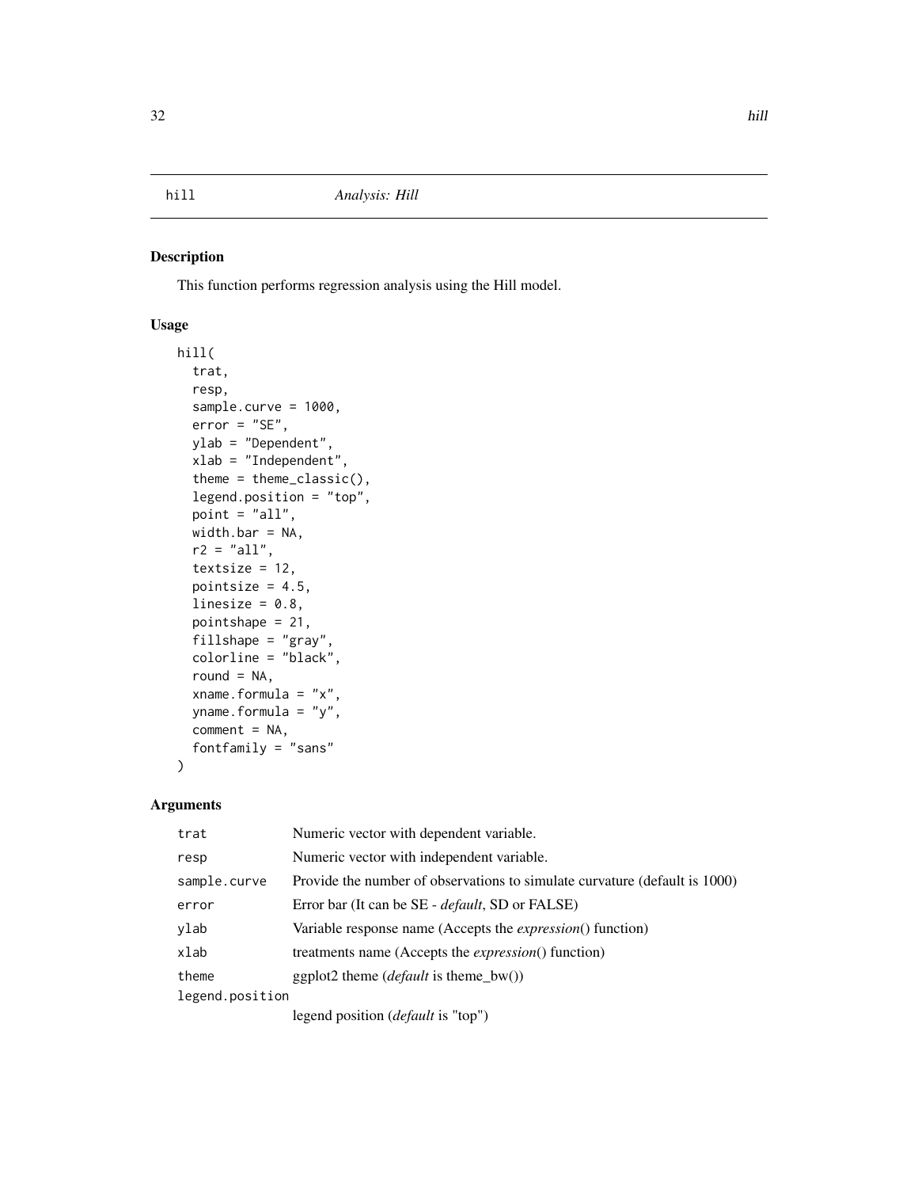# hill *Analysis: Hill*

## Description

This function performs regression analysis using the Hill model.

## Usage

```
hill(
  trat,
  resp,
  sample.curve = 1000,
  error = "SE",
  ylab = "Dependent",
  xlab = "Independent",
  theme = theme_classic(),
  legend.position = "top",
  point = "all",
  width.bar = NA,
  r2 = "all",
  textsize = 12,
  pointsize = 4.5,
  linesize = 0.8,
  pointshape = 21,
  fillshape = "gray",
  colorline = "black",
  round = NA,
  xname.formula = "x",
  yname.formula = "y",
  comment = NA,
  fontfamily = "sans"
)
```

## Arguments

| | |
|---|---|
| `trat` | Numeric vector with dependent variable. |
| `resp` | Numeric vector with independent variable. |
| `sample.curve` | Provide the number of observations to simulate curvature (default is 1000) |
| `error` | Error bar (It can be SE - *default*, SD or FALSE) |
| `ylab` | Variable response name (Accepts the *expression*() function) |
| `xlab` | treatments name (Accepts the *expression*() function) |
| `theme` | ggplot2 theme (*default* is theme_bw()) |
| `legend.position` | legend position (*default* is "top") |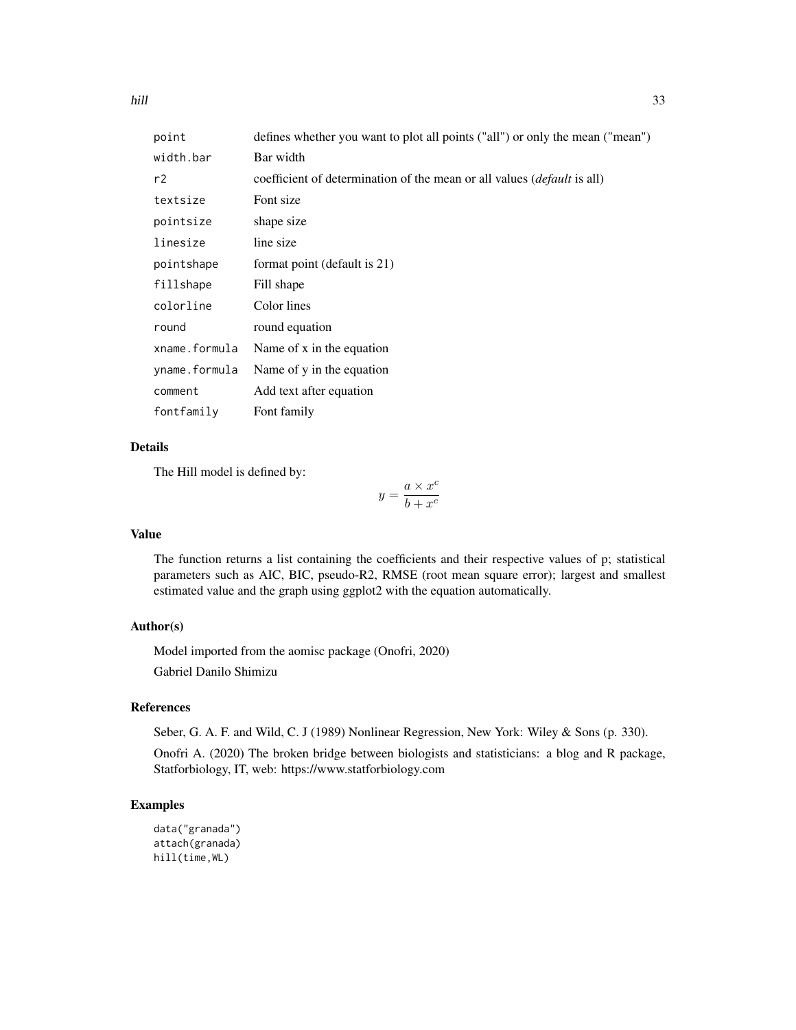| | |
|---|---|
| point | defines whether you want to plot all points ("all") or only the mean ("mean") |
| width.bar | Bar width |
| r2 | coefficient of determination of the mean or all values (*default* is all) |
| textsize | Font size |
| pointsize | shape size |
| linesize | line size |
| pointshape | format point (default is 21) |
| fillshape | Fill shape |
| colorline | Color lines |
| round | round equation |
| xname.formula | Name of x in the equation |
| yname.formula | Name of y in the equation |
| comment | Add text after equation |
| fontfamily | Font family |

### Details

The Hill model is defined by:

$$y = \frac{a \times x^c}{b + x^c}$$

### Value

The function returns a list containing the coefficients and their respective values of p; statistical parameters such as AIC, BIC, pseudo-R2, RMSE (root mean square error); largest and smallest estimated value and the graph using ggplot2 with the equation automatically.

### Author(s)

Model imported from the aomisc package (Onofri, 2020)

Gabriel Danilo Shimizu

### References

Seber, G. A. F. and Wild, C. J (1989) Nonlinear Regression, New York: Wiley & Sons (p. 330).

Onofri A. (2020) The broken bridge between biologists and statisticians: a blog and R package, Statforbiology, IT, web: https://www.statforbiology.com

### Examples

```
data("granada")
attach(granada)
hill(time,WL)
```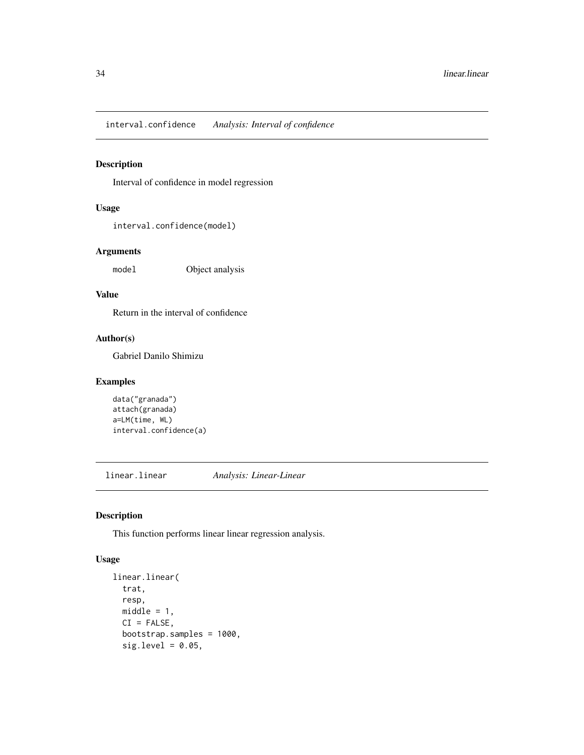interval.confidence *Analysis: Interval of confidence*

### Description

Interval of confidence in model regression

### Usage

```
interval.confidence(model)
```

### Arguments

model    Object analysis

### Value

Return in the interval of confidence

### Author(s)

Gabriel Danilo Shimizu

### Examples

```
data("granada")
attach(granada)
a=LM(time, WL)
interval.confidence(a)
```

---

linear.linear *Analysis: Linear-Linear*

### Description

This function performs linear linear regression analysis.

### Usage

```
linear.linear(
  trat,
  resp,
  middle = 1,
  CI = FALSE,
  bootstrap.samples = 1000,
  sig.level = 0.05,
```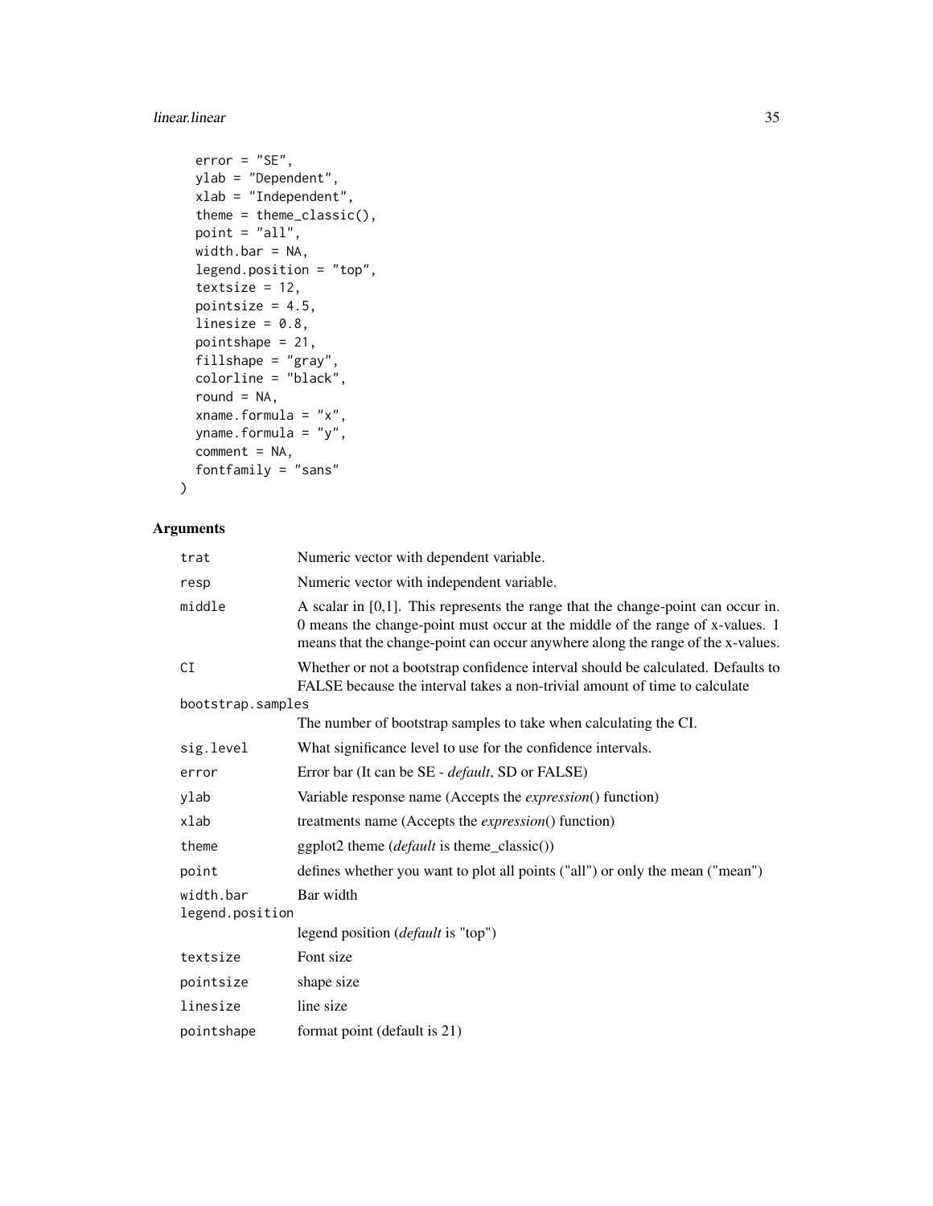```
  error = "SE",
  ylab = "Dependent",
  xlab = "Independent",
  theme = theme_classic(),
  point = "all",
  width.bar = NA,
  legend.position = "top",
  textsize = 12,
  pointsize = 4.5,
  linesize = 0.8,
  pointshape = 21,
  fillshape = "gray",
  colorline = "black",
  round = NA,
  xname.formula = "x",
  yname.formula = "y",
  comment = NA,
  fontfamily = "sans"
)
```

## Arguments

| | |
|---|---|
| `trat` | Numeric vector with dependent variable. |
| `resp` | Numeric vector with independent variable. |
| `middle` | A scalar in [0,1]. This represents the range that the change-point can occur in. 0 means the change-point must occur at the middle of the range of x-values. 1 means that the change-point can occur anywhere along the range of the x-values. |
| `CI` | Whether or not a bootstrap confidence interval should be calculated. Defaults to FALSE because the interval takes a non-trivial amount of time to calculate |
| `bootstrap.samples` | The number of bootstrap samples to take when calculating the CI. |
| `sig.level` | What significance level to use for the confidence intervals. |
| `error` | Error bar (It can be SE - *default*, SD or FALSE) |
| `ylab` | Variable response name (Accepts the *expression*() function) |
| `xlab` | treatments name (Accepts the *expression*() function) |
| `theme` | ggplot2 theme (*default* is theme_classic()) |
| `point` | defines whether you want to plot all points ("all") or only the mean ("mean") |
| `width.bar` | Bar width |
| `legend.position` | legend position (*default* is "top") |
| `textsize` | Font size |
| `pointsize` | shape size |
| `linesize` | line size |
| `pointshape` | format point (default is 21) |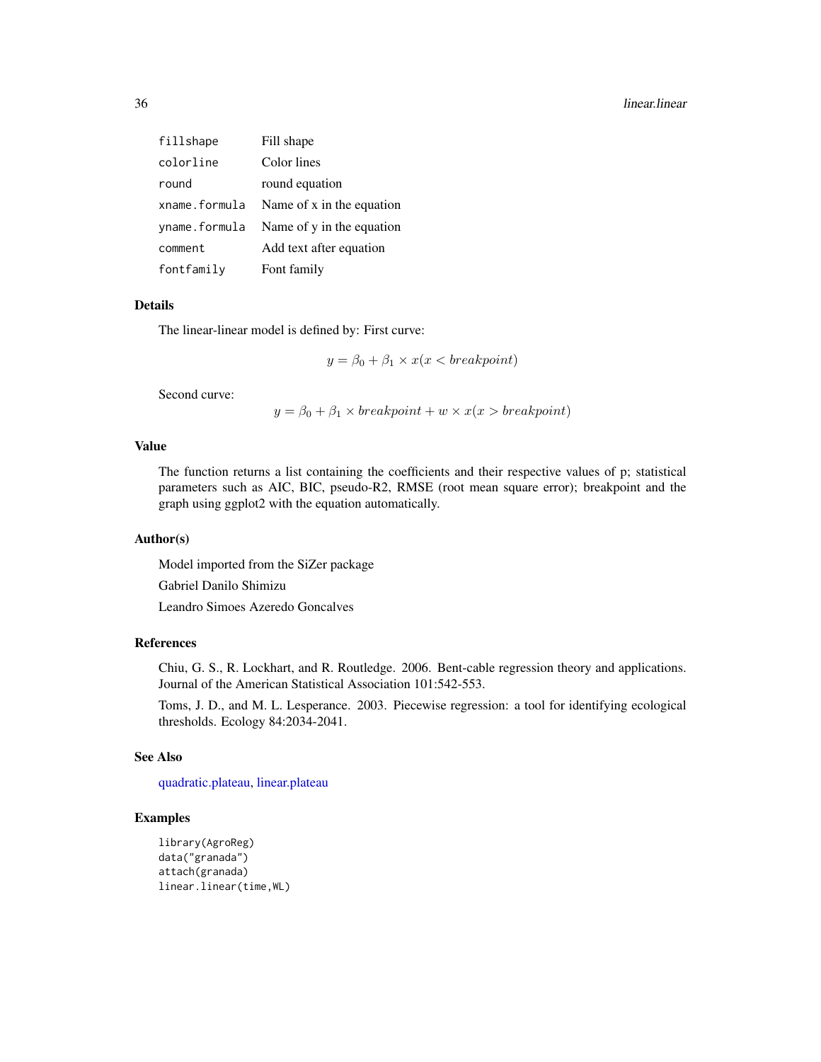| | |
|---|---|
| fillshape | Fill shape |
| colorline | Color lines |
| round | round equation |
| xname.formula | Name of x in the equation |
| yname.formula | Name of y in the equation |
| comment | Add text after equation |
| fontfamily | Font family |

## Details

The linear-linear model is defined by: First curve:

$$y = \beta_0 + \beta_1 \times x(x < breakpoint)$$

Second curve:

$$y = \beta_0 + \beta_1 \times breakpoint + w \times x(x > breakpoint)$$

## Value

The function returns a list containing the coefficients and their respective values of p; statistical parameters such as AIC, BIC, pseudo-R2, RMSE (root mean square error); breakpoint and the graph using ggplot2 with the equation automatically.

## Author(s)

Model imported from the SiZer package

Gabriel Danilo Shimizu

Leandro Simoes Azeredo Goncalves

## References

Chiu, G. S., R. Lockhart, and R. Routledge. 2006. Bent-cable regression theory and applications. Journal of the American Statistical Association 101:542-553.

Toms, J. D., and M. L. Lesperance. 2003. Piecewise regression: a tool for identifying ecological thresholds. Ecology 84:2034-2041.

## See Also

quadratic.plateau, linear.plateau

## Examples

```
library(AgroReg)
data("granada")
attach(granada)
linear.linear(time,WL)
```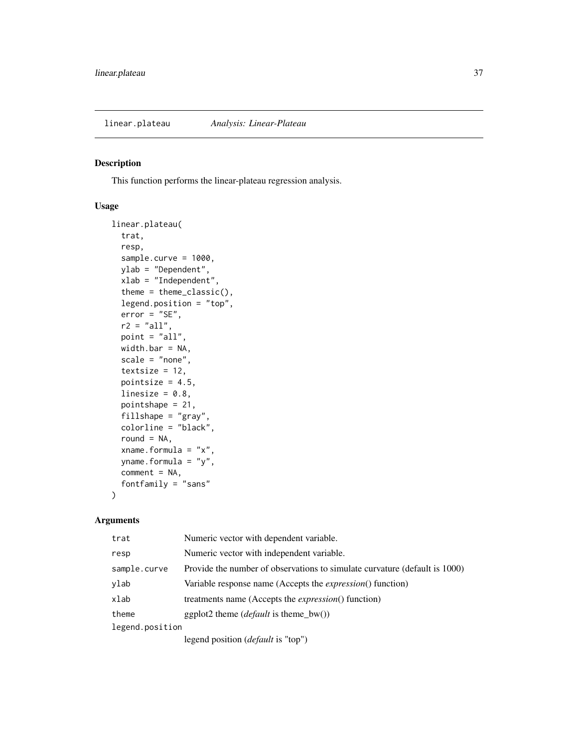## linear.plateau *Analysis: Linear-Plateau*

### Description

This function performs the linear-plateau regression analysis.

### Usage

```
linear.plateau(
  trat,
  resp,
  sample.curve = 1000,
  ylab = "Dependent",
  xlab = "Independent",
  theme = theme_classic(),
  legend.position = "top",
  error = "SE",
  r2 = "all",
  point = "all",
  width.bar = NA,
  scale = "none",
  textsize = 12,
  pointsize = 4.5,
  linesize = 0.8,
  pointshape = 21,
  fillshape = "gray",
  colorline = "black",
  round = NA,
  xname.formula = "x",
  yname.formula = "y",
  comment = NA,
  fontfamily = "sans"
)
```

### Arguments

| | |
|---|---|
| `trat` | Numeric vector with dependent variable. |
| `resp` | Numeric vector with independent variable. |
| `sample.curve` | Provide the number of observations to simulate curvature (default is 1000) |
| `ylab` | Variable response name (Accepts the *expression*() function) |
| `xlab` | treatments name (Accepts the *expression*() function) |
| `theme` | ggplot2 theme (*default* is theme_bw()) |
| `legend.position` | legend position (*default* is "top") |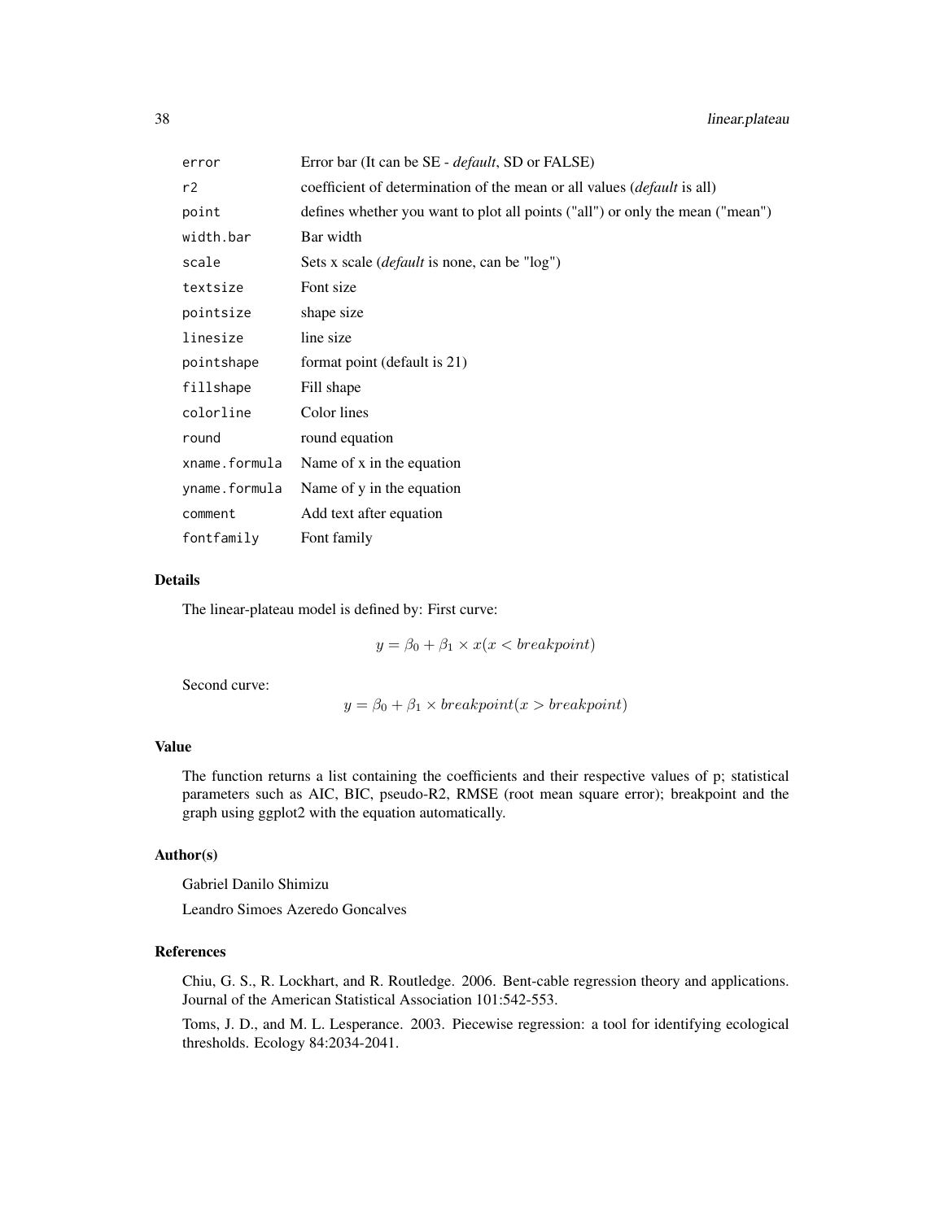| | |
|---|---|
| error | Error bar (It can be SE - *default*, SD or FALSE) |
| r2 | coefficient of determination of the mean or all values (*default* is all) |
| point | defines whether you want to plot all points ("all") or only the mean ("mean") |
| width.bar | Bar width |
| scale | Sets x scale (*default* is none, can be "log") |
| textsize | Font size |
| pointsize | shape size |
| linesize | line size |
| pointshape | format point (default is 21) |
| fillshape | Fill shape |
| colorline | Color lines |
| round | round equation |
| xname.formula | Name of x in the equation |
| yname.formula | Name of y in the equation |
| comment | Add text after equation |
| fontfamily | Font family |

### Details

The linear-plateau model is defined by: First curve:

$$y = \beta_0 + \beta_1 \times x(x < breakpoint)$$

Second curve:

$$y = \beta_0 + \beta_1 \times breakpoint(x > breakpoint)$$

### Value

The function returns a list containing the coefficients and their respective values of p; statistical parameters such as AIC, BIC, pseudo-R2, RMSE (root mean square error); breakpoint and the graph using ggplot2 with the equation automatically.

### Author(s)

Gabriel Danilo Shimizu

Leandro Simoes Azeredo Goncalves

### References

Chiu, G. S., R. Lockhart, and R. Routledge. 2006. Bent-cable regression theory and applications. Journal of the American Statistical Association 101:542-553.

Toms, J. D., and M. L. Lesperance. 2003. Piecewise regression: a tool for identifying ecological thresholds. Ecology 84:2034-2041.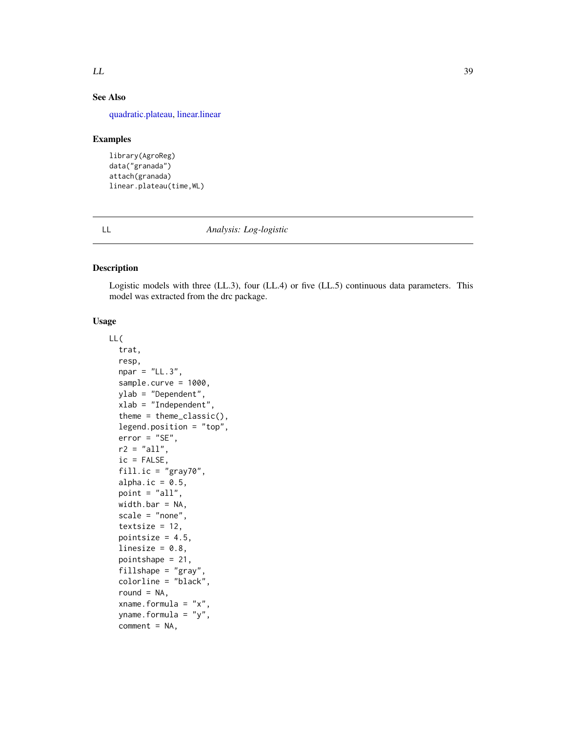## See Also

quadratic.plateau, linear.linear

## Examples

```
library(AgroReg)
data("granada")
attach(granada)
linear.plateau(time,WL)
```

---

# LL — *Analysis: Log-logistic*

## Description

Logistic models with three (LL.3), four (LL.4) or five (LL.5) continuous data parameters. This model was extracted from the drc package.

## Usage

```
LL(
  trat,
  resp,
  npar = "LL.3",
  sample.curve = 1000,
  ylab = "Dependent",
  xlab = "Independent",
  theme = theme_classic(),
  legend.position = "top",
  error = "SE",
  r2 = "all",
  ic = FALSE,
  fill.ic = "gray70",
  alpha.ic = 0.5,
  point = "all",
  width.bar = NA,
  scale = "none",
  textsize = 12,
  pointsize = 4.5,
  linesize = 0.8,
  pointshape = 21,
  fillshape = "gray",
  colorline = "black",
  round = NA,
  xname.formula = "x",
  yname.formula = "y",
  comment = NA,
```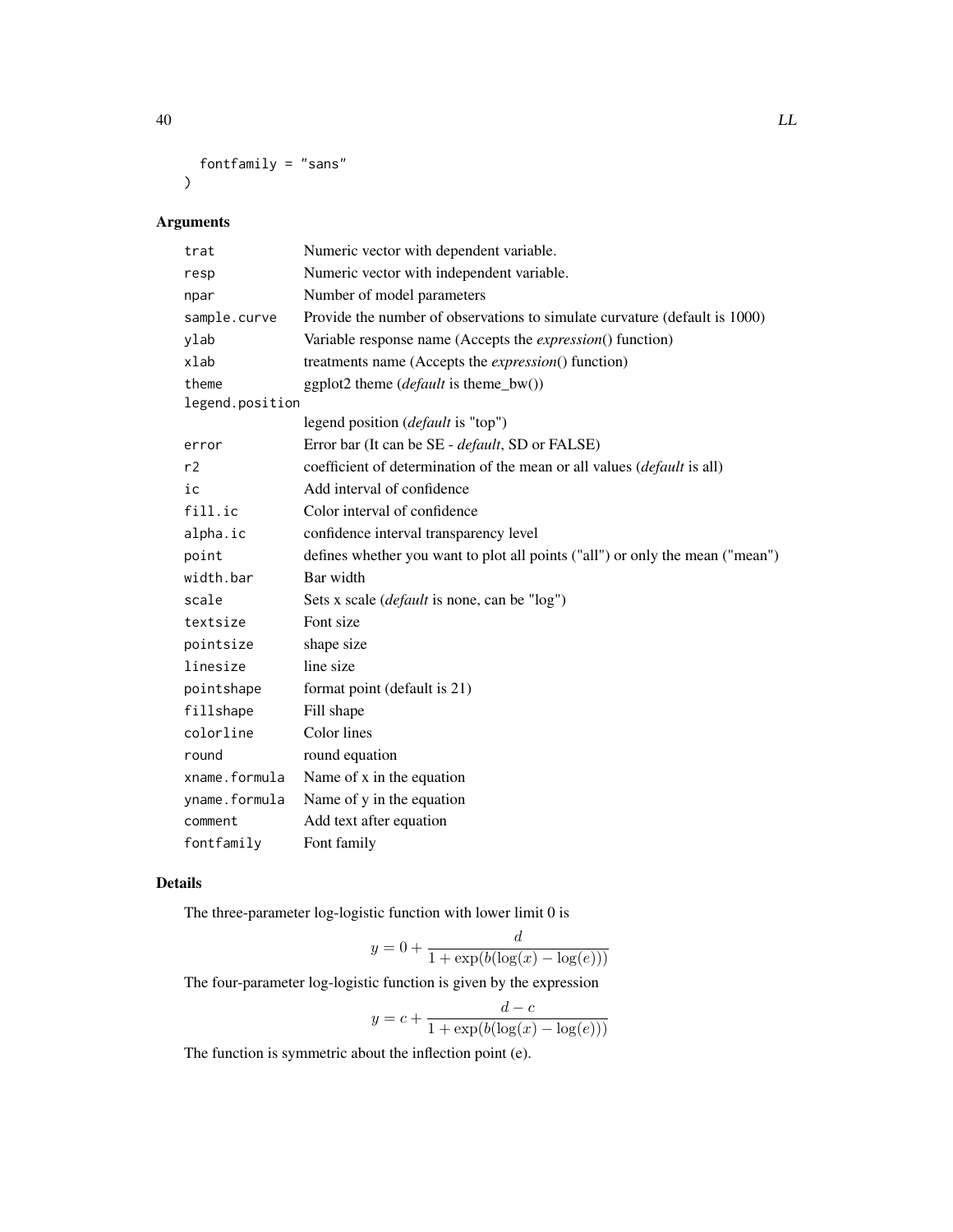```
  fontfamily = "sans"
)
```

## Arguments

| | |
|---|---|
| trat | Numeric vector with dependent variable. |
| resp | Numeric vector with independent variable. |
| npar | Number of model parameters |
| sample.curve | Provide the number of observations to simulate curvature (default is 1000) |
| ylab | Variable response name (Accepts the *expression*() function) |
| xlab | treatments name (Accepts the *expression*() function) |
| theme | ggplot2 theme (*default* is theme_bw()) |
| legend.position | legend position (*default* is "top") |
| error | Error bar (It can be SE - *default*, SD or FALSE) |
| r2 | coefficient of determination of the mean or all values (*default* is all) |
| ic | Add interval of confidence |
| fill.ic | Color interval of confidence |
| alpha.ic | confidence interval transparency level |
| point | defines whether you want to plot all points ("all") or only the mean ("mean") |
| width.bar | Bar width |
| scale | Sets x scale (*default* is none, can be "log") |
| textsize | Font size |
| pointsize | shape size |
| linesize | line size |
| pointshape | format point (default is 21) |
| fillshape | Fill shape |
| colorline | Color lines |
| round | round equation |
| xname.formula | Name of x in the equation |
| yname.formula | Name of y in the equation |
| comment | Add text after equation |
| fontfamily | Font family |

## Details

The three-parameter log-logistic function with lower limit 0 is

$$y = 0 + \frac{d}{1 + \exp(b(\log(x) - \log(e)))}$$

The four-parameter log-logistic function is given by the expression

$$y = c + \frac{d - c}{1 + \exp(b(\log(x) - \log(e)))}$$

The function is symmetric about the inflection point (e).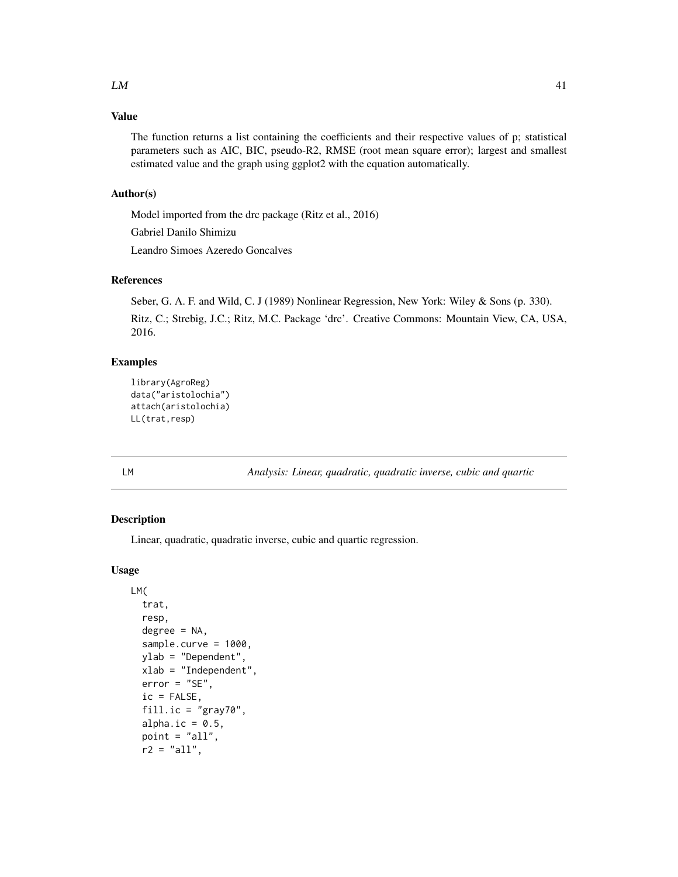### Value

The function returns a list containing the coefficients and their respective values of p; statistical parameters such as AIC, BIC, pseudo-R2, RMSE (root mean square error); largest and smallest estimated value and the graph using ggplot2 with the equation automatically.

### Author(s)

Model imported from the drc package (Ritz et al., 2016)

Gabriel Danilo Shimizu

Leandro Simoes Azeredo Goncalves

### References

Seber, G. A. F. and Wild, C. J (1989) Nonlinear Regression, New York: Wiley & Sons (p. 330).

Ritz, C.; Strebig, J.C.; Ritz, M.C. Package 'drc'. Creative Commons: Mountain View, CA, USA, 2016.

### Examples

```
library(AgroReg)
data("aristolochia")
attach(aristolochia)
LL(trat,resp)
```

---

## LM — *Analysis: Linear, quadratic, quadratic inverse, cubic and quartic*

### Description

Linear, quadratic, quadratic inverse, cubic and quartic regression.

### Usage

```
LM(
  trat,
  resp,
  degree = NA,
  sample.curve = 1000,
  ylab = "Dependent",
  xlab = "Independent",
  error = "SE",
  ic = FALSE,
  fill.ic = "gray70",
  alpha.ic = 0.5,
  point = "all",
  r2 = "all",
```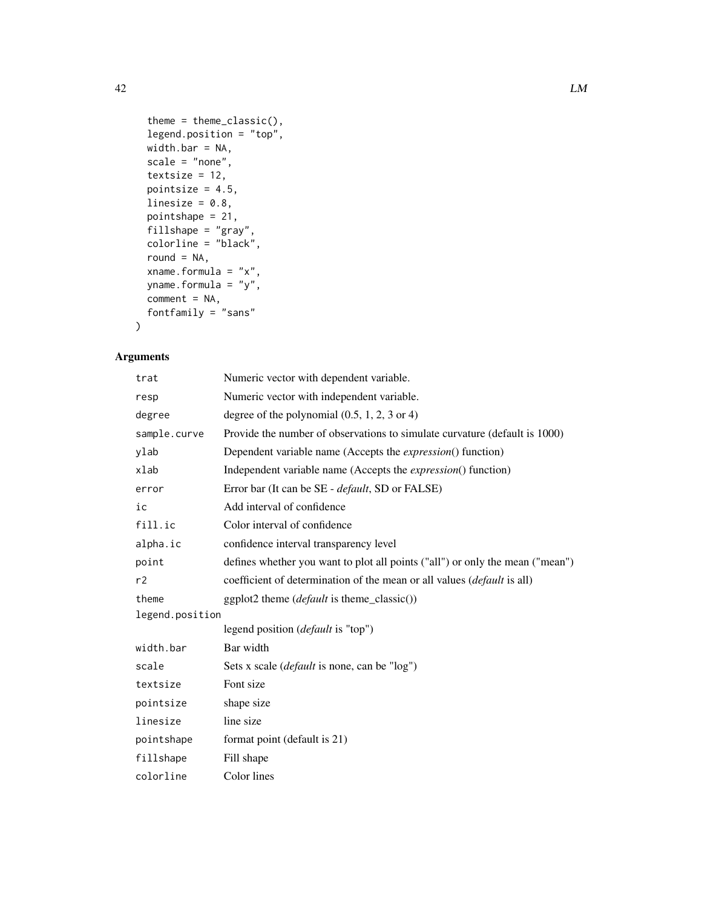```
  theme = theme_classic(),
  legend.position = "top",
  width.bar = NA,
  scale = "none",
  textsize = 12,
  pointsize = 4.5,
  linesize = 0.8,
  pointshape = 21,
  fillshape = "gray",
  colorline = "black",
  round = NA,
  xname.formula = "x",
  yname.formula = "y",
  comment = NA,
  fontfamily = "sans"
)
```

## Arguments

| | |
|---|---|
| `trat` | Numeric vector with dependent variable. |
| `resp` | Numeric vector with independent variable. |
| `degree` | degree of the polynomial (0.5, 1, 2, 3 or 4) |
| `sample.curve` | Provide the number of observations to simulate curvature (default is 1000) |
| `ylab` | Dependent variable name (Accepts the *expression*() function) |
| `xlab` | Independent variable name (Accepts the *expression*() function) |
| `error` | Error bar (It can be SE - *default*, SD or FALSE) |
| `ic` | Add interval of confidence |
| `fill.ic` | Color interval of confidence |
| `alpha.ic` | confidence interval transparency level |
| `point` | defines whether you want to plot all points ("all") or only the mean ("mean") |
| `r2` | coefficient of determination of the mean or all values (*default* is all) |
| `theme` | ggplot2 theme (*default* is theme_classic()) |
| `legend.position` | legend position (*default* is "top") |
| `width.bar` | Bar width |
| `scale` | Sets x scale (*default* is none, can be "log") |
| `textsize` | Font size |
| `pointsize` | shape size |
| `linesize` | line size |
| `pointshape` | format point (default is 21) |
| `fillshape` | Fill shape |
| `colorline` | Color lines |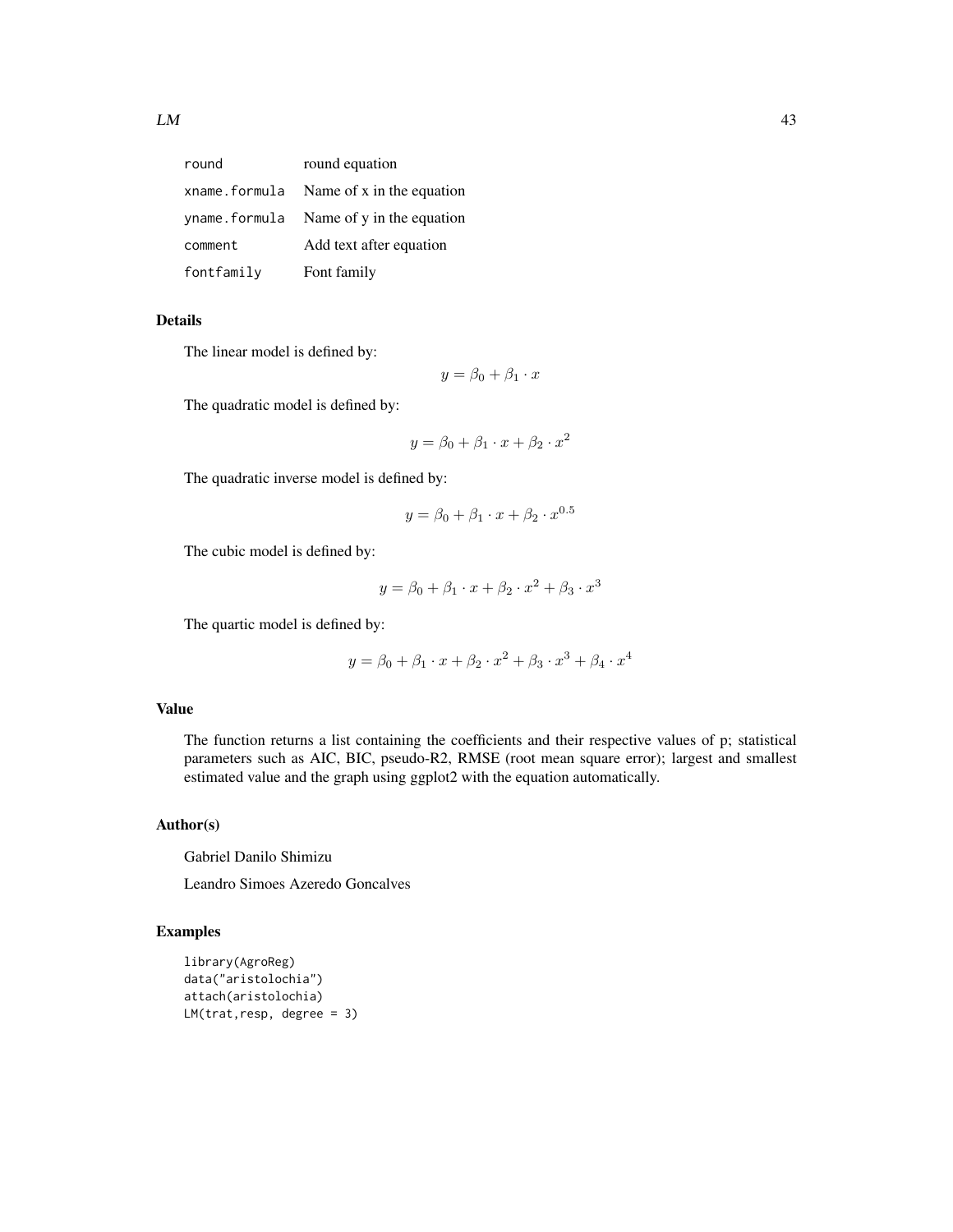| | |
|---|---|
| round | round equation |
| xname.formula | Name of x in the equation |
| yname.formula | Name of y in the equation |
| comment | Add text after equation |
| fontfamily | Font family |

### Details

The linear model is defined by:

$$y = \beta_0 + \beta_1 \cdot x$$

The quadratic model is defined by:

$$y = \beta_0 + \beta_1 \cdot x + \beta_2 \cdot x^2$$

The quadratic inverse model is defined by:

$$y = \beta_0 + \beta_1 \cdot x + \beta_2 \cdot x^{0.5}$$

The cubic model is defined by:

$$y = \beta_0 + \beta_1 \cdot x + \beta_2 \cdot x^2 + \beta_3 \cdot x^3$$

The quartic model is defined by:

$$y = \beta_0 + \beta_1 \cdot x + \beta_2 \cdot x^2 + \beta_3 \cdot x^3 + \beta_4 \cdot x^4$$

### Value

The function returns a list containing the coefficients and their respective values of p; statistical parameters such as AIC, BIC, pseudo-R2, RMSE (root mean square error); largest and smallest estimated value and the graph using ggplot2 with the equation automatically.

### Author(s)

Gabriel Danilo Shimizu

Leandro Simoes Azeredo Goncalves

### Examples

```
library(AgroReg)
data("aristolochia")
attach(aristolochia)
LM(trat,resp, degree = 3)
```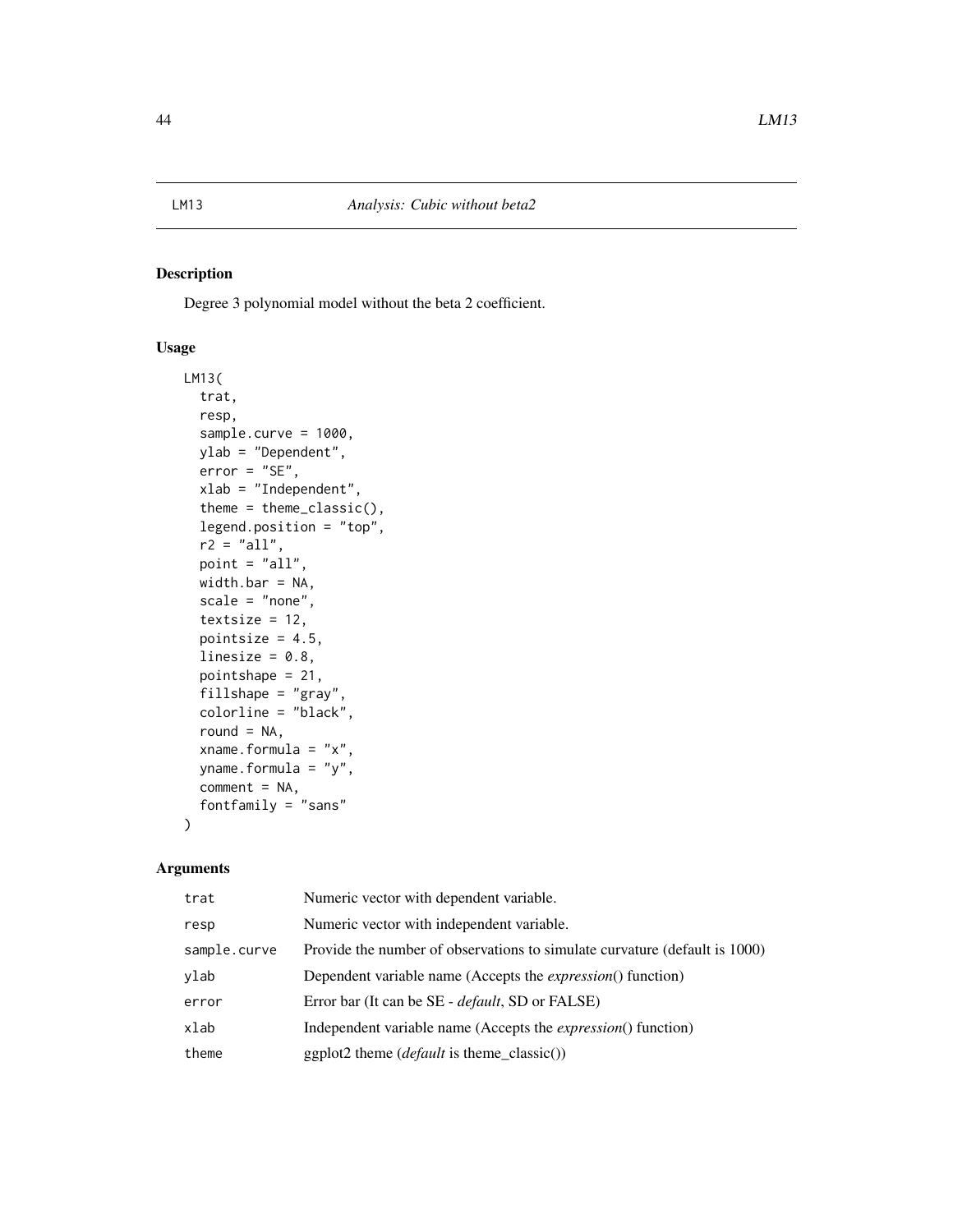LM13 *Analysis: Cubic without beta2*

## Description

Degree 3 polynomial model without the beta 2 coefficient.

## Usage

```
LM13(
  trat,
  resp,
  sample.curve = 1000,
  ylab = "Dependent",
  error = "SE",
  xlab = "Independent",
  theme = theme_classic(),
  legend.position = "top",
  r2 = "all",
  point = "all",
  width.bar = NA,
  scale = "none",
  textsize = 12,
  pointsize = 4.5,
  linesize = 0.8,
  pointshape = 21,
  fillshape = "gray",
  colorline = "black",
  round = NA,
  xname.formula = "x",
  yname.formula = "y",
  comment = NA,
  fontfamily = "sans"
)
```

## Arguments

| | |
|---|---|
| trat | Numeric vector with dependent variable. |
| resp | Numeric vector with independent variable. |
| sample.curve | Provide the number of observations to simulate curvature (default is 1000) |
| ylab | Dependent variable name (Accepts the *expression*() function) |
| error | Error bar (It can be SE - *default*, SD or FALSE) |
| xlab | Independent variable name (Accepts the *expression*() function) |
| theme | ggplot2 theme (*default* is theme_classic()) |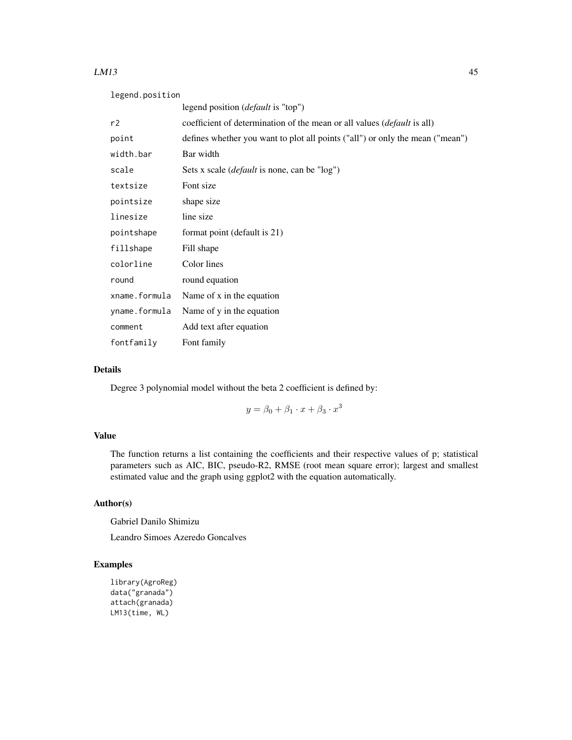| | |
|---|---|
| legend.position | legend position (*default* is "top") |
| r2 | coefficient of determination of the mean or all values (*default* is all) |
| point | defines whether you want to plot all points ("all") or only the mean ("mean") |
| width.bar | Bar width |
| scale | Sets x scale (*default* is none, can be "log") |
| textsize | Font size |
| pointsize | shape size |
| linesize | line size |
| pointshape | format point (default is 21) |
| fillshape | Fill shape |
| colorline | Color lines |
| round | round equation |
| xname.formula | Name of x in the equation |
| yname.formula | Name of y in the equation |
| comment | Add text after equation |
| fontfamily | Font family |

## Details

Degree 3 polynomial model without the beta 2 coefficient is defined by:

$$y = \beta_0 + \beta_1 \cdot x + \beta_3 \cdot x^3$$

## Value

The function returns a list containing the coefficients and their respective values of p; statistical parameters such as AIC, BIC, pseudo-R2, RMSE (root mean square error); largest and smallest estimated value and the graph using ggplot2 with the equation automatically.

## Author(s)

Gabriel Danilo Shimizu

Leandro Simoes Azeredo Goncalves

## Examples

```
library(AgroReg)
data("granada")
attach(granada)
LM13(time, WL)
```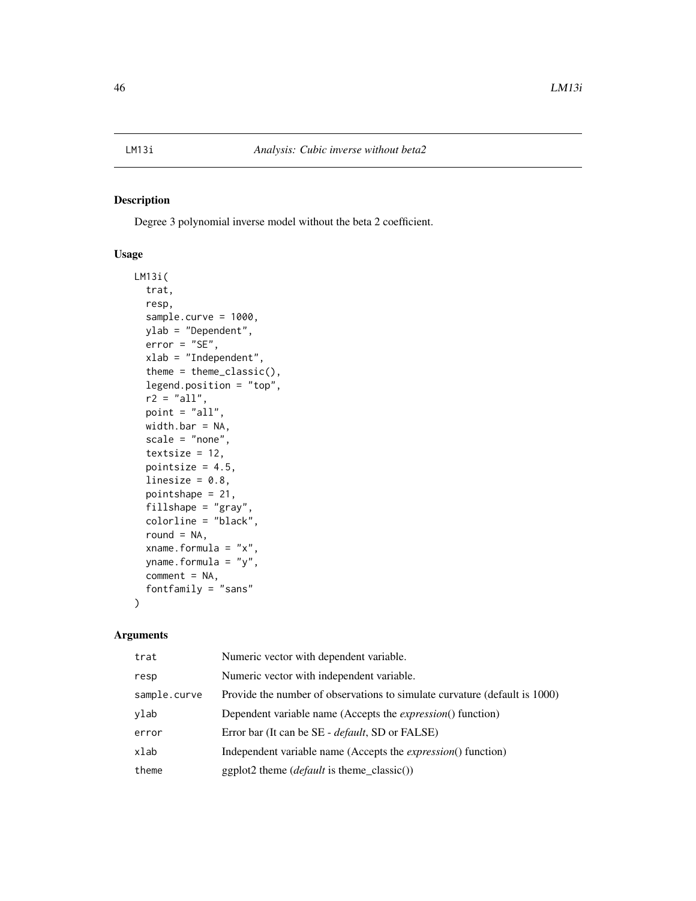LM13i *Analysis: Cubic inverse without beta2*

## Description

Degree 3 polynomial inverse model without the beta 2 coefficient.

## Usage

```
LM13i(
  trat,
  resp,
  sample.curve = 1000,
  ylab = "Dependent",
  error = "SE",
  xlab = "Independent",
  theme = theme_classic(),
  legend.position = "top",
  r2 = "all",
  point = "all",
  width.bar = NA,
  scale = "none",
  textsize = 12,
  pointsize = 4.5,
  linesize = 0.8,
  pointshape = 21,
  fillshape = "gray",
  colorline = "black",
  round = NA,
  xname.formula = "x",
  yname.formula = "y",
  comment = NA,
  fontfamily = "sans"
)
```

## Arguments

| | |
|---|---|
| trat | Numeric vector with dependent variable. |
| resp | Numeric vector with independent variable. |
| sample.curve | Provide the number of observations to simulate curvature (default is 1000) |
| ylab | Dependent variable name (Accepts the *expression*() function) |
| error | Error bar (It can be SE - *default*, SD or FALSE) |
| xlab | Independent variable name (Accepts the *expression*() function) |
| theme | ggplot2 theme (*default* is theme_classic()) |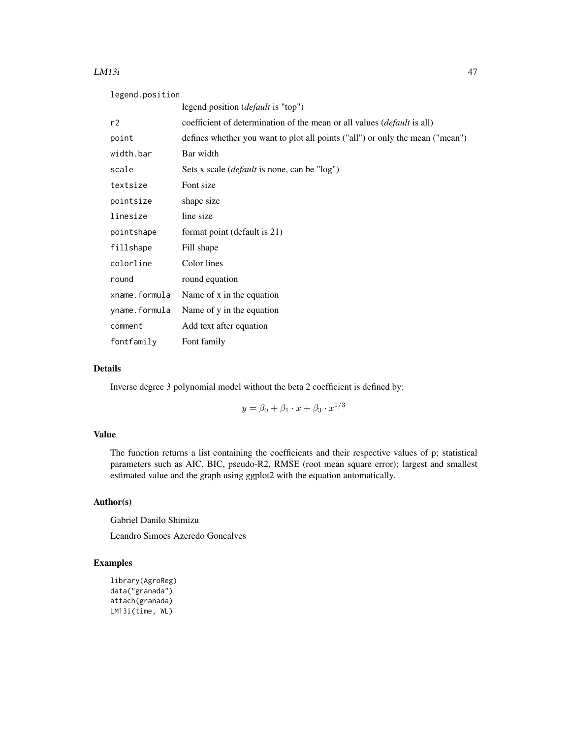| | |
|---|---|
| `legend.position` | legend position (*default* is "top") |
| `r2` | coefficient of determination of the mean or all values (*default* is all) |
| `point` | defines whether you want to plot all points ("all") or only the mean ("mean") |
| `width.bar` | Bar width |
| `scale` | Sets x scale (*default* is none, can be "log") |
| `textsize` | Font size |
| `pointsize` | shape size |
| `linesize` | line size |
| `pointshape` | format point (default is 21) |
| `fillshape` | Fill shape |
| `colorline` | Color lines |
| `round` | round equation |
| `xname.formula` | Name of x in the equation |
| `yname.formula` | Name of y in the equation |
| `comment` | Add text after equation |
| `fontfamily` | Font family |

## Details

Inverse degree 3 polynomial model without the beta 2 coefficient is defined by:

$$y = \beta_0 + \beta_1 \cdot x + \beta_3 \cdot x^{1/3}$$

## Value

The function returns a list containing the coefficients and their respective values of p; statistical parameters such as AIC, BIC, pseudo-R2, RMSE (root mean square error); largest and smallest estimated value and the graph using ggplot2 with the equation automatically.

## Author(s)

Gabriel Danilo Shimizu

Leandro Simoes Azeredo Goncalves

## Examples

```
library(AgroReg)
data("granada")
attach(granada)
LM13i(time, WL)
```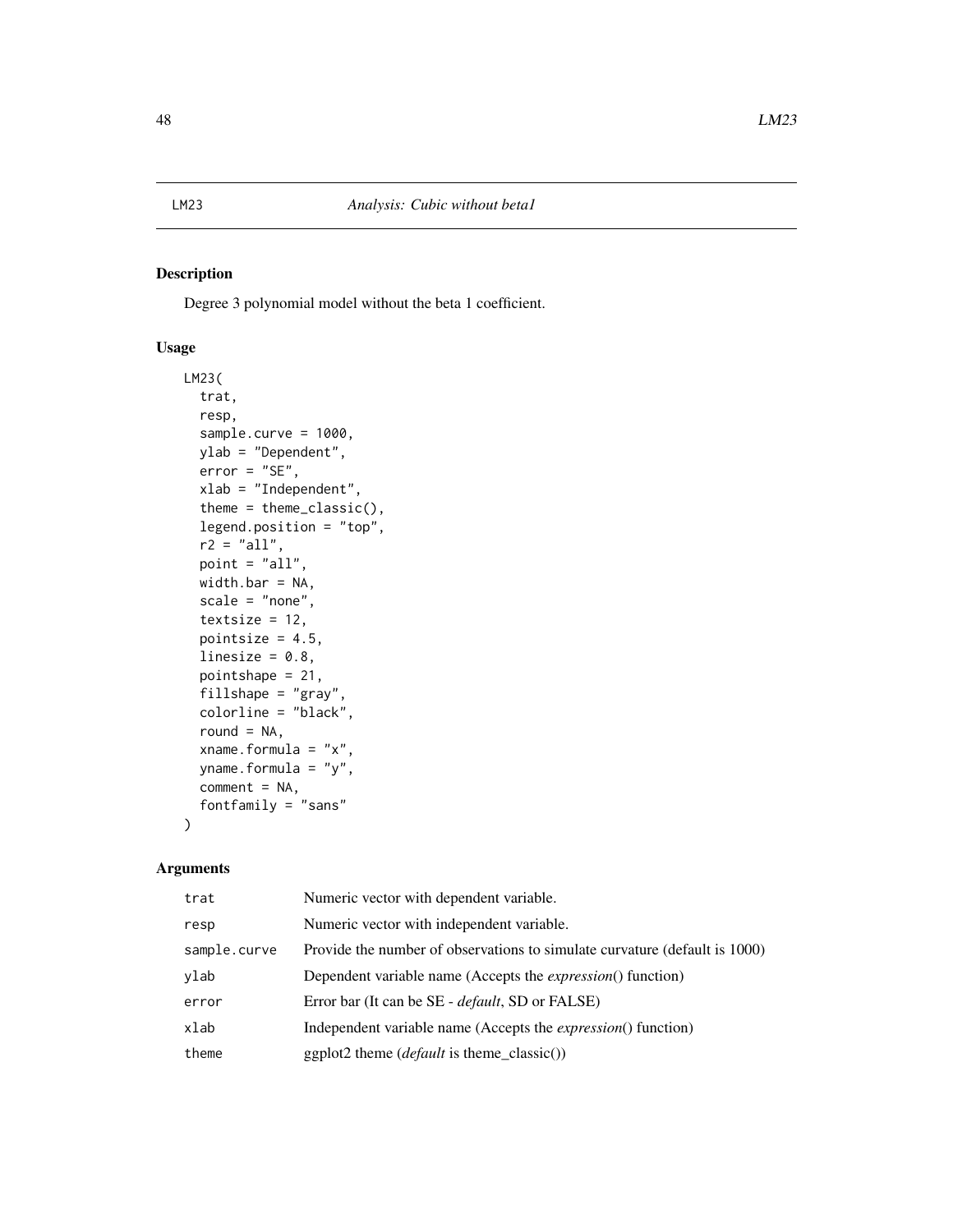LM23 *Analysis: Cubic without beta1*

## Description

Degree 3 polynomial model without the beta 1 coefficient.

## Usage

```
LM23(
  trat,
  resp,
  sample.curve = 1000,
  ylab = "Dependent",
  error = "SE",
  xlab = "Independent",
  theme = theme_classic(),
  legend.position = "top",
  r2 = "all",
  point = "all",
  width.bar = NA,
  scale = "none",
  textsize = 12,
  pointsize = 4.5,
  linesize = 0.8,
  pointshape = 21,
  fillshape = "gray",
  colorline = "black",
  round = NA,
  xname.formula = "x",
  yname.formula = "y",
  comment = NA,
  fontfamily = "sans"
)
```

## Arguments

| | |
|---|---|
| trat | Numeric vector with dependent variable. |
| resp | Numeric vector with independent variable. |
| sample.curve | Provide the number of observations to simulate curvature (default is 1000) |
| ylab | Dependent variable name (Accepts the *expression*() function) |
| error | Error bar (It can be SE - *default*, SD or FALSE) |
| xlab | Independent variable name (Accepts the *expression*() function) |
| theme | ggplot2 theme (*default* is theme_classic()) |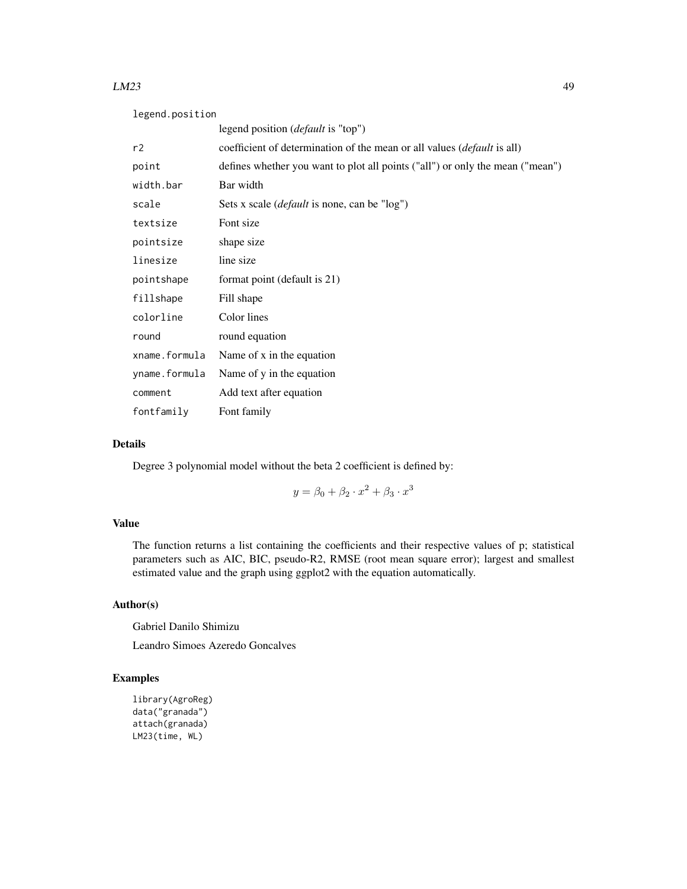| | |
|---|---|
| legend.position | legend position (*default* is "top") |
| r2 | coefficient of determination of the mean or all values (*default* is all) |
| point | defines whether you want to plot all points ("all") or only the mean ("mean") |
| width.bar | Bar width |
| scale | Sets x scale (*default* is none, can be "log") |
| textsize | Font size |
| pointsize | shape size |
| linesize | line size |
| pointshape | format point (default is 21) |
| fillshape | Fill shape |
| colorline | Color lines |
| round | round equation |
| xname.formula | Name of x in the equation |
| yname.formula | Name of y in the equation |
| comment | Add text after equation |
| fontfamily | Font family |

## Details

Degree 3 polynomial model without the beta 2 coefficient is defined by:

$$y = \beta_0 + \beta_2 \cdot x^2 + \beta_3 \cdot x^3$$

## Value

The function returns a list containing the coefficients and their respective values of p; statistical parameters such as AIC, BIC, pseudo-R2, RMSE (root mean square error); largest and smallest estimated value and the graph using ggplot2 with the equation automatically.

## Author(s)

Gabriel Danilo Shimizu

Leandro Simoes Azeredo Goncalves

## Examples

```
library(AgroReg)
data("granada")
attach(granada)
LM23(time, WL)
```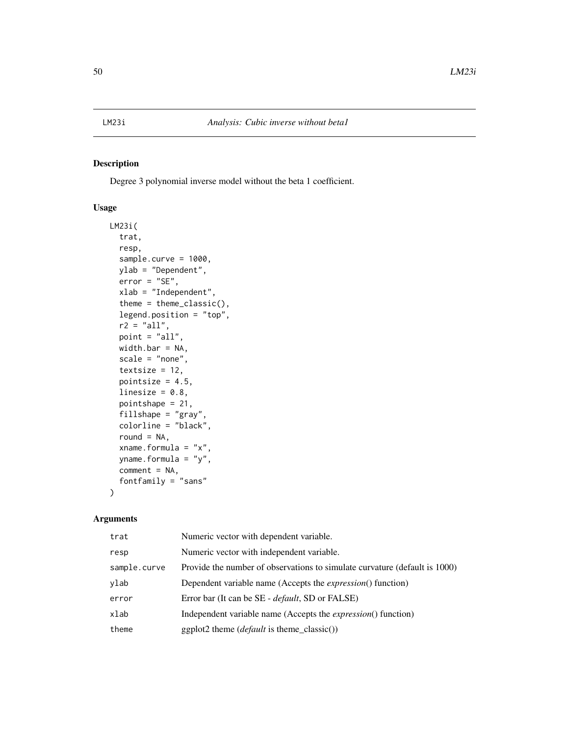LM23i *Analysis: Cubic inverse without beta1*

## Description

Degree 3 polynomial inverse model without the beta 1 coefficient.

## Usage

```
LM23i(
  trat,
  resp,
  sample.curve = 1000,
  ylab = "Dependent",
  error = "SE",
  xlab = "Independent",
  theme = theme_classic(),
  legend.position = "top",
  r2 = "all",
  point = "all",
  width.bar = NA,
  scale = "none",
  textsize = 12,
  pointsize = 4.5,
  linesize = 0.8,
  pointshape = 21,
  fillshape = "gray",
  colorline = "black",
  round = NA,
  xname.formula = "x",
  yname.formula = "y",
  comment = NA,
  fontfamily = "sans"
)
```

## Arguments

| | |
|---|---|
| trat | Numeric vector with dependent variable. |
| resp | Numeric vector with independent variable. |
| sample.curve | Provide the number of observations to simulate curvature (default is 1000) |
| ylab | Dependent variable name (Accepts the *expression*() function) |
| error | Error bar (It can be SE - *default*, SD or FALSE) |
| xlab | Independent variable name (Accepts the *expression*() function) |
| theme | ggplot2 theme (*default* is theme_classic()) |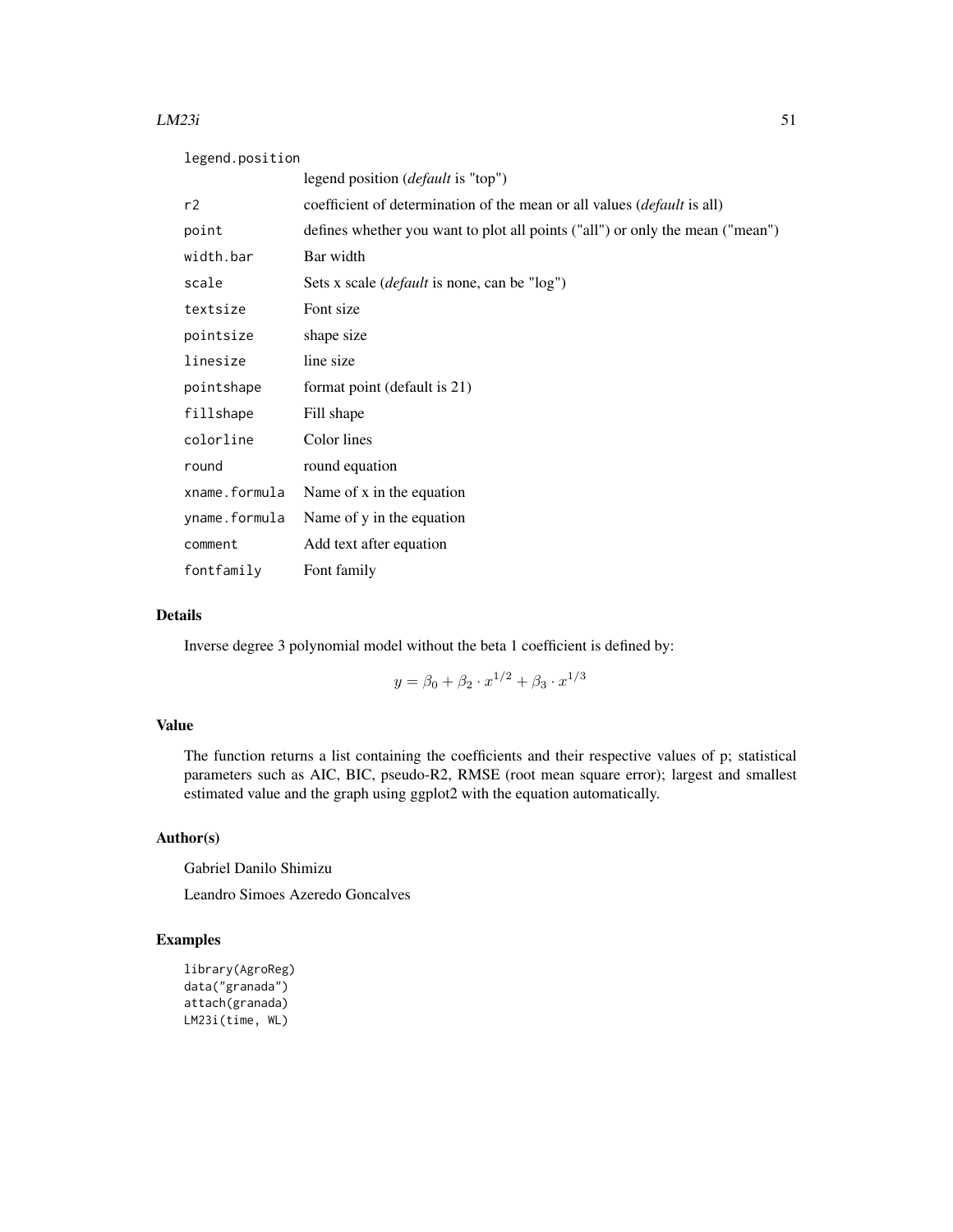| | |
|---|---|
| `legend.position` | legend position (*default* is "top") |
| `r2` | coefficient of determination of the mean or all values (*default* is all) |
| `point` | defines whether you want to plot all points ("all") or only the mean ("mean") |
| `width.bar` | Bar width |
| `scale` | Sets x scale (*default* is none, can be "log") |
| `textsize` | Font size |
| `pointsize` | shape size |
| `linesize` | line size |
| `pointshape` | format point (default is 21) |
| `fillshape` | Fill shape |
| `colorline` | Color lines |
| `round` | round equation |
| `xname.formula` | Name of x in the equation |
| `yname.formula` | Name of y in the equation |
| `comment` | Add text after equation |
| `fontfamily` | Font family |

## Details

Inverse degree 3 polynomial model without the beta 1 coefficient is defined by:

$$y = \beta_0 + \beta_2 \cdot x^{1/2} + \beta_3 \cdot x^{1/3}$$

## Value

The function returns a list containing the coefficients and their respective values of p; statistical parameters such as AIC, BIC, pseudo-R2, RMSE (root mean square error); largest and smallest estimated value and the graph using ggplot2 with the equation automatically.

## Author(s)

Gabriel Danilo Shimizu

Leandro Simoes Azeredo Goncalves

## Examples

```
library(AgroReg)
data("granada")
attach(granada)
LM23i(time, WL)
```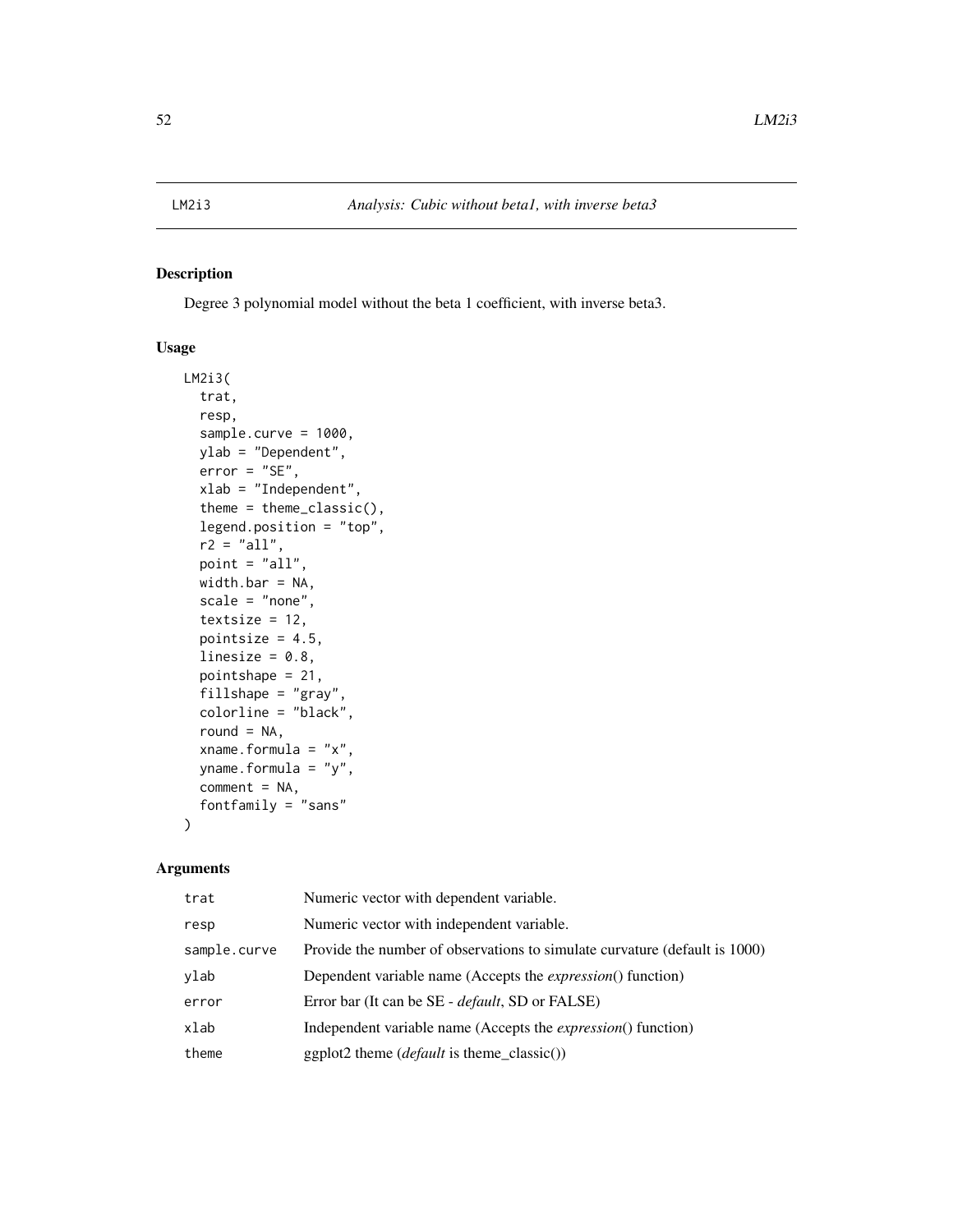LM2i3 *Analysis: Cubic without beta1, with inverse beta3*

## Description

Degree 3 polynomial model without the beta 1 coefficient, with inverse beta3.

## Usage

```
LM2i3(
  trat,
  resp,
  sample.curve = 1000,
  ylab = "Dependent",
  error = "SE",
  xlab = "Independent",
  theme = theme_classic(),
  legend.position = "top",
  r2 = "all",
  point = "all",
  width.bar = NA,
  scale = "none",
  textsize = 12,
  pointsize = 4.5,
  linesize = 0.8,
  pointshape = 21,
  fillshape = "gray",
  colorline = "black",
  round = NA,
  xname.formula = "x",
  yname.formula = "y",
  comment = NA,
  fontfamily = "sans"
)
```

## Arguments

| | |
|---|---|
| trat | Numeric vector with dependent variable. |
| resp | Numeric vector with independent variable. |
| sample.curve | Provide the number of observations to simulate curvature (default is 1000) |
| ylab | Dependent variable name (Accepts the *expression*() function) |
| error | Error bar (It can be SE - *default*, SD or FALSE) |
| xlab | Independent variable name (Accepts the *expression*() function) |
| theme | ggplot2 theme (*default* is theme_classic()) |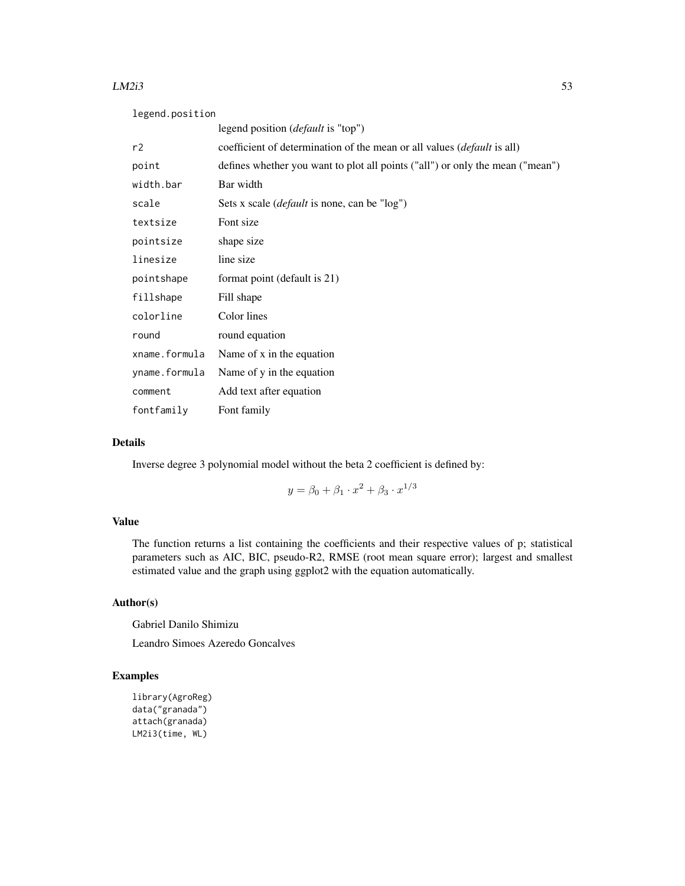| | |
|---|---|
| legend.position | legend position (*default* is "top") |
| r2 | coefficient of determination of the mean or all values (*default* is all) |
| point | defines whether you want to plot all points ("all") or only the mean ("mean") |
| width.bar | Bar width |
| scale | Sets x scale (*default* is none, can be "log") |
| textsize | Font size |
| pointsize | shape size |
| linesize | line size |
| pointshape | format point (default is 21) |
| fillshape | Fill shape |
| colorline | Color lines |
| round | round equation |
| xname.formula | Name of x in the equation |
| yname.formula | Name of y in the equation |
| comment | Add text after equation |
| fontfamily | Font family |

## Details

Inverse degree 3 polynomial model without the beta 2 coefficient is defined by:

$$y = \beta_0 + \beta_1 \cdot x^2 + \beta_3 \cdot x^{1/3}$$

## Value

The function returns a list containing the coefficients and their respective values of p; statistical parameters such as AIC, BIC, pseudo-R2, RMSE (root mean square error); largest and smallest estimated value and the graph using ggplot2 with the equation automatically.

## Author(s)

Gabriel Danilo Shimizu

Leandro Simoes Azeredo Goncalves

## Examples

```
library(AgroReg)
data("granada")
attach(granada)
LM2i3(time, WL)
```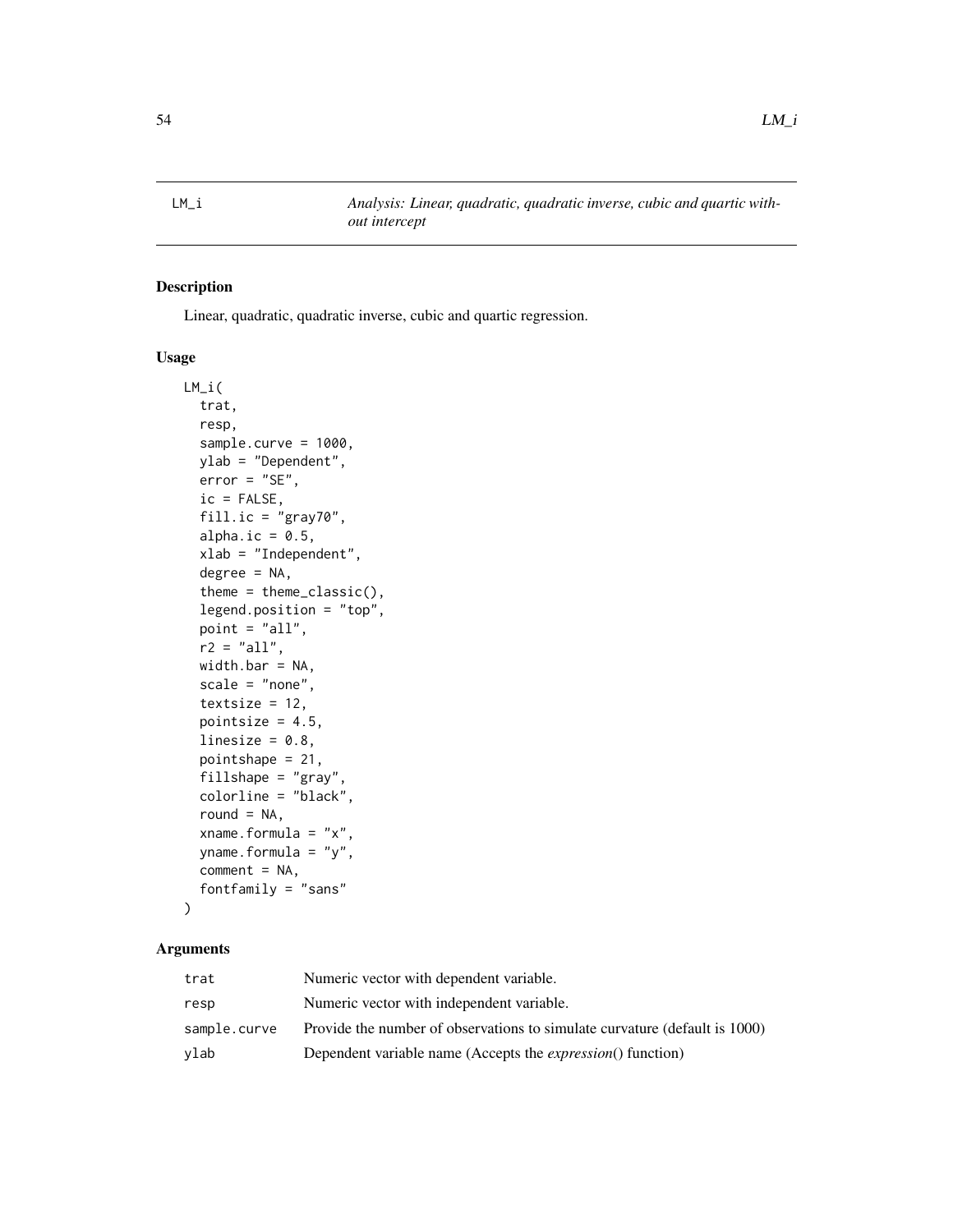# LM_i — *Analysis: Linear, quadratic, quadratic inverse, cubic and quartic without intercept*

## Description

Linear, quadratic, quadratic inverse, cubic and quartic regression.

## Usage

```
LM_i(
  trat,
  resp,
  sample.curve = 1000,
  ylab = "Dependent",
  error = "SE",
  ic = FALSE,
  fill.ic = "gray70",
  alpha.ic = 0.5,
  xlab = "Independent",
  degree = NA,
  theme = theme_classic(),
  legend.position = "top",
  point = "all",
  r2 = "all",
  width.bar = NA,
  scale = "none",
  textsize = 12,
  pointsize = 4.5,
  linesize = 0.8,
  pointshape = 21,
  fillshape = "gray",
  colorline = "black",
  round = NA,
  xname.formula = "x",
  yname.formula = "y",
  comment = NA,
  fontfamily = "sans"
)
```

## Arguments

| | |
|---|---|
| trat | Numeric vector with dependent variable. |
| resp | Numeric vector with independent variable. |
| sample.curve | Provide the number of observations to simulate curvature (default is 1000) |
| ylab | Dependent variable name (Accepts the *expression*() function) |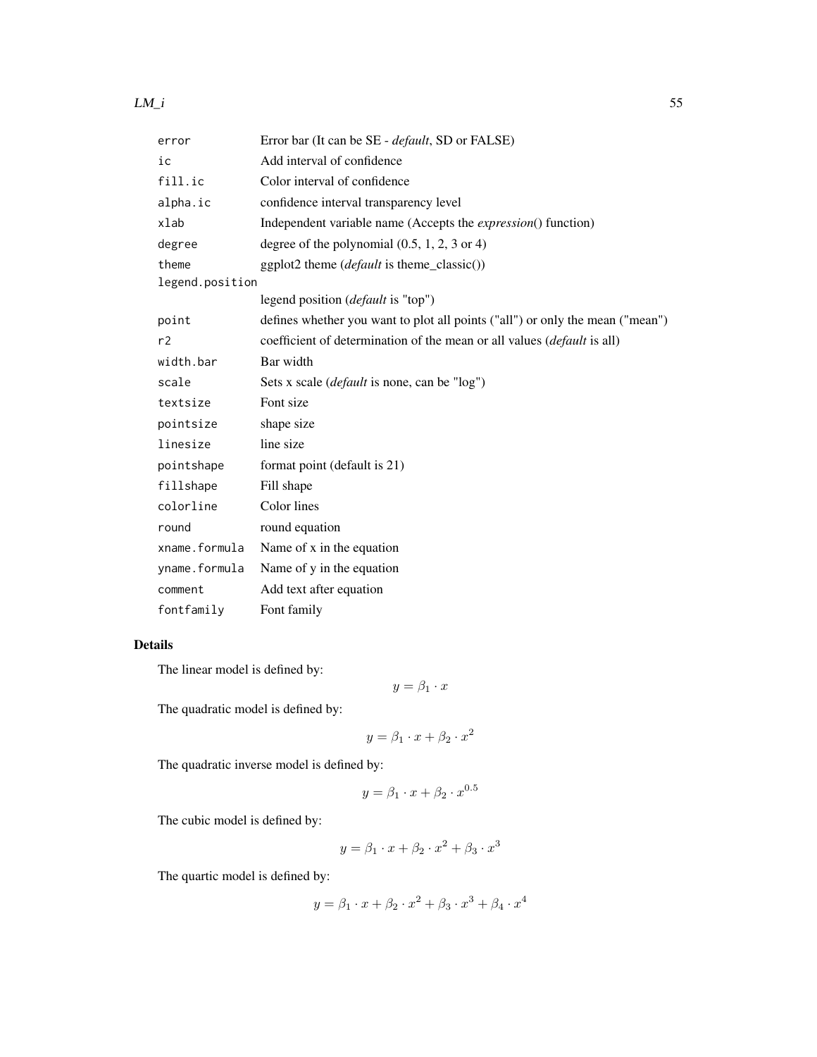| | |
|---|---|
| `error` | Error bar (It can be SE - *default*, SD or FALSE) |
| `ic` | Add interval of confidence |
| `fill.ic` | Color interval of confidence |
| `alpha.ic` | confidence interval transparency level |
| `xlab` | Independent variable name (Accepts the *expression*() function) |
| `degree` | degree of the polynomial (0.5, 1, 2, 3 or 4) |
| `theme` | ggplot2 theme (*default* is theme_classic()) |
| `legend.position` | legend position (*default* is "top") |
| `point` | defines whether you want to plot all points ("all") or only the mean ("mean") |
| `r2` | coefficient of determination of the mean or all values (*default* is all) |
| `width.bar` | Bar width |
| `scale` | Sets x scale (*default* is none, can be "log") |
| `textsize` | Font size |
| `pointsize` | shape size |
| `linesize` | line size |
| `pointshape` | format point (default is 21) |
| `fillshape` | Fill shape |
| `colorline` | Color lines |
| `round` | round equation |
| `xname.formula` | Name of x in the equation |
| `yname.formula` | Name of y in the equation |
| `comment` | Add text after equation |
| `fontfamily` | Font family |

## Details

The linear model is defined by:

$$y = \beta_1 \cdot x$$

The quadratic model is defined by:

$$y = \beta_1 \cdot x + \beta_2 \cdot x^2$$

The quadratic inverse model is defined by:

$$y = \beta_1 \cdot x + \beta_2 \cdot x^{0.5}$$

The cubic model is defined by:

$$y = \beta_1 \cdot x + \beta_2 \cdot x^2 + \beta_3 \cdot x^3$$

The quartic model is defined by:

$$y = \beta_1 \cdot x + \beta_2 \cdot x^2 + \beta_3 \cdot x^3 + \beta_4 \cdot x^4$$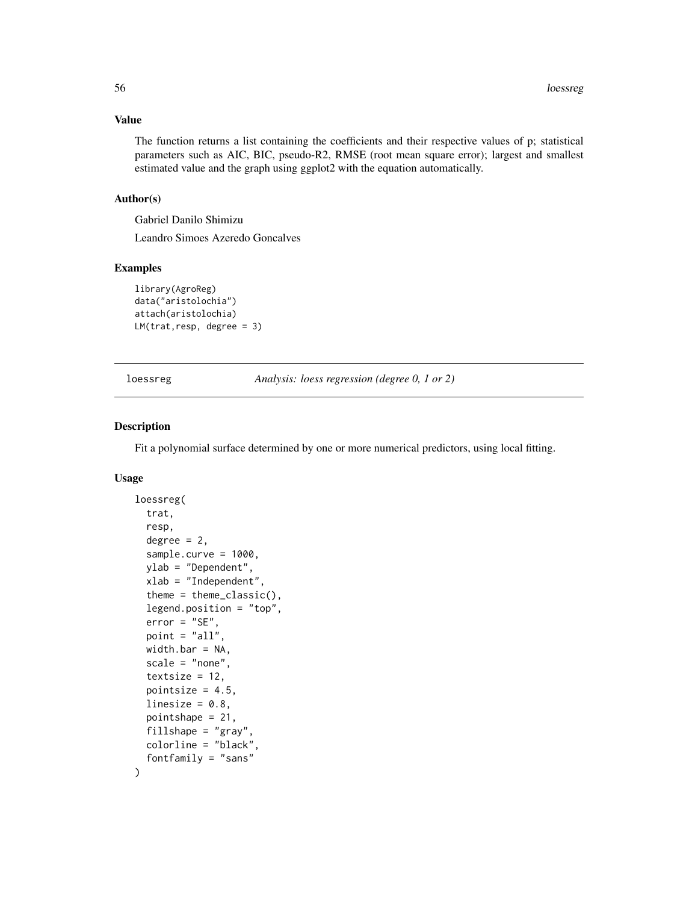### Value

The function returns a list containing the coefficients and their respective values of p; statistical parameters such as AIC, BIC, pseudo-R2, RMSE (root mean square error); largest and smallest estimated value and the graph using ggplot2 with the equation automatically.

### Author(s)

Gabriel Danilo Shimizu

Leandro Simoes Azeredo Goncalves

### Examples

```
library(AgroReg)
data("aristolochia")
attach(aristolochia)
LM(trat,resp, degree = 3)
```

---

## loessreg — *Analysis: loess regression (degree 0, 1 or 2)*

---

### Description

Fit a polynomial surface determined by one or more numerical predictors, using local fitting.

### Usage

```
loessreg(
  trat,
  resp,
  degree = 2,
  sample.curve = 1000,
  ylab = "Dependent",
  xlab = "Independent",
  theme = theme_classic(),
  legend.position = "top",
  error = "SE",
  point = "all",
  width.bar = NA,
  scale = "none",
  textsize = 12,
  pointsize = 4.5,
  linesize = 0.8,
  pointshape = 21,
  fillshape = "gray",
  colorline = "black",
  fontfamily = "sans"
)
```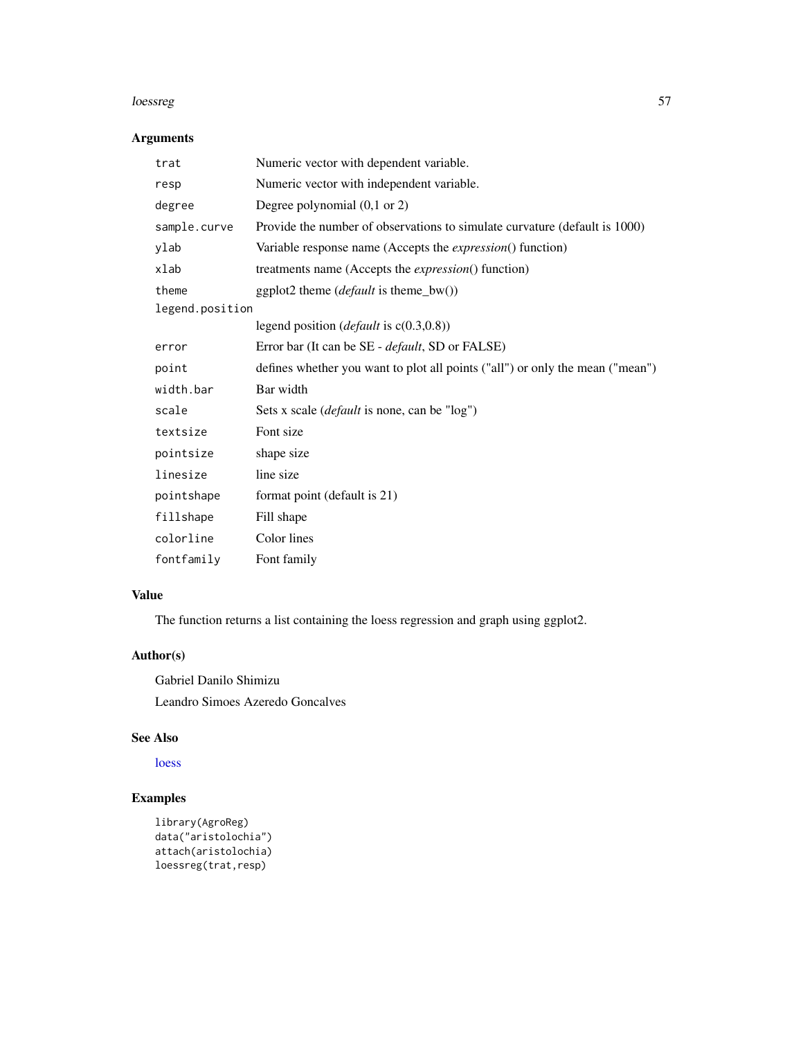## Arguments

| | |
|---|---|
| trat | Numeric vector with dependent variable. |
| resp | Numeric vector with independent variable. |
| degree | Degree polynomial (0,1 or 2) |
| sample.curve | Provide the number of observations to simulate curvature (default is 1000) |
| ylab | Variable response name (Accepts the *expression*() function) |
| xlab | treatments name (Accepts the *expression*() function) |
| theme | ggplot2 theme (*default* is theme_bw()) |
| legend.position | legend position (*default* is c(0.3,0.8)) |
| error | Error bar (It can be SE - *default*, SD or FALSE) |
| point | defines whether you want to plot all points ("all") or only the mean ("mean") |
| width.bar | Bar width |
| scale | Sets x scale (*default* is none, can be "log") |
| textsize | Font size |
| pointsize | shape size |
| linesize | line size |
| pointshape | format point (default is 21) |
| fillshape | Fill shape |
| colorline | Color lines |
| fontfamily | Font family |

## Value

The function returns a list containing the loess regression and graph using ggplot2.

## Author(s)

Gabriel Danilo Shimizu

Leandro Simoes Azeredo Goncalves

## See Also

loess

## Examples

```
library(AgroReg)
data("aristolochia")
attach(aristolochia)
loessreg(trat,resp)
```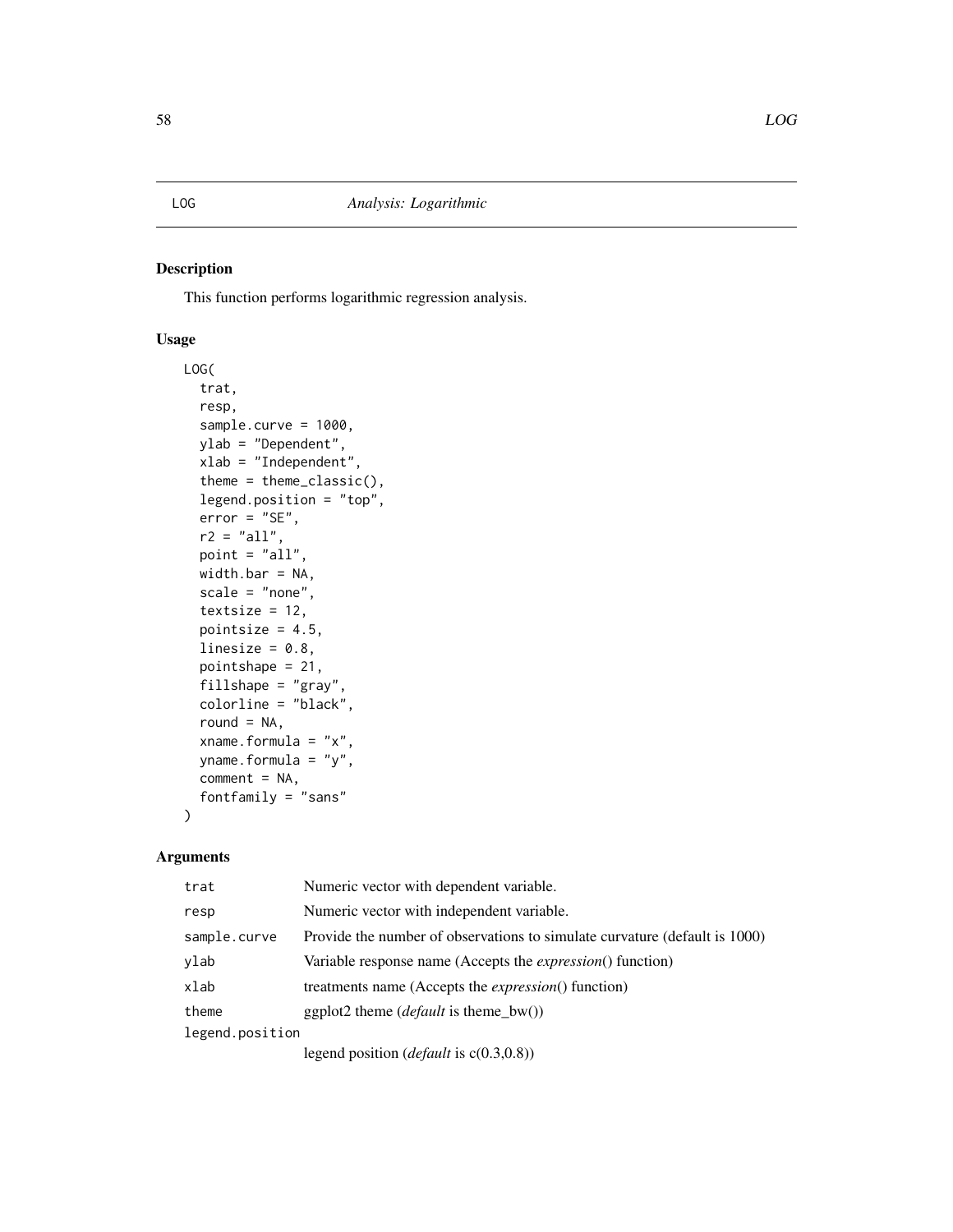LOG *Analysis: Logarithmic*

## Description

This function performs logarithmic regression analysis.

## Usage

```
LOG(
  trat,
  resp,
  sample.curve = 1000,
  ylab = "Dependent",
  xlab = "Independent",
  theme = theme_classic(),
  legend.position = "top",
  error = "SE",
  r2 = "all",
  point = "all",
  width.bar = NA,
  scale = "none",
  textsize = 12,
  pointsize = 4.5,
  linesize = 0.8,
  pointshape = 21,
  fillshape = "gray",
  colorline = "black",
  round = NA,
  xname.formula = "x",
  yname.formula = "y",
  comment = NA,
  fontfamily = "sans"
)
```

## Arguments

| | |
|---|---|
| `trat` | Numeric vector with dependent variable. |
| `resp` | Numeric vector with independent variable. |
| `sample.curve` | Provide the number of observations to simulate curvature (default is 1000) |
| `ylab` | Variable response name (Accepts the *expression*() function) |
| `xlab` | treatments name (Accepts the *expression*() function) |
| `theme` | ggplot2 theme (*default* is theme_bw()) |
| `legend.position` | legend position (*default* is c(0.3,0.8)) |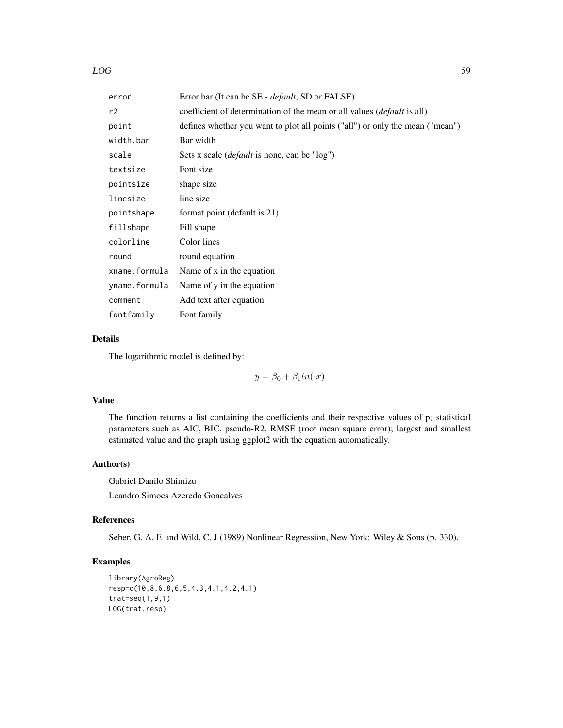| | |
|---|---|
| `error` | Error bar (It can be SE - *default*, SD or FALSE) |
| `r2` | coefficient of determination of the mean or all values (*default* is all) |
| `point` | defines whether you want to plot all points ("all") or only the mean ("mean") |
| `width.bar` | Bar width |
| `scale` | Sets x scale (*default* is none, can be "log") |
| `textsize` | Font size |
| `pointsize` | shape size |
| `linesize` | line size |
| `pointshape` | format point (default is 21) |
| `fillshape` | Fill shape |
| `colorline` | Color lines |
| `round` | round equation |
| `xname.formula` | Name of x in the equation |
| `yname.formula` | Name of y in the equation |
| `comment` | Add text after equation |
| `fontfamily` | Font family |

## Details

The logarithmic model is defined by:

$$y = \beta_0 + \beta_1 ln(\cdot x)$$

## Value

The function returns a list containing the coefficients and their respective values of p; statistical parameters such as AIC, BIC, pseudo-R2, RMSE (root mean square error); largest and smallest estimated value and the graph using ggplot2 with the equation automatically.

## Author(s)

Gabriel Danilo Shimizu

Leandro Simoes Azeredo Goncalves

## References

Seber, G. A. F. and Wild, C. J (1989) Nonlinear Regression, New York: Wiley & Sons (p. 330).

## Examples

```
library(AgroReg)
resp=c(10,8,6.8,6,5,4.3,4.1,4.2,4.1)
trat=seq(1,9,1)
LOG(trat,resp)
```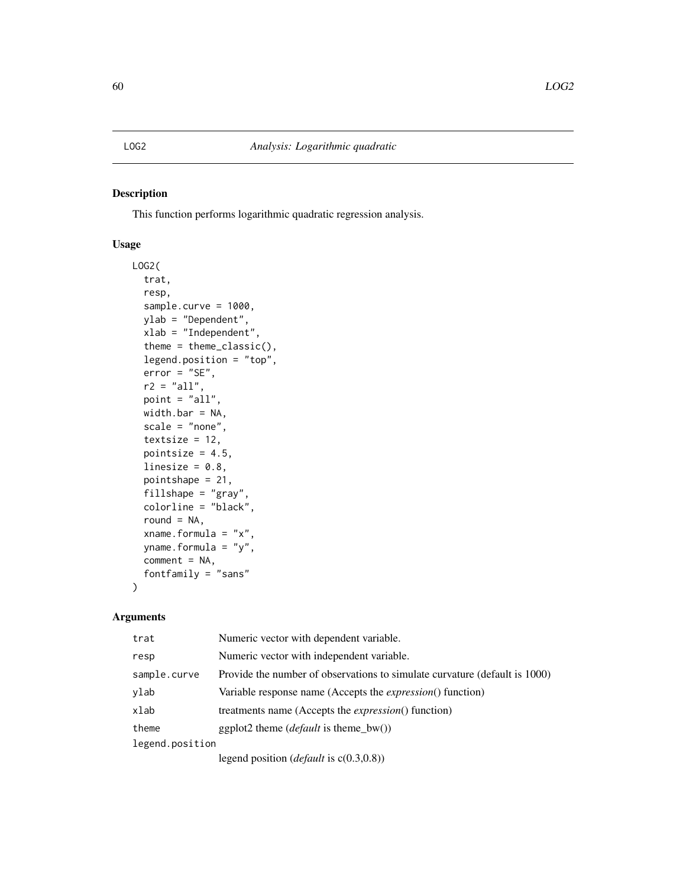# LOG2 — Analysis: Logarithmic quadratic

## Description

This function performs logarithmic quadratic regression analysis.

## Usage

```
LOG2(
  trat,
  resp,
  sample.curve = 1000,
  ylab = "Dependent",
  xlab = "Independent",
  theme = theme_classic(),
  legend.position = "top",
  error = "SE",
  r2 = "all",
  point = "all",
  width.bar = NA,
  scale = "none",
  textsize = 12,
  pointsize = 4.5,
  linesize = 0.8,
  pointshape = 21,
  fillshape = "gray",
  colorline = "black",
  round = NA,
  xname.formula = "x",
  yname.formula = "y",
  comment = NA,
  fontfamily = "sans"
)
```

## Arguments

| | |
|---|---|
| `trat` | Numeric vector with dependent variable. |
| `resp` | Numeric vector with independent variable. |
| `sample.curve` | Provide the number of observations to simulate curvature (default is 1000) |
| `ylab` | Variable response name (Accepts the *expression*() function) |
| `xlab` | treatments name (Accepts the *expression*() function) |
| `theme` | ggplot2 theme (*default* is theme_bw()) |
| `legend.position` | legend position (*default* is c(0.3,0.8)) |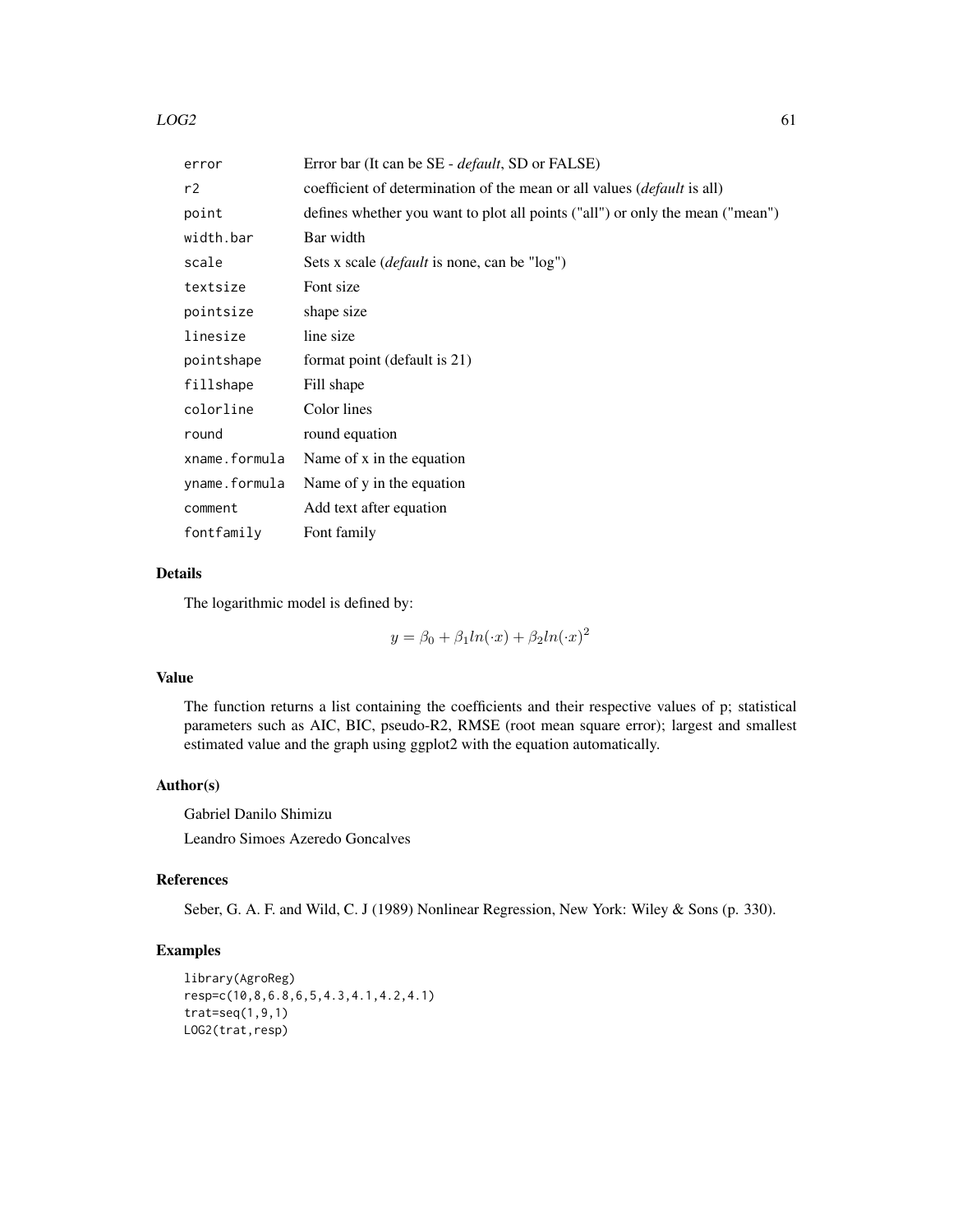| | |
|---|---|
| error | Error bar (It can be SE - *default*, SD or FALSE) |
| r2 | coefficient of determination of the mean or all values (*default* is all) |
| point | defines whether you want to plot all points ("all") or only the mean ("mean") |
| width.bar | Bar width |
| scale | Sets x scale (*default* is none, can be "log") |
| textsize | Font size |
| pointsize | shape size |
| linesize | line size |
| pointshape | format point (default is 21) |
| fillshape | Fill shape |
| colorline | Color lines |
| round | round equation |
| xname.formula | Name of x in the equation |
| yname.formula | Name of y in the equation |
| comment | Add text after equation |
| fontfamily | Font family |

## Details

The logarithmic model is defined by:

$$y = \beta_0 + \beta_1 ln(\cdot x) + \beta_2 ln(\cdot x)^2$$

## Value

The function returns a list containing the coefficients and their respective values of p; statistical parameters such as AIC, BIC, pseudo-R2, RMSE (root mean square error); largest and smallest estimated value and the graph using ggplot2 with the equation automatically.

## Author(s)

Gabriel Danilo Shimizu

Leandro Simoes Azeredo Goncalves

## References

Seber, G. A. F. and Wild, C. J (1989) Nonlinear Regression, New York: Wiley & Sons (p. 330).

## Examples

```
library(AgroReg)
resp=c(10,8,6.8,6,5,4.3,4.1,4.2,4.1)
trat=seq(1,9,1)
LOG2(trat,resp)
```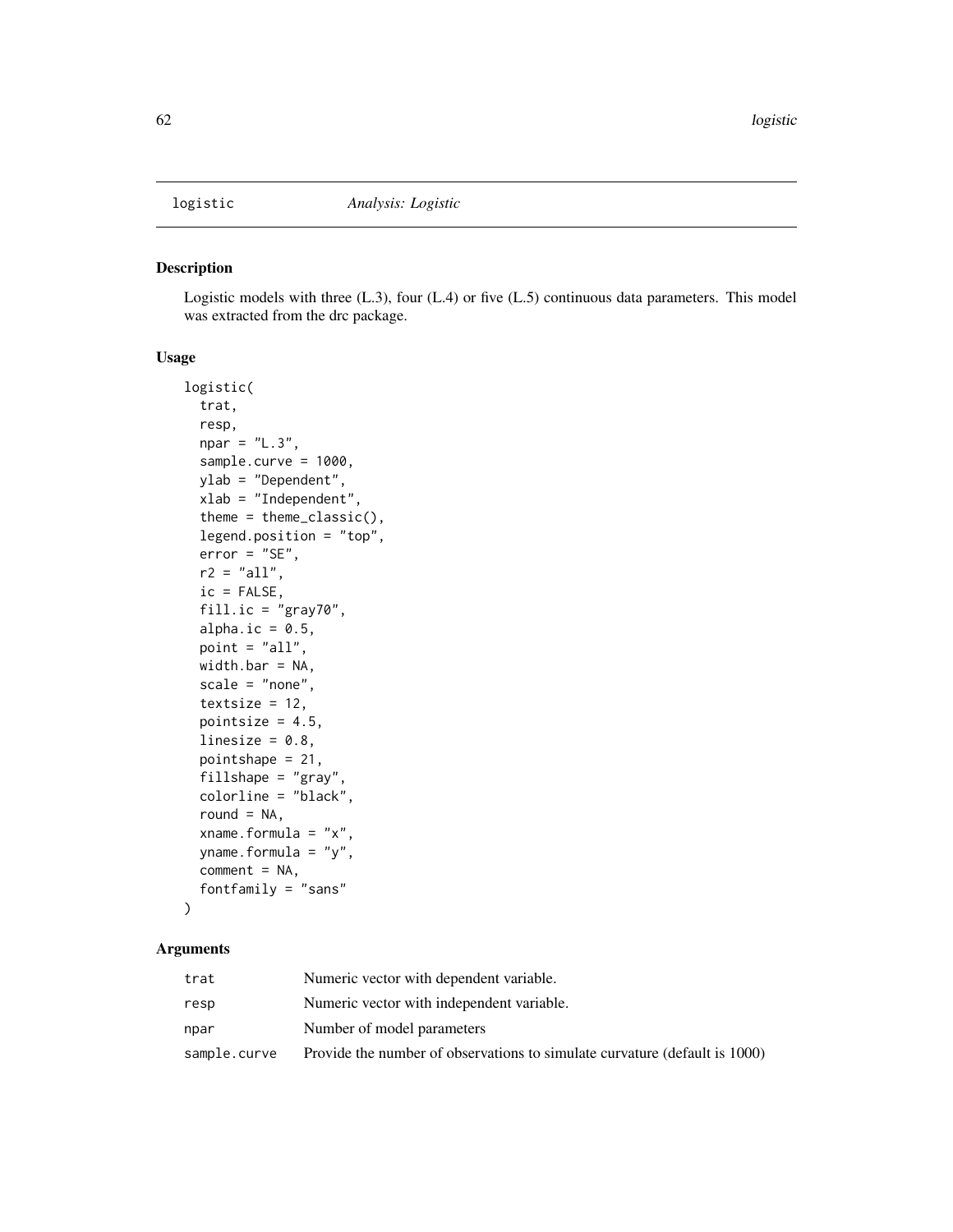# logistic — *Analysis: Logistic*

## Description

Logistic models with three (L.3), four (L.4) or five (L.5) continuous data parameters. This model was extracted from the drc package.

## Usage

```
logistic(
  trat,
  resp,
  npar = "L.3",
  sample.curve = 1000,
  ylab = "Dependent",
  xlab = "Independent",
  theme = theme_classic(),
  legend.position = "top",
  error = "SE",
  r2 = "all",
  ic = FALSE,
  fill.ic = "gray70",
  alpha.ic = 0.5,
  point = "all",
  width.bar = NA,
  scale = "none",
  textsize = 12,
  pointsize = 4.5,
  linesize = 0.8,
  pointshape = 21,
  fillshape = "gray",
  colorline = "black",
  round = NA,
  xname.formula = "x",
  yname.formula = "y",
  comment = NA,
  fontfamily = "sans"
)
```

## Arguments

| | |
|---|---|
| trat | Numeric vector with dependent variable. |
| resp | Numeric vector with independent variable. |
| npar | Number of model parameters |
| sample.curve | Provide the number of observations to simulate curvature (default is 1000) |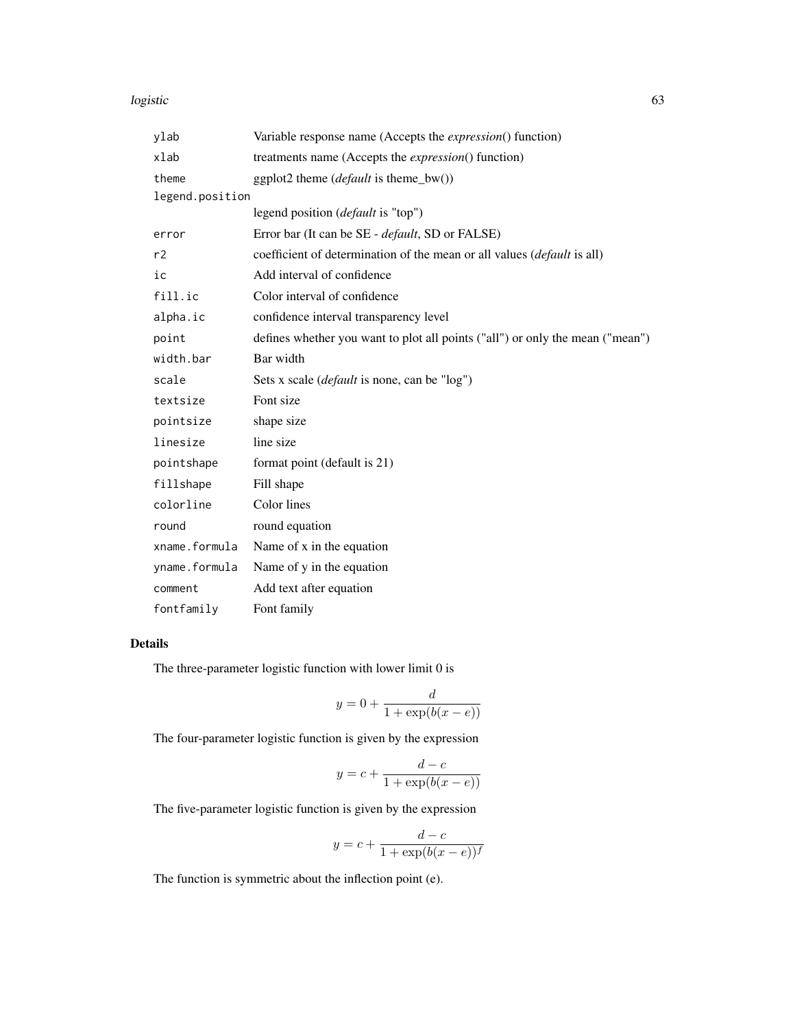| | |
|---|---|
| ylab | Variable response name (Accepts the *expression*() function) |
| xlab | treatments name (Accepts the *expression*() function) |
| theme | ggplot2 theme (*default* is theme_bw()) |
| legend.position | legend position (*default* is "top") |
| error | Error bar (It can be SE - *default*, SD or FALSE) |
| r2 | coefficient of determination of the mean or all values (*default* is all) |
| ic | Add interval of confidence |
| fill.ic | Color interval of confidence |
| alpha.ic | confidence interval transparency level |
| point | defines whether you want to plot all points ("all") or only the mean ("mean") |
| width.bar | Bar width |
| scale | Sets x scale (*default* is none, can be "log") |
| textsize | Font size |
| pointsize | shape size |
| linesize | line size |
| pointshape | format point (default is 21) |
| fillshape | Fill shape |
| colorline | Color lines |
| round | round equation |
| xname.formula | Name of x in the equation |
| yname.formula | Name of y in the equation |
| comment | Add text after equation |
| fontfamily | Font family |

## Details

The three-parameter logistic function with lower limit 0 is

$$y = 0 + \frac{d}{1 + \exp(b(x - e))}$$

The four-parameter logistic function is given by the expression

$$y = c + \frac{d - c}{1 + \exp(b(x - e))}$$

The five-parameter logistic function is given by the expression

$$y = c + \frac{d - c}{1 + \exp(b(x - e))^f}$$

The function is symmetric about the inflection point (e).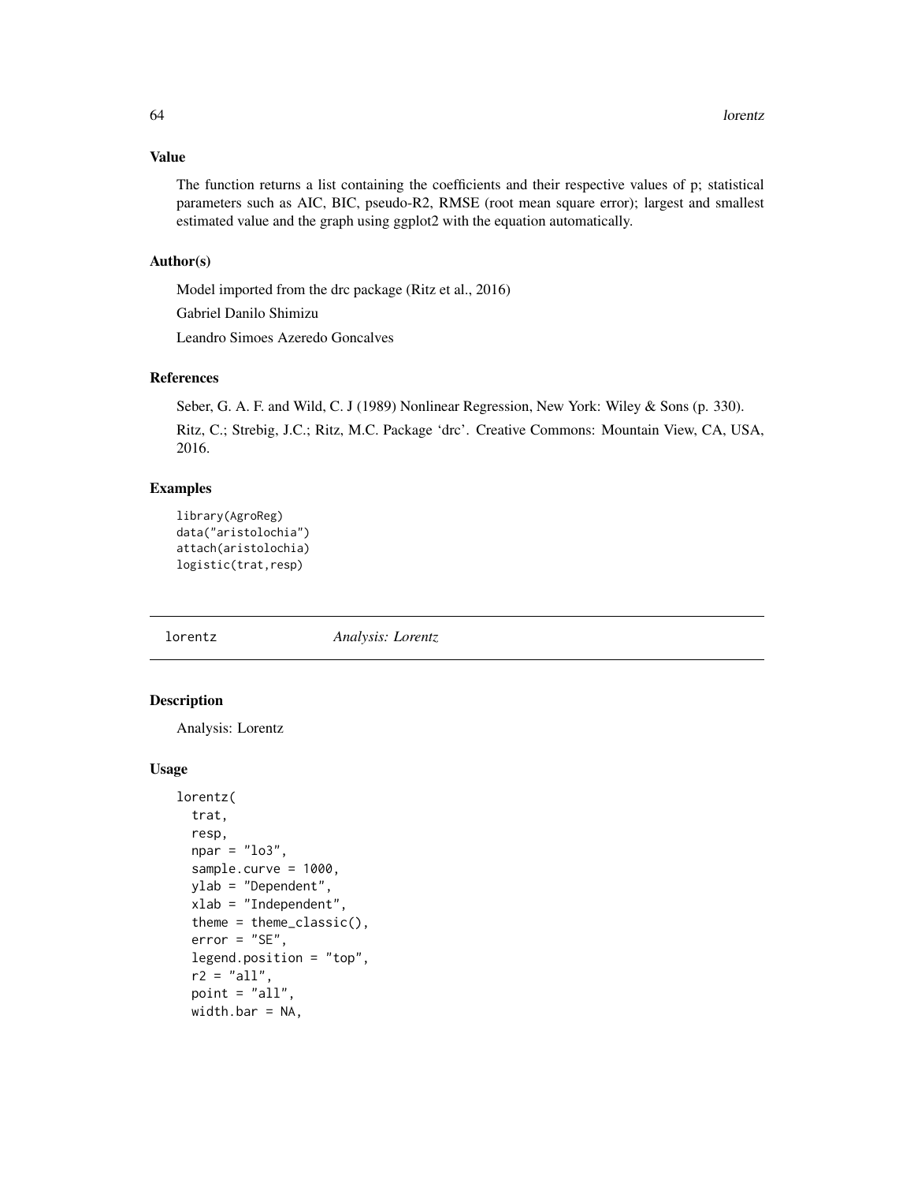### Value

The function returns a list containing the coefficients and their respective values of p; statistical parameters such as AIC, BIC, pseudo-R2, RMSE (root mean square error); largest and smallest estimated value and the graph using ggplot2 with the equation automatically.

### Author(s)

Model imported from the drc package (Ritz et al., 2016)

Gabriel Danilo Shimizu

Leandro Simoes Azeredo Goncalves

### References

Seber, G. A. F. and Wild, C. J (1989) Nonlinear Regression, New York: Wiley & Sons (p. 330).

Ritz, C.; Strebig, J.C.; Ritz, M.C. Package 'drc'. Creative Commons: Mountain View, CA, USA, 2016.

### Examples

```
library(AgroReg)
data("aristolochia")
attach(aristolochia)
logistic(trat,resp)
```

---

## lorentz *Analysis: Lorentz*

---

### Description

Analysis: Lorentz

### Usage

```
lorentz(
  trat,
  resp,
  npar = "lo3",
  sample.curve = 1000,
  ylab = "Dependent",
  xlab = "Independent",
  theme = theme_classic(),
  error = "SE",
  legend.position = "top",
  r2 = "all",
  point = "all",
  width.bar = NA,
```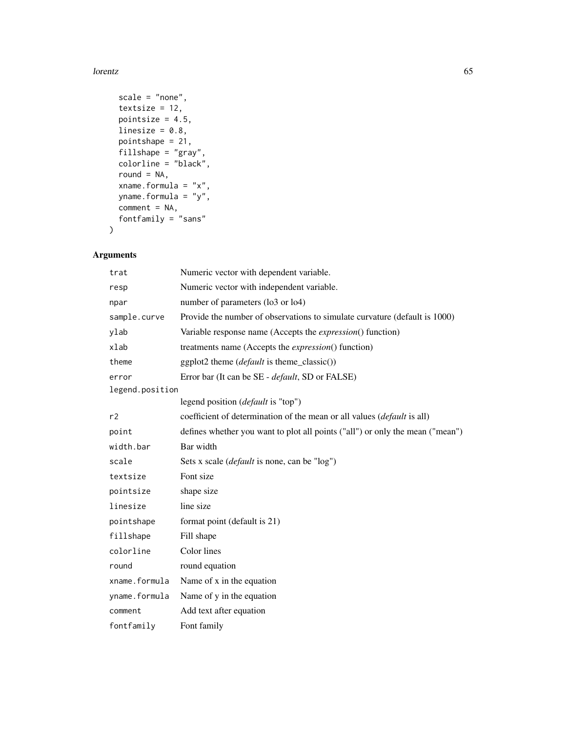```
  scale = "none",
  textsize = 12,
  pointsize = 4.5,
  linesize = 0.8,
  pointshape = 21,
  fillshape = "gray",
  colorline = "black",
  round = NA,
  xname.formula = "x",
  yname.formula = "y",
  comment = NA,
  fontfamily = "sans"
)
```

## Arguments

| | |
|---|---|
| `trat` | Numeric vector with dependent variable. |
| `resp` | Numeric vector with independent variable. |
| `npar` | number of parameters (lo3 or lo4) |
| `sample.curve` | Provide the number of observations to simulate curvature (default is 1000) |
| `ylab` | Variable response name (Accepts the *expression*() function) |
| `xlab` | treatments name (Accepts the *expression*() function) |
| `theme` | ggplot2 theme (*default* is theme_classic()) |
| `error` | Error bar (It can be SE - *default*, SD or FALSE) |
| `legend.position` | legend position (*default* is "top") |
| `r2` | coefficient of determination of the mean or all values (*default* is all) |
| `point` | defines whether you want to plot all points ("all") or only the mean ("mean") |
| `width.bar` | Bar width |
| `scale` | Sets x scale (*default* is none, can be "log") |
| `textsize` | Font size |
| `pointsize` | shape size |
| `linesize` | line size |
| `pointshape` | format point (default is 21) |
| `fillshape` | Fill shape |
| `colorline` | Color lines |
| `round` | round equation |
| `xname.formula` | Name of x in the equation |
| `yname.formula` | Name of y in the equation |
| `comment` | Add text after equation |
| `fontfamily` | Font family |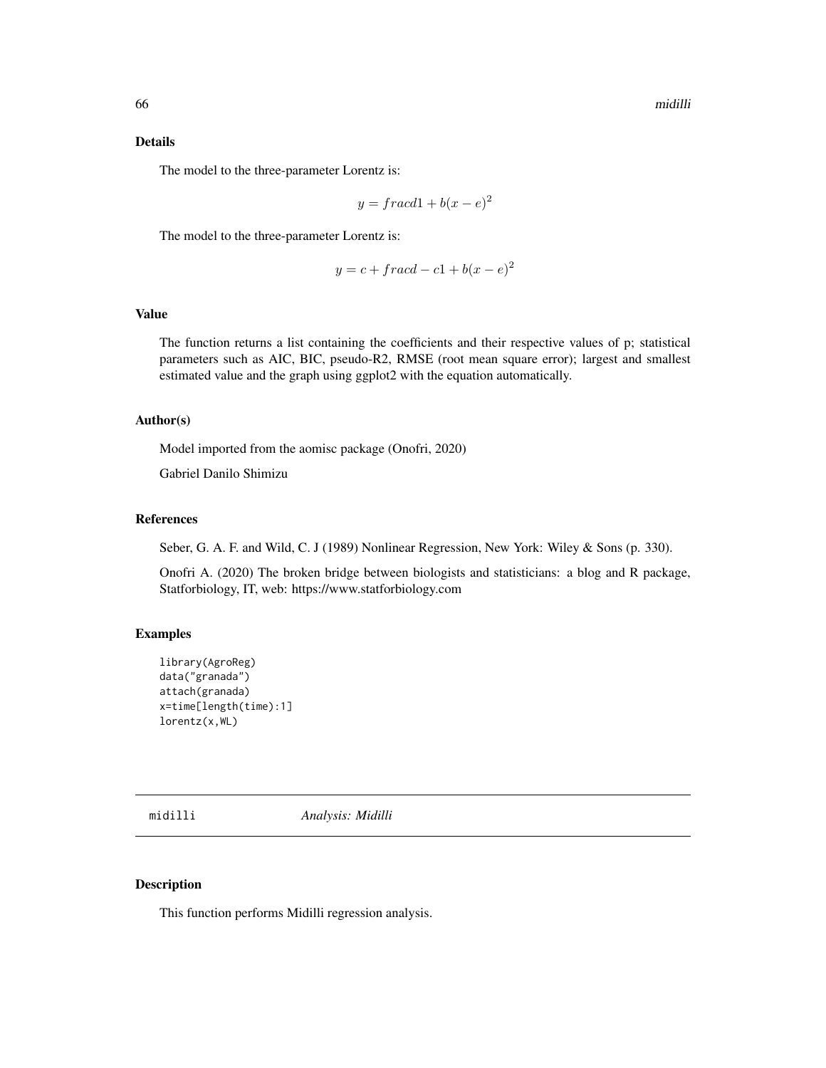### Details

The model to the three-parameter Lorentz is:

$$y = fracd1 + b(x - e)^2$$

The model to the three-parameter Lorentz is:

$$y = c + fracd - c1 + b(x - e)^2$$

### Value

The function returns a list containing the coefficients and their respective values of p; statistical parameters such as AIC, BIC, pseudo-R2, RMSE (root mean square error); largest and smallest estimated value and the graph using ggplot2 with the equation automatically.

### Author(s)

Model imported from the aomisc package (Onofri, 2020)

Gabriel Danilo Shimizu

### References

Seber, G. A. F. and Wild, C. J (1989) Nonlinear Regression, New York: Wiley & Sons (p. 330).

Onofri A. (2020) The broken bridge between biologists and statisticians: a blog and R package, Statforbiology, IT, web: https://www.statforbiology.com

### Examples

```
library(AgroReg)
data("granada")
attach(granada)
x=time[length(time):1]
lorentz(x,WL)
```

---

## midilli *Analysis: Midilli*

### Description

This function performs Midilli regression analysis.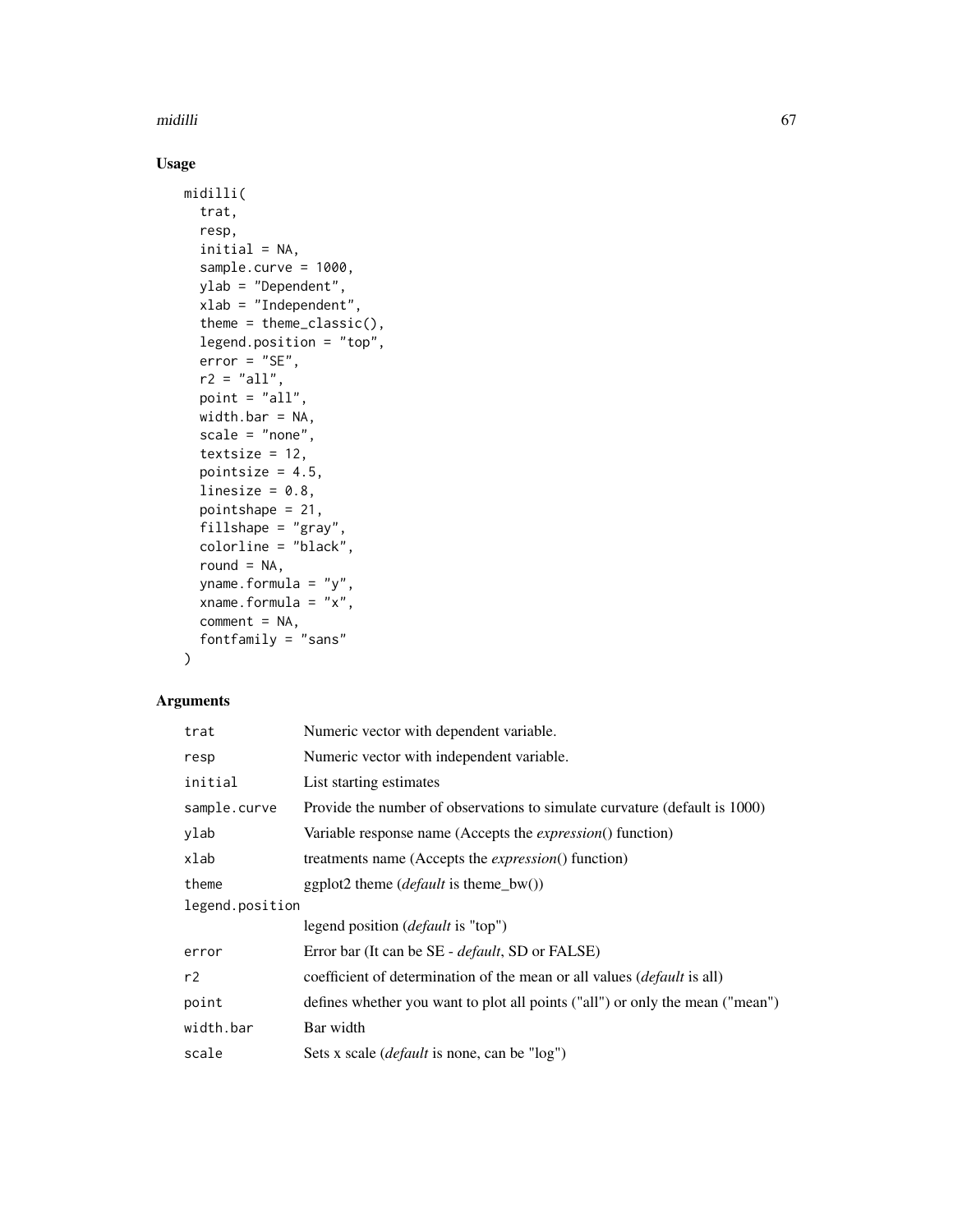## Usage

```
midilli(
  trat,
  resp,
  initial = NA,
  sample.curve = 1000,
  ylab = "Dependent",
  xlab = "Independent",
  theme = theme_classic(),
  legend.position = "top",
  error = "SE",
  r2 = "all",
  point = "all",
  width.bar = NA,
  scale = "none",
  textsize = 12,
  pointsize = 4.5,
  linesize = 0.8,
  pointshape = 21,
  fillshape = "gray",
  colorline = "black",
  round = NA,
  yname.formula = "y",
  xname.formula = "x",
  comment = NA,
  fontfamily = "sans"
)
```

## Arguments

| Argument | Description |
|---|---|
| `trat` | Numeric vector with dependent variable. |
| `resp` | Numeric vector with independent variable. |
| `initial` | List starting estimates |
| `sample.curve` | Provide the number of observations to simulate curvature (default is 1000) |
| `ylab` | Variable response name (Accepts the *expression*() function) |
| `xlab` | treatments name (Accepts the *expression*() function) |
| `theme` | ggplot2 theme (*default* is theme_bw()) |
| `legend.position` | legend position (*default* is "top") |
| `error` | Error bar (It can be SE - *default*, SD or FALSE) |
| `r2` | coefficient of determination of the mean or all values (*default* is all) |
| `point` | defines whether you want to plot all points ("all") or only the mean ("mean") |
| `width.bar` | Bar width |
| `scale` | Sets x scale (*default* is none, can be "log") |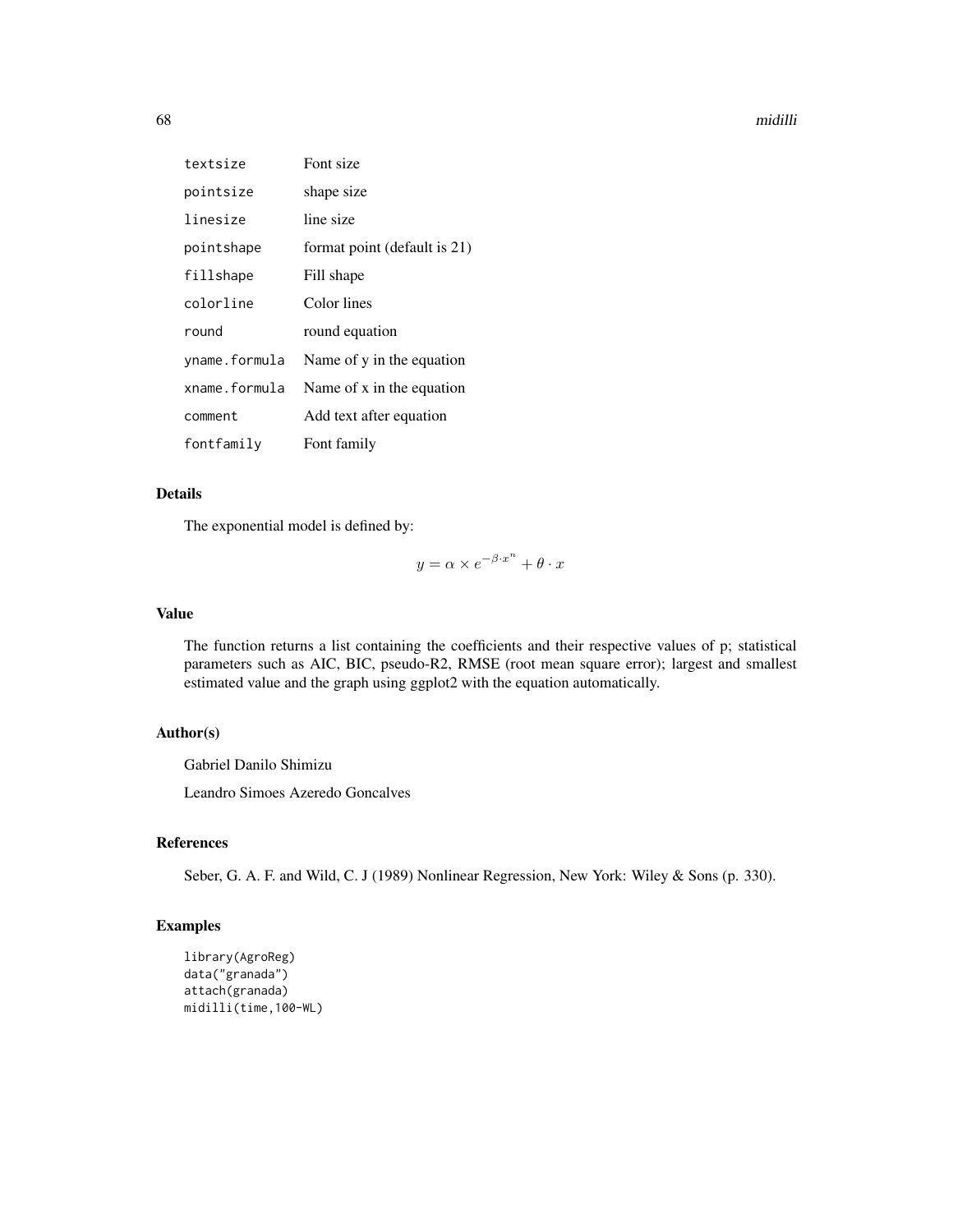| | |
|---|---|
| textsize | Font size |
| pointsize | shape size |
| linesize | line size |
| pointshape | format point (default is 21) |
| fillshape | Fill shape |
| colorline | Color lines |
| round | round equation |
| yname.formula | Name of y in the equation |
| xname.formula | Name of x in the equation |
| comment | Add text after equation |
| fontfamily | Font family |

## Details

The exponential model is defined by:

$$y = \alpha \times e^{-\beta \cdot x^n} + \theta \cdot x$$

## Value

The function returns a list containing the coefficients and their respective values of p; statistical parameters such as AIC, BIC, pseudo-R2, RMSE (root mean square error); largest and smallest estimated value and the graph using ggplot2 with the equation automatically.

## Author(s)

Gabriel Danilo Shimizu

Leandro Simoes Azeredo Goncalves

## References

Seber, G. A. F. and Wild, C. J (1989) Nonlinear Regression, New York: Wiley & Sons (p. 330).

## Examples

```
library(AgroReg)
data("granada")
attach(granada)
midilli(time,100-WL)
```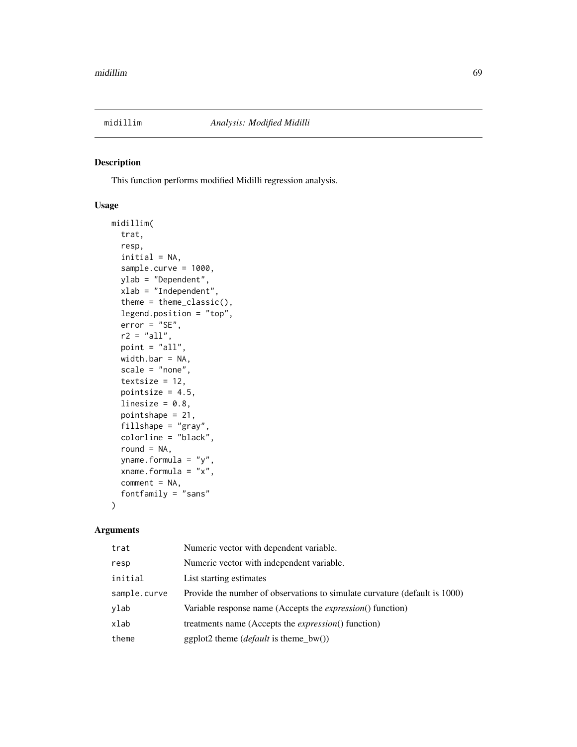## midillim *Analysis: Modified Midilli*

### Description

This function performs modified Midilli regression analysis.

### Usage

```
midillim(
  trat,
  resp,
  initial = NA,
  sample.curve = 1000,
  ylab = "Dependent",
  xlab = "Independent",
  theme = theme_classic(),
  legend.position = "top",
  error = "SE",
  r2 = "all",
  point = "all",
  width.bar = NA,
  scale = "none",
  textsize = 12,
  pointsize = 4.5,
  linesize = 0.8,
  pointshape = 21,
  fillshape = "gray",
  colorline = "black",
  round = NA,
  yname.formula = "y",
  xname.formula = "x",
  comment = NA,
  fontfamily = "sans"
)
```

### Arguments

| | |
|---|---|
| trat | Numeric vector with dependent variable. |
| resp | Numeric vector with independent variable. |
| initial | List starting estimates |
| sample.curve | Provide the number of observations to simulate curvature (default is 1000) |
| ylab | Variable response name (Accepts the *expression*() function) |
| xlab | treatments name (Accepts the *expression*() function) |
| theme | ggplot2 theme (*default* is theme_bw()) |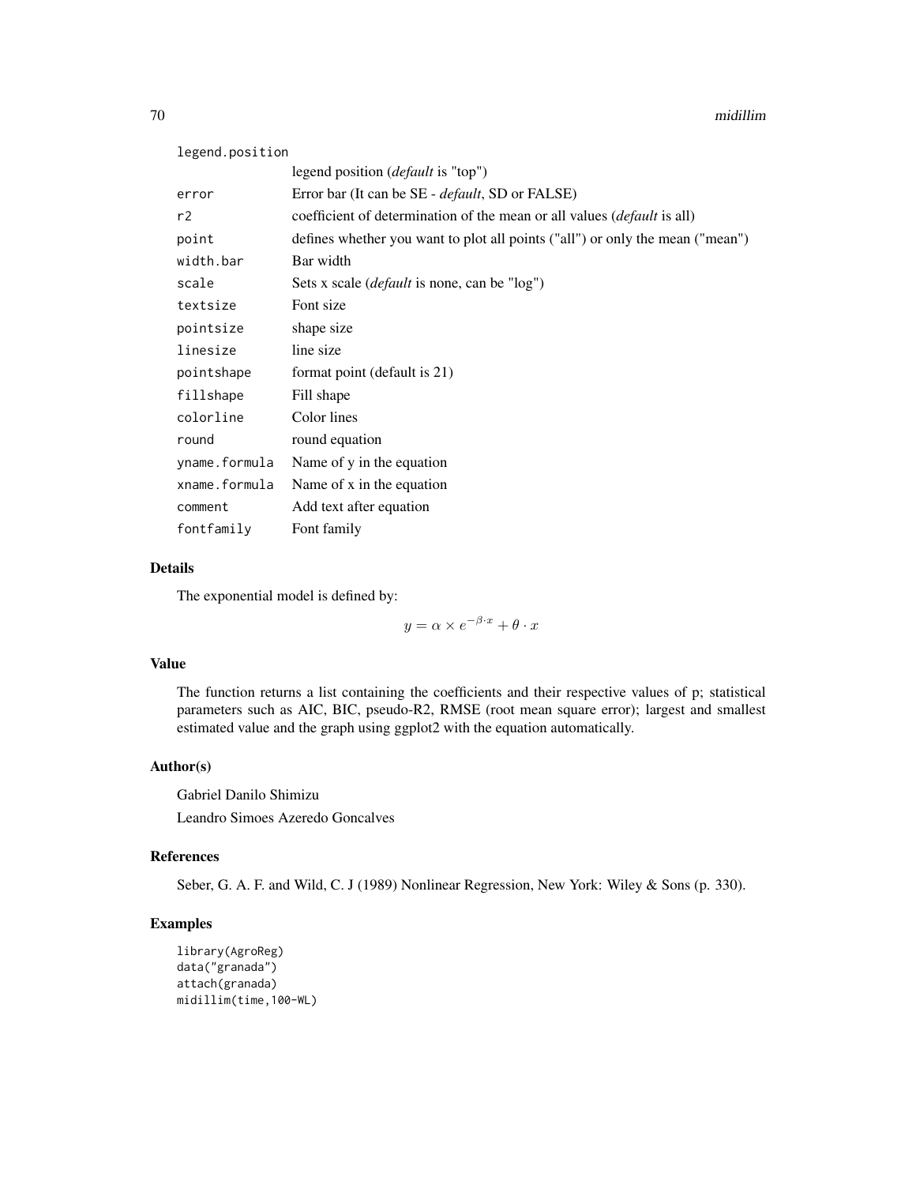| | |
|---|---|
| `legend.position` | legend position (*default* is "top") |
| `error` | Error bar (It can be SE - *default*, SD or FALSE) |
| `r2` | coefficient of determination of the mean or all values (*default* is all) |
| `point` | defines whether you want to plot all points ("all") or only the mean ("mean") |
| `width.bar` | Bar width |
| `scale` | Sets x scale (*default* is none, can be "log") |
| `textsize` | Font size |
| `pointsize` | shape size |
| `linesize` | line size |
| `pointshape` | format point (default is 21) |
| `fillshape` | Fill shape |
| `colorline` | Color lines |
| `round` | round equation |
| `yname.formula` | Name of y in the equation |
| `xname.formula` | Name of x in the equation |
| `comment` | Add text after equation |
| `fontfamily` | Font family |

## Details

The exponential model is defined by:

$$y = \alpha \times e^{-\beta \cdot x} + \theta \cdot x$$

## Value

The function returns a list containing the coefficients and their respective values of p; statistical parameters such as AIC, BIC, pseudo-R2, RMSE (root mean square error); largest and smallest estimated value and the graph using ggplot2 with the equation automatically.

## Author(s)

Gabriel Danilo Shimizu

Leandro Simoes Azeredo Goncalves

## References

Seber, G. A. F. and Wild, C. J (1989) Nonlinear Regression, New York: Wiley & Sons (p. 330).

## Examples

```
library(AgroReg)
data("granada")
attach(granada)
midillim(time,100-WL)
```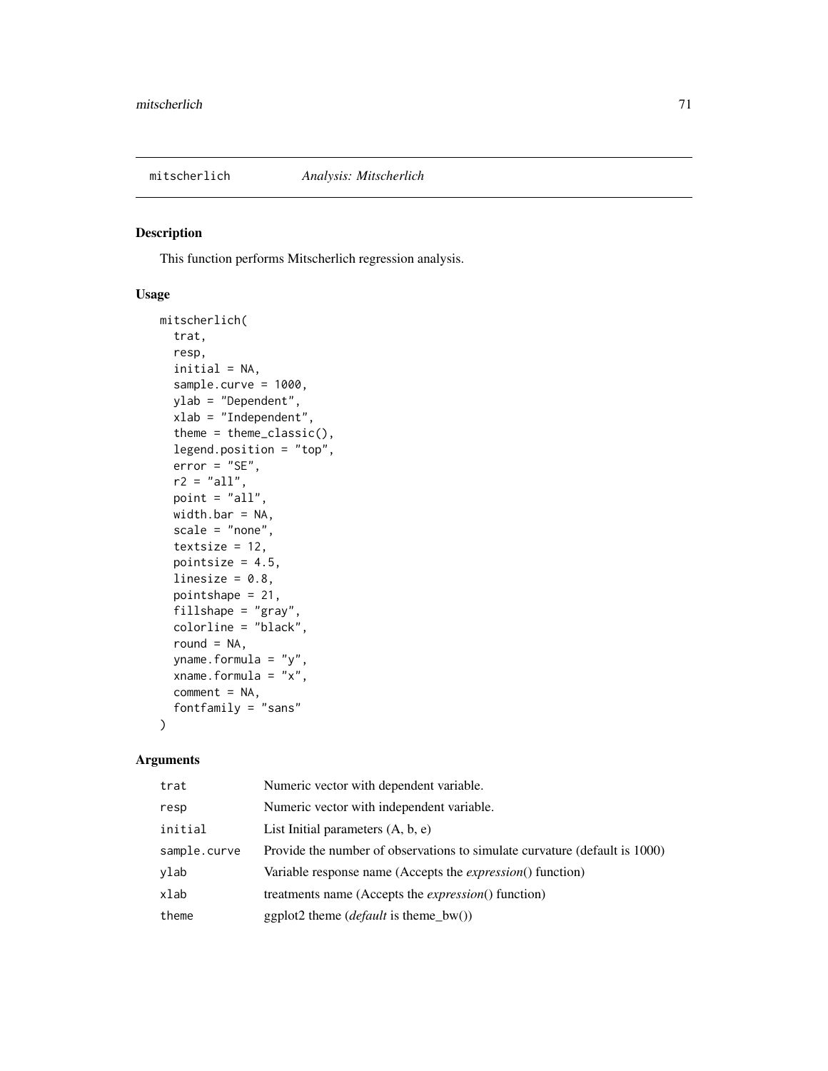## mitscherlich *Analysis: Mitscherlich*

### Description

This function performs Mitscherlich regression analysis.

### Usage

```
mitscherlich(
  trat,
  resp,
  initial = NA,
  sample.curve = 1000,
  ylab = "Dependent",
  xlab = "Independent",
  theme = theme_classic(),
  legend.position = "top",
  error = "SE",
  r2 = "all",
  point = "all",
  width.bar = NA,
  scale = "none",
  textsize = 12,
  pointsize = 4.5,
  linesize = 0.8,
  pointshape = 21,
  fillshape = "gray",
  colorline = "black",
  round = NA,
  yname.formula = "y",
  xname.formula = "x",
  comment = NA,
  fontfamily = "sans"
)
```

### Arguments

| | |
|---|---|
| trat | Numeric vector with dependent variable. |
| resp | Numeric vector with independent variable. |
| initial | List Initial parameters (A, b, e) |
| sample.curve | Provide the number of observations to simulate curvature (default is 1000) |
| ylab | Variable response name (Accepts the *expression*() function) |
| xlab | treatments name (Accepts the *expression*() function) |
| theme | ggplot2 theme (*default* is theme_bw()) |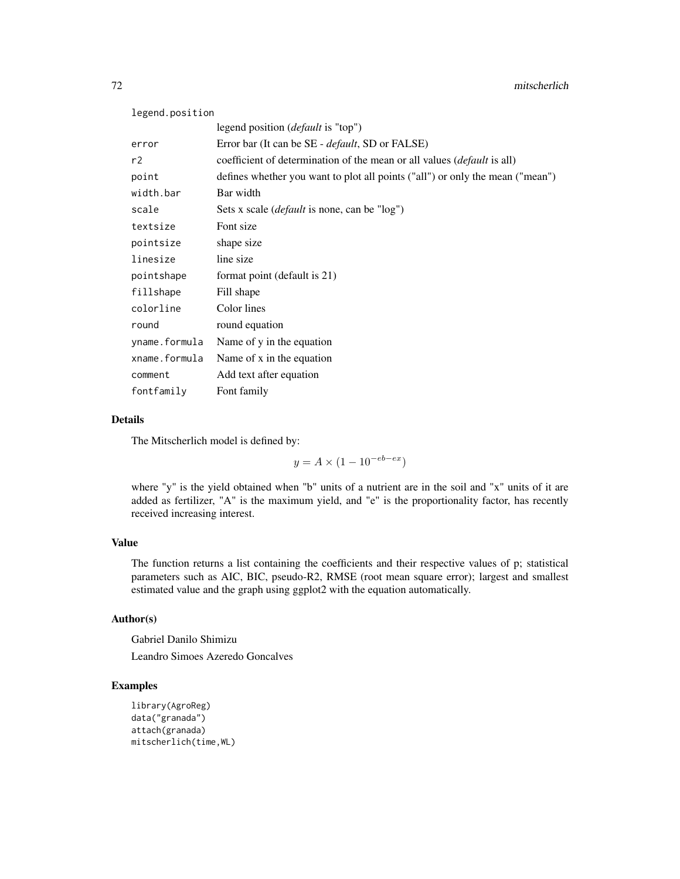| | |
|---|---|
| legend.position | legend position (*default* is "top") |
| error | Error bar (It can be SE - *default*, SD or FALSE) |
| r2 | coefficient of determination of the mean or all values (*default* is all) |
| point | defines whether you want to plot all points ("all") or only the mean ("mean") |
| width.bar | Bar width |
| scale | Sets x scale (*default* is none, can be "log") |
| textsize | Font size |
| pointsize | shape size |
| linesize | line size |
| pointshape | format point (default is 21) |
| fillshape | Fill shape |
| colorline | Color lines |
| round | round equation |
| yname.formula | Name of y in the equation |
| xname.formula | Name of x in the equation |
| comment | Add text after equation |
| fontfamily | Font family |

## Details

The Mitscherlich model is defined by:

$$y = A \times (1 - 10^{-eb-ex})$$

where "y" is the yield obtained when "b" units of a nutrient are in the soil and "x" units of it are added as fertilizer, "A" is the maximum yield, and "e" is the proportionality factor, has recently received increasing interest.

## Value

The function returns a list containing the coefficients and their respective values of p; statistical parameters such as AIC, BIC, pseudo-R2, RMSE (root mean square error); largest and smallest estimated value and the graph using ggplot2 with the equation automatically.

## Author(s)

Gabriel Danilo Shimizu

Leandro Simoes Azeredo Goncalves

## Examples

```
library(AgroReg)
data("granada")
attach(granada)
mitscherlich(time,WL)
```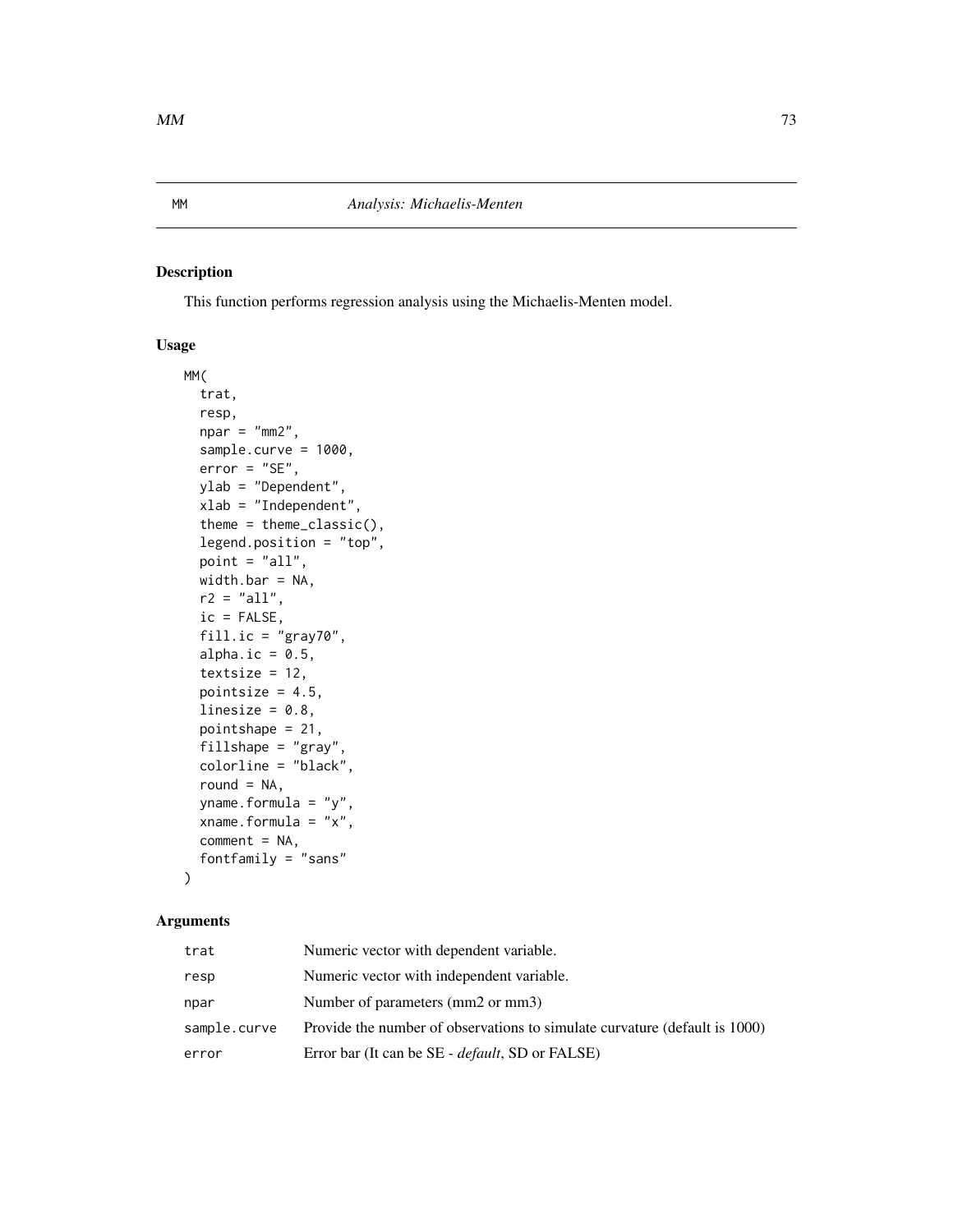## MM *Analysis: Michaelis-Menten*

### Description

This function performs regression analysis using the Michaelis-Menten model.

### Usage

```
MM(
  trat,
  resp,
  npar = "mm2",
  sample.curve = 1000,
  error = "SE",
  ylab = "Dependent",
  xlab = "Independent",
  theme = theme_classic(),
  legend.position = "top",
  point = "all",
  width.bar = NA,
  r2 = "all",
  ic = FALSE,
  fill.ic = "gray70",
  alpha.ic = 0.5,
  textsize = 12,
  pointsize = 4.5,
  linesize = 0.8,
  pointshape = 21,
  fillshape = "gray",
  colorline = "black",
  round = NA,
  yname.formula = "y",
  xname.formula = "x",
  comment = NA,
  fontfamily = "sans"
)
```

### Arguments

| | |
|---|---|
| trat | Numeric vector with dependent variable. |
| resp | Numeric vector with independent variable. |
| npar | Number of parameters (mm2 or mm3) |
| sample.curve | Provide the number of observations to simulate curvature (default is 1000) |
| error | Error bar (It can be SE - *default*, SD or FALSE) |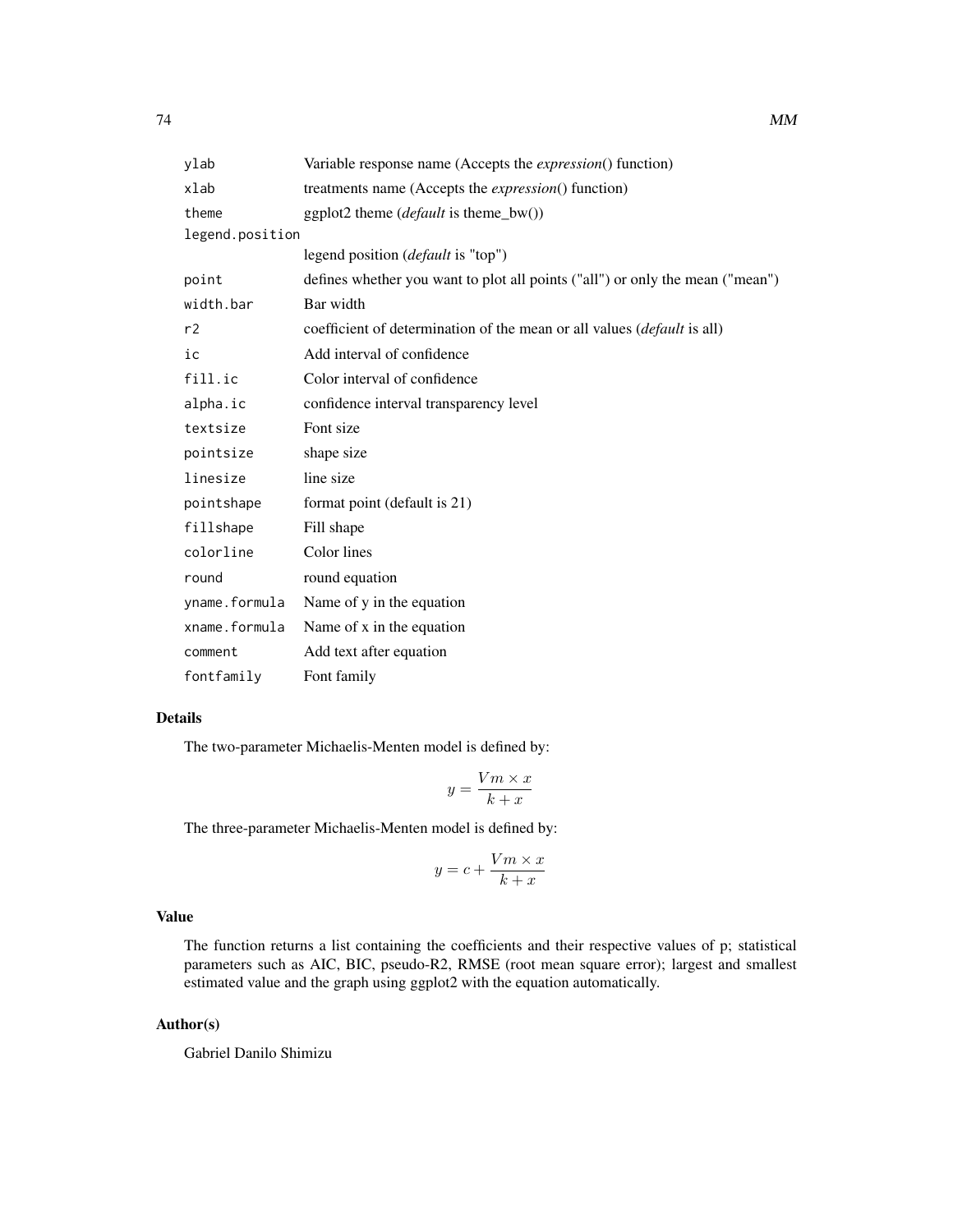| | |
|---|---|
| `ylab` | Variable response name (Accepts the *expression*() function) |
| `xlab` | treatments name (Accepts the *expression*() function) |
| `theme` | ggplot2 theme (*default* is theme_bw()) |
| `legend.position` | legend position (*default* is "top") |
| `point` | defines whether you want to plot all points ("all") or only the mean ("mean") |
| `width.bar` | Bar width |
| `r2` | coefficient of determination of the mean or all values (*default* is all) |
| `ic` | Add interval of confidence |
| `fill.ic` | Color interval of confidence |
| `alpha.ic` | confidence interval transparency level |
| `textsize` | Font size |
| `pointsize` | shape size |
| `linesize` | line size |
| `pointshape` | format point (default is 21) |
| `fillshape` | Fill shape |
| `colorline` | Color lines |
| `round` | round equation |
| `yname.formula` | Name of y in the equation |
| `xname.formula` | Name of x in the equation |
| `comment` | Add text after equation |
| `fontfamily` | Font family |

## Details

The two-parameter Michaelis-Menten model is defined by:

$$y = \frac{Vm \times x}{k + x}$$

The three-parameter Michaelis-Menten model is defined by:

$$y = c + \frac{Vm \times x}{k + x}$$

## Value

The function returns a list containing the coefficients and their respective values of p; statistical parameters such as AIC, BIC, pseudo-R2, RMSE (root mean square error); largest and smallest estimated value and the graph using ggplot2 with the equation automatically.

## Author(s)

Gabriel Danilo Shimizu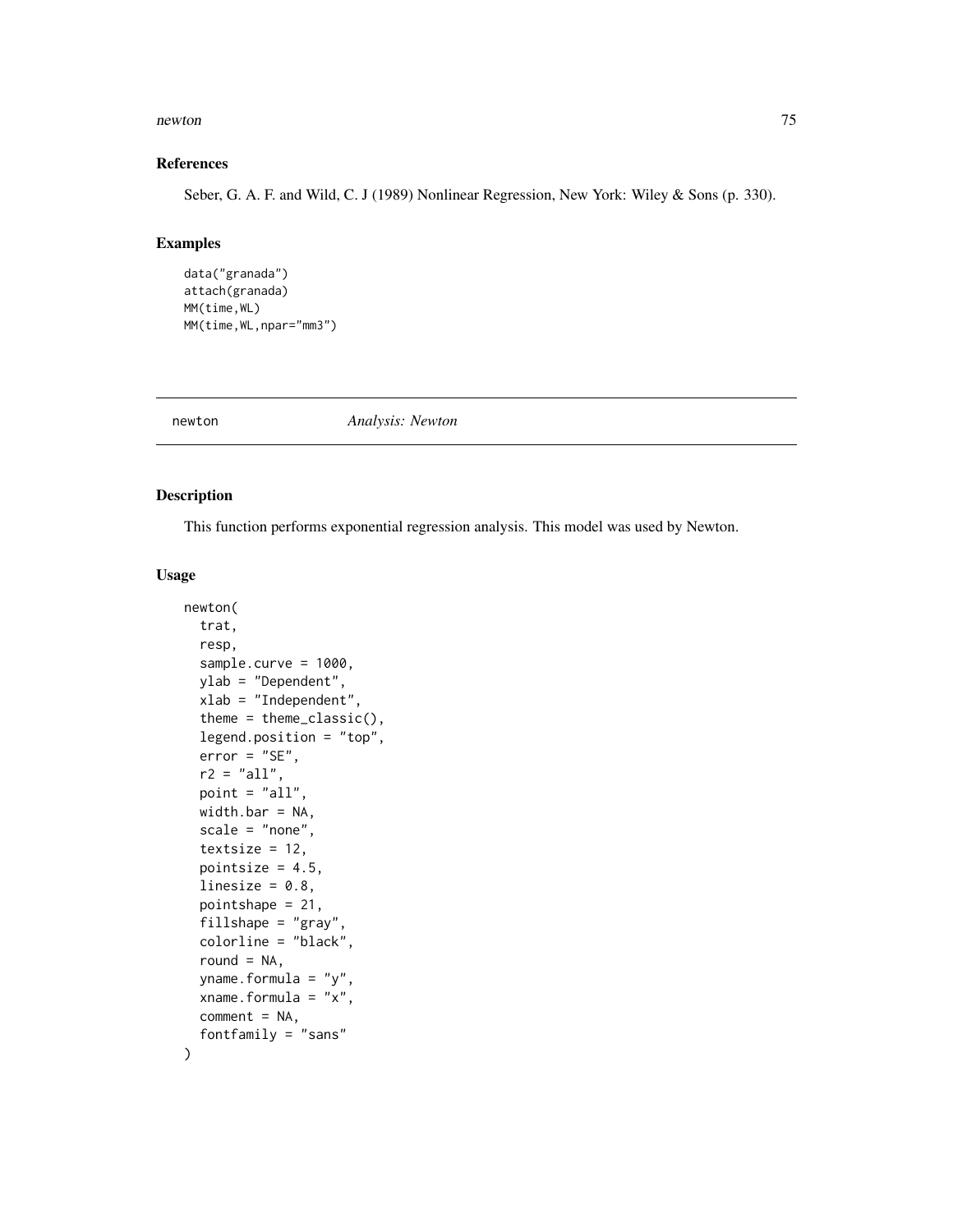## References

Seber, G. A. F. and Wild, C. J (1989) Nonlinear Regression, New York: Wiley & Sons (p. 330).

## Examples

```
data("granada")
attach(granada)
MM(time,WL)
MM(time,WL,npar="mm3")
```

---

# newton *Analysis: Newton*

---

## Description

This function performs exponential regression analysis. This model was used by Newton.

## Usage

```
newton(
  trat,
  resp,
  sample.curve = 1000,
  ylab = "Dependent",
  xlab = "Independent",
  theme = theme_classic(),
  legend.position = "top",
  error = "SE",
  r2 = "all",
  point = "all",
  width.bar = NA,
  scale = "none",
  textsize = 12,
  pointsize = 4.5,
  linesize = 0.8,
  pointshape = 21,
  fillshape = "gray",
  colorline = "black",
  round = NA,
  yname.formula = "y",
  xname.formula = "x",
  comment = NA,
  fontfamily = "sans"
)
```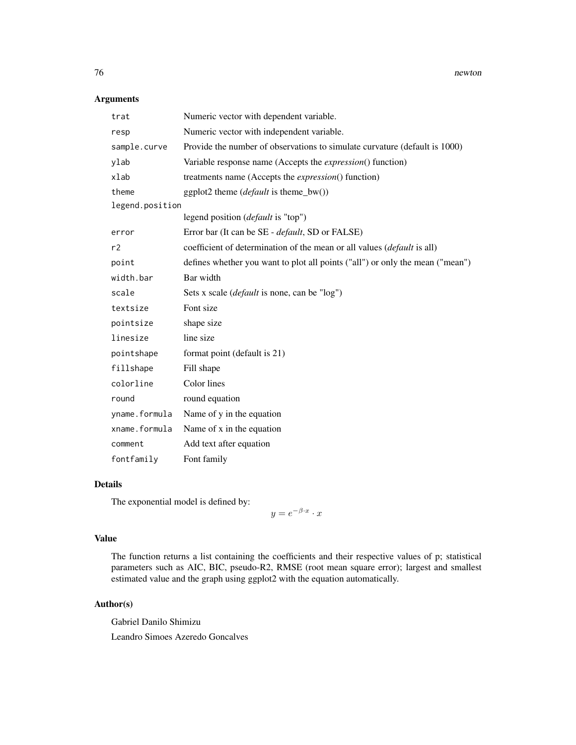## Arguments

| | |
|---|---|
| `trat` | Numeric vector with dependent variable. |
| `resp` | Numeric vector with independent variable. |
| `sample.curve` | Provide the number of observations to simulate curvature (default is 1000) |
| `ylab` | Variable response name (Accepts the *expression*() function) |
| `xlab` | treatments name (Accepts the *expression*() function) |
| `theme` | ggplot2 theme (*default* is theme_bw()) |
| `legend.position` | legend position (*default* is "top") |
| `error` | Error bar (It can be SE - *default*, SD or FALSE) |
| `r2` | coefficient of determination of the mean or all values (*default* is all) |
| `point` | defines whether you want to plot all points ("all") or only the mean ("mean") |
| `width.bar` | Bar width |
| `scale` | Sets x scale (*default* is none, can be "log") |
| `textsize` | Font size |
| `pointsize` | shape size |
| `linesize` | line size |
| `pointshape` | format point (default is 21) |
| `fillshape` | Fill shape |
| `colorline` | Color lines |
| `round` | round equation |
| `yname.formula` | Name of y in the equation |
| `xname.formula` | Name of x in the equation |
| `comment` | Add text after equation |
| `fontfamily` | Font family |

## Details

The exponential model is defined by:

$$y = e^{-\beta \cdot x} \cdot x$$

## Value

The function returns a list containing the coefficients and their respective values of p; statistical parameters such as AIC, BIC, pseudo-R2, RMSE (root mean square error); largest and smallest estimated value and the graph using ggplot2 with the equation automatically.

## Author(s)

Gabriel Danilo Shimizu

Leandro Simoes Azeredo Goncalves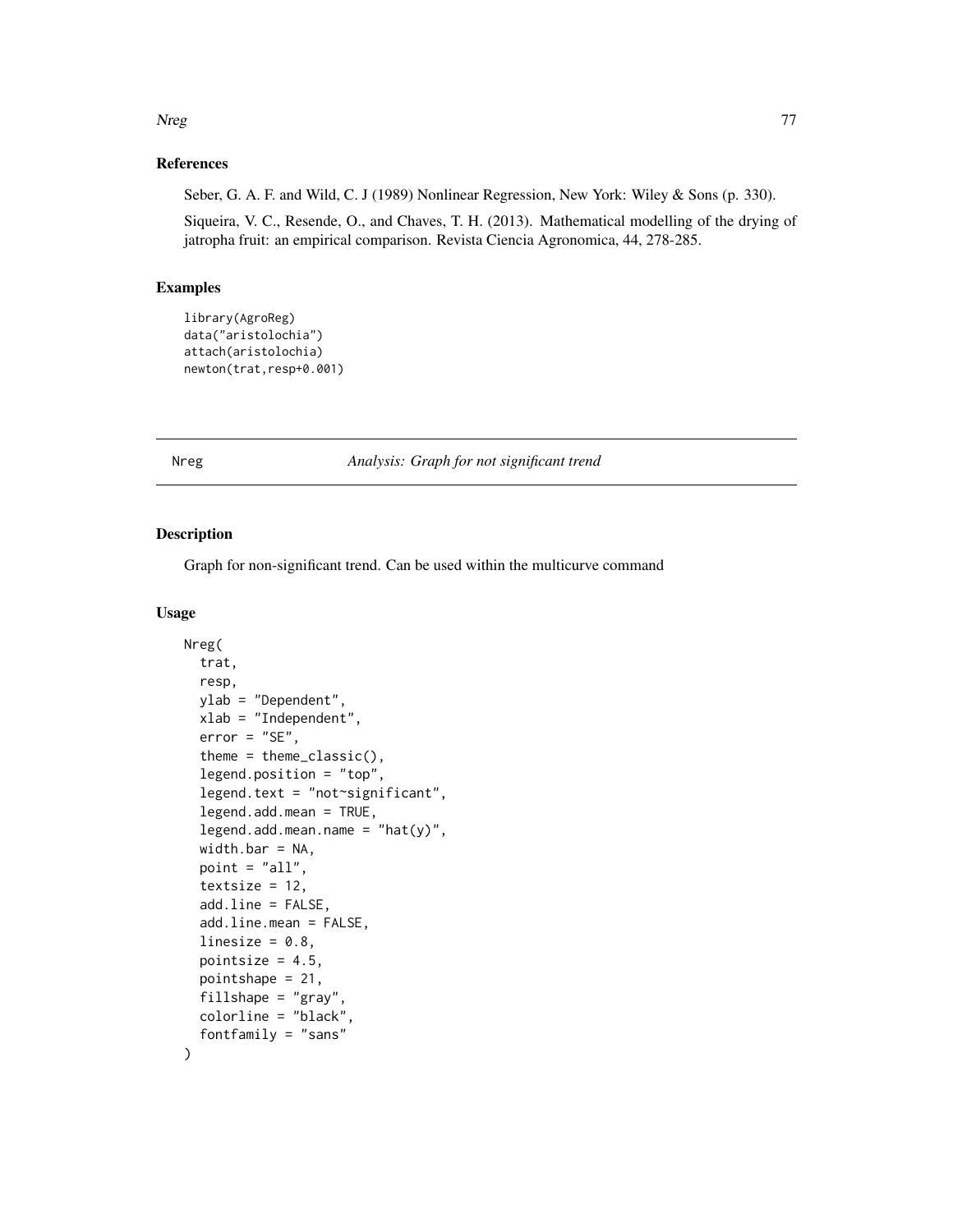### References

Seber, G. A. F. and Wild, C. J (1989) Nonlinear Regression, New York: Wiley & Sons (p. 330).

Siqueira, V. C., Resende, O., and Chaves, T. H. (2013). Mathematical modelling of the drying of jatropha fruit: an empirical comparison. Revista Ciencia Agronomica, 44, 278-285.

### Examples

```
library(AgroReg)
data("aristolochia")
attach(aristolochia)
newton(trat,resp+0.001)
```

## Nreg *Analysis: Graph for not significant trend*

### Description

Graph for non-significant trend. Can be used within the multicurve command

### Usage

```
Nreg(
  trat,
  resp,
  ylab = "Dependent",
  xlab = "Independent",
  error = "SE",
  theme = theme_classic(),
  legend.position = "top",
  legend.text = "not~significant",
  legend.add.mean = TRUE,
  legend.add.mean.name = "hat(y)",
  width.bar = NA,
  point = "all",
  textsize = 12,
  add.line = FALSE,
  add.line.mean = FALSE,
  linesize = 0.8,
  pointsize = 4.5,
  pointshape = 21,
  fillshape = "gray",
  colorline = "black",
  fontfamily = "sans"
)
```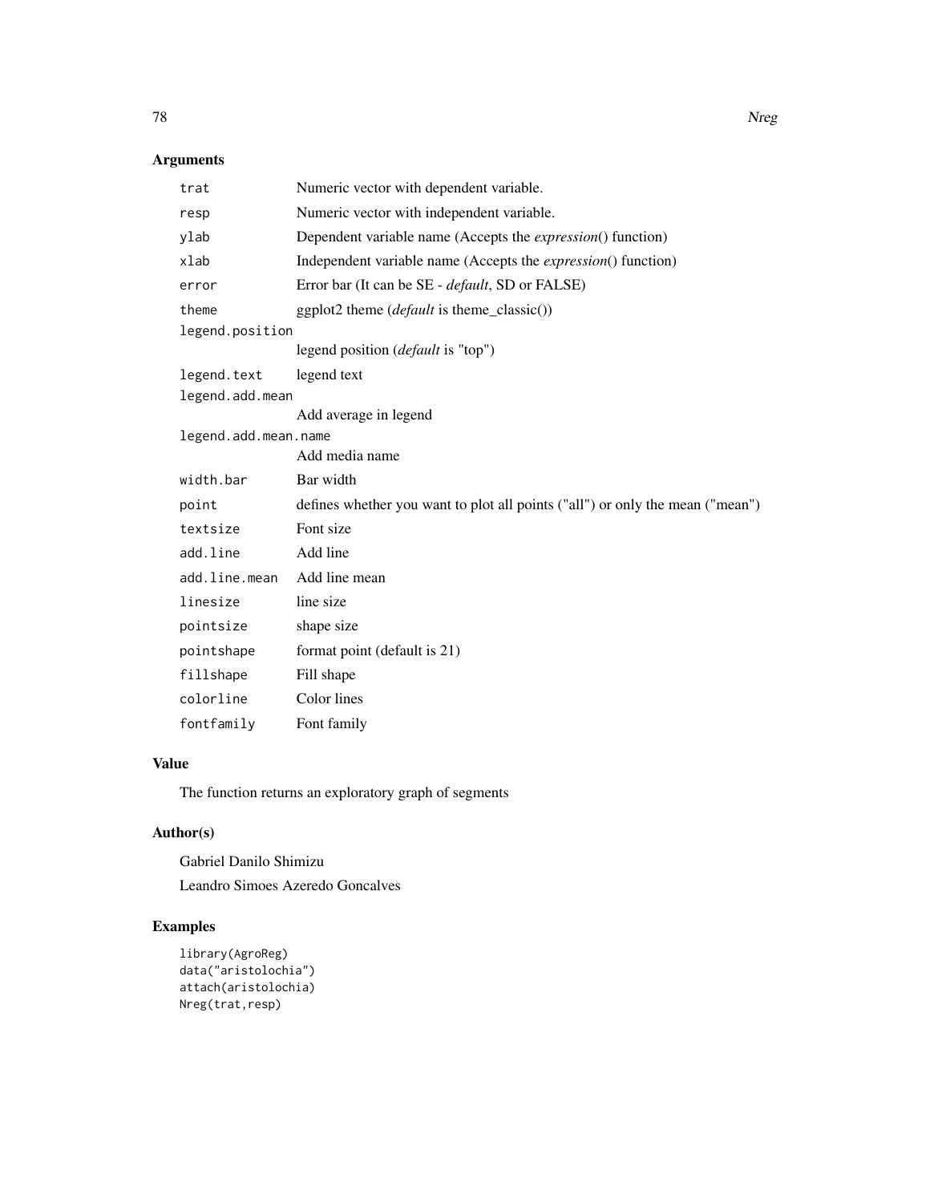## Arguments

| | |
|---|---|
| `trat` | Numeric vector with dependent variable. |
| `resp` | Numeric vector with independent variable. |
| `ylab` | Dependent variable name (Accepts the *expression*() function) |
| `xlab` | Independent variable name (Accepts the *expression*() function) |
| `error` | Error bar (It can be SE - *default*, SD or FALSE) |
| `theme` | ggplot2 theme (*default* is theme_classic()) |
| `legend.position` | legend position (*default* is "top") |
| `legend.text` | legend text |
| `legend.add.mean` | Add average in legend |
| `legend.add.mean.name` | Add media name |
| `width.bar` | Bar width |
| `point` | defines whether you want to plot all points ("all") or only the mean ("mean") |
| `textsize` | Font size |
| `add.line` | Add line |
| `add.line.mean` | Add line mean |
| `linesize` | line size |
| `pointsize` | shape size |
| `pointshape` | format point (default is 21) |
| `fillshape` | Fill shape |
| `colorline` | Color lines |
| `fontfamily` | Font family |

## Value

The function returns an exploratory graph of segments

## Author(s)

Gabriel Danilo Shimizu

Leandro Simoes Azeredo Goncalves

## Examples

```
library(AgroReg)
data("aristolochia")
attach(aristolochia)
Nreg(trat,resp)
```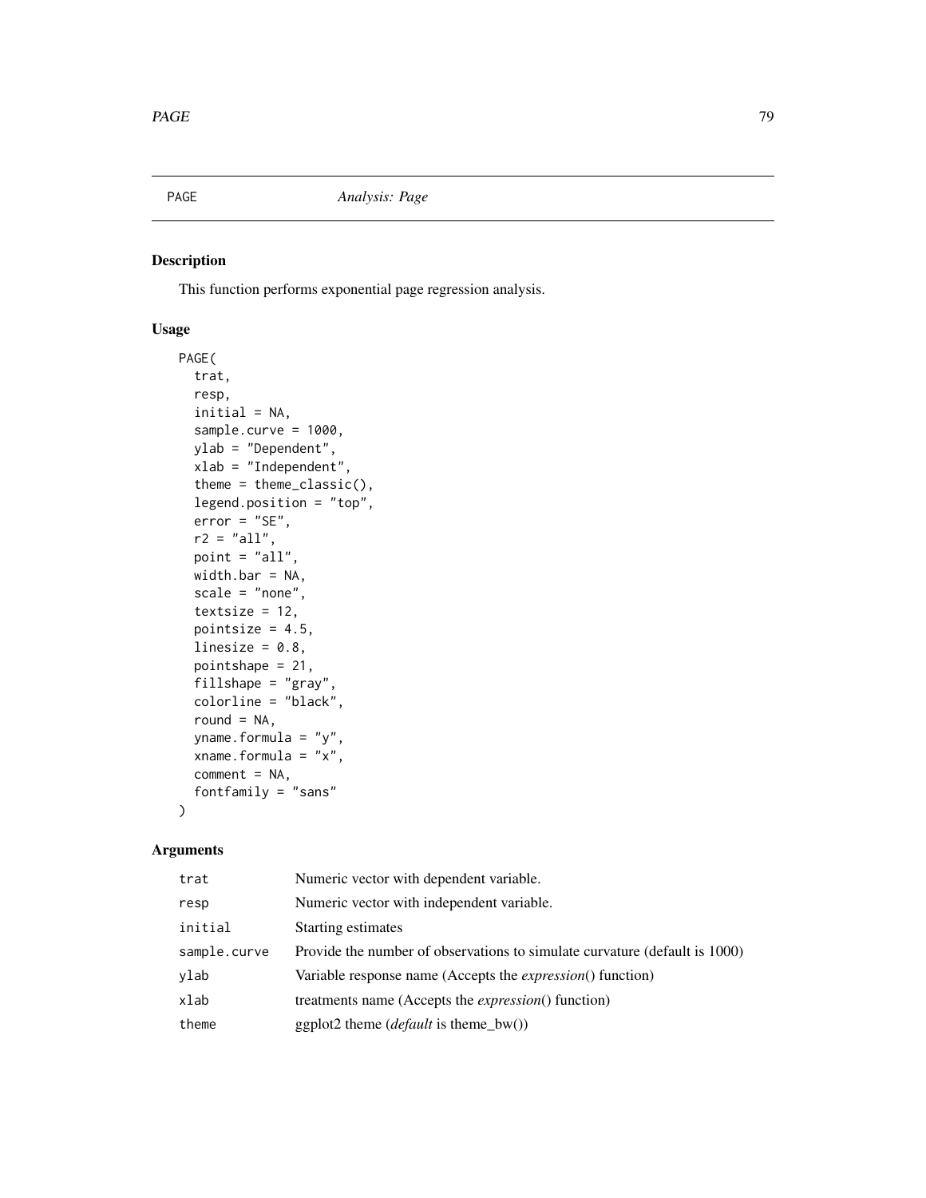PAGE *Analysis: Page*

## Description

This function performs exponential page regression analysis.

## Usage

```
PAGE(
  trat,
  resp,
  initial = NA,
  sample.curve = 1000,
  ylab = "Dependent",
  xlab = "Independent",
  theme = theme_classic(),
  legend.position = "top",
  error = "SE",
  r2 = "all",
  point = "all",
  width.bar = NA,
  scale = "none",
  textsize = 12,
  pointsize = 4.5,
  linesize = 0.8,
  pointshape = 21,
  fillshape = "gray",
  colorline = "black",
  round = NA,
  yname.formula = "y",
  xname.formula = "x",
  comment = NA,
  fontfamily = "sans"
)
```

## Arguments

| | |
|---|---|
| `trat` | Numeric vector with dependent variable. |
| `resp` | Numeric vector with independent variable. |
| `initial` | Starting estimates |
| `sample.curve` | Provide the number of observations to simulate curvature (default is 1000) |
| `ylab` | Variable response name (Accepts the *expression*() function) |
| `xlab` | treatments name (Accepts the *expression*() function) |
| `theme` | ggplot2 theme (*default* is theme_bw()) |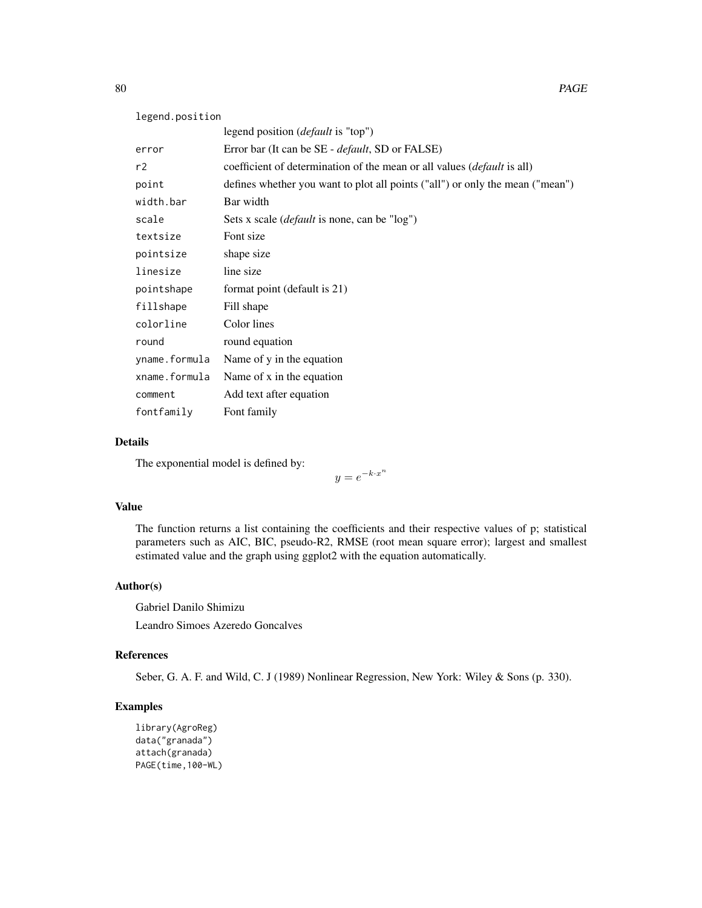| | |
|---|---|
| legend.position | legend position (*default* is "top") |
| error | Error bar (It can be SE - *default*, SD or FALSE) |
| r2 | coefficient of determination of the mean or all values (*default* is all) |
| point | defines whether you want to plot all points ("all") or only the mean ("mean") |
| width.bar | Bar width |
| scale | Sets x scale (*default* is none, can be "log") |
| textsize | Font size |
| pointsize | shape size |
| linesize | line size |
| pointshape | format point (default is 21) |
| fillshape | Fill shape |
| colorline | Color lines |
| round | round equation |
| yname.formula | Name of y in the equation |
| xname.formula | Name of x in the equation |
| comment | Add text after equation |
| fontfamily | Font family |

## Details

The exponential model is defined by:

$$y = e^{-k \cdot x^n}$$

## Value

The function returns a list containing the coefficients and their respective values of p; statistical parameters such as AIC, BIC, pseudo-R2, RMSE (root mean square error); largest and smallest estimated value and the graph using ggplot2 with the equation automatically.

## Author(s)

Gabriel Danilo Shimizu

Leandro Simoes Azeredo Goncalves

## References

Seber, G. A. F. and Wild, C. J (1989) Nonlinear Regression, New York: Wiley & Sons (p. 330).

## Examples

```
library(AgroReg)
data("granada")
attach(granada)
PAGE(time,100-WL)
```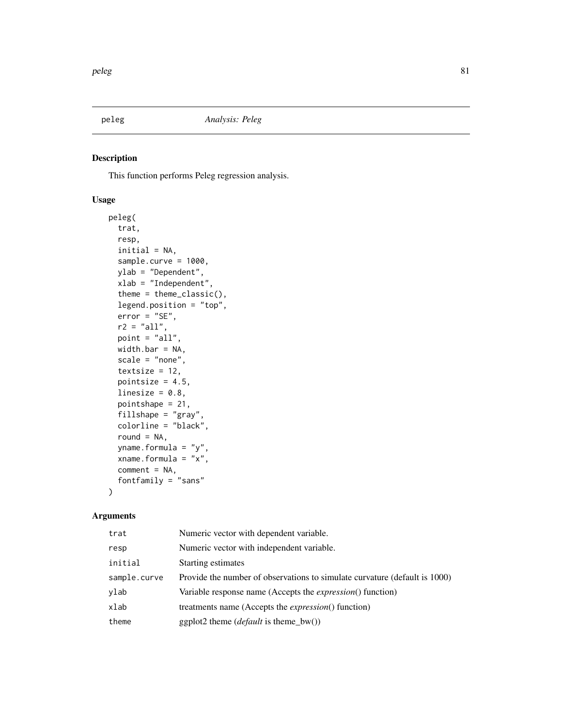## peleg — *Analysis: Peleg*

### Description

This function performs Peleg regression analysis.

### Usage

```
peleg(
  trat,
  resp,
  initial = NA,
  sample.curve = 1000,
  ylab = "Dependent",
  xlab = "Independent",
  theme = theme_classic(),
  legend.position = "top",
  error = "SE",
  r2 = "all",
  point = "all",
  width.bar = NA,
  scale = "none",
  textsize = 12,
  pointsize = 4.5,
  linesize = 0.8,
  pointshape = 21,
  fillshape = "gray",
  colorline = "black",
  round = NA,
  yname.formula = "y",
  xname.formula = "x",
  comment = NA,
  fontfamily = "sans"
)
```

### Arguments

| | |
|---|---|
| `trat` | Numeric vector with dependent variable. |
| `resp` | Numeric vector with independent variable. |
| `initial` | Starting estimates |
| `sample.curve` | Provide the number of observations to simulate curvature (default is 1000) |
| `ylab` | Variable response name (Accepts the *expression*() function) |
| `xlab` | treatments name (Accepts the *expression*() function) |
| `theme` | ggplot2 theme (*default* is theme_bw()) |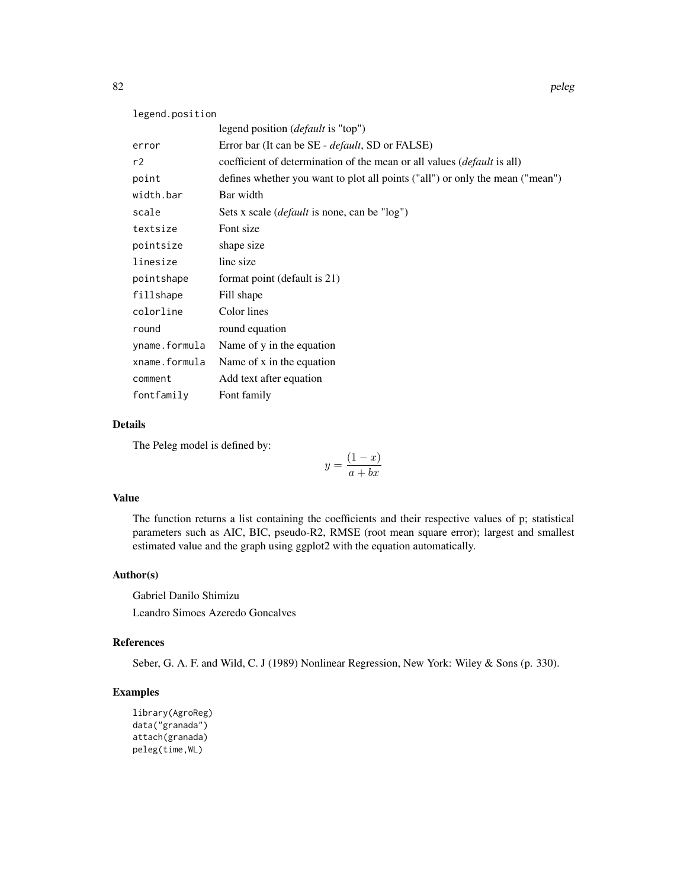| | |
|---|---|
| legend.position | legend position (*default* is "top") |
| error | Error bar (It can be SE - *default*, SD or FALSE) |
| r2 | coefficient of determination of the mean or all values (*default* is all) |
| point | defines whether you want to plot all points ("all") or only the mean ("mean") |
| width.bar | Bar width |
| scale | Sets x scale (*default* is none, can be "log") |
| textsize | Font size |
| pointsize | shape size |
| linesize | line size |
| pointshape | format point (default is 21) |
| fillshape | Fill shape |
| colorline | Color lines |
| round | round equation |
| yname.formula | Name of y in the equation |
| xname.formula | Name of x in the equation |
| comment | Add text after equation |
| fontfamily | Font family |

## Details

The Peleg model is defined by:

$$y = \frac{(1-x)}{a+bx}$$

## Value

The function returns a list containing the coefficients and their respective values of p; statistical parameters such as AIC, BIC, pseudo-R2, RMSE (root mean square error); largest and smallest estimated value and the graph using ggplot2 with the equation automatically.

## Author(s)

Gabriel Danilo Shimizu

Leandro Simoes Azeredo Goncalves

## References

Seber, G. A. F. and Wild, C. J (1989) Nonlinear Regression, New York: Wiley & Sons (p. 330).

## Examples

```
library(AgroReg)
data("granada")
attach(granada)
peleg(time,WL)
```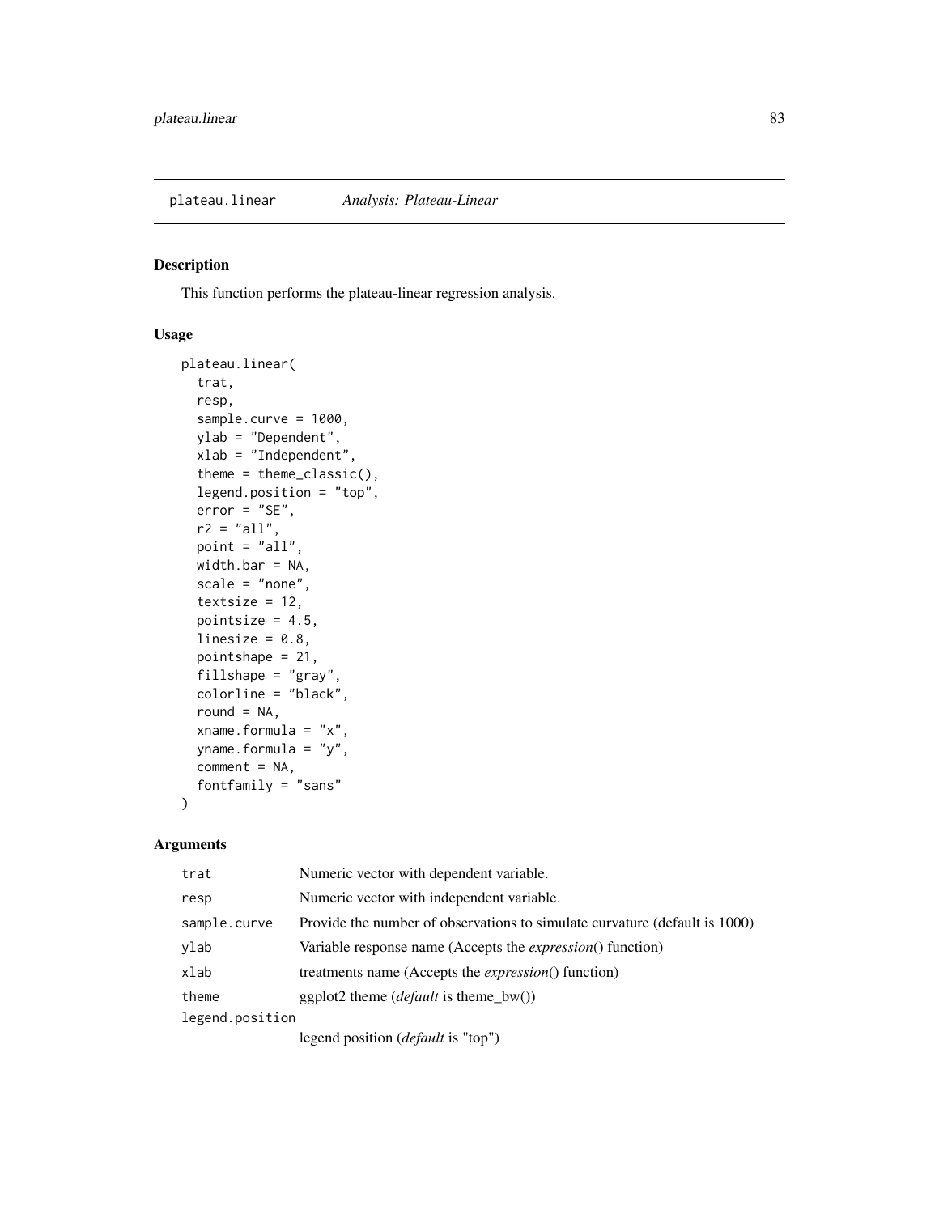plateau.linear *Analysis: Plateau-Linear*

## Description

This function performs the plateau-linear regression analysis.

## Usage

```
plateau.linear(
  trat,
  resp,
  sample.curve = 1000,
  ylab = "Dependent",
  xlab = "Independent",
  theme = theme_classic(),
  legend.position = "top",
  error = "SE",
  r2 = "all",
  point = "all",
  width.bar = NA,
  scale = "none",
  textsize = 12,
  pointsize = 4.5,
  linesize = 0.8,
  pointshape = 21,
  fillshape = "gray",
  colorline = "black",
  round = NA,
  xname.formula = "x",
  yname.formula = "y",
  comment = NA,
  fontfamily = "sans"
)
```

## Arguments

| | |
|---|---|
| trat | Numeric vector with dependent variable. |
| resp | Numeric vector with independent variable. |
| sample.curve | Provide the number of observations to simulate curvature (default is 1000) |
| ylab | Variable response name (Accepts the *expression*() function) |
| xlab | treatments name (Accepts the *expression*() function) |
| theme | ggplot2 theme (*default* is theme_bw()) |
| legend.position | legend position (*default* is "top") |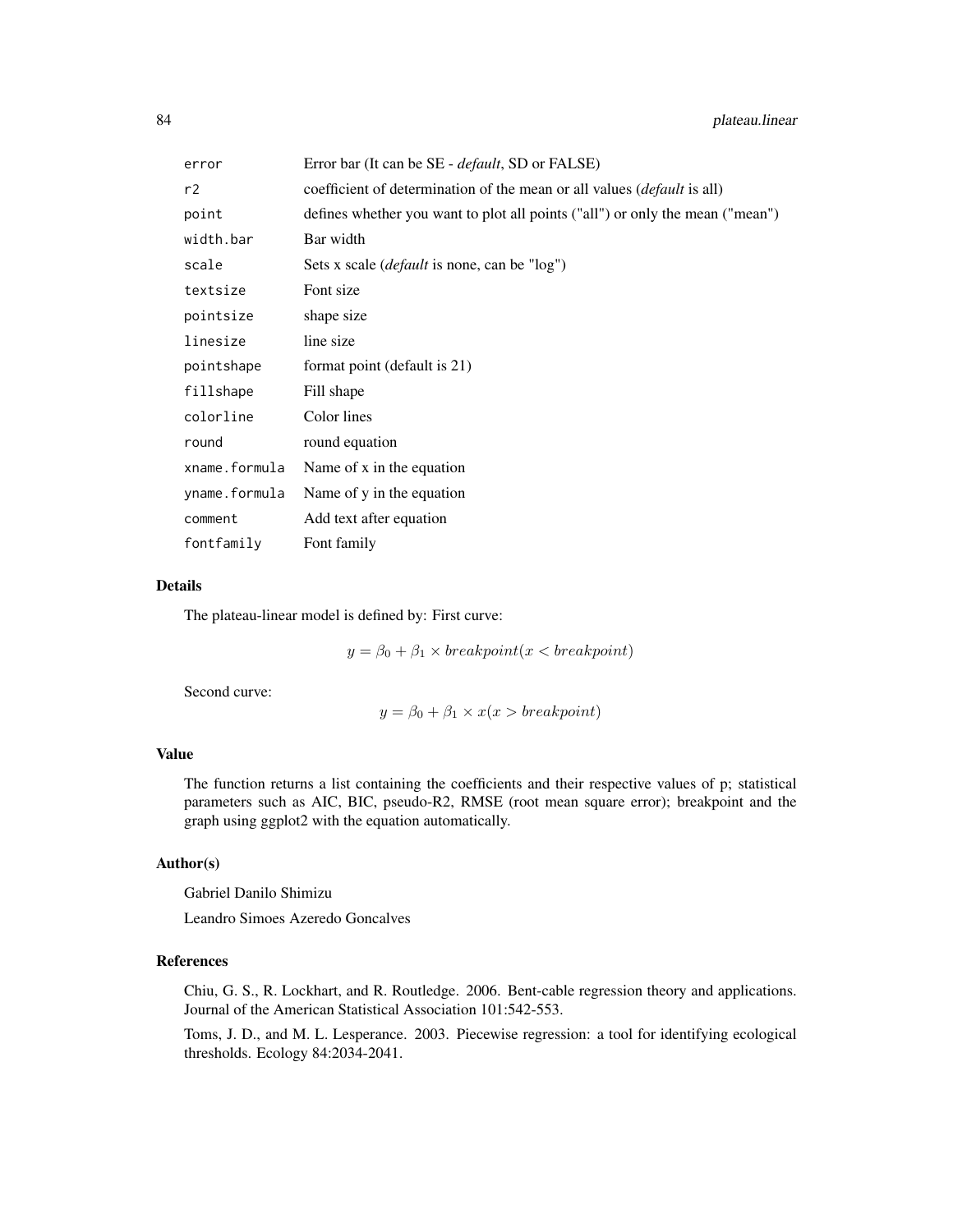| | |
|---|---|
| error | Error bar (It can be SE - *default*, SD or FALSE) |
| r2 | coefficient of determination of the mean or all values (*default* is all) |
| point | defines whether you want to plot all points ("all") or only the mean ("mean") |
| width.bar | Bar width |
| scale | Sets x scale (*default* is none, can be "log") |
| textsize | Font size |
| pointsize | shape size |
| linesize | line size |
| pointshape | format point (default is 21) |
| fillshape | Fill shape |
| colorline | Color lines |
| round | round equation |
| xname.formula | Name of x in the equation |
| yname.formula | Name of y in the equation |
| comment | Add text after equation |
| fontfamily | Font family |

## Details

The plateau-linear model is defined by: First curve:

$$y = \beta_0 + \beta_1 \times breakpoint(x < breakpoint)$$

Second curve:

$$y = \beta_0 + \beta_1 \times x(x > breakpoint)$$

## Value

The function returns a list containing the coefficients and their respective values of p; statistical parameters such as AIC, BIC, pseudo-R2, RMSE (root mean square error); breakpoint and the graph using ggplot2 with the equation automatically.

## Author(s)

Gabriel Danilo Shimizu

Leandro Simoes Azeredo Goncalves

## References

Chiu, G. S., R. Lockhart, and R. Routledge. 2006. Bent-cable regression theory and applications. Journal of the American Statistical Association 101:542-553.

Toms, J. D., and M. L. Lesperance. 2003. Piecewise regression: a tool for identifying ecological thresholds. Ecology 84:2034-2041.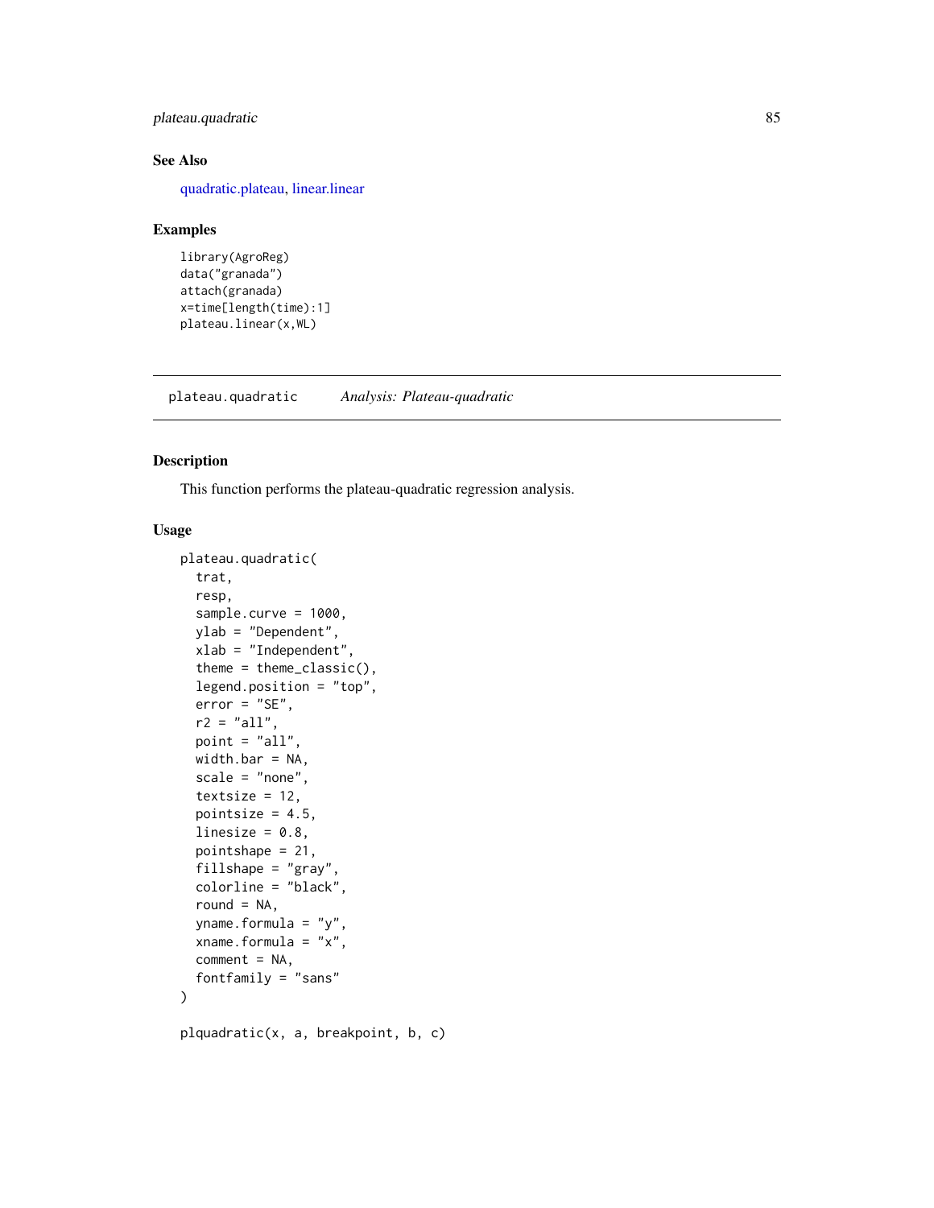## See Also

quadratic.plateau, linear.linear

## Examples

```
library(AgroReg)
data("granada")
attach(granada)
x=time[length(time):1]
plateau.linear(x,WL)
```

---

plateau.quadratic &nbsp;&nbsp;&nbsp; *Analysis: Plateau-quadratic*

---

## Description

This function performs the plateau-quadratic regression analysis.

## Usage

```
plateau.quadratic(
  trat,
  resp,
  sample.curve = 1000,
  ylab = "Dependent",
  xlab = "Independent",
  theme = theme_classic(),
  legend.position = "top",
  error = "SE",
  r2 = "all",
  point = "all",
  width.bar = NA,
  scale = "none",
  textsize = 12,
  pointsize = 4.5,
  linesize = 0.8,
  pointshape = 21,
  fillshape = "gray",
  colorline = "black",
  round = NA,
  yname.formula = "y",
  xname.formula = "x",
  comment = NA,
  fontfamily = "sans"
)

plquadratic(x, a, breakpoint, b, c)
```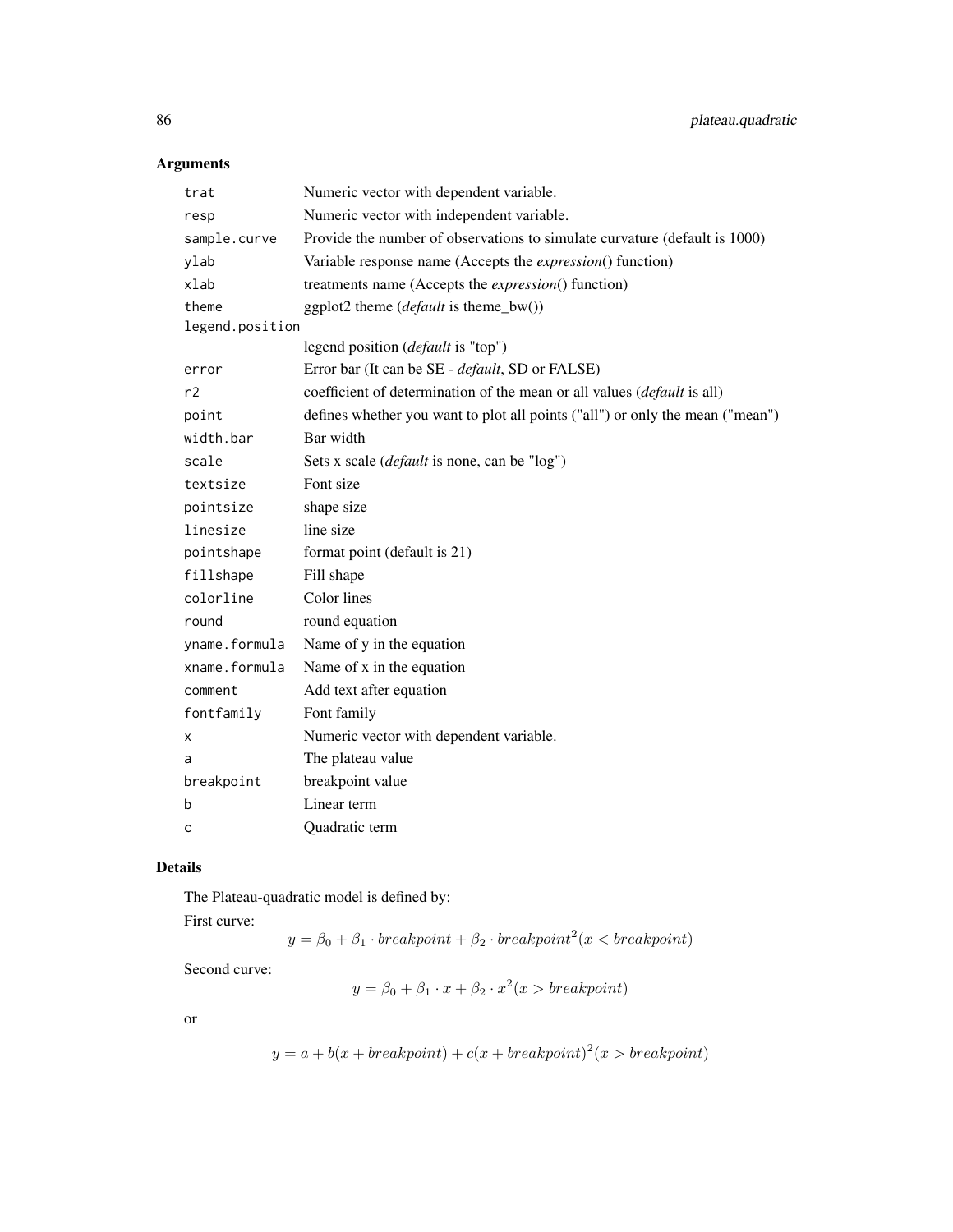## Arguments

| | |
|---|---|
| trat | Numeric vector with dependent variable. |
| resp | Numeric vector with independent variable. |
| sample.curve | Provide the number of observations to simulate curvature (default is 1000) |
| ylab | Variable response name (Accepts the *expression*() function) |
| xlab | treatments name (Accepts the *expression*() function) |
| theme | ggplot2 theme (*default* is theme_bw()) |
| legend.position | legend position (*default* is "top") |
| error | Error bar (It can be SE - *default*, SD or FALSE) |
| r2 | coefficient of determination of the mean or all values (*default* is all) |
| point | defines whether you want to plot all points ("all") or only the mean ("mean") |
| width.bar | Bar width |
| scale | Sets x scale (*default* is none, can be "log") |
| textsize | Font size |
| pointsize | shape size |
| linesize | line size |
| pointshape | format point (default is 21) |
| fillshape | Fill shape |
| colorline | Color lines |
| round | round equation |
| yname.formula | Name of y in the equation |
| xname.formula | Name of x in the equation |
| comment | Add text after equation |
| fontfamily | Font family |
| x | Numeric vector with dependent variable. |
| a | The plateau value |
| breakpoint | breakpoint value |
| b | Linear term |
| c | Quadratic term |

## Details

The Plateau-quadratic model is defined by:

First curve:

$$y = \beta_0 + \beta_1 \cdot breakpoint + \beta_2 \cdot breakpoint^2 (x < breakpoint)$$

Second curve:

$$y = \beta_0 + \beta_1 \cdot x + \beta_2 \cdot x^2 (x > breakpoint)$$

or

$$y = a + b(x + breakpoint) + c(x + breakpoint)^2 (x > breakpoint)$$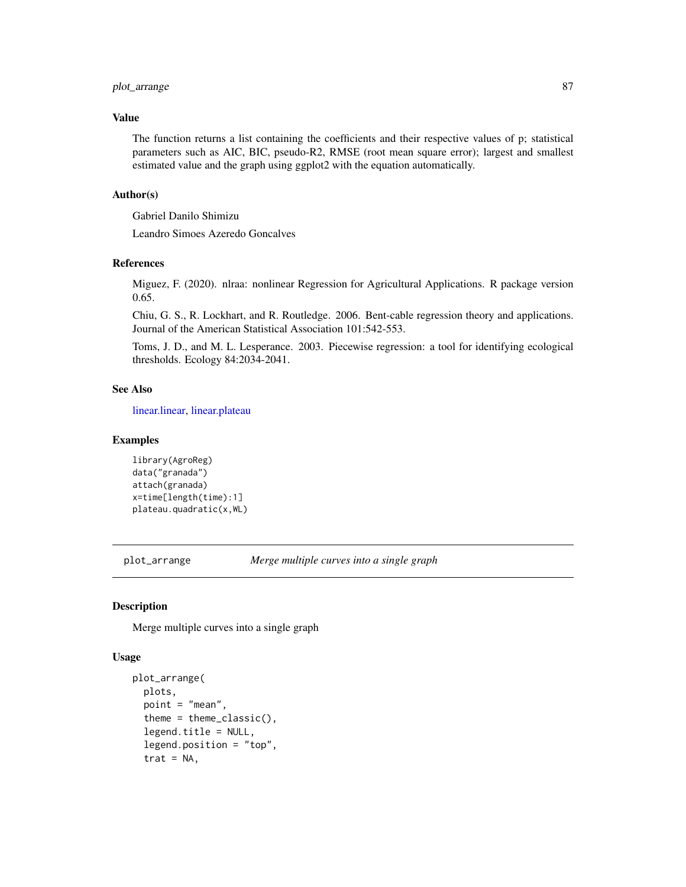### Value

The function returns a list containing the coefficients and their respective values of p; statistical parameters such as AIC, BIC, pseudo-R2, RMSE (root mean square error); largest and smallest estimated value and the graph using ggplot2 with the equation automatically.

### Author(s)

Gabriel Danilo Shimizu

Leandro Simoes Azeredo Goncalves

### References

Miguez, F. (2020). nlraa: nonlinear Regression for Agricultural Applications. R package version 0.65.

Chiu, G. S., R. Lockhart, and R. Routledge. 2006. Bent-cable regression theory and applications. Journal of the American Statistical Association 101:542-553.

Toms, J. D., and M. L. Lesperance. 2003. Piecewise regression: a tool for identifying ecological thresholds. Ecology 84:2034-2041.

### See Also

linear.linear, linear.plateau

### Examples

```
library(AgroReg)
data("granada")
attach(granada)
x=time[length(time):1]
plateau.quadratic(x,WL)
```

---

## plot_arrange *Merge multiple curves into a single graph*

### Description

Merge multiple curves into a single graph

### Usage

```
plot_arrange(
  plots,
  point = "mean",
  theme = theme_classic(),
  legend.title = NULL,
  legend.position = "top",
  trat = NA,
```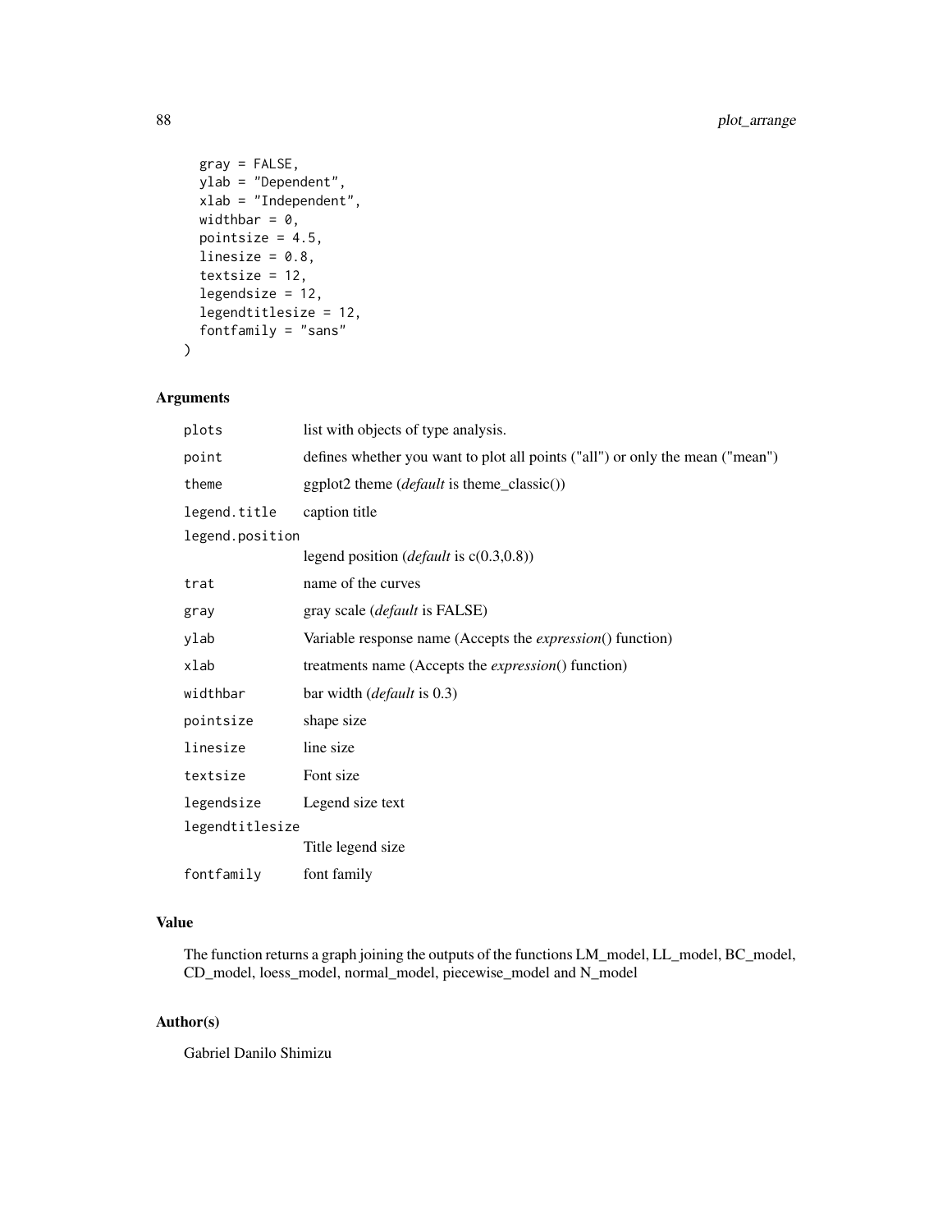```
  gray = FALSE,
  ylab = "Dependent",
  xlab = "Independent",
  widthbar = 0,
  pointsize = 4.5,
  linesize = 0.8,
  textsize = 12,
  legendsize = 12,
  legendtitlesize = 12,
  fontfamily = "sans"
)
```

## Arguments

| | |
|---|---|
| `plots` | list with objects of type analysis. |
| `point` | defines whether you want to plot all points ("all") or only the mean ("mean") |
| `theme` | ggplot2 theme (*default* is theme_classic()) |
| `legend.title` | caption title |
| `legend.position` | legend position (*default* is c(0.3,0.8)) |
| `trat` | name of the curves |
| `gray` | gray scale (*default* is FALSE) |
| `ylab` | Variable response name (Accepts the *expression*() function) |
| `xlab` | treatments name (Accepts the *expression*() function) |
| `widthbar` | bar width (*default* is 0.3) |
| `pointsize` | shape size |
| `linesize` | line size |
| `textsize` | Font size |
| `legendsize` | Legend size text |
| `legendtitlesize` | Title legend size |
| `fontfamily` | font family |

## Value

The function returns a graph joining the outputs of the functions LM_model, LL_model, BC_model, CD_model, loess_model, normal_model, piecewise_model and N_model

## Author(s)

Gabriel Danilo Shimizu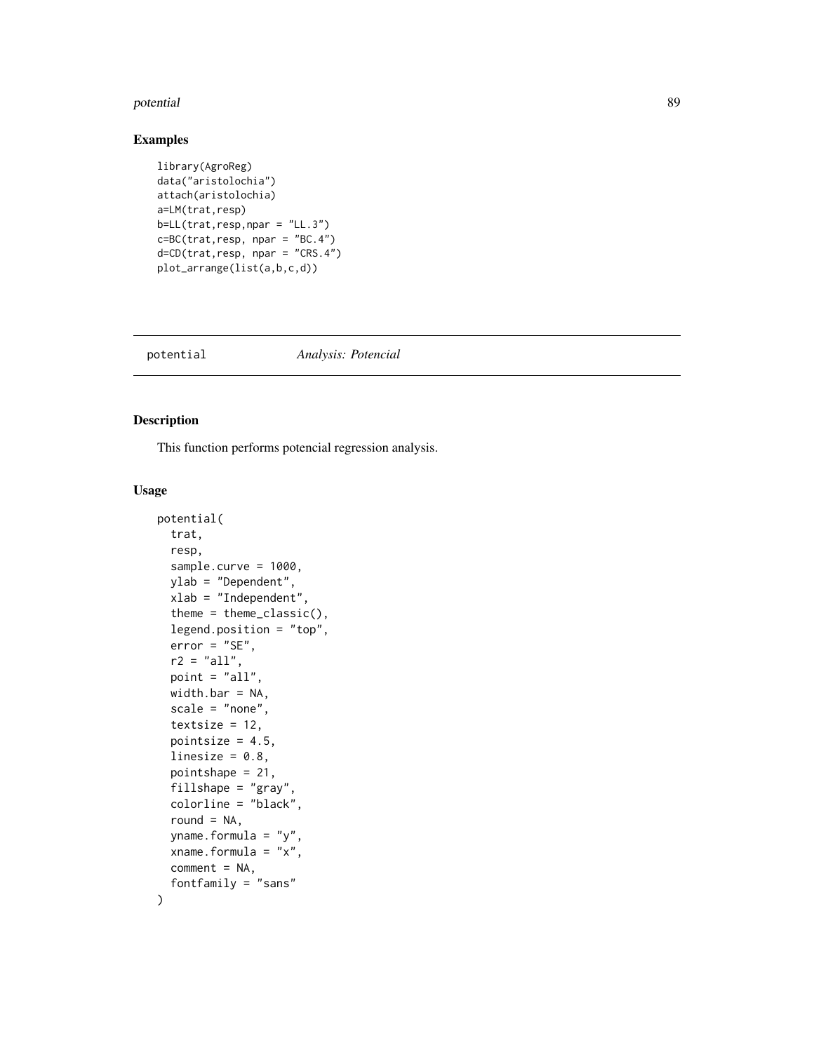## Examples

```
library(AgroReg)
data("aristolochia")
attach(aristolochia)
a=LM(trat,resp)
b=LL(trat,resp,npar = "LL.3")
c=BC(trat,resp, npar = "BC.4")
d=CD(trat,resp, npar = "CRS.4")
plot_arrange(list(a,b,c,d))
```

---

# potential    *Analysis: Potencial*

---

## Description

This function performs potencial regression analysis.

## Usage

```
potential(
  trat,
  resp,
  sample.curve = 1000,
  ylab = "Dependent",
  xlab = "Independent",
  theme = theme_classic(),
  legend.position = "top",
  error = "SE",
  r2 = "all",
  point = "all",
  width.bar = NA,
  scale = "none",
  textsize = 12,
  pointsize = 4.5,
  linesize = 0.8,
  pointshape = 21,
  fillshape = "gray",
  colorline = "black",
  round = NA,
  yname.formula = "y",
  xname.formula = "x",
  comment = NA,
  fontfamily = "sans"
)
```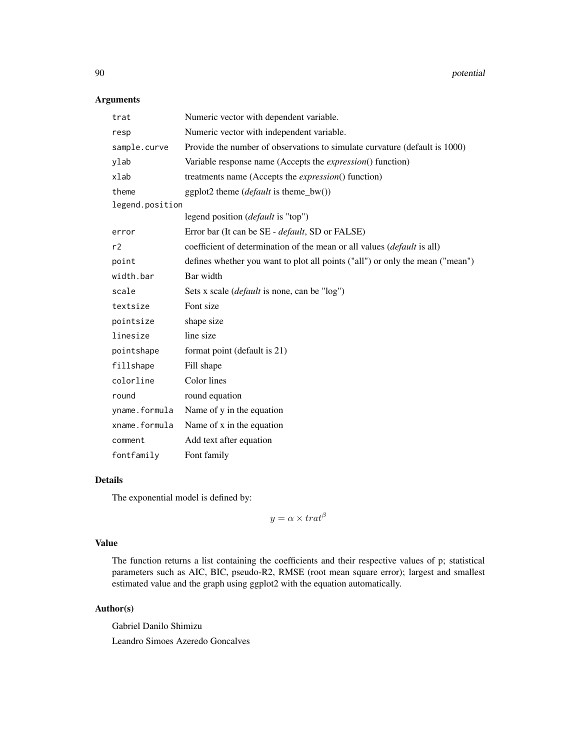## Arguments

| | |
|---|---|
| trat | Numeric vector with dependent variable. |
| resp | Numeric vector with independent variable. |
| sample.curve | Provide the number of observations to simulate curvature (default is 1000) |
| ylab | Variable response name (Accepts the *expression*() function) |
| xlab | treatments name (Accepts the *expression*() function) |
| theme | ggplot2 theme (*default* is theme_bw()) |
| legend.position | legend position (*default* is "top") |
| error | Error bar (It can be SE - *default*, SD or FALSE) |
| r2 | coefficient of determination of the mean or all values (*default* is all) |
| point | defines whether you want to plot all points ("all") or only the mean ("mean") |
| width.bar | Bar width |
| scale | Sets x scale (*default* is none, can be "log") |
| textsize | Font size |
| pointsize | shape size |
| linesize | line size |
| pointshape | format point (default is 21) |
| fillshape | Fill shape |
| colorline | Color lines |
| round | round equation |
| yname.formula | Name of y in the equation |
| xname.formula | Name of x in the equation |
| comment | Add text after equation |
| fontfamily | Font family |

## Details

The exponential model is defined by:

$$y = \alpha \times trat^{\beta}$$

## Value

The function returns a list containing the coefficients and their respective values of p; statistical parameters such as AIC, BIC, pseudo-R2, RMSE (root mean square error); largest and smallest estimated value and the graph using ggplot2 with the equation automatically.

## Author(s)

Gabriel Danilo Shimizu

Leandro Simoes Azeredo Goncalves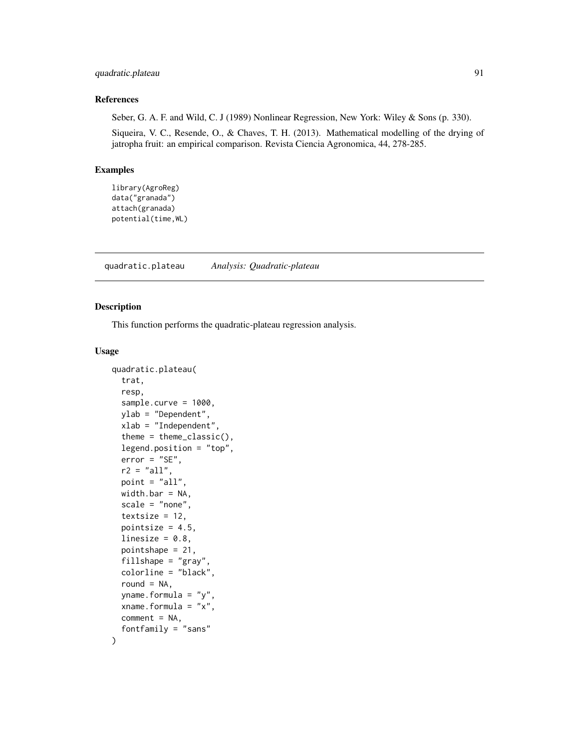## References

Seber, G. A. F. and Wild, C. J (1989) Nonlinear Regression, New York: Wiley & Sons (p. 330).

Siqueira, V. C., Resende, O., & Chaves, T. H. (2013). Mathematical modelling of the drying of jatropha fruit: an empirical comparison. Revista Ciencia Agronomica, 44, 278-285.

## Examples

```
library(AgroReg)
data("granada")
attach(granada)
potential(time,WL)
```

---

# quadratic.plateau    *Analysis: Quadratic-plateau*

---

## Description

This function performs the quadratic-plateau regression analysis.

## Usage

```
quadratic.plateau(
  trat,
  resp,
  sample.curve = 1000,
  ylab = "Dependent",
  xlab = "Independent",
  theme = theme_classic(),
  legend.position = "top",
  error = "SE",
  r2 = "all",
  point = "all",
  width.bar = NA,
  scale = "none",
  textsize = 12,
  pointsize = 4.5,
  linesize = 0.8,
  pointshape = 21,
  fillshape = "gray",
  colorline = "black",
  round = NA,
  yname.formula = "y",
  xname.formula = "x",
  comment = NA,
  fontfamily = "sans"
)
```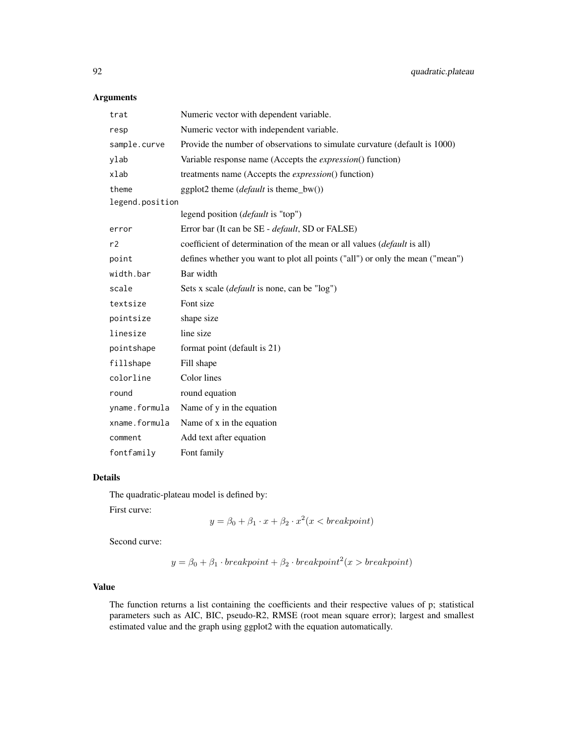### Arguments

| | |
|---|---|
| `trat` | Numeric vector with dependent variable. |
| `resp` | Numeric vector with independent variable. |
| `sample.curve` | Provide the number of observations to simulate curvature (default is 1000) |
| `ylab` | Variable response name (Accepts the *expression*() function) |
| `xlab` | treatments name (Accepts the *expression*() function) |
| `theme` | ggplot2 theme (*default* is theme_bw()) |
| `legend.position` | legend position (*default* is "top") |
| `error` | Error bar (It can be SE - *default*, SD or FALSE) |
| `r2` | coefficient of determination of the mean or all values (*default* is all) |
| `point` | defines whether you want to plot all points ("all") or only the mean ("mean") |
| `width.bar` | Bar width |
| `scale` | Sets x scale (*default* is none, can be "log") |
| `textsize` | Font size |
| `pointsize` | shape size |
| `linesize` | line size |
| `pointshape` | format point (default is 21) |
| `fillshape` | Fill shape |
| `colorline` | Color lines |
| `round` | round equation |
| `yname.formula` | Name of y in the equation |
| `xname.formula` | Name of x in the equation |
| `comment` | Add text after equation |
| `fontfamily` | Font family |

### Details

The quadratic-plateau model is defined by:

First curve:

$$y = \beta_0 + \beta_1 \cdot x + \beta_2 \cdot x^2 (x < breakpoint)$$

Second curve:

$$y = \beta_0 + \beta_1 \cdot breakpoint + \beta_2 \cdot breakpoint^2 (x > breakpoint)$$

### Value

The function returns a list containing the coefficients and their respective values of p; statistical parameters such as AIC, BIC, pseudo-R2, RMSE (root mean square error); largest and smallest estimated value and the graph using ggplot2 with the equation automatically.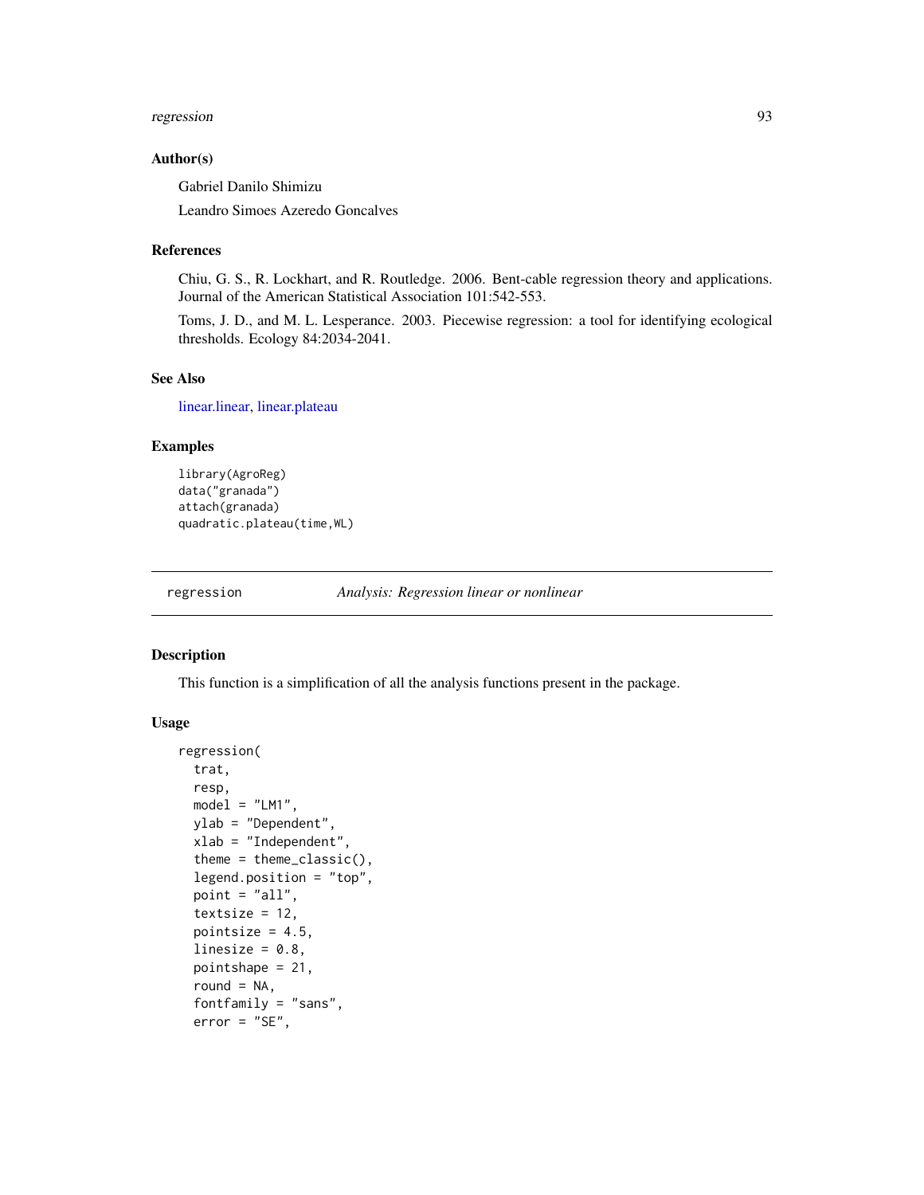### Author(s)

Gabriel Danilo Shimizu

Leandro Simoes Azeredo Goncalves

### References

Chiu, G. S., R. Lockhart, and R. Routledge. 2006. Bent-cable regression theory and applications. Journal of the American Statistical Association 101:542-553.

Toms, J. D., and M. L. Lesperance. 2003. Piecewise regression: a tool for identifying ecological thresholds. Ecology 84:2034-2041.

### See Also

linear.linear, linear.plateau

### Examples

```
library(AgroReg)
data("granada")
attach(granada)
quadratic.plateau(time,WL)
```

---

## regression — *Analysis: Regression linear or nonlinear*

### Description

This function is a simplification of all the analysis functions present in the package.

### Usage

```
regression(
  trat,
  resp,
  model = "LM1",
  ylab = "Dependent",
  xlab = "Independent",
  theme = theme_classic(),
  legend.position = "top",
  point = "all",
  textsize = 12,
  pointsize = 4.5,
  linesize = 0.8,
  pointshape = 21,
  round = NA,
  fontfamily = "sans",
  error = "SE",
```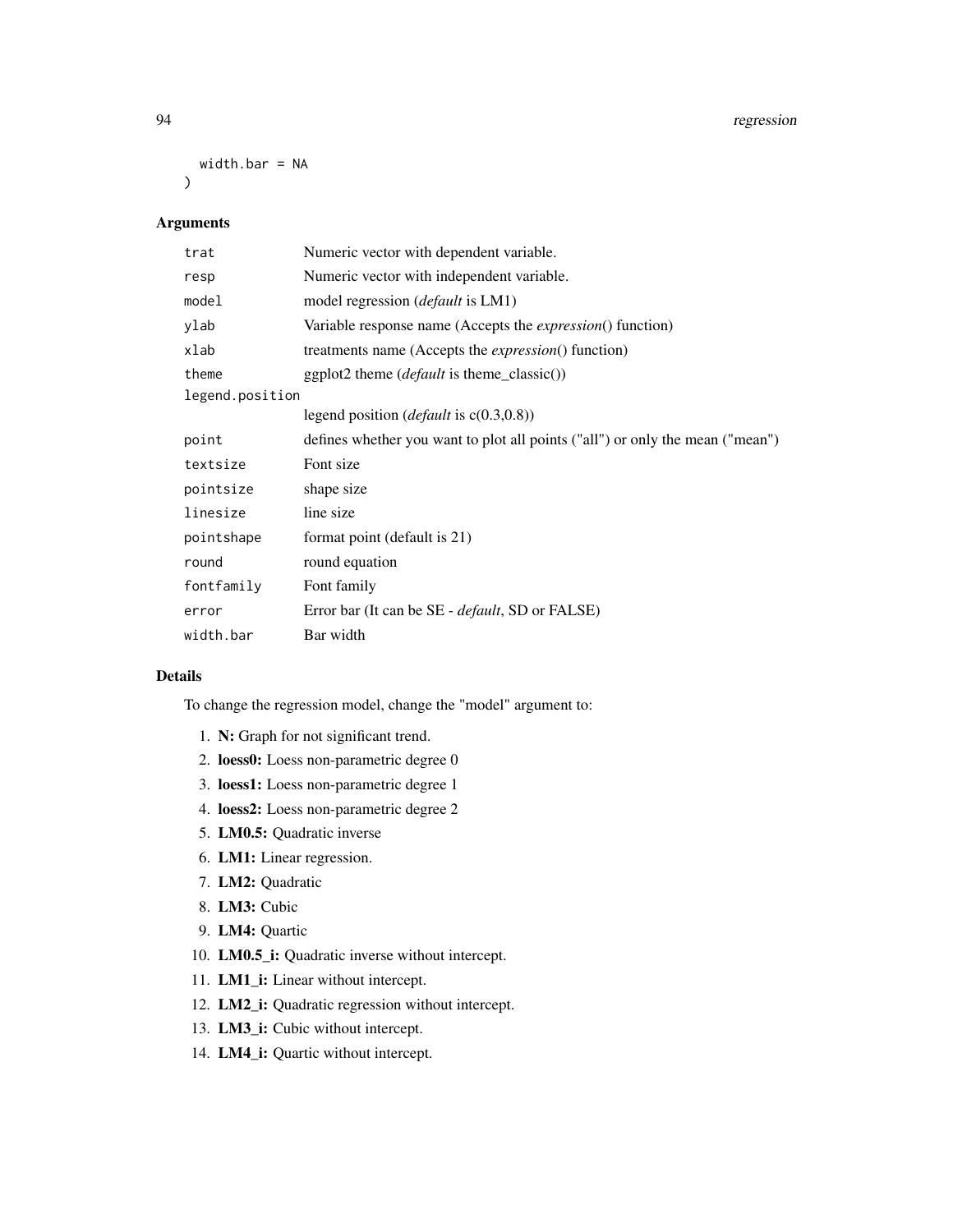```
  width.bar = NA
)
```

## Arguments

| Argument | Description |
|---|---|
| `trat` | Numeric vector with dependent variable. |
| `resp` | Numeric vector with independent variable. |
| `model` | model regression (*default* is LM1) |
| `ylab` | Variable response name (Accepts the *expression*() function) |
| `xlab` | treatments name (Accepts the *expression*() function) |
| `theme` | ggplot2 theme (*default* is theme_classic()) |
| `legend.position` | legend position (*default* is c(0.3,0.8)) |
| `point` | defines whether you want to plot all points ("all") or only the mean ("mean") |
| `textsize` | Font size |
| `pointsize` | shape size |
| `linesize` | line size |
| `pointshape` | format point (default is 21) |
| `round` | round equation |
| `fontfamily` | Font family |
| `error` | Error bar (It can be SE - *default*, SD or FALSE) |
| `width.bar` | Bar width |

## Details

To change the regression model, change the "model" argument to:

1. **N:** Graph for not significant trend.
2. **loess0:** Loess non-parametric degree 0
3. **loess1:** Loess non-parametric degree 1
4. **loess2:** Loess non-parametric degree 2
5. **LM0.5:** Quadratic inverse
6. **LM1:** Linear regression.
7. **LM2:** Quadratic
8. **LM3:** Cubic
9. **LM4:** Quartic
10. **LM0.5_i:** Quadratic inverse without intercept.
11. **LM1_i:** Linear without intercept.
12. **LM2_i:** Quadratic regression without intercept.
13. **LM3_i:** Cubic without intercept.
14. **LM4_i:** Quartic without intercept.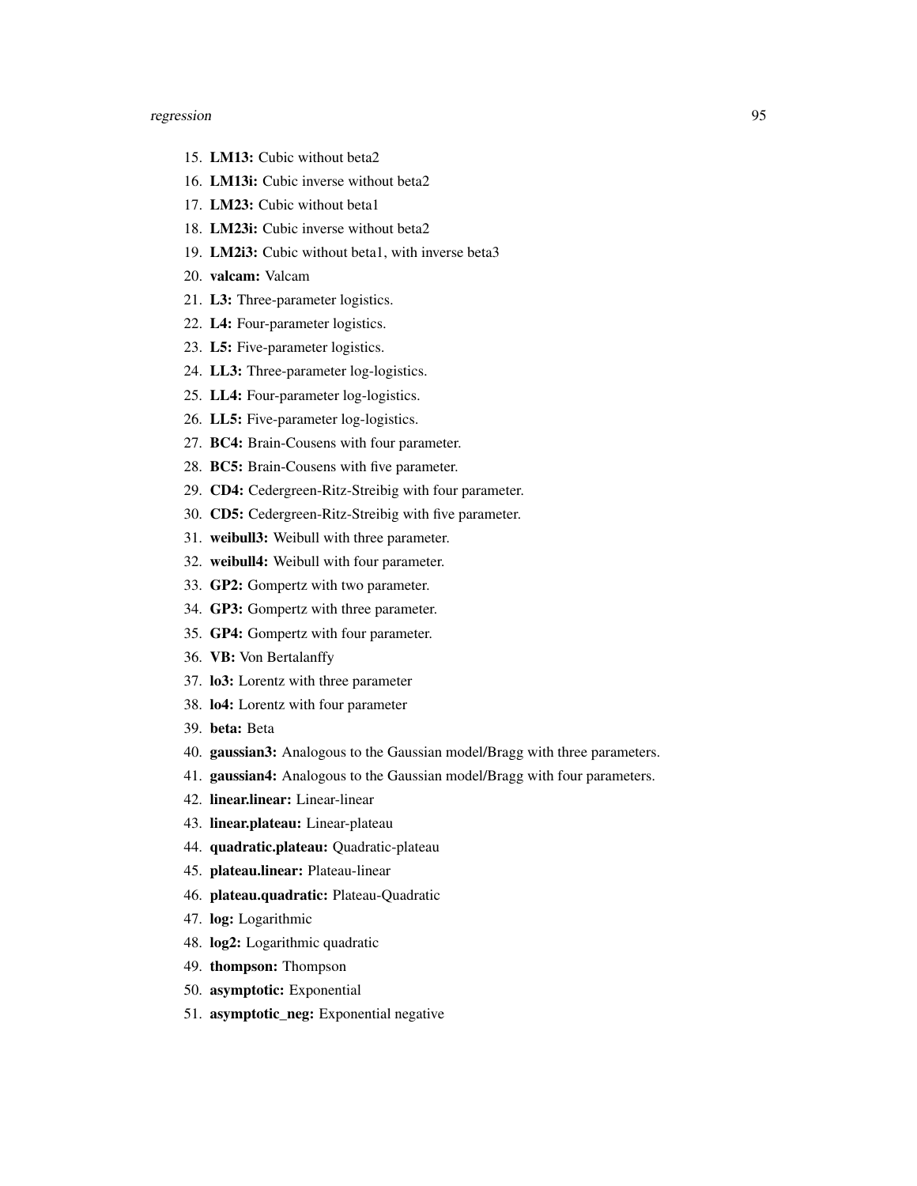15. **LM13:** Cubic without beta2
16. **LM13i:** Cubic inverse without beta2
17. **LM23:** Cubic without beta1
18. **LM23i:** Cubic inverse without beta2
19. **LM2i3:** Cubic without beta1, with inverse beta3
20. **valcam:** Valcam
21. **L3:** Three-parameter logistics.
22. **L4:** Four-parameter logistics.
23. **L5:** Five-parameter logistics.
24. **LL3:** Three-parameter log-logistics.
25. **LL4:** Four-parameter log-logistics.
26. **LL5:** Five-parameter log-logistics.
27. **BC4:** Brain-Cousens with four parameter.
28. **BC5:** Brain-Cousens with five parameter.
29. **CD4:** Cedergreen-Ritz-Streibig with four parameter.
30. **CD5:** Cedergreen-Ritz-Streibig with five parameter.
31. **weibull3:** Weibull with three parameter.
32. **weibull4:** Weibull with four parameter.
33. **GP2:** Gompertz with two parameter.
34. **GP3:** Gompertz with three parameter.
35. **GP4:** Gompertz with four parameter.
36. **VB:** Von Bertalanffy
37. **lo3:** Lorentz with three parameter
38. **lo4:** Lorentz with four parameter
39. **beta:** Beta
40. **gaussian3:** Analogous to the Gaussian model/Bragg with three parameters.
41. **gaussian4:** Analogous to the Gaussian model/Bragg with four parameters.
42. **linear.linear:** Linear-linear
43. **linear.plateau:** Linear-plateau
44. **quadratic.plateau:** Quadratic-plateau
45. **plateau.linear:** Plateau-linear
46. **plateau.quadratic:** Plateau-Quadratic
47. **log:** Logarithmic
48. **log2:** Logarithmic quadratic
49. **thompson:** Thompson
50. **asymptotic:** Exponential
51. **asymptotic_neg:** Exponential negative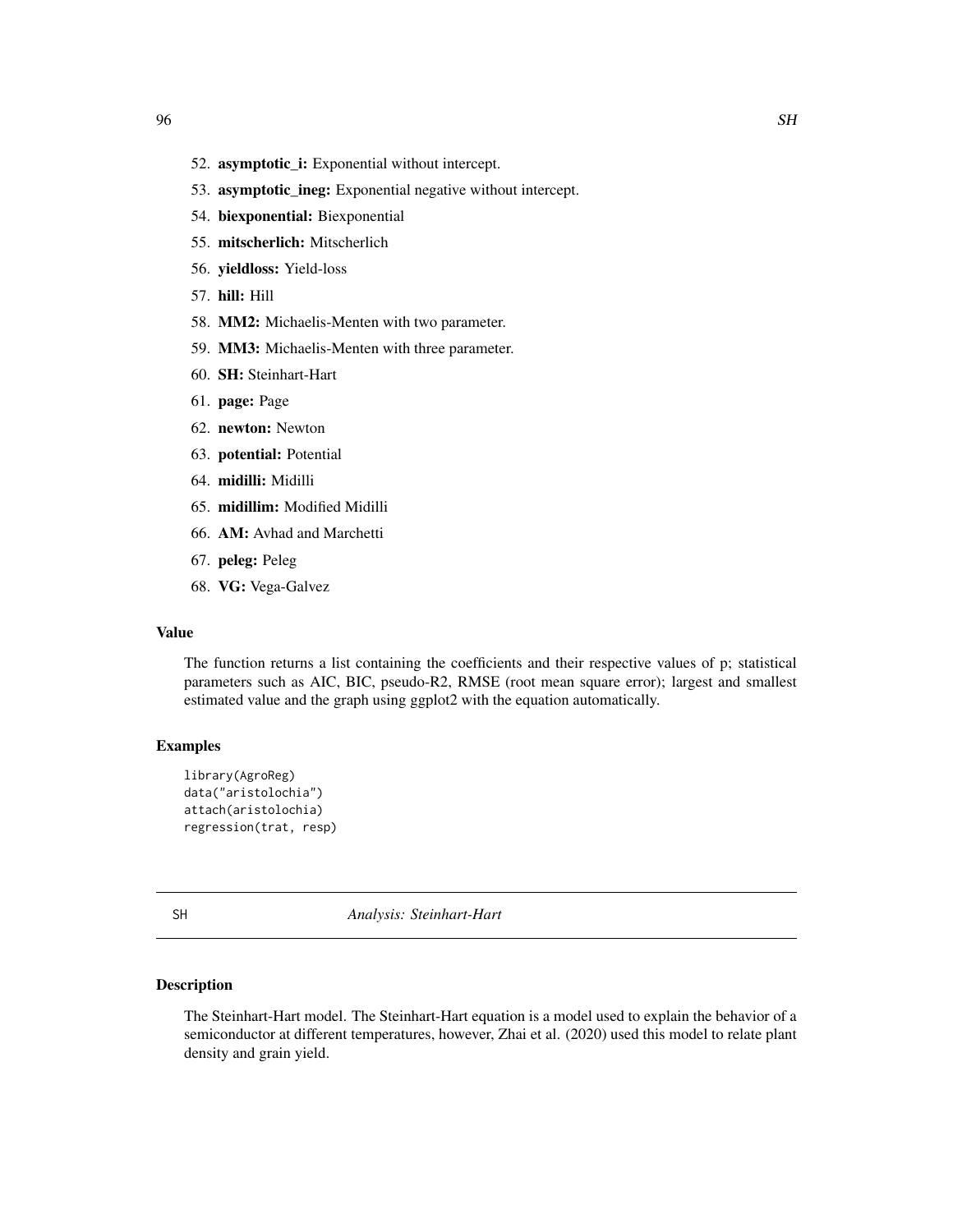52. **asymptotic_i:** Exponential without intercept.
53. **asymptotic_ineg:** Exponential negative without intercept.
54. **biexponential:** Biexponential
55. **mitscherlich:** Mitscherlich
56. **yieldloss:** Yield-loss
57. **hill:** Hill
58. **MM2:** Michaelis-Menten with two parameter.
59. **MM3:** Michaelis-Menten with three parameter.
60. **SH:** Steinhart-Hart
61. **page:** Page
62. **newton:** Newton
63. **potential:** Potential
64. **midilli:** Midilli
65. **midillim:** Modified Midilli
66. **AM:** Avhad and Marchetti
67. **peleg:** Peleg
68. **VG:** Vega-Galvez

### Value

The function returns a list containing the coefficients and their respective values of p; statistical parameters such as AIC, BIC, pseudo-R2, RMSE (root mean square error); largest and smallest estimated value and the graph using ggplot2 with the equation automatically.

### Examples

```
library(AgroReg)
data("aristolochia")
attach(aristolochia)
regression(trat, resp)
```

---

## SH *Analysis: Steinhart-Hart*

### Description

The Steinhart-Hart model. The Steinhart-Hart equation is a model used to explain the behavior of a semiconductor at different temperatures, however, Zhai et al. (2020) used this model to relate plant density and grain yield.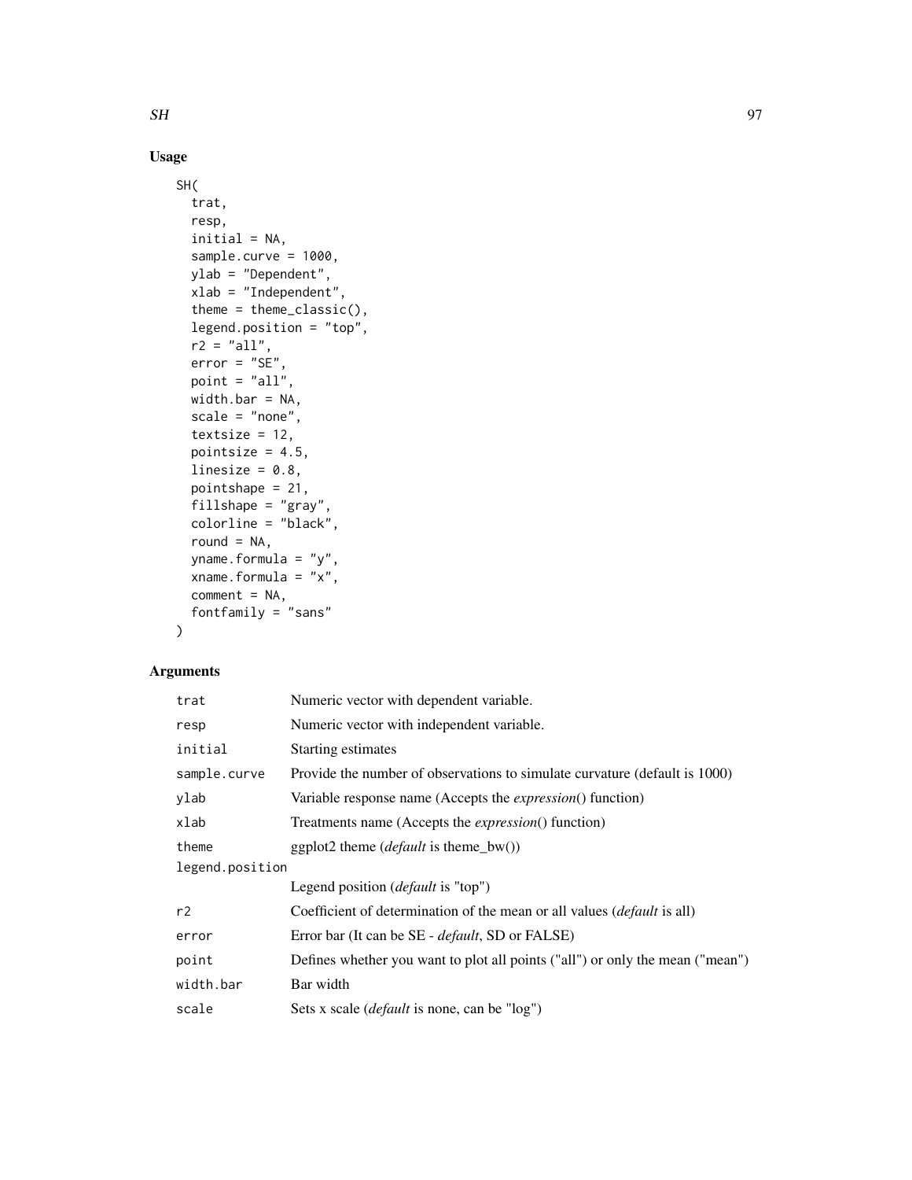## Usage

```
SH(
  trat,
  resp,
  initial = NA,
  sample.curve = 1000,
  ylab = "Dependent",
  xlab = "Independent",
  theme = theme_classic(),
  legend.position = "top",
  r2 = "all",
  error = "SE",
  point = "all",
  width.bar = NA,
  scale = "none",
  textsize = 12,
  pointsize = 4.5,
  linesize = 0.8,
  pointshape = 21,
  fillshape = "gray",
  colorline = "black",
  round = NA,
  yname.formula = "y",
  xname.formula = "x",
  comment = NA,
  fontfamily = "sans"
)
```

## Arguments

| Argument | Description |
|---|---|
| `trat` | Numeric vector with dependent variable. |
| `resp` | Numeric vector with independent variable. |
| `initial` | Starting estimates |
| `sample.curve` | Provide the number of observations to simulate curvature (default is 1000) |
| `ylab` | Variable response name (Accepts the *expression*() function) |
| `xlab` | Treatments name (Accepts the *expression*() function) |
| `theme` | ggplot2 theme (*default* is theme_bw()) |
| `legend.position` | Legend position (*default* is "top") |
| `r2` | Coefficient of determination of the mean or all values (*default* is all) |
| `error` | Error bar (It can be SE - *default*, SD or FALSE) |
| `point` | Defines whether you want to plot all points ("all") or only the mean ("mean") |
| `width.bar` | Bar width |
| `scale` | Sets x scale (*default* is none, can be "log") |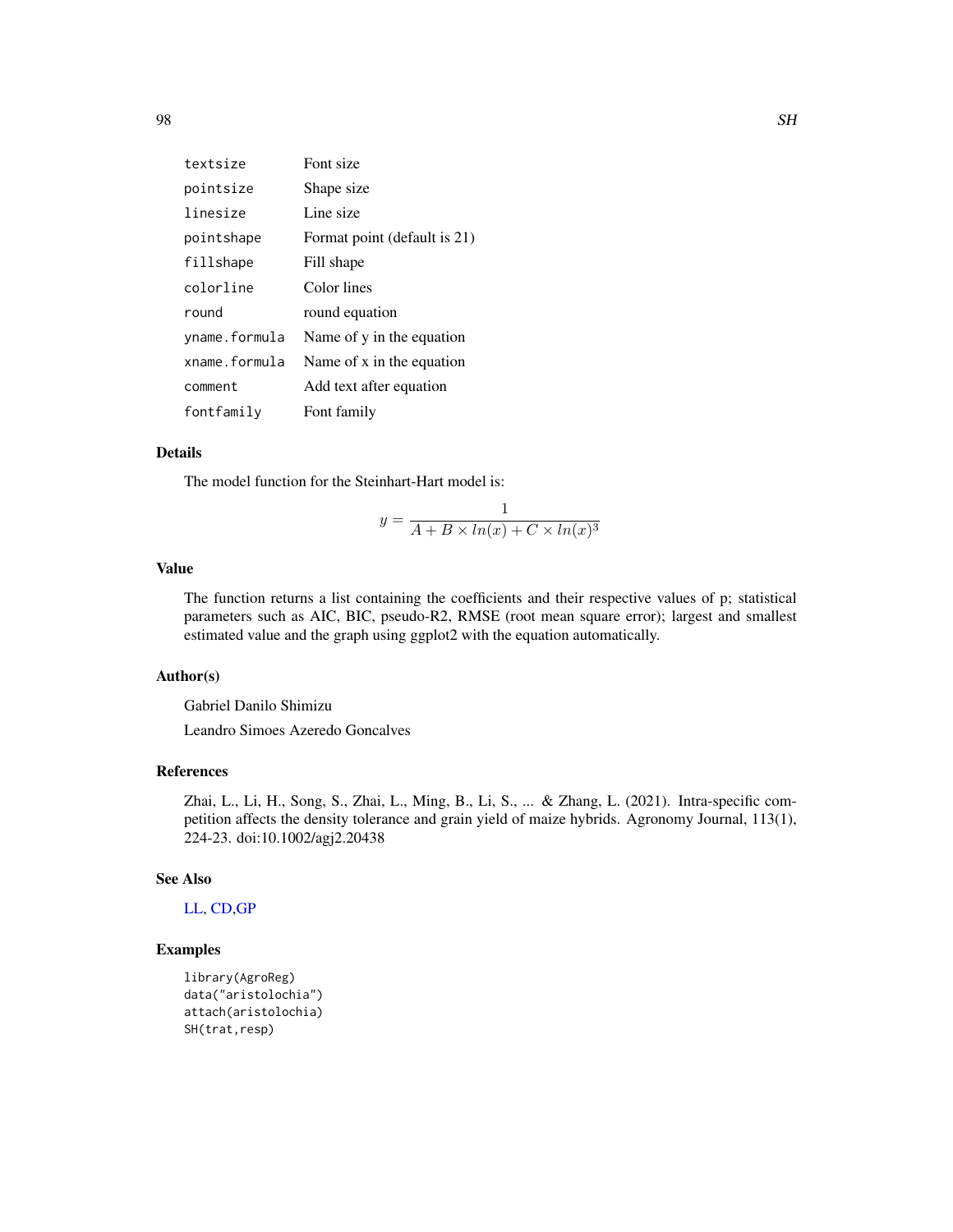| | |
|---|---|
| textsize | Font size |
| pointsize | Shape size |
| linesize | Line size |
| pointshape | Format point (default is 21) |
| fillshape | Fill shape |
| colorline | Color lines |
| round | round equation |
| yname.formula | Name of y in the equation |
| xname.formula | Name of x in the equation |
| comment | Add text after equation |
| fontfamily | Font family |

## Details

The model function for the Steinhart-Hart model is:

$$y = \frac{1}{A + B \times ln(x) + C \times ln(x)^3}$$

## Value

The function returns a list containing the coefficients and their respective values of p; statistical parameters such as AIC, BIC, pseudo-R2, RMSE (root mean square error); largest and smallest estimated value and the graph using ggplot2 with the equation automatically.

## Author(s)

Gabriel Danilo Shimizu

Leandro Simoes Azeredo Goncalves

## References

Zhai, L., Li, H., Song, S., Zhai, L., Ming, B., Li, S., ... & Zhang, L. (2021). Intra-specific competition affects the density tolerance and grain yield of maize hybrids. Agronomy Journal, 113(1), 224-23. doi:10.1002/agj2.20438

## See Also

LL, CD,GP

## Examples

```
library(AgroReg)
data("aristolochia")
attach(aristolochia)
SH(trat,resp)
```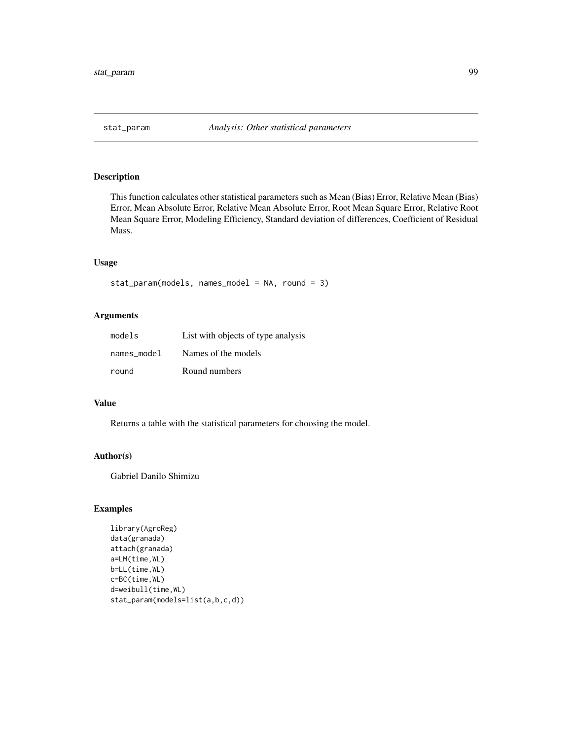## stat_param — *Analysis: Other statistical parameters*

### Description

This function calculates other statistical parameters such as Mean (Bias) Error, Relative Mean (Bias) Error, Mean Absolute Error, Relative Mean Absolute Error, Root Mean Square Error, Relative Root Mean Square Error, Modeling Efficiency, Standard deviation of differences, Coefficient of Residual Mass.

### Usage

```
stat_param(models, names_model = NA, round = 3)
```

### Arguments

| | |
|---|---|
| `models` | List with objects of type analysis |
| `names_model` | Names of the models |
| `round` | Round numbers |

### Value

Returns a table with the statistical parameters for choosing the model.

### Author(s)

Gabriel Danilo Shimizu

### Examples

```
library(AgroReg)
data(granada)
attach(granada)
a=LM(time,WL)
b=LL(time,WL)
c=BC(time,WL)
d=weibull(time,WL)
stat_param(models=list(a,b,c,d))
```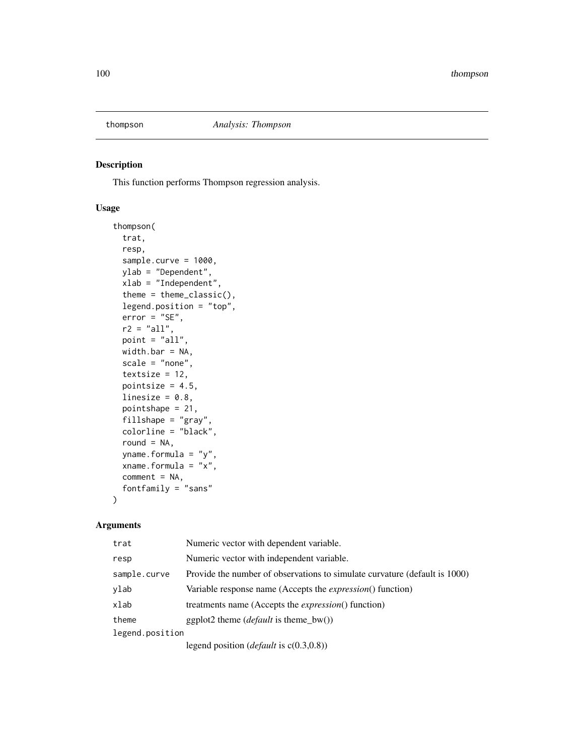# thompson — *Analysis: Thompson*

## Description

This function performs Thompson regression analysis.

## Usage

```
thompson(
  trat,
  resp,
  sample.curve = 1000,
  ylab = "Dependent",
  xlab = "Independent",
  theme = theme_classic(),
  legend.position = "top",
  error = "SE",
  r2 = "all",
  point = "all",
  width.bar = NA,
  scale = "none",
  textsize = 12,
  pointsize = 4.5,
  linesize = 0.8,
  pointshape = 21,
  fillshape = "gray",
  colorline = "black",
  round = NA,
  yname.formula = "y",
  xname.formula = "x",
  comment = NA,
  fontfamily = "sans"
)
```

## Arguments

| Argument | Description |
|---|---|
| `trat` | Numeric vector with dependent variable. |
| `resp` | Numeric vector with independent variable. |
| `sample.curve` | Provide the number of observations to simulate curvature (default is 1000) |
| `ylab` | Variable response name (Accepts the *expression*() function) |
| `xlab` | treatments name (Accepts the *expression*() function) |
| `theme` | ggplot2 theme (*default* is theme_bw()) |
| `legend.position` | legend position (*default* is c(0.3,0.8)) |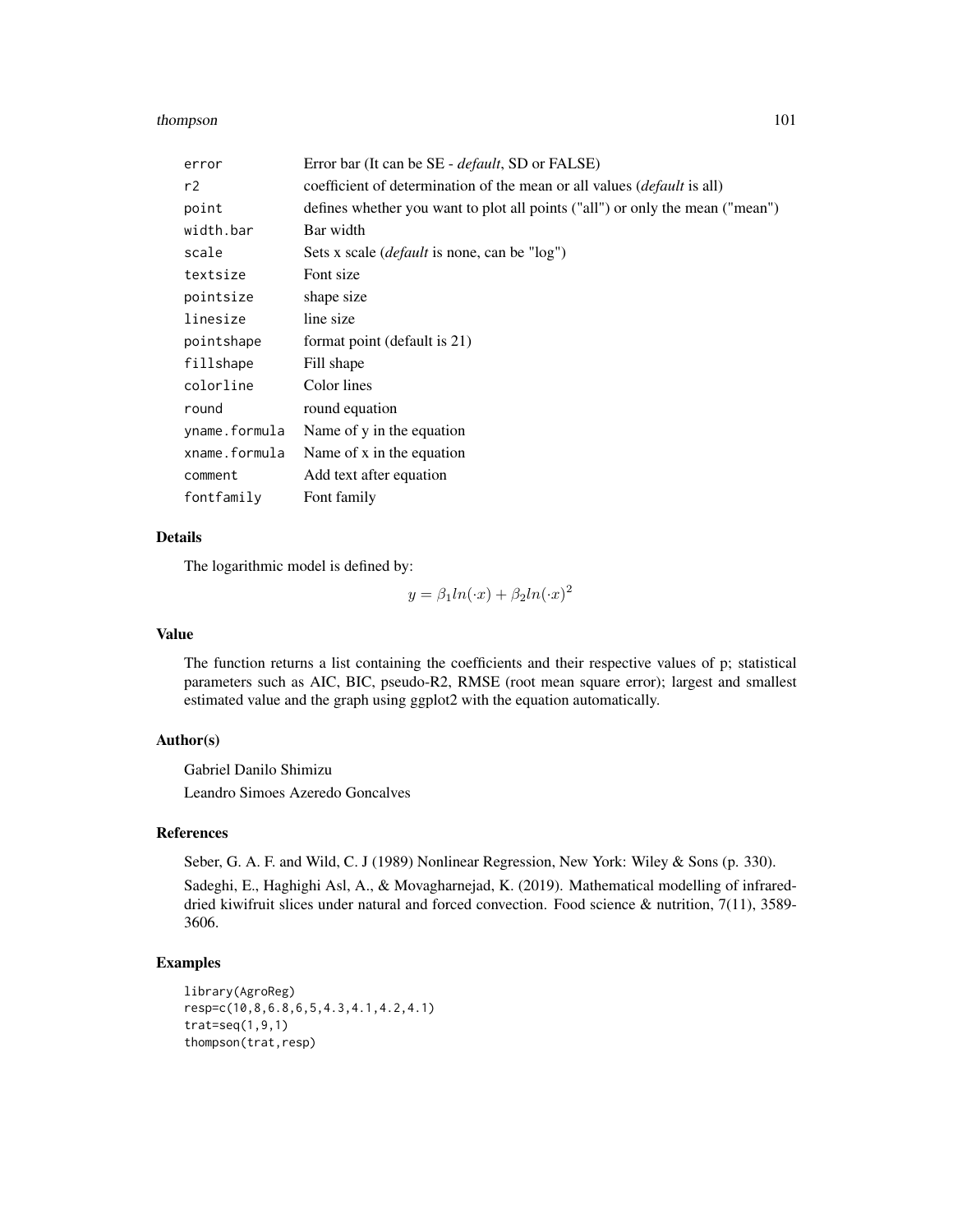| | |
|---|---|
| error | Error bar (It can be SE - *default*, SD or FALSE) |
| r2 | coefficient of determination of the mean or all values (*default* is all) |
| point | defines whether you want to plot all points ("all") or only the mean ("mean") |
| width.bar | Bar width |
| scale | Sets x scale (*default* is none, can be "log") |
| textsize | Font size |
| pointsize | shape size |
| linesize | line size |
| pointshape | format point (default is 21) |
| fillshape | Fill shape |
| colorline | Color lines |
| round | round equation |
| yname.formula | Name of y in the equation |
| xname.formula | Name of x in the equation |
| comment | Add text after equation |
| fontfamily | Font family |

### Details

The logarithmic model is defined by:

$$y = \beta_1 ln(\cdot x) + \beta_2 ln(\cdot x)^2$$

### Value

The function returns a list containing the coefficients and their respective values of p; statistical parameters such as AIC, BIC, pseudo-R2, RMSE (root mean square error); largest and smallest estimated value and the graph using ggplot2 with the equation automatically.

### Author(s)

Gabriel Danilo Shimizu

Leandro Simoes Azeredo Goncalves

### References

Seber, G. A. F. and Wild, C. J (1989) Nonlinear Regression, New York: Wiley & Sons (p. 330).

Sadeghi, E., Haghighi Asl, A., & Movagharnejad, K. (2019). Mathematical modelling of infrared-dried kiwifruit slices under natural and forced convection. Food science & nutrition, 7(11), 3589-3606.

### Examples

```
library(AgroReg)
resp=c(10,8,6.8,6,5,4.3,4.1,4.2,4.1)
trat=seq(1,9,1)
thompson(trat,resp)
```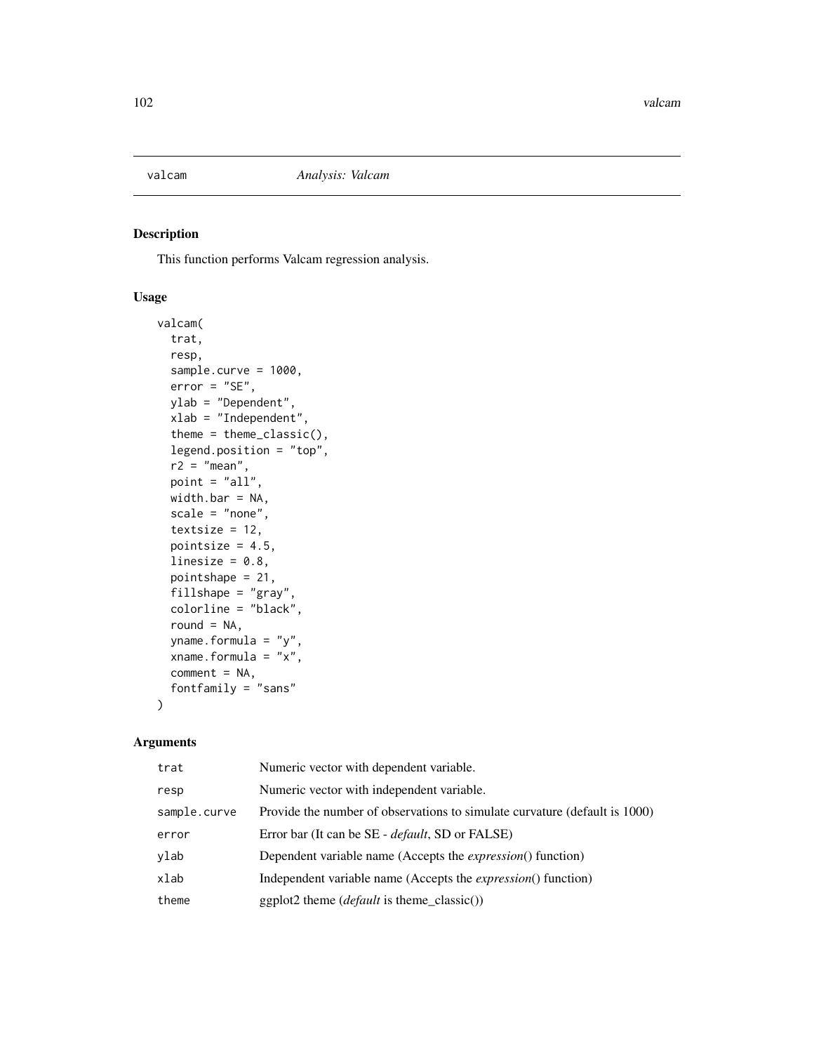# valcam *Analysis: Valcam*

## Description

This function performs Valcam regression analysis.

## Usage

```
valcam(
  trat,
  resp,
  sample.curve = 1000,
  error = "SE",
  ylab = "Dependent",
  xlab = "Independent",
  theme = theme_classic(),
  legend.position = "top",
  r2 = "mean",
  point = "all",
  width.bar = NA,
  scale = "none",
  textsize = 12,
  pointsize = 4.5,
  linesize = 0.8,
  pointshape = 21,
  fillshape = "gray",
  colorline = "black",
  round = NA,
  yname.formula = "y",
  xname.formula = "x",
  comment = NA,
  fontfamily = "sans"
)
```

## Arguments

| | |
|---|---|
| trat | Numeric vector with dependent variable. |
| resp | Numeric vector with independent variable. |
| sample.curve | Provide the number of observations to simulate curvature (default is 1000) |
| error | Error bar (It can be SE - *default*, SD or FALSE) |
| ylab | Dependent variable name (Accepts the *expression*() function) |
| xlab | Independent variable name (Accepts the *expression*() function) |
| theme | ggplot2 theme (*default* is theme_classic()) |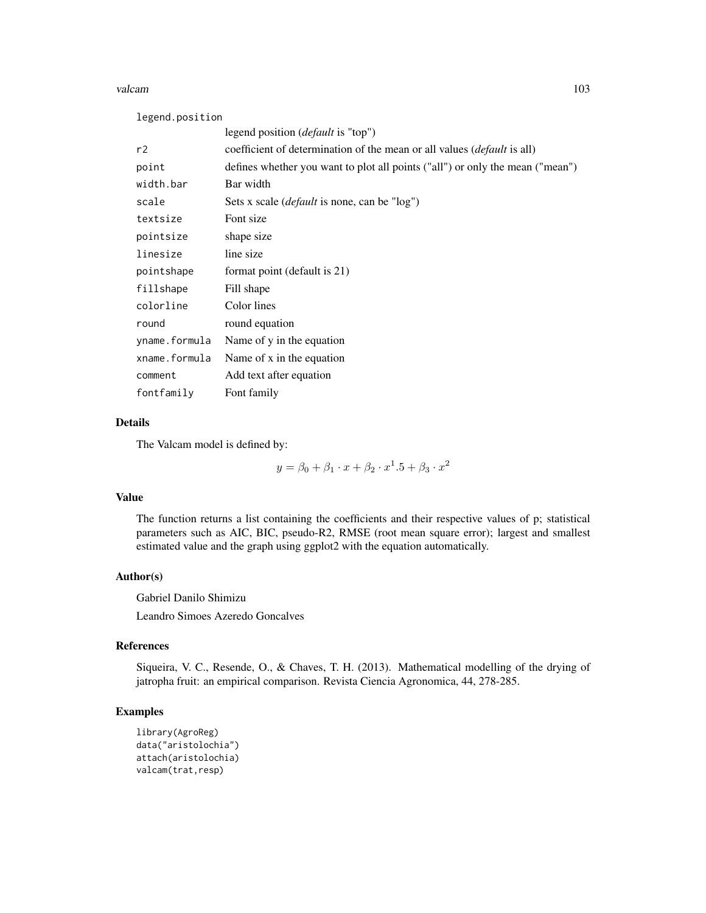| | |
|---|---|
| legend.position | legend position (*default* is "top") |
| r2 | coefficient of determination of the mean or all values (*default* is all) |
| point | defines whether you want to plot all points ("all") or only the mean ("mean") |
| width.bar | Bar width |
| scale | Sets x scale (*default* is none, can be "log") |
| textsize | Font size |
| pointsize | shape size |
| linesize | line size |
| pointshape | format point (default is 21) |
| fillshape | Fill shape |
| colorline | Color lines |
| round | round equation |
| yname.formula | Name of y in the equation |
| xname.formula | Name of x in the equation |
| comment | Add text after equation |
| fontfamily | Font family |

## Details

The Valcam model is defined by:

$$y = \beta_0 + \beta_1 \cdot x + \beta_2 \cdot x^1.5 + \beta_3 \cdot x^2$$

## Value

The function returns a list containing the coefficients and their respective values of p; statistical parameters such as AIC, BIC, pseudo-R2, RMSE (root mean square error); largest and smallest estimated value and the graph using ggplot2 with the equation automatically.

## Author(s)

Gabriel Danilo Shimizu

Leandro Simoes Azeredo Goncalves

## References

Siqueira, V. C., Resende, O., & Chaves, T. H. (2013). Mathematical modelling of the drying of jatropha fruit: an empirical comparison. Revista Ciencia Agronomica, 44, 278-285.

## Examples

```
library(AgroReg)
data("aristolochia")
attach(aristolochia)
valcam(trat,resp)
```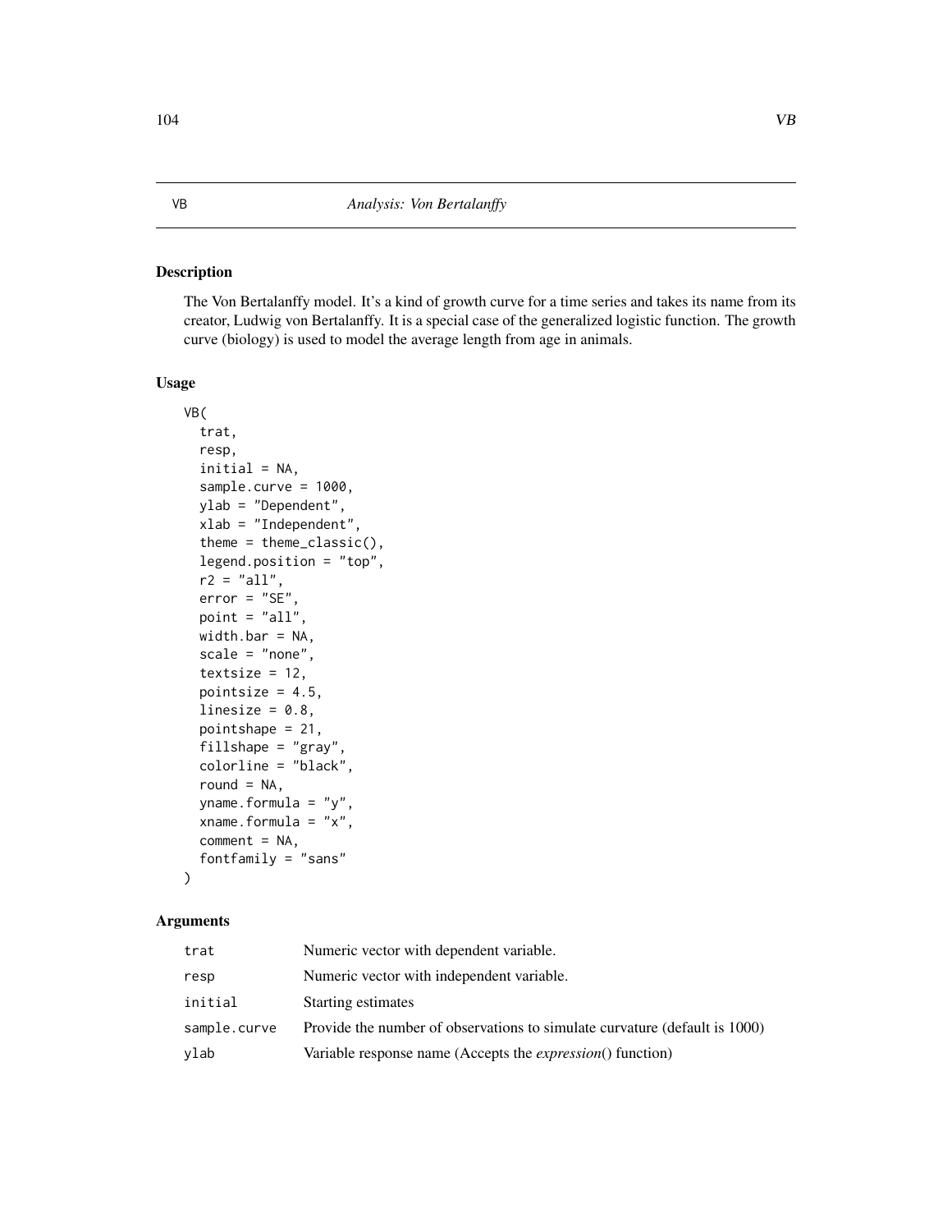VB *Analysis: Von Bertalanffy*

## Description

The Von Bertalanffy model. It's a kind of growth curve for a time series and takes its name from its creator, Ludwig von Bertalanffy. It is a special case of the generalized logistic function. The growth curve (biology) is used to model the average length from age in animals.

## Usage

```
VB(
  trat,
  resp,
  initial = NA,
  sample.curve = 1000,
  ylab = "Dependent",
  xlab = "Independent",
  theme = theme_classic(),
  legend.position = "top",
  r2 = "all",
  error = "SE",
  point = "all",
  width.bar = NA,
  scale = "none",
  textsize = 12,
  pointsize = 4.5,
  linesize = 0.8,
  pointshape = 21,
  fillshape = "gray",
  colorline = "black",
  round = NA,
  yname.formula = "y",
  xname.formula = "x",
  comment = NA,
  fontfamily = "sans"
)
```

## Arguments

| | |
|---|---|
| trat | Numeric vector with dependent variable. |
| resp | Numeric vector with independent variable. |
| initial | Starting estimates |
| sample.curve | Provide the number of observations to simulate curvature (default is 1000) |
| ylab | Variable response name (Accepts the *expression*() function) |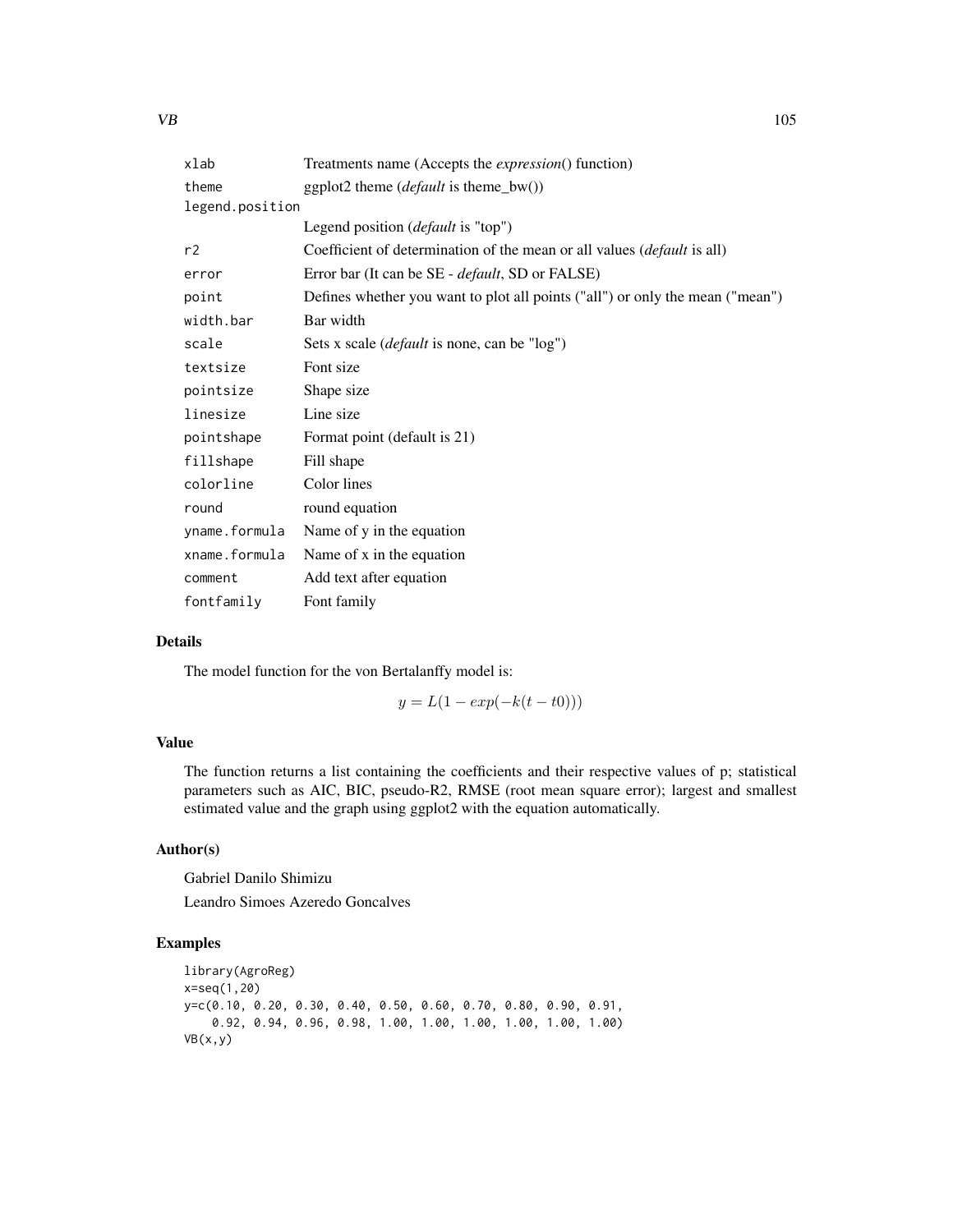| | |
|---|---|
| xlab | Treatments name (Accepts the *expression*() function) |
| theme | ggplot2 theme (*default* is theme_bw()) |
| legend.position | Legend position (*default* is "top") |
| r2 | Coefficient of determination of the mean or all values (*default* is all) |
| error | Error bar (It can be SE - *default*, SD or FALSE) |
| point | Defines whether you want to plot all points ("all") or only the mean ("mean") |
| width.bar | Bar width |
| scale | Sets x scale (*default* is none, can be "log") |
| textsize | Font size |
| pointsize | Shape size |
| linesize | Line size |
| pointshape | Format point (default is 21) |
| fillshape | Fill shape |
| colorline | Color lines |
| round | round equation |
| yname.formula | Name of y in the equation |
| xname.formula | Name of x in the equation |
| comment | Add text after equation |
| fontfamily | Font family |

## Details

The model function for the von Bertalanffy model is:

$$y = L(1 - exp(-k(t - t0)))$$

## Value

The function returns a list containing the coefficients and their respective values of p; statistical parameters such as AIC, BIC, pseudo-R2, RMSE (root mean square error); largest and smallest estimated value and the graph using ggplot2 with the equation automatically.

## Author(s)

Gabriel Danilo Shimizu

Leandro Simoes Azeredo Goncalves

## Examples

```
library(AgroReg)
x=seq(1,20)
y=c(0.10, 0.20, 0.30, 0.40, 0.50, 0.60, 0.70, 0.80, 0.90, 0.91,
    0.92, 0.94, 0.96, 0.98, 1.00, 1.00, 1.00, 1.00, 1.00, 1.00)
VB(x,y)
```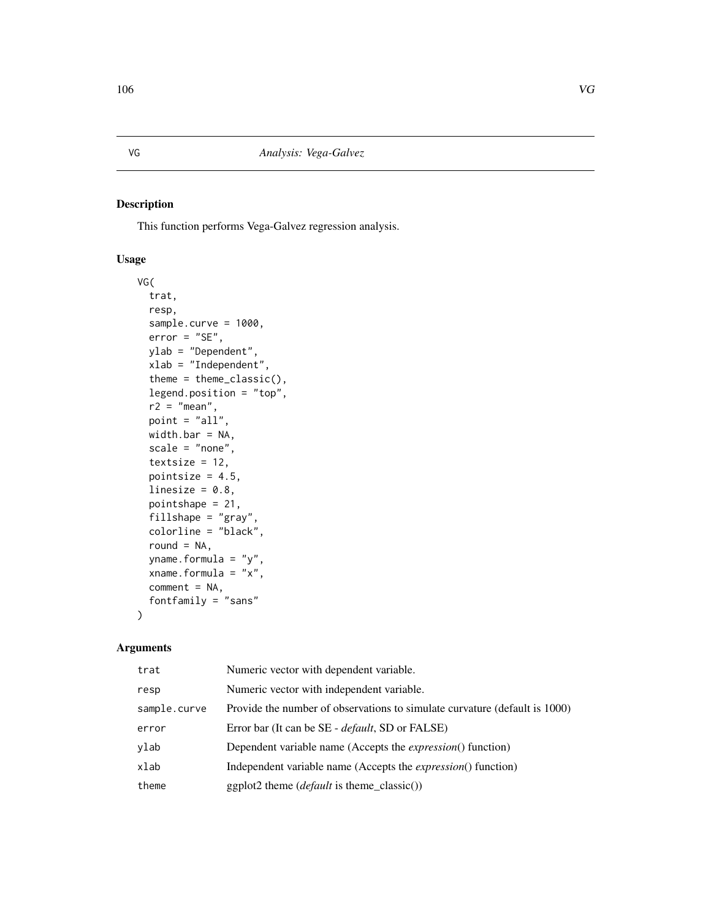# VG — *Analysis: Vega-Galvez*

## Description

This function performs Vega-Galvez regression analysis.

## Usage

```
VG(
  trat,
  resp,
  sample.curve = 1000,
  error = "SE",
  ylab = "Dependent",
  xlab = "Independent",
  theme = theme_classic(),
  legend.position = "top",
  r2 = "mean",
  point = "all",
  width.bar = NA,
  scale = "none",
  textsize = 12,
  pointsize = 4.5,
  linesize = 0.8,
  pointshape = 21,
  fillshape = "gray",
  colorline = "black",
  round = NA,
  yname.formula = "y",
  xname.formula = "x",
  comment = NA,
  fontfamily = "sans"
)
```

## Arguments

| | |
|---|---|
| trat | Numeric vector with dependent variable. |
| resp | Numeric vector with independent variable. |
| sample.curve | Provide the number of observations to simulate curvature (default is 1000) |
| error | Error bar (It can be SE - *default*, SD or FALSE) |
| ylab | Dependent variable name (Accepts the *expression*() function) |
| xlab | Independent variable name (Accepts the *expression*() function) |
| theme | ggplot2 theme (*default* is theme_classic()) |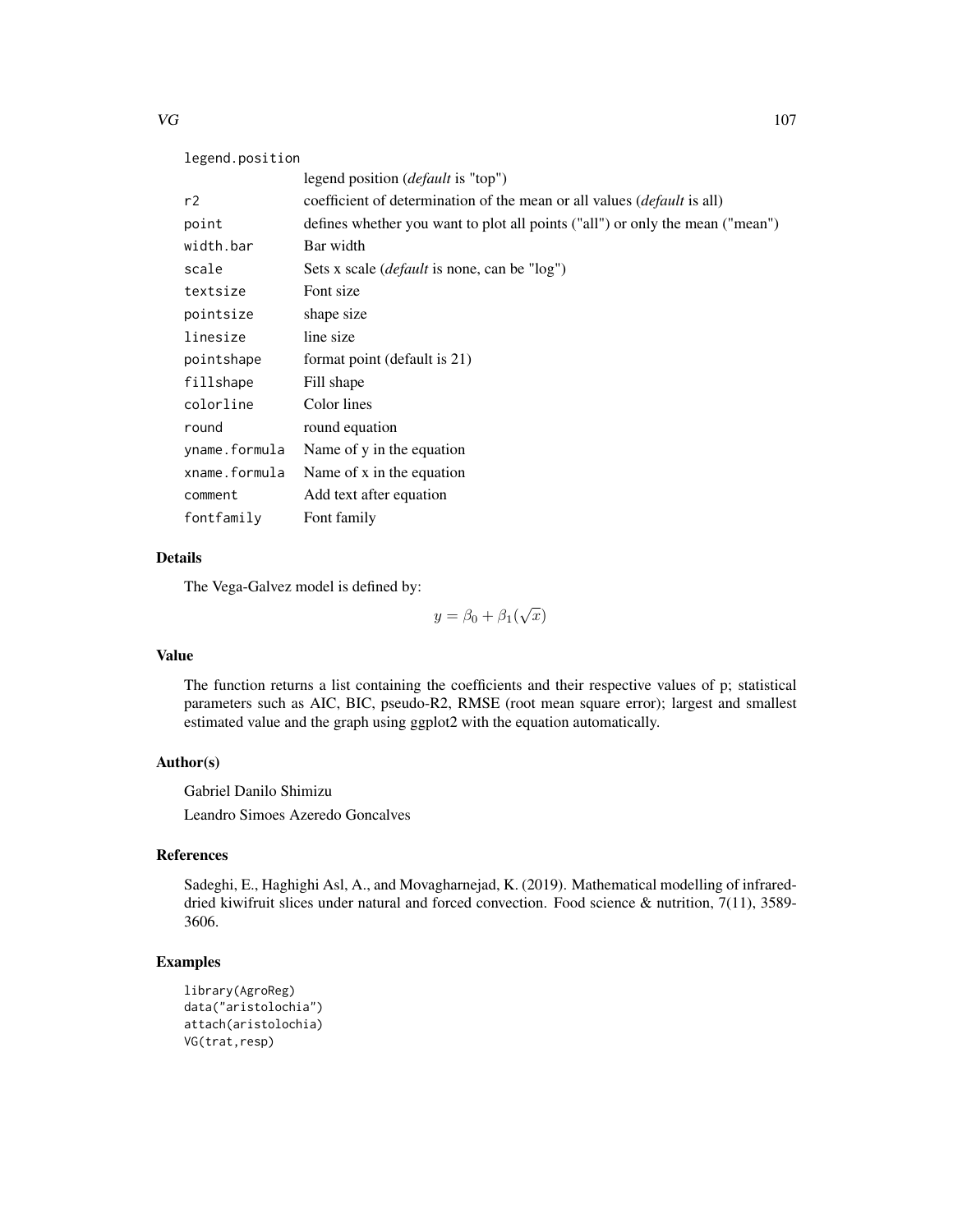| | |
|---|---|
| legend.position | legend position (*default* is "top") |
| r2 | coefficient of determination of the mean or all values (*default* is all) |
| point | defines whether you want to plot all points ("all") or only the mean ("mean") |
| width.bar | Bar width |
| scale | Sets x scale (*default* is none, can be "log") |
| textsize | Font size |
| pointsize | shape size |
| linesize | line size |
| pointshape | format point (default is 21) |
| fillshape | Fill shape |
| colorline | Color lines |
| round | round equation |
| yname.formula | Name of y in the equation |
| xname.formula | Name of x in the equation |
| comment | Add text after equation |
| fontfamily | Font family |

## Details

The Vega-Galvez model is defined by:

$$y = \beta_0 + \beta_1(\sqrt{x})$$

## Value

The function returns a list containing the coefficients and their respective values of p; statistical parameters such as AIC, BIC, pseudo-R2, RMSE (root mean square error); largest and smallest estimated value and the graph using ggplot2 with the equation automatically.

## Author(s)

Gabriel Danilo Shimizu

Leandro Simoes Azeredo Goncalves

## References

Sadeghi, E., Haghighi Asl, A., and Movagharnejad, K. (2019). Mathematical modelling of infrared-dried kiwifruit slices under natural and forced convection. Food science & nutrition, 7(11), 3589-3606.

## Examples

```
library(AgroReg)
data("aristolochia")
attach(aristolochia)
VG(trat,resp)
```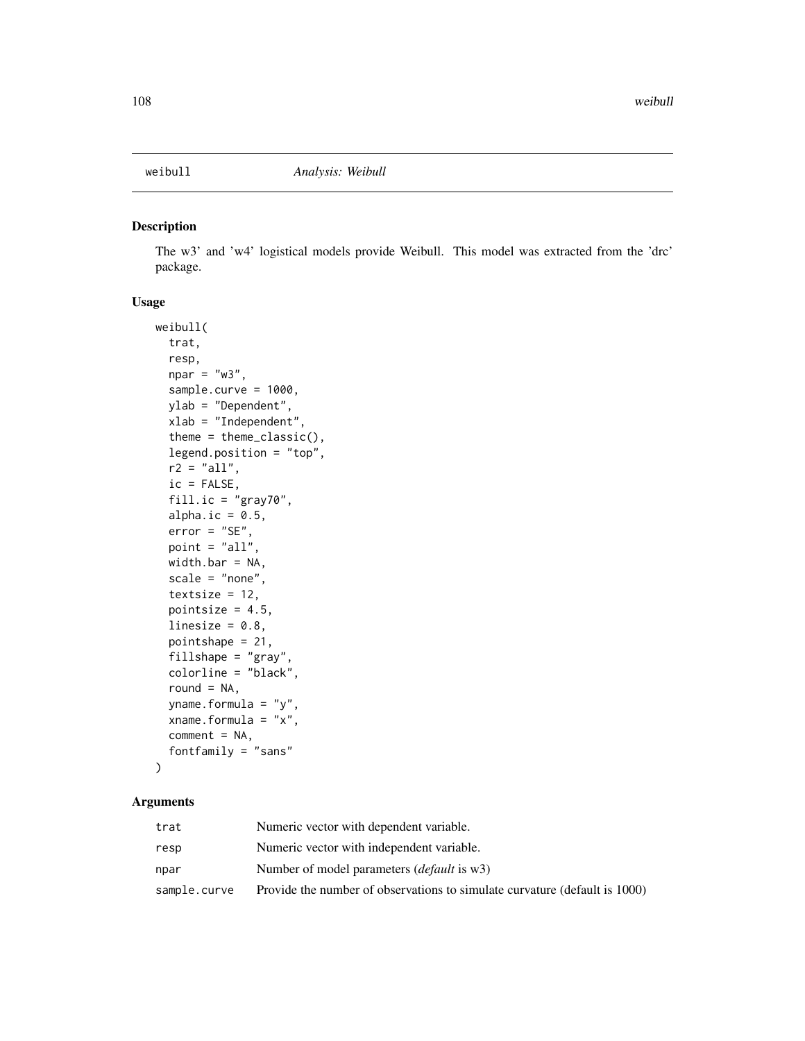weibull *Analysis: Weibull*

## Description

The w3' and 'w4' logistical models provide Weibull. This model was extracted from the 'drc' package.

## Usage

```
weibull(
  trat,
  resp,
  npar = "w3",
  sample.curve = 1000,
  ylab = "Dependent",
  xlab = "Independent",
  theme = theme_classic(),
  legend.position = "top",
  r2 = "all",
  ic = FALSE,
  fill.ic = "gray70",
  alpha.ic = 0.5,
  error = "SE",
  point = "all",
  width.bar = NA,
  scale = "none",
  textsize = 12,
  pointsize = 4.5,
  linesize = 0.8,
  pointshape = 21,
  fillshape = "gray",
  colorline = "black",
  round = NA,
  yname.formula = "y",
  xname.formula = "x",
  comment = NA,
  fontfamily = "sans"
)
```

## Arguments

| | |
|---|---|
| trat | Numeric vector with dependent variable. |
| resp | Numeric vector with independent variable. |
| npar | Number of model parameters (*default* is w3) |
| sample.curve | Provide the number of observations to simulate curvature (default is 1000) |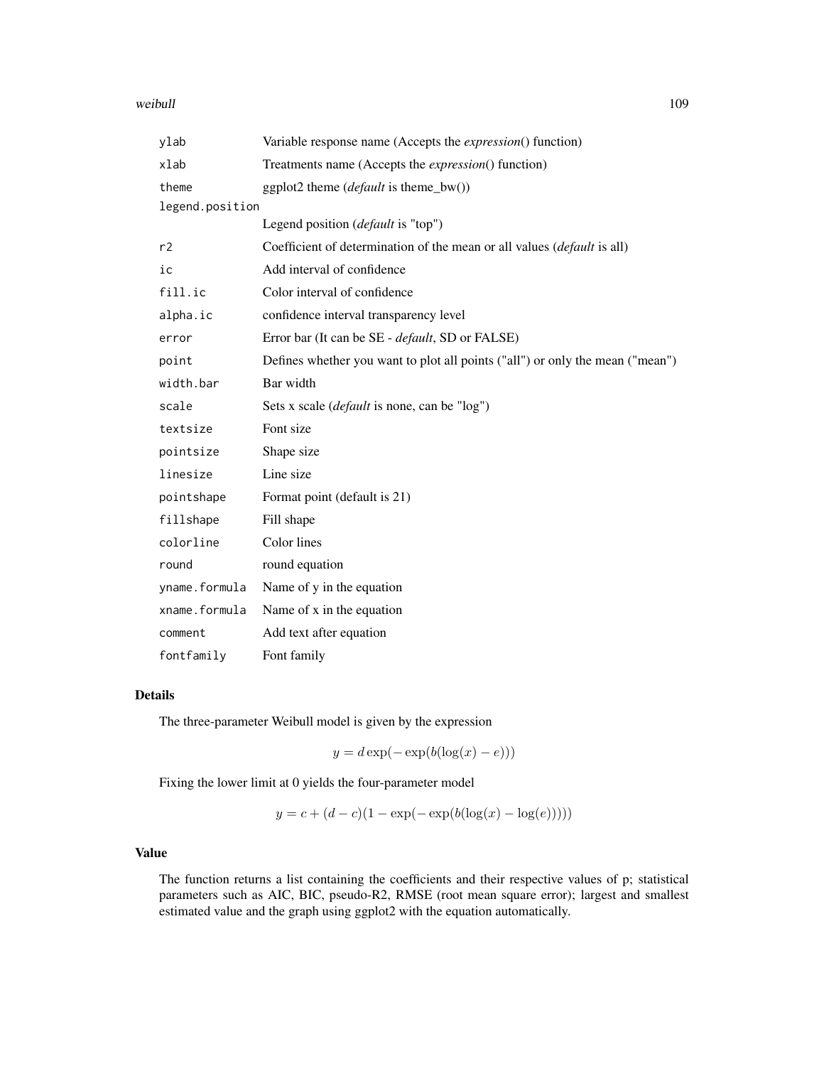| | |
|---|---|
| `ylab` | Variable response name (Accepts the *expression*() function) |
| `xlab` | Treatments name (Accepts the *expression*() function) |
| `theme` | ggplot2 theme (*default* is theme_bw()) |
| `legend.position` | Legend position (*default* is "top") |
| `r2` | Coefficient of determination of the mean or all values (*default* is all) |
| `ic` | Add interval of confidence |
| `fill.ic` | Color interval of confidence |
| `alpha.ic` | confidence interval transparency level |
| `error` | Error bar (It can be SE - *default*, SD or FALSE) |
| `point` | Defines whether you want to plot all points ("all") or only the mean ("mean") |
| `width.bar` | Bar width |
| `scale` | Sets x scale (*default* is none, can be "log") |
| `textsize` | Font size |
| `pointsize` | Shape size |
| `linesize` | Line size |
| `pointshape` | Format point (default is 21) |
| `fillshape` | Fill shape |
| `colorline` | Color lines |
| `round` | round equation |
| `yname.formula` | Name of y in the equation |
| `xname.formula` | Name of x in the equation |
| `comment` | Add text after equation |
| `fontfamily` | Font family |

## Details

The three-parameter Weibull model is given by the expression

$$y = d \exp(-\exp(b(\log(x) - e)))$$

Fixing the lower limit at 0 yields the four-parameter model

$$y = c + (d - c)(1 - \exp(-\exp(b(\log(x) - \log(e)))))$$

## Value

The function returns a list containing the coefficients and their respective values of p; statistical parameters such as AIC, BIC, pseudo-R2, RMSE (root mean square error); largest and smallest estimated value and the graph using ggplot2 with the equation automatically.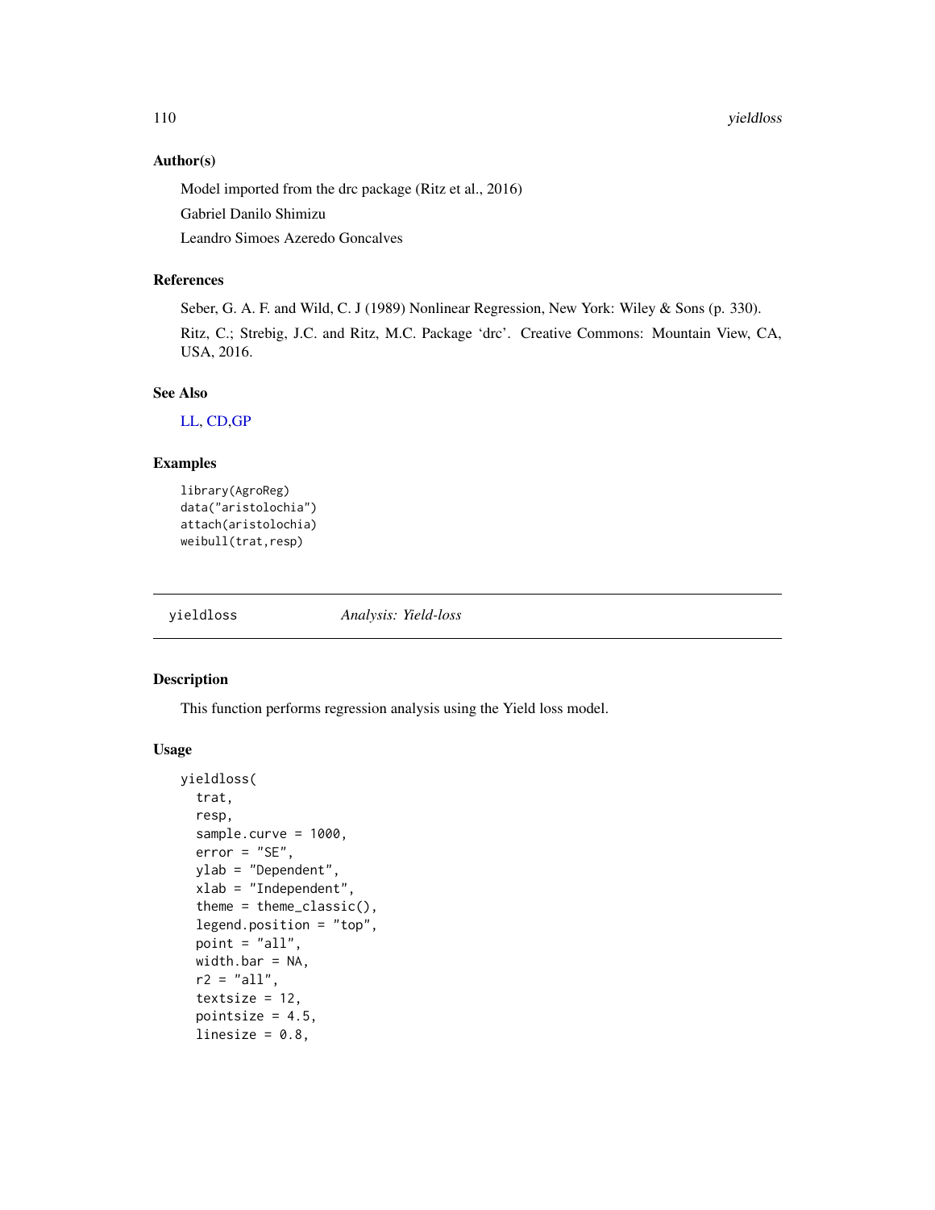### Author(s)

Model imported from the drc package (Ritz et al., 2016)

Gabriel Danilo Shimizu

Leandro Simoes Azeredo Goncalves

### References

Seber, G. A. F. and Wild, C. J (1989) Nonlinear Regression, New York: Wiley & Sons (p. 330).

Ritz, C.; Strebig, J.C. and Ritz, M.C. Package 'drc'. Creative Commons: Mountain View, CA, USA, 2016.

### See Also

LL, CD,GP

### Examples

```
library(AgroReg)
data("aristolochia")
attach(aristolochia)
weibull(trat,resp)
```

---

## yieldloss *Analysis: Yield-loss*

### Description

This function performs regression analysis using the Yield loss model.

### Usage

```
yieldloss(
  trat,
  resp,
  sample.curve = 1000,
  error = "SE",
  ylab = "Dependent",
  xlab = "Independent",
  theme = theme_classic(),
  legend.position = "top",
  point = "all",
  width.bar = NA,
  r2 = "all",
  textsize = 12,
  pointsize = 4.5,
  linesize = 0.8,
```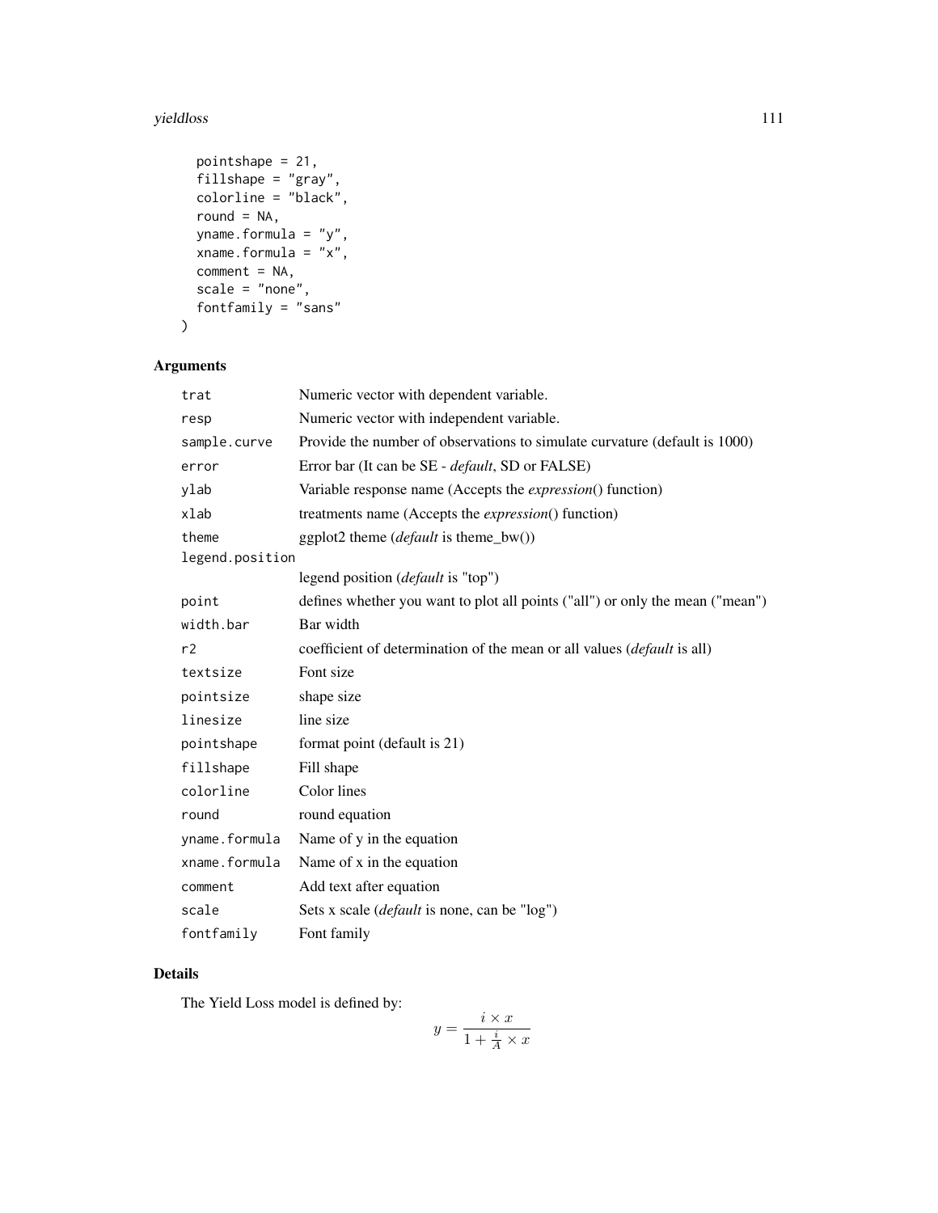```
  pointshape = 21,
  fillshape = "gray",
  colorline = "black",
  round = NA,
  yname.formula = "y",
  xname.formula = "x",
  comment = NA,
  scale = "none",
  fontfamily = "sans"
)
```

## Arguments

| | |
|---|---|
| `trat` | Numeric vector with dependent variable. |
| `resp` | Numeric vector with independent variable. |
| `sample.curve` | Provide the number of observations to simulate curvature (default is 1000) |
| `error` | Error bar (It can be SE - *default*, SD or FALSE) |
| `ylab` | Variable response name (Accepts the *expression*() function) |
| `xlab` | treatments name (Accepts the *expression*() function) |
| `theme` | ggplot2 theme (*default* is theme_bw()) |
| `legend.position` | legend position (*default* is "top") |
| `point` | defines whether you want to plot all points ("all") or only the mean ("mean") |
| `width.bar` | Bar width |
| `r2` | coefficient of determination of the mean or all values (*default* is all) |
| `textsize` | Font size |
| `pointsize` | shape size |
| `linesize` | line size |
| `pointshape` | format point (default is 21) |
| `fillshape` | Fill shape |
| `colorline` | Color lines |
| `round` | round equation |
| `yname.formula` | Name of y in the equation |
| `xname.formula` | Name of x in the equation |
| `comment` | Add text after equation |
| `scale` | Sets x scale (*default* is none, can be "log") |
| `fontfamily` | Font family |

## Details

The Yield Loss model is defined by:

$$y = \frac{i \times x}{1 + \frac{i}{A} \times x}$$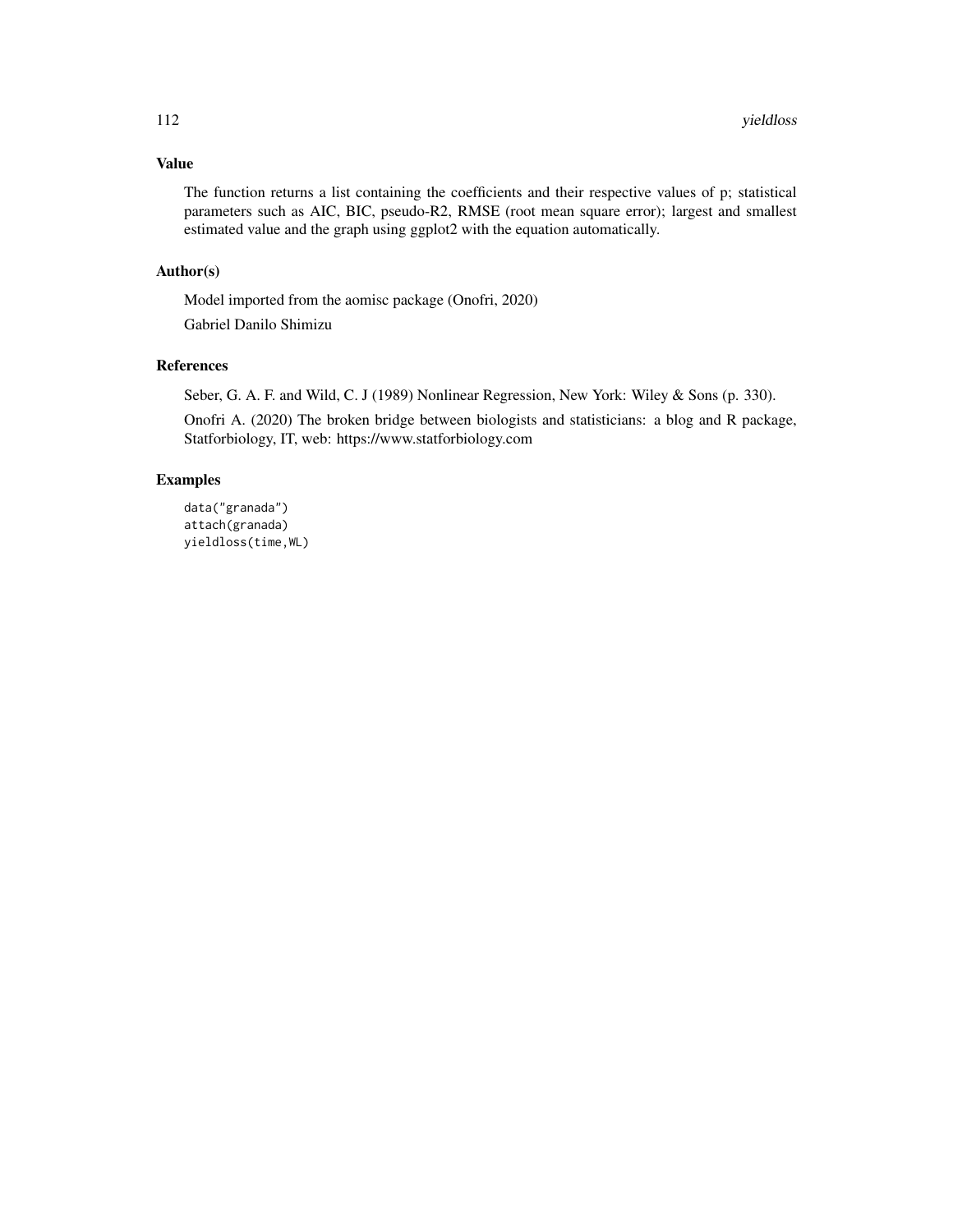## Value

The function returns a list containing the coefficients and their respective values of p; statistical parameters such as AIC, BIC, pseudo-R2, RMSE (root mean square error); largest and smallest estimated value and the graph using ggplot2 with the equation automatically.

## Author(s)

Model imported from the aomisc package (Onofri, 2020)

Gabriel Danilo Shimizu

## References

Seber, G. A. F. and Wild, C. J (1989) Nonlinear Regression, New York: Wiley & Sons (p. 330).

Onofri A. (2020) The broken bridge between biologists and statisticians: a blog and R package, Statforbiology, IT, web: https://www.statforbiology.com

## Examples

```
data("granada")
attach(granada)
yieldloss(time,WL)
```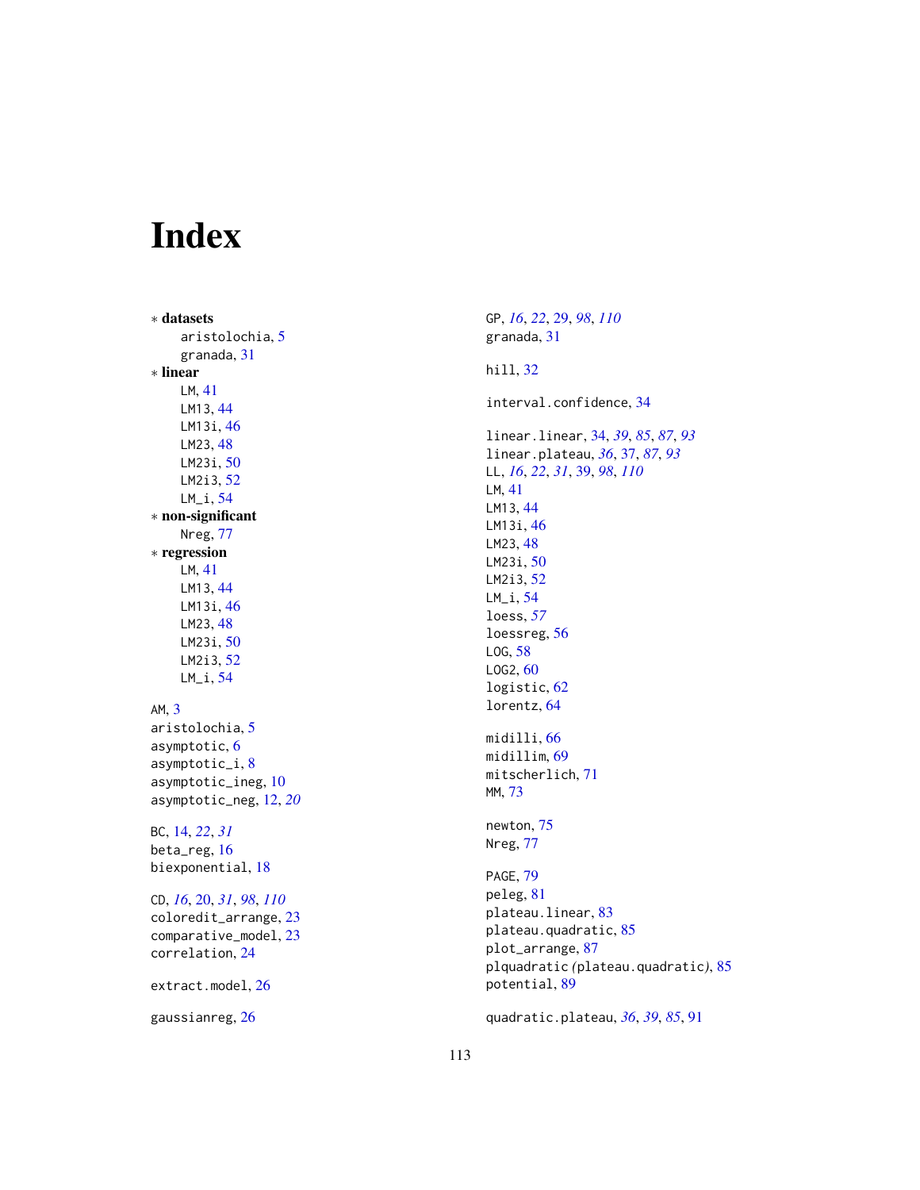# Index

∗ **datasets**
- aristolochia, 5
- granada, 31

∗ **linear**
- LM, 41
- LM13, 44
- LM13i, 46
- LM23, 48
- LM23i, 50
- LM2i3, 52
- LM_i, 54

∗ **non-significant**
- Nreg, 77

∗ **regression**
- LM, 41
- LM13, 44
- LM13i, 46
- LM23, 48
- LM23i, 50
- LM2i3, 52
- LM_i, 54

AM, 3
aristolochia, 5
asymptotic, 6
asymptotic_i, 8
asymptotic_ineg, 10
asymptotic_neg, 12, *20*

BC, 14, *22*, *31*
beta_reg, 16
biexponential, 18

CD, *16*, 20, *31*, *98*, *110*
coloredit_arrange, 23
comparative_model, 23
correlation, 24

extract.model, 26

gaussianreg, 26

GP, *16*, *22*, 29, *98*, *110*
granada, 31

hill, 32

interval.confidence, 34

linear.linear, 34, *39*, *85*, *87*, *93*
linear.plateau, *36*, 37, *87*, *93*
LL, *16*, *22*, *31*, 39, *98*, *110*
LM, 41
LM13, 44
LM13i, 46
LM23, 48
LM23i, 50
LM2i3, 52
LM_i, 54
loess, *57*
loessreg, 56
LOG, 58
LOG2, 60
logistic, 62
lorentz, 64

midilli, 66
midillim, 69
mitscherlich, 71
MM, 73

newton, 75
Nreg, 77

PAGE, 79
peleg, 81
plateau.linear, 83
plateau.quadratic, 85
plot_arrange, 87
plquadratic (plateau.quadratic), 85
potential, 89

quadratic.plateau, *36*, *39*, *85*, 91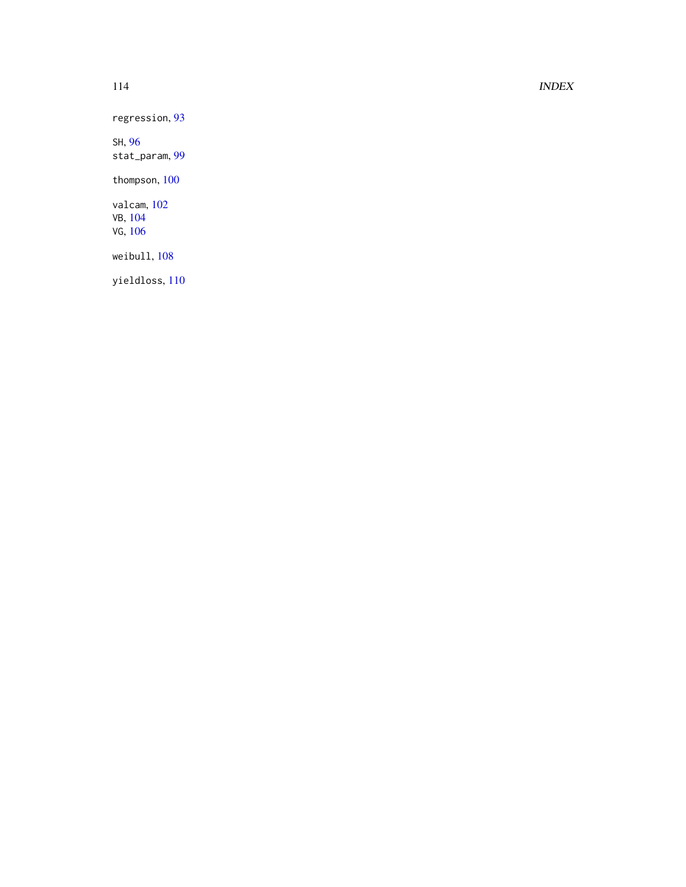regression, 93

SH, 96
stat_param, 99

thompson, 100

valcam, 102
VB, 104
VG, 106

weibull, 108

yieldloss, 110